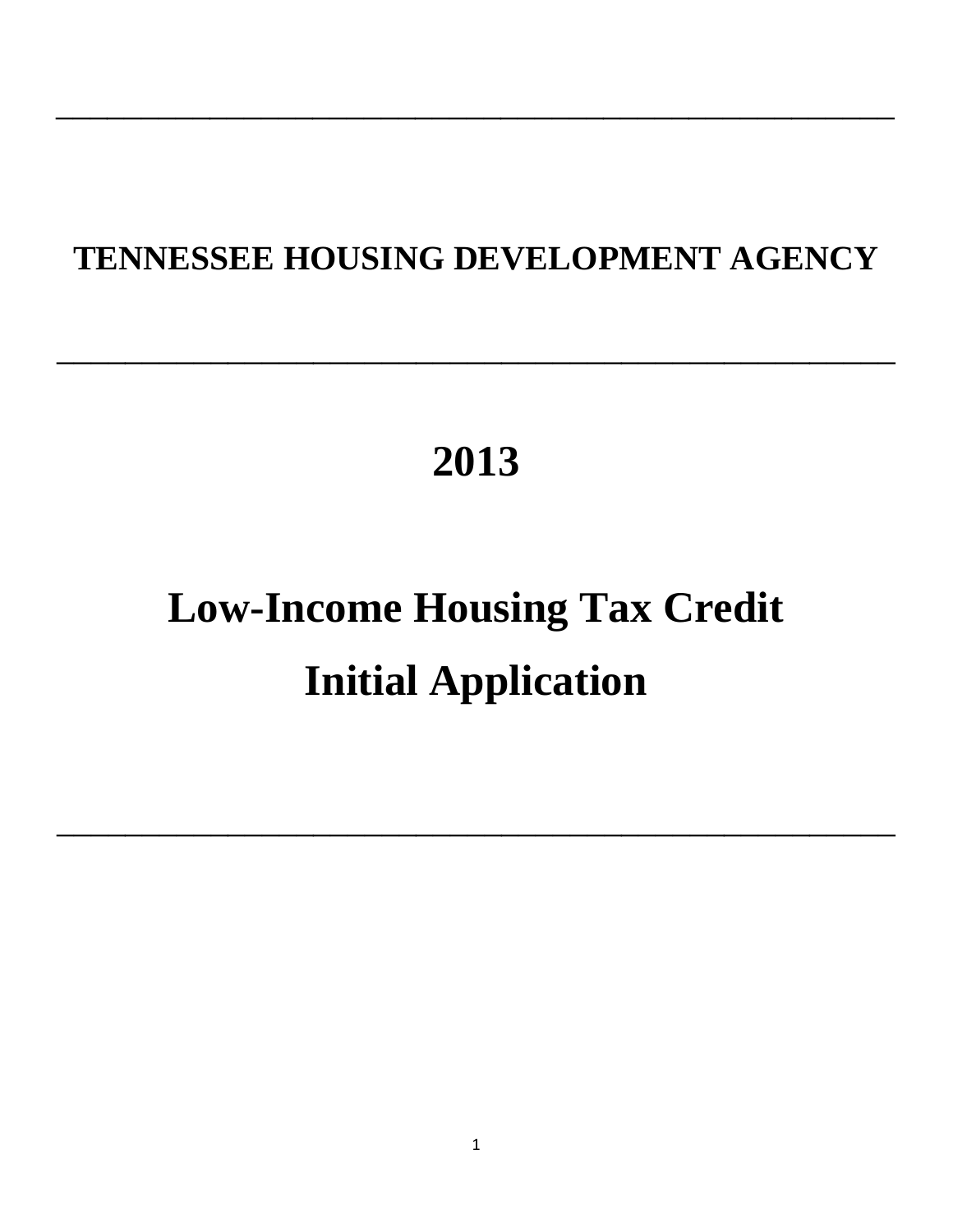# TENNESSEE HOUSING DEVELOPMENT AGENCY

# 2013

# Low-Income Housing Tax Credit Initial Application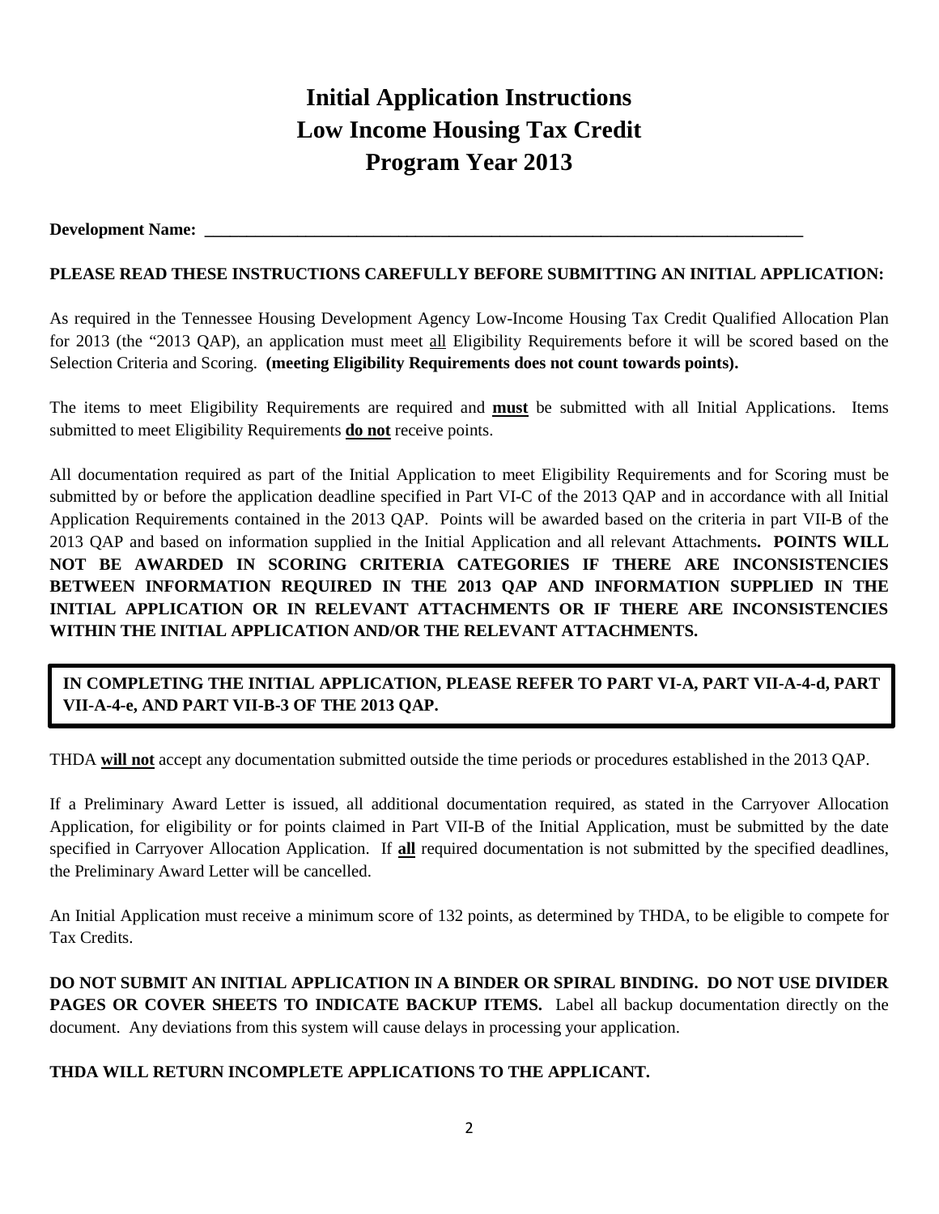# Initial Application Instructions
# Low Income Housing Tax Credit
# Program Year 2013

**Development Name: ___________________________________________________________________________**

**PLEASE READ THESE INSTRUCTIONS CAREFULLY BEFORE SUBMITTING AN INITIAL APPLICATION:**

As required in the Tennessee Housing Development Agency Low-Income Housing Tax Credit Qualified Allocation Plan for 2013 (the "2013 QAP), an application must meet all Eligibility Requirements before it will be scored based on the Selection Criteria and Scoring. **(meeting Eligibility Requirements does not count towards points).**

The items to meet Eligibility Requirements are required and **must** be submitted with all Initial Applications. Items submitted to meet Eligibility Requirements **do not** receive points.

All documentation required as part of the Initial Application to meet Eligibility Requirements and for Scoring must be submitted by or before the application deadline specified in Part VI-C of the 2013 QAP and in accordance with all Initial Application Requirements contained in the 2013 QAP. Points will be awarded based on the criteria in part VII-B of the 2013 QAP and based on information supplied in the Initial Application and all relevant Attachments**. POINTS WILL NOT BE AWARDED IN SCORING CRITERIA CATEGORIES IF THERE ARE INCONSISTENCIES BETWEEN INFORMATION REQUIRED IN THE 2013 QAP AND INFORMATION SUPPLIED IN THE INITIAL APPLICATION OR IN RELEVANT ATTACHMENTS OR IF THERE ARE INCONSISTENCIES WITHIN THE INITIAL APPLICATION AND/OR THE RELEVANT ATTACHMENTS.**

**IN COMPLETING THE INITIAL APPLICATION, PLEASE REFER TO PART VI-A, PART VII-A-4-d, PART VII-A-4-e, AND PART VII-B-3 OF THE 2013 QAP.**

THDA **will not** accept any documentation submitted outside the time periods or procedures established in the 2013 QAP.

If a Preliminary Award Letter is issued, all additional documentation required, as stated in the Carryover Allocation Application, for eligibility or for points claimed in Part VII-B of the Initial Application, must be submitted by the date specified in Carryover Allocation Application. If **all** required documentation is not submitted by the specified deadlines, the Preliminary Award Letter will be cancelled.

An Initial Application must receive a minimum score of 132 points, as determined by THDA, to be eligible to compete for Tax Credits.

**DO NOT SUBMIT AN INITIAL APPLICATION IN A BINDER OR SPIRAL BINDING. DO NOT USE DIVIDER PAGES OR COVER SHEETS TO INDICATE BACKUP ITEMS.** Label all backup documentation directly on the document. Any deviations from this system will cause delays in processing your application.

**THDA WILL RETURN INCOMPLETE APPLICATIONS TO THE APPLICANT.**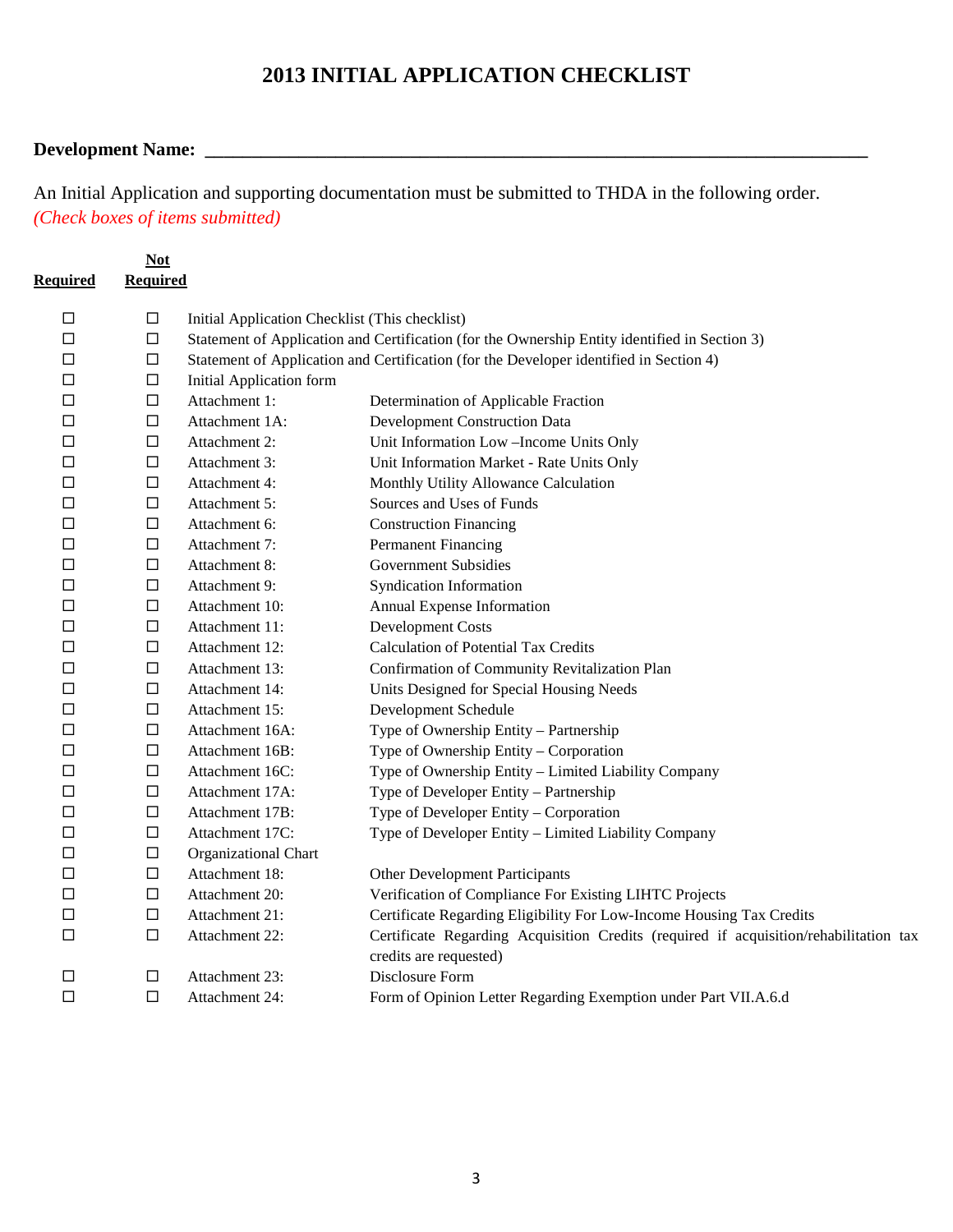# 2013 INITIAL APPLICATION CHECKLIST

**Development Name:** ______________________________________________________________

An Initial Application and supporting documentation must be submitted to THDA in the following order. *(Check boxes of items submitted)*

| Required | Not Required | Item | Description |
|---|---|---|---|
| ☐ | ☐ | Initial Application Checklist (This checklist) | |
| ☐ | ☐ | Statement of Application and Certification (for the Ownership Entity identified in Section 3) | |
| ☐ | ☐ | Statement of Application and Certification (for the Developer identified in Section 4) | |
| ☐ | ☐ | Initial Application form | |
| ☐ | ☐ | Attachment 1: | Determination of Applicable Fraction |
| ☐ | ☐ | Attachment 1A: | Development Construction Data |
| ☐ | ☐ | Attachment 2: | Unit Information Low –Income Units Only |
| ☐ | ☐ | Attachment 3: | Unit Information Market - Rate Units Only |
| ☐ | ☐ | Attachment 4: | Monthly Utility Allowance Calculation |
| ☐ | ☐ | Attachment 5: | Sources and Uses of Funds |
| ☐ | ☐ | Attachment 6: | Construction Financing |
| ☐ | ☐ | Attachment 7: | Permanent Financing |
| ☐ | ☐ | Attachment 8: | Government Subsidies |
| ☐ | ☐ | Attachment 9: | Syndication Information |
| ☐ | ☐ | Attachment 10: | Annual Expense Information |
| ☐ | ☐ | Attachment 11: | Development Costs |
| ☐ | ☐ | Attachment 12: | Calculation of Potential Tax Credits |
| ☐ | ☐ | Attachment 13: | Confirmation of Community Revitalization Plan |
| ☐ | ☐ | Attachment 14: | Units Designed for Special Housing Needs |
| ☐ | ☐ | Attachment 15: | Development Schedule |
| ☐ | ☐ | Attachment 16A: | Type of Ownership Entity – Partnership |
| ☐ | ☐ | Attachment 16B: | Type of Ownership Entity – Corporation |
| ☐ | ☐ | Attachment 16C: | Type of Ownership Entity – Limited Liability Company |
| ☐ | ☐ | Attachment 17A: | Type of Developer Entity – Partnership |
| ☐ | ☐ | Attachment 17B: | Type of Developer Entity – Corporation |
| ☐ | ☐ | Attachment 17C: | Type of Developer Entity – Limited Liability Company |
| ☐ | ☐ | Organizational Chart | |
| ☐ | ☐ | Attachment 18: | Other Development Participants |
| ☐ | ☐ | Attachment 20: | Verification of Compliance For Existing LIHTC Projects |
| ☐ | ☐ | Attachment 21: | Certificate Regarding Eligibility For Low-Income Housing Tax Credits |
| ☐ | ☐ | Attachment 22: | Certificate Regarding Acquisition Credits (required if acquisition/rehabilitation tax credits are requested) |
| ☐ | ☐ | Attachment 23: | Disclosure Form |
| ☐ | ☐ | Attachment 24: | Form of Opinion Letter Regarding Exemption under Part VII.A.6.d |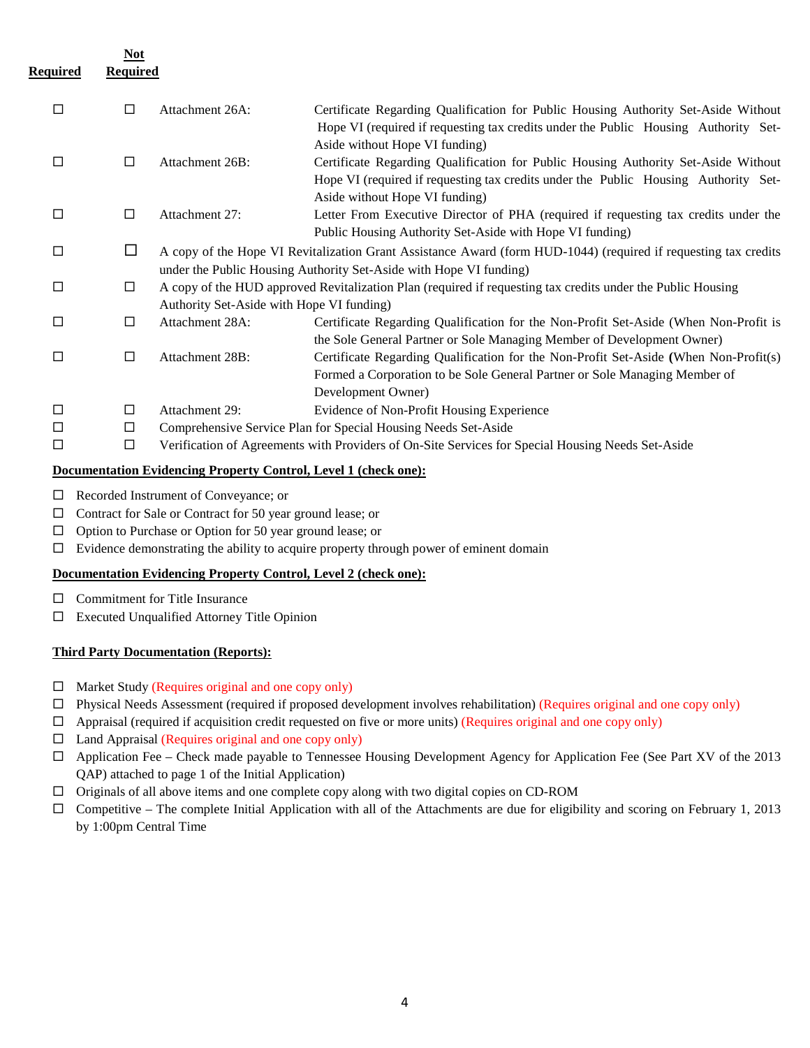| Required | Not Required | | |
|---|---|---|---|
| ☐ | ☐ | Attachment 26A: | Certificate Regarding Qualification for Public Housing Authority Set-Aside Without Hope VI (required if requesting tax credits under the Public Housing Authority Set-Aside without Hope VI funding) |
| ☐ | ☐ | Attachment 26B: | Certificate Regarding Qualification for Public Housing Authority Set-Aside Without Hope VI (required if requesting tax credits under the Public Housing Authority Set-Aside without Hope VI funding) |
| ☐ | ☐ | Attachment 27: | Letter From Executive Director of PHA (required if requesting tax credits under the Public Housing Authority Set-Aside with Hope VI funding) |
| ☐ | ☐ | A copy of the Hope VI Revitalization Grant Assistance Award (form HUD-1044) (required if requesting tax credits under the Public Housing Authority Set-Aside with Hope VI funding) | |
| ☐ | ☐ | A copy of the HUD approved Revitalization Plan (required if requesting tax credits under the Public Housing Authority Set-Aside with Hope VI funding) | |
| ☐ | ☐ | Attachment 28A: | Certificate Regarding Qualification for the Non-Profit Set-Aside (When Non-Profit is the Sole General Partner or Sole Managing Member of Development Owner) |
| ☐ | ☐ | Attachment 28B: | Certificate Regarding Qualification for the Non-Profit Set-Aside **(**When Non-Profit(s) Formed a Corporation to be Sole General Partner or Sole Managing Member of Development Owner) |
| ☐ | ☐ | Attachment 29: | Evidence of Non-Profit Housing Experience |
| ☐ | ☐ | Comprehensive Service Plan for Special Housing Needs Set-Aside | |
| ☐ | ☐ | Verification of Agreements with Providers of On-Site Services for Special Housing Needs Set-Aside | |

**Documentation Evidencing Property Control, Level 1 (check one):**

- ☐ Recorded Instrument of Conveyance; or
- ☐ Contract for Sale or Contract for 50 year ground lease; or
- ☐ Option to Purchase or Option for 50 year ground lease; or
- ☐ Evidence demonstrating the ability to acquire property through power of eminent domain

**Documentation Evidencing Property Control, Level 2 (check one):**

- ☐ Commitment for Title Insurance
- ☐ Executed Unqualified Attorney Title Opinion

**Third Party Documentation (Reports):**

- ☐ Market Study (Requires original and one copy only)
- ☐ Physical Needs Assessment (required if proposed development involves rehabilitation) (Requires original and one copy only)
- ☐ Appraisal (required if acquisition credit requested on five or more units) (Requires original and one copy only)
- ☐ Land Appraisal (Requires original and one copy only)
- ☐ Application Fee – Check made payable to Tennessee Housing Development Agency for Application Fee (See Part XV of the 2013 QAP) attached to page 1 of the Initial Application)
- ☐ Originals of all above items and one complete copy along with two digital copies on CD-ROM
- ☐ Competitive – The complete Initial Application with all of the Attachments are due for eligibility and scoring on February 1, 2013 by 1:00pm Central Time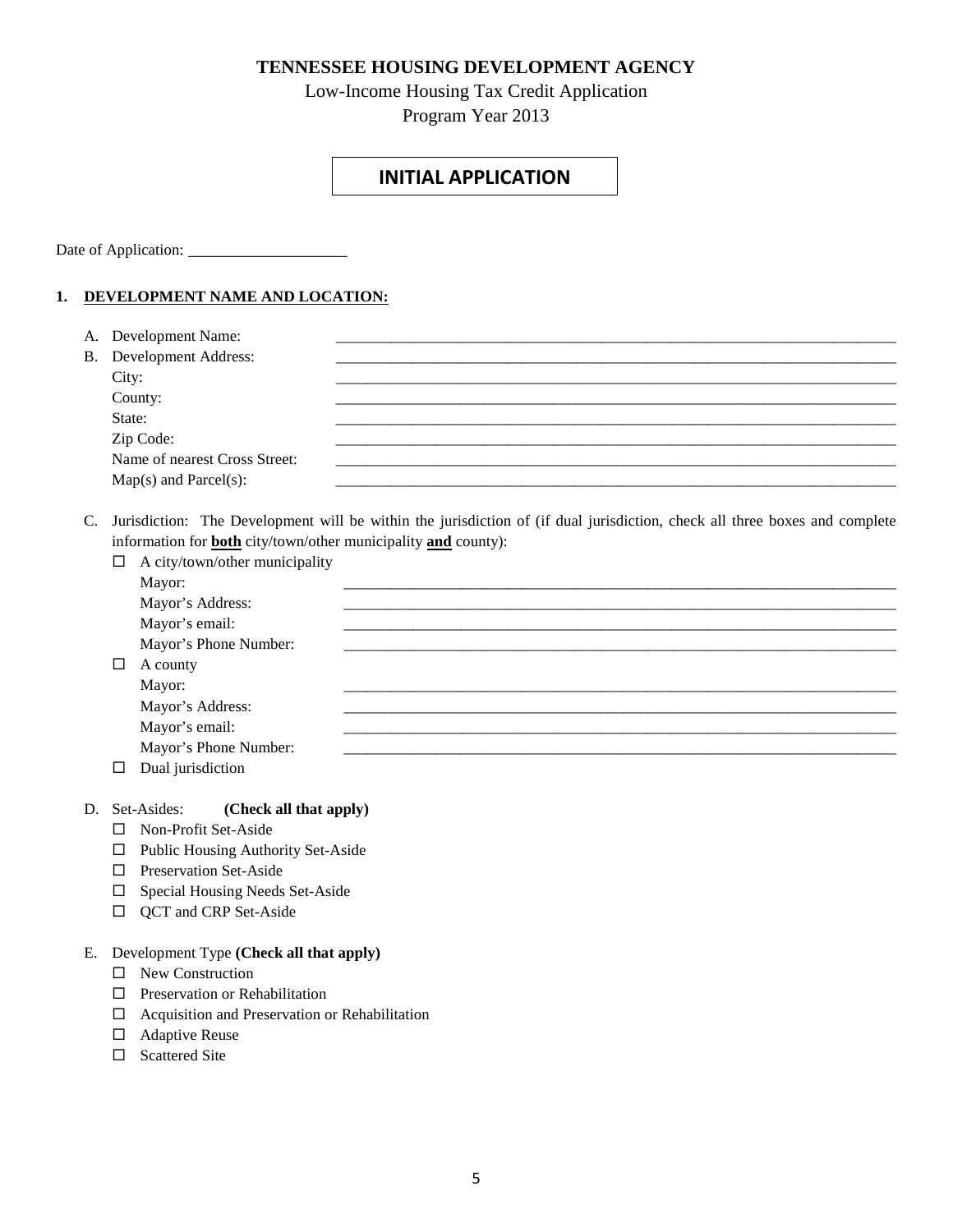**TENNESSEE HOUSING DEVELOPMENT AGENCY**

Low-Income Housing Tax Credit Application

Program Year 2013

## INITIAL APPLICATION

Date of Application: ____________________

**1. DEVELOPMENT NAME AND LOCATION:**

A. Development Name: ____________________

B. Development Address: ____________________

City: ____________________

County: ____________________

State: ____________________

Zip Code: ____________________

Name of nearest Cross Street: ____________________

Map(s) and Parcel(s): ____________________

C. Jurisdiction: The Development will be within the jurisdiction of (if dual jurisdiction, check all three boxes and complete information for **both** city/town/other municipality **and** county):

☐ A city/town/other municipality

Mayor: ____________________

Mayor's Address: ____________________

Mayor's email: ____________________

Mayor's Phone Number: ____________________

☐ A county

Mayor: ____________________

Mayor's Address: ____________________

Mayor's email: ____________________

Mayor's Phone Number: ____________________

☐ Dual jurisdiction

D. Set-Asides: **(Check all that apply)**

- ☐ Non-Profit Set-Aside
- ☐ Public Housing Authority Set-Aside
- ☐ Preservation Set-Aside
- ☐ Special Housing Needs Set-Aside
- ☐ QCT and CRP Set-Aside

E. Development Type **(Check all that apply)**

- ☐ New Construction
- ☐ Preservation or Rehabilitation
- ☐ Acquisition and Preservation or Rehabilitation
- ☐ Adaptive Reuse
- ☐ Scattered Site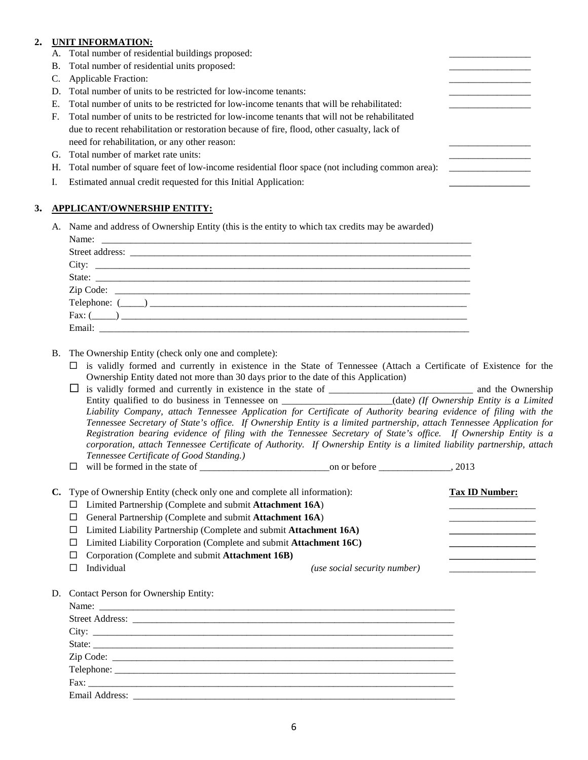2. **UNIT INFORMATION:**

A. Total number of residential buildings proposed: _________________

B. Total number of residential units proposed: _________________

C. Applicable Fraction: _________________

D. Total number of units to be restricted for low-income tenants: _________________

E. Total number of units to be restricted for low-income tenants that will be rehabilitated: _________________

F. Total number of units to be restricted for low-income tenants that will not be rehabilitated due to recent rehabilitation or restoration because of fire, flood, other casualty, lack of need for rehabilitation, or any other reason: _________________

G. Total number of market rate units: _________________

H. Total number of square feet of low-income residential floor space (not including common area): _________________

I. Estimated annual credit requested for this Initial Application: _________________

3. **APPLICANT/OWNERSHIP ENTITY:**

A. Name and address of Ownership Entity (this is the entity to which tax credits may be awarded)

Name: ______________________________________________________________________________

Street address: ______________________________________________________________________

City: _______________________________________________________________________________

State: ______________________________________________________________________________

Zip Code: ___________________________________________________________________________

Telephone: (_____) ___________________________________________________________________

Fax: (_____) _________________________________________________________________________

Email: ______________________________________________________________________________

B. The Ownership Entity (check only one and complete):

☐ is validly formed and currently in existence in the State of Tennessee (Attach a Certificate of Existence for the Ownership Entity dated not more than 30 days prior to the date of this Application)

☐ is validly formed and currently in existence in the state of ______________________________ and the Ownership Entity qualified to do business in Tennessee on _______________________(date) *(If Ownership Entity is a Limited Liability Company, attach Tennessee Application for Certificate of Authority bearing evidence of filing with the Tennessee Secretary of State's office. If Ownership Entity is a limited partnership, attach Tennessee Application for Registration bearing evidence of filing with the Tennessee Secretary of State's office. If Ownership Entity is a corporation, attach Tennessee Certificate of Authority. If Ownership Entity is a limited liability partnership, attach Tennessee Certificate of Good Standing.)*

☐ will be formed in the state of ___________________________on or before _______________, 2013

**C.** Type of Ownership Entity (check only one and complete all information):

| | **Tax ID Number:** |
|---|---|
| ☐ Limited Partnership (Complete and submit **Attachment 16A**) | _________________ |
| ☐ General Partnership (Complete and submit **Attachment 16A**) | _________________ |
| ☐ Limited Liability Partnership (Complete and submit **Attachment 16A)** | _________________ |
| ☐ Limited Liability Corporation (Complete and submit **Attachment 16C)** | _________________ |
| ☐ Corporation (Complete and submit **Attachment 16B)** | _________________ |
| ☐ Individual *(use social security number)* | _________________ |

D. Contact Person for Ownership Entity:

Name: ______________________________________________________________________________

Street Address: ______________________________________________________________________

City: _______________________________________________________________________________

State: ______________________________________________________________________________

Zip Code: ___________________________________________________________________________

Telephone: __________________________________________________________________________

Fax: ________________________________________________________________________________

Email Address: _______________________________________________________________________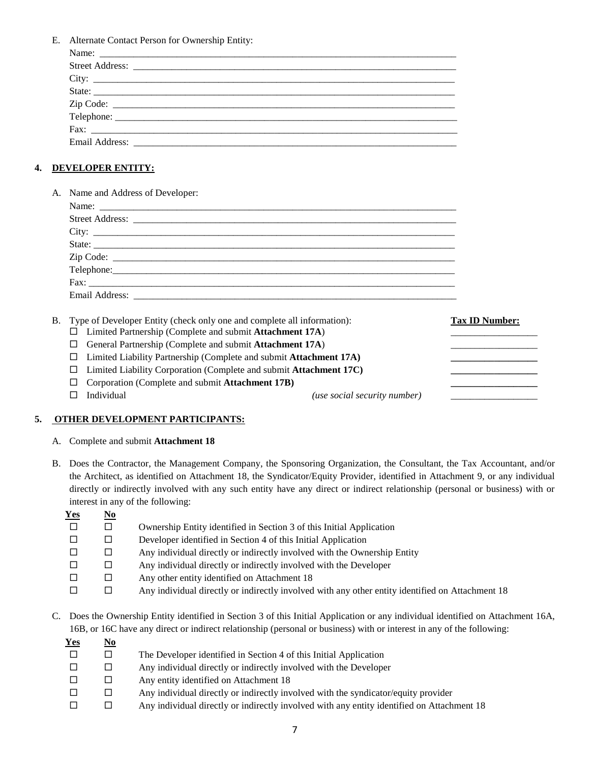E. Alternate Contact Person for Ownership Entity:

Name: ___________________________________________________________________________

Street Address: ____________________________________________________________________

City: ____________________________________________________________________________

State: ___________________________________________________________________________

Zip Code: ________________________________________________________________________

Telephone: _______________________________________________________________________

Fax: _____________________________________________________________________________

Email Address: _____________________________________________________________________

## 4. DEVELOPER ENTITY:

A. Name and Address of Developer:

Name: ___________________________________________________________________________

Street Address: ____________________________________________________________________

City: ____________________________________________________________________________

State: ___________________________________________________________________________

Zip Code: ________________________________________________________________________

Telephone:________________________________________________________________________

Fax: _____________________________________________________________________________

Email Address: _____________________________________________________________________

B. Type of Developer Entity (check only one and complete all information):

| Entity Type | **Tax ID Number:** |
|---|---|
| ☐ Limited Partnership (Complete and submit **Attachment 17A**) | __________________ |
| ☐ General Partnership (Complete and submit **Attachment 17A**) | __________________ |
| ☐ Limited Liability Partnership (Complete and submit **Attachment 17A)** | __________________ |
| ☐ Limited Liability Corporation (Complete and submit **Attachment 17C)** | __________________ |
| ☐ Corporation (Complete and submit **Attachment 17B)** | __________________ |
| ☐ Individual *(use social security number)* | __________________ |

## 5. OTHER DEVELOPMENT PARTICIPANTS:

A. Complete and submit **Attachment 18**

B. Does the Contractor, the Management Company, the Sponsoring Organization, the Consultant, the Tax Accountant, and/or the Architect, as identified on Attachment 18, the Syndicator/Equity Provider, identified in Attachment 9, or any individual directly or indirectly involved with any such entity have any direct or indirect relationship (personal or business) with or interest in any of the following:

| **Yes** | **No** | |
|---|---|---|
| ☐ | ☐ | Ownership Entity identified in Section 3 of this Initial Application |
| ☐ | ☐ | Developer identified in Section 4 of this Initial Application |
| ☐ | ☐ | Any individual directly or indirectly involved with the Ownership Entity |
| ☐ | ☐ | Any individual directly or indirectly involved with the Developer |
| ☐ | ☐ | Any other entity identified on Attachment 18 |
| ☐ | ☐ | Any individual directly or indirectly involved with any other entity identified on Attachment 18 |

C. Does the Ownership Entity identified in Section 3 of this Initial Application or any individual identified on Attachment 16A, 16B, or 16C have any direct or indirect relationship (personal or business) with or interest in any of the following:

| **Yes** | **No** | |
|---|---|---|
| ☐ | ☐ | The Developer identified in Section 4 of this Initial Application |
| ☐ | ☐ | Any individual directly or indirectly involved with the Developer |
| ☐ | ☐ | Any entity identified on Attachment 18 |
| ☐ | ☐ | Any individual directly or indirectly involved with the syndicator/equity provider |
| ☐ | ☐ | Any individual directly or indirectly involved with any entity identified on Attachment 18 |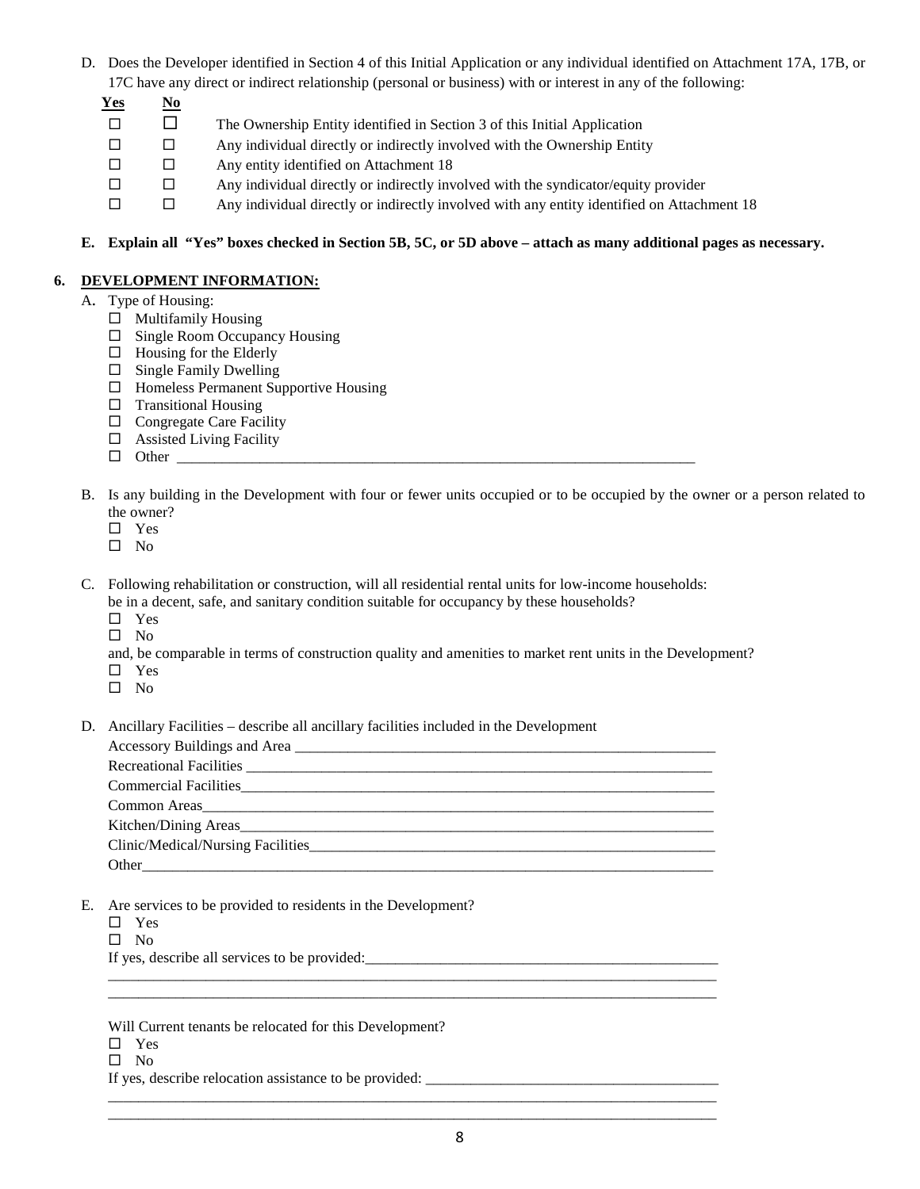D. Does the Developer identified in Section 4 of this Initial Application or any individual identified on Attachment 17A, 17B, or 17C have any direct or indirect relationship (personal or business) with or interest in any of the following:

| Yes | No | |
|---|---|---|
| ☐ | ☐ | The Ownership Entity identified in Section 3 of this Initial Application |
| ☐ | ☐ | Any individual directly or indirectly involved with the Ownership Entity |
| ☐ | ☐ | Any entity identified on Attachment 18 |
| ☐ | ☐ | Any individual directly or indirectly involved with the syndicator/equity provider |
| ☐ | ☐ | Any individual directly or indirectly involved with any entity identified on Attachment 18 |

**E. Explain all "Yes" boxes checked in Section 5B, 5C, or 5D above – attach as many additional pages as necessary.**

## 6. DEVELOPMENT INFORMATION:

A. Type of Housing:

- ☐ Multifamily Housing
- ☐ Single Room Occupancy Housing
- ☐ Housing for the Elderly
- ☐ Single Family Dwelling
- ☐ Homeless Permanent Supportive Housing
- ☐ Transitional Housing
- ☐ Congregate Care Facility
- ☐ Assisted Living Facility
- ☐ Other ______________________________________________________________________

B. Is any building in the Development with four or fewer units occupied or to be occupied by the owner or a person related to the owner?

- ☐ Yes
- ☐ No

C. Following rehabilitation or construction, will all residential rental units for low-income households:
be in a decent, safe, and sanitary condition suitable for occupancy by these households?

- ☐ Yes
- ☐ No

and, be comparable in terms of construction quality and amenities to market rent units in the Development?

- ☐ Yes
- ☐ No

D. Ancillary Facilities – describe all ancillary facilities included in the Development

Accessory Buildings and Area ________________________________________________________

Recreational Facilities ______________________________________________________________

Commercial Facilities_______________________________________________________________

Common Areas____________________________________________________________________

Kitchen/Dining Areas_______________________________________________________________

Clinic/Medical/Nursing Facilities______________________________________________________

Other___________________________________________________________________________

E. Are services to be provided to residents in the Development?

- ☐ Yes
- ☐ No

If yes, describe all services to be provided:_____________________________________________

_______________________________________________________________________________

_______________________________________________________________________________

Will Current tenants be relocated for this Development?

- ☐ Yes
- ☐ No

If yes, describe relocation assistance to be provided: _____________________________________

_______________________________________________________________________________

_______________________________________________________________________________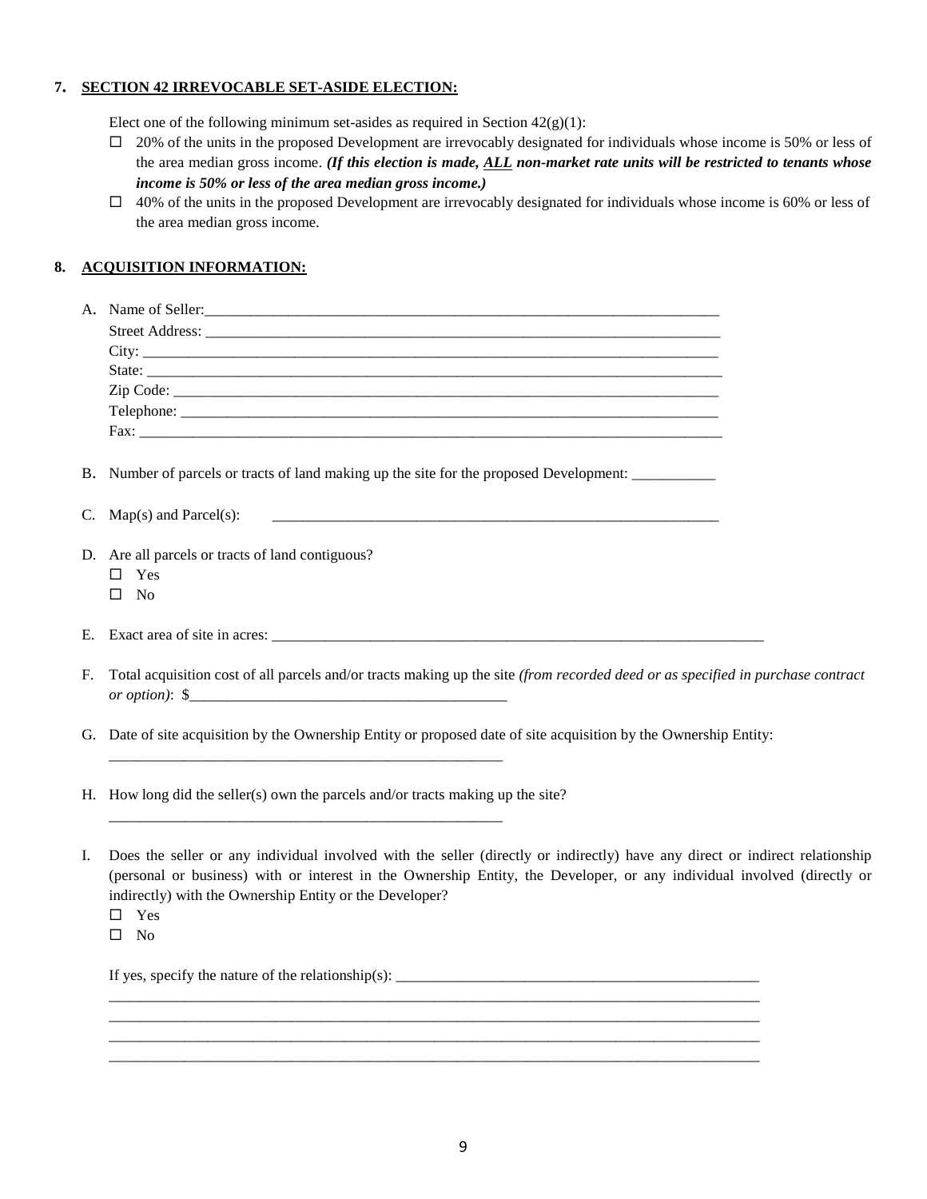**7. <u>SECTION 42 IRREVOCABLE SET-ASIDE ELECTION:</u>**

Elect one of the following minimum set-asides as required in Section 42(g)(1):

- ☐ 20% of the units in the proposed Development are irrevocably designated for individuals whose income is 50% or less of the area median gross income. ***(If this election is made, <u>ALL</u> non-market rate units will be restricted to tenants whose income is 50% or less of the area median gross income.)***
- ☐ 40% of the units in the proposed Development are irrevocably designated for individuals whose income is 60% or less of the area median gross income.

**8. <u>ACQUISITION INFORMATION:</u>**

A. Name of Seller:______________________________________________________________________
Street Address: ______________________________________________________________________
City: ______________________________________________________________________________
State: ______________________________________________________________________________
Zip Code: ___________________________________________________________________________
Telephone: __________________________________________________________________________
Fax: ________________________________________________________________________________

B. Number of parcels or tracts of land making up the site for the proposed Development: ___________

C. Map(s) and Parcel(s): ____________________________________________________________

D. Are all parcels or tracts of land contiguous?
- ☐ Yes
- ☐ No

E. Exact area of site in acres: ______________________________________________________________

F. Total acquisition cost of all parcels and/or tracts making up the site *(from recorded deed or as specified in purchase contract or option)*: $_________________________________________

G. Date of site acquisition by the Ownership Entity or proposed date of site acquisition by the Ownership Entity:
_____________________________________________________

H. How long did the seller(s) own the parcels and/or tracts making up the site?
_____________________________________________________

I. Does the seller or any individual involved with the seller (directly or indirectly) have any direct or indirect relationship (personal or business) with or interest in the Ownership Entity, the Developer, or any individual involved (directly or indirectly) with the Ownership Entity or the Developer?
- ☐ Yes
- ☐ No

If yes, specify the nature of the relationship(s): _________________________________________________
__________________________________________________________________________________________
__________________________________________________________________________________________
__________________________________________________________________________________________
__________________________________________________________________________________________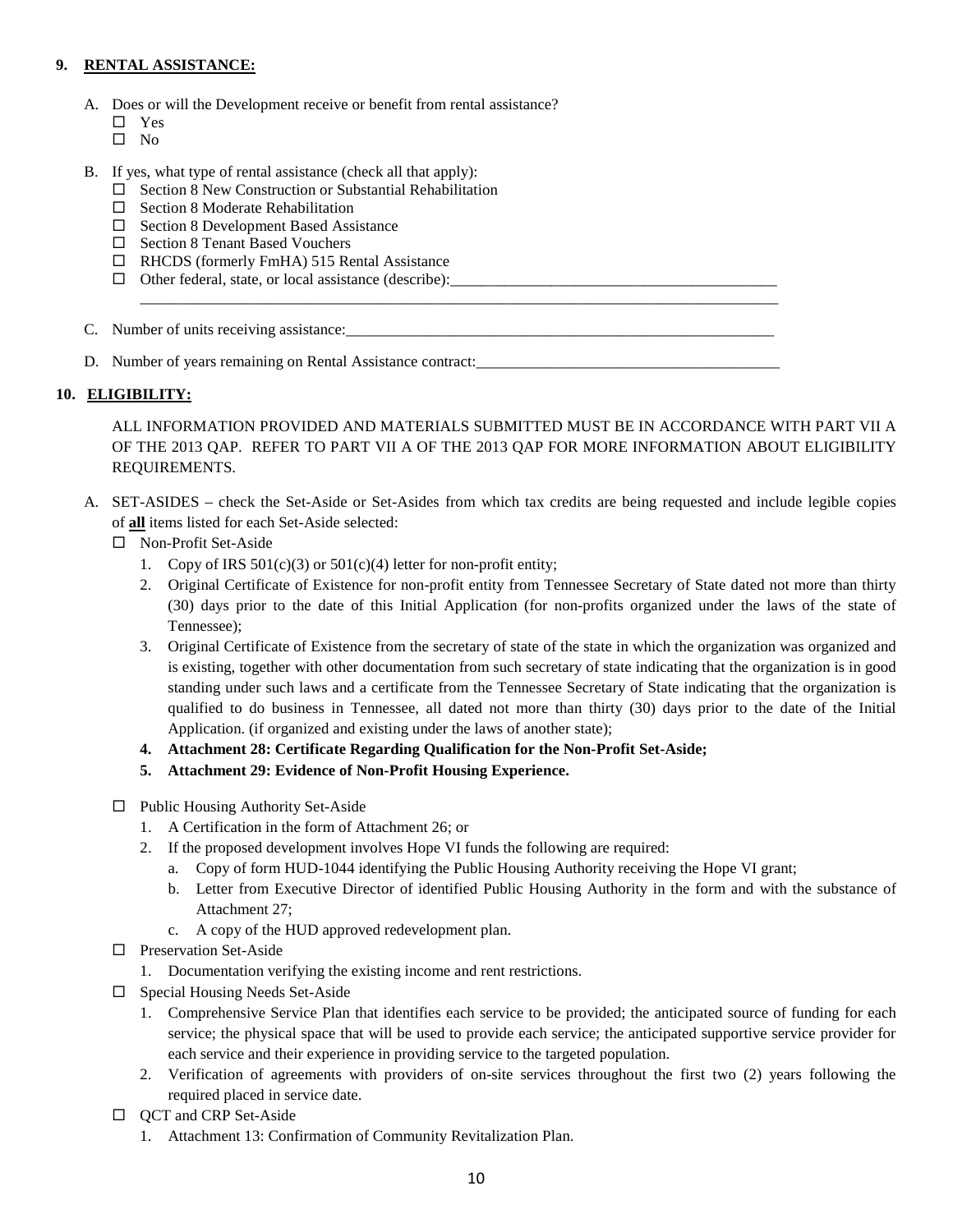**9. RENTAL ASSISTANCE:**

A. Does or will the Development receive or benefit from rental assistance?
   - ☐ Yes
   - ☐ No

B. If yes, what type of rental assistance (check all that apply):
   - ☐ Section 8 New Construction or Substantial Rehabilitation
   - ☐ Section 8 Moderate Rehabilitation
   - ☐ Section 8 Development Based Assistance
   - ☐ Section 8 Tenant Based Vouchers
   - ☐ RHCDS (formerly FmHA) 515 Rental Assistance
   - ☐ Other federal, state, or local assistance (describe):\_\_\_\_\_\_\_\_\_\_\_\_\_\_\_\_\_\_\_\_\_\_\_\_\_\_\_\_\_\_\_\_\_\_\_\_\_\_\_\_\_\_\_\_\_\_\_\_\_\_\_\_\_\_\_\_\_\_\_\_\_\_\_\_\_\_\_\_\_\_\_\_\_\_\_\_\_\_\_\_\_\_\_\_\_\_\_\_\_\_\_\_\_\_\_\_\_\_\_\_\_\_\_\_\_\_

C. Number of units receiving assistance:\_\_\_\_\_\_\_\_\_\_\_\_\_\_\_\_\_\_\_\_\_\_\_\_\_\_\_\_\_\_\_\_\_\_\_\_\_\_\_\_\_\_\_\_\_\_\_\_\_\_\_\_\_\_\_\_\_\_

D. Number of years remaining on Rental Assistance contract:\_\_\_\_\_\_\_\_\_\_\_\_\_\_\_\_\_\_\_\_\_\_\_\_\_\_\_\_\_\_\_\_\_\_\_\_\_\_\_\_

**10. ELIGIBILITY:**

ALL INFORMATION PROVIDED AND MATERIALS SUBMITTED MUST BE IN ACCORDANCE WITH PART VII A OF THE 2013 QAP. REFER TO PART VII A OF THE 2013 QAP FOR MORE INFORMATION ABOUT ELIGIBILITY REQUIREMENTS.

A. SET-ASIDES – check the Set-Aside or Set-Asides from which tax credits are being requested and include legible copies of **all** items listed for each Set-Aside selected:

☐ Non-Profit Set-Aside
1. Copy of IRS 501(c)(3) or 501(c)(4) letter for non-profit entity;
2. Original Certificate of Existence for non-profit entity from Tennessee Secretary of State dated not more than thirty (30) days prior to the date of this Initial Application (for non-profits organized under the laws of the state of Tennessee);
3. Original Certificate of Existence from the secretary of state of the state in which the organization was organized and is existing, together with other documentation from such secretary of state indicating that the organization is in good standing under such laws and a certificate from the Tennessee Secretary of State indicating that the organization is qualified to do business in Tennessee, all dated not more than thirty (30) days prior to the date of the Initial Application. (if organized and existing under the laws of another state);
4. **Attachment 28: Certificate Regarding Qualification for the Non-Profit Set-Aside;**
5. **Attachment 29: Evidence of Non-Profit Housing Experience.**

☐ Public Housing Authority Set-Aside
1. A Certification in the form of Attachment 26; or
2. If the proposed development involves Hope VI funds the following are required:
   a. Copy of form HUD-1044 identifying the Public Housing Authority receiving the Hope VI grant;
   b. Letter from Executive Director of identified Public Housing Authority in the form and with the substance of Attachment 27;
   c. A copy of the HUD approved redevelopment plan.

☐ Preservation Set-Aside
1. Documentation verifying the existing income and rent restrictions.

☐ Special Housing Needs Set-Aside
1. Comprehensive Service Plan that identifies each service to be provided; the anticipated source of funding for each service; the physical space that will be used to provide each service; the anticipated supportive service provider for each service and their experience in providing service to the targeted population.
2. Verification of agreements with providers of on-site services throughout the first two (2) years following the required placed in service date.

☐ QCT and CRP Set-Aside
1. Attachment 13: Confirmation of Community Revitalization Plan.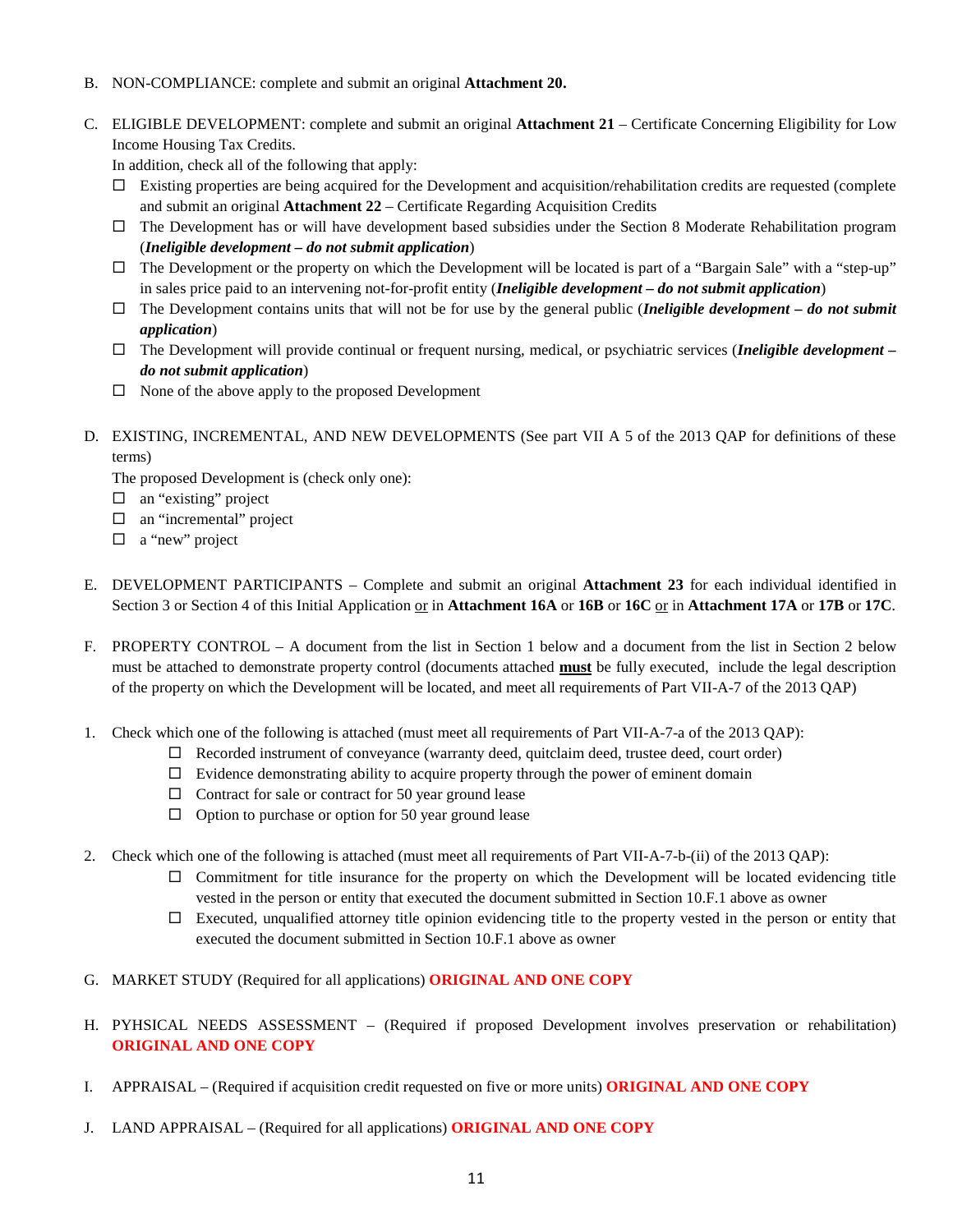B. NON-COMPLIANCE: complete and submit an original **Attachment 20.**

C. ELIGIBLE DEVELOPMENT: complete and submit an original **Attachment 21** – Certificate Concerning Eligibility for Low Income Housing Tax Credits.

In addition, check all of the following that apply:

- ☐ Existing properties are being acquired for the Development and acquisition/rehabilitation credits are requested (complete and submit an original **Attachment 22** – Certificate Regarding Acquisition Credits
- ☐ The Development has or will have development based subsidies under the Section 8 Moderate Rehabilitation program (***Ineligible development – do not submit application***)
- ☐ The Development or the property on which the Development will be located is part of a "Bargain Sale" with a "step-up" in sales price paid to an intervening not-for-profit entity (***Ineligible development – do not submit application***)
- ☐ The Development contains units that will not be for use by the general public (***Ineligible development – do not submit application***)
- ☐ The Development will provide continual or frequent nursing, medical, or psychiatric services (***Ineligible development – do not submit application***)
- ☐ None of the above apply to the proposed Development

D. EXISTING, INCREMENTAL, AND NEW DEVELOPMENTS (See part VII A 5 of the 2013 QAP for definitions of these terms)

The proposed Development is (check only one):

- ☐ an "existing" project
- ☐ an "incremental" project
- ☐ a "new" project

E. DEVELOPMENT PARTICIPANTS – Complete and submit an original **Attachment 23** for each individual identified in Section 3 or Section 4 of this Initial Application or in **Attachment 16A** or **16B** or **16C** or in **Attachment 17A** or **17B** or **17C**.

F. PROPERTY CONTROL – A document from the list in Section 1 below and a document from the list in Section 2 below must be attached to demonstrate property control (documents attached **must** be fully executed, include the legal description of the property on which the Development will be located, and meet all requirements of Part VII-A-7 of the 2013 QAP)

1. Check which one of the following is attached (must meet all requirements of Part VII-A-7-a of the 2013 QAP):
   - ☐ Recorded instrument of conveyance (warranty deed, quitclaim deed, trustee deed, court order)
   - ☐ Evidence demonstrating ability to acquire property through the power of eminent domain
   - ☐ Contract for sale or contract for 50 year ground lease
   - ☐ Option to purchase or option for 50 year ground lease

2. Check which one of the following is attached (must meet all requirements of Part VII-A-7-b-(ii) of the 2013 QAP):
   - ☐ Commitment for title insurance for the property on which the Development will be located evidencing title vested in the person or entity that executed the document submitted in Section 10.F.1 above as owner
   - ☐ Executed, unqualified attorney title opinion evidencing title to the property vested in the person or entity that executed the document submitted in Section 10.F.1 above as owner

G. MARKET STUDY (Required for all applications) **ORIGINAL AND ONE COPY**

H. PYHSICAL NEEDS ASSESSMENT – (Required if proposed Development involves preservation or rehabilitation) **ORIGINAL AND ONE COPY**

I. APPRAISAL – (Required if acquisition credit requested on five or more units) **ORIGINAL AND ONE COPY**

J. LAND APPRAISAL – (Required for all applications) **ORIGINAL AND ONE COPY**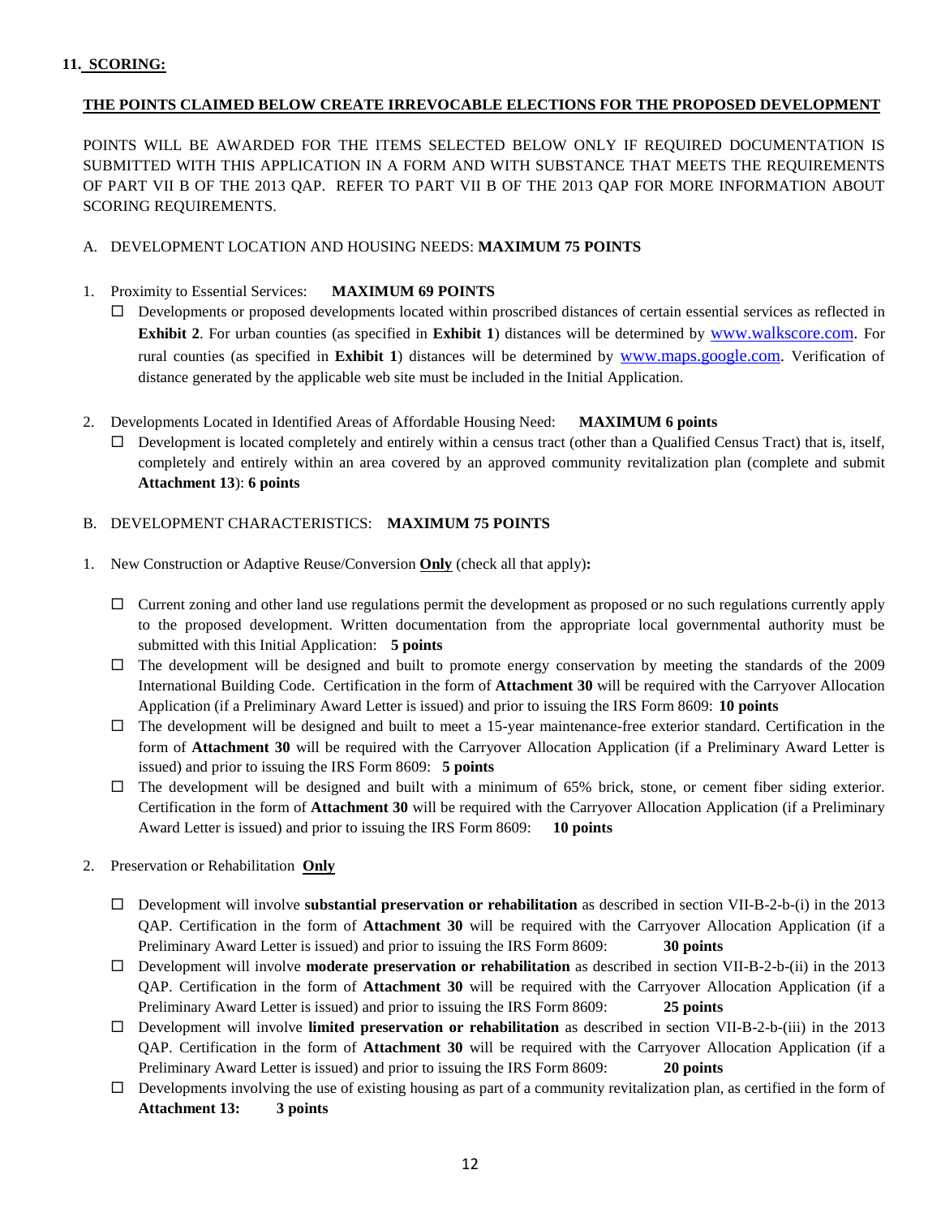**11. SCORING:**

**THE POINTS CLAIMED BELOW CREATE IRREVOCABLE ELECTIONS FOR THE PROPOSED DEVELOPMENT**

POINTS WILL BE AWARDED FOR THE ITEMS SELECTED BELOW ONLY IF REQUIRED DOCUMENTATION IS SUBMITTED WITH THIS APPLICATION IN A FORM AND WITH SUBSTANCE THAT MEETS THE REQUIREMENTS OF PART VII B OF THE 2013 QAP. REFER TO PART VII B OF THE 2013 QAP FOR MORE INFORMATION ABOUT SCORING REQUIREMENTS.

A. DEVELOPMENT LOCATION AND HOUSING NEEDS: **MAXIMUM 75 POINTS**

1. Proximity to Essential Services: **MAXIMUM 69 POINTS**
   - ☐ Developments or proposed developments located within proscribed distances of certain essential services as reflected in **Exhibit 2**. For urban counties (as specified in **Exhibit 1**) distances will be determined by www.walkscore.com. For rural counties (as specified in **Exhibit 1**) distances will be determined by www.maps.google.com. Verification of distance generated by the applicable web site must be included in the Initial Application.

2. Developments Located in Identified Areas of Affordable Housing Need: **MAXIMUM 6 points**
   - ☐ Development is located completely and entirely within a census tract (other than a Qualified Census Tract) that is, itself, completely and entirely within an area covered by an approved community revitalization plan (complete and submit **Attachment 13**): **6 points**

B. DEVELOPMENT CHARACTERISTICS: **MAXIMUM 75 POINTS**

1. New Construction or Adaptive Reuse/Conversion **Only** (check all that apply)**:**
   - ☐ Current zoning and other land use regulations permit the development as proposed or no such regulations currently apply to the proposed development. Written documentation from the appropriate local governmental authority must be submitted with this Initial Application: **5 points**
   - ☐ The development will be designed and built to promote energy conservation by meeting the standards of the 2009 International Building Code. Certification in the form of **Attachment 30** will be required with the Carryover Allocation Application (if a Preliminary Award Letter is issued) and prior to issuing the IRS Form 8609: **10 points**
   - ☐ The development will be designed and built to meet a 15-year maintenance-free exterior standard. Certification in the form of **Attachment 30** will be required with the Carryover Allocation Application (if a Preliminary Award Letter is issued) and prior to issuing the IRS Form 8609: **5 points**
   - ☐ The development will be designed and built with a minimum of 65% brick, stone, or cement fiber siding exterior. Certification in the form of **Attachment 30** will be required with the Carryover Allocation Application (if a Preliminary Award Letter is issued) and prior to issuing the IRS Form 8609: **10 points**

2. Preservation or Rehabilitation **Only**
   - ☐ Development will involve **substantial preservation or rehabilitation** as described in section VII-B-2-b-(i) in the 2013 QAP. Certification in the form of **Attachment 30** will be required with the Carryover Allocation Application (if a Preliminary Award Letter is issued) and prior to issuing the IRS Form 8609: **30 points**
   - ☐ Development will involve **moderate preservation or rehabilitation** as described in section VII-B-2-b-(ii) in the 2013 QAP. Certification in the form of **Attachment 30** will be required with the Carryover Allocation Application (if a Preliminary Award Letter is issued) and prior to issuing the IRS Form 8609: **25 points**
   - ☐ Development will involve **limited preservation or rehabilitation** as described in section VII-B-2-b-(iii) in the 2013 QAP. Certification in the form of **Attachment 30** will be required with the Carryover Allocation Application (if a Preliminary Award Letter is issued) and prior to issuing the IRS Form 8609: **20 points**
   - ☐ Developments involving the use of existing housing as part of a community revitalization plan, as certified in the form of **Attachment 13: 3 points**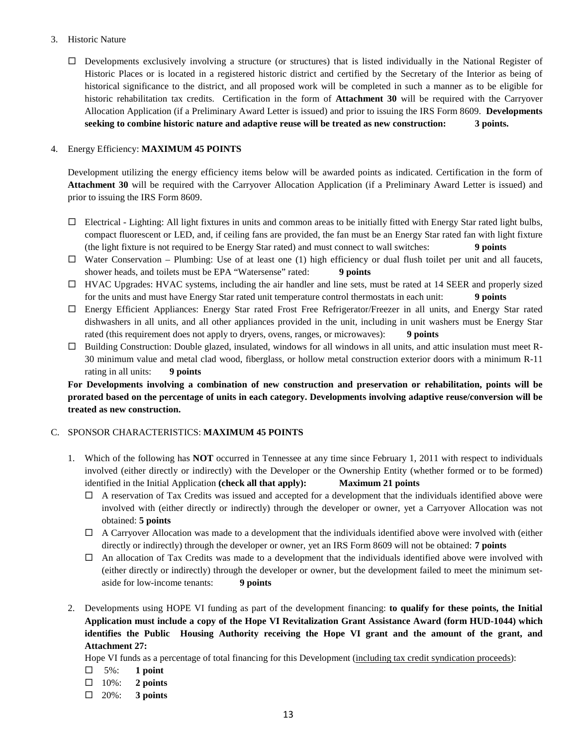3. Historic Nature

   ☐ Developments exclusively involving a structure (or structures) that is listed individually in the National Register of Historic Places or is located in a registered historic district and certified by the Secretary of the Interior as being of historical significance to the district, and all proposed work will be completed in such a manner as to be eligible for historic rehabilitation tax credits. Certification in the form of **Attachment 30** will be required with the Carryover Allocation Application (if a Preliminary Award Letter is issued) and prior to issuing the IRS Form 8609. **Developments seeking to combine historic nature and adaptive reuse will be treated as new construction: 3 points.**

4. Energy Efficiency: **MAXIMUM 45 POINTS**

   Development utilizing the energy efficiency items below will be awarded points as indicated. Certification in the form of **Attachment 30** will be required with the Carryover Allocation Application (if a Preliminary Award Letter is issued) and prior to issuing the IRS Form 8609.

   ☐ Electrical - Lighting: All light fixtures in units and common areas to be initially fitted with Energy Star rated light bulbs, compact fluorescent or LED, and, if ceiling fans are provided, the fan must be an Energy Star rated fan with light fixture (the light fixture is not required to be Energy Star rated) and must connect to wall switches: **9 points**

   ☐ Water Conservation – Plumbing: Use of at least one (1) high efficiency or dual flush toilet per unit and all faucets, shower heads, and toilets must be EPA "Watersense" rated: **9 points**

   ☐ HVAC Upgrades: HVAC systems, including the air handler and line sets, must be rated at 14 SEER and properly sized for the units and must have Energy Star rated unit temperature control thermostats in each unit: **9 points**

   ☐ Energy Efficient Appliances: Energy Star rated Frost Free Refrigerator/Freezer in all units, and Energy Star rated dishwashers in all units, and all other appliances provided in the unit, including in unit washers must be Energy Star rated (this requirement does not apply to dryers, ovens, ranges, or microwaves): **9 points**

   ☐ Building Construction: Double glazed, insulated, windows for all windows in all units, and attic insulation must meet R-30 minimum value and metal clad wood, fiberglass, or hollow metal construction exterior doors with a minimum R-11 rating in all units: **9 points**

   **For Developments involving a combination of new construction and preservation or rehabilitation, points will be prorated based on the percentage of units in each category. Developments involving adaptive reuse/conversion will be treated as new construction.**

C. SPONSOR CHARACTERISTICS: **MAXIMUM 45 POINTS**

1. Which of the following has **NOT** occurred in Tennessee at any time since February 1, 2011 with respect to individuals involved (either directly or indirectly) with the Developer or the Ownership Entity (whether formed or to be formed) identified in the Initial Application **(check all that apply): Maximum 21 points**

   ☐ A reservation of Tax Credits was issued and accepted for a development that the individuals identified above were involved with (either directly or indirectly) through the developer or owner, yet a Carryover Allocation was not obtained: **5 points**

   ☐ A Carryover Allocation was made to a development that the individuals identified above were involved with (either directly or indirectly) through the developer or owner, yet an IRS Form 8609 will not be obtained: **7 points**

   ☐ An allocation of Tax Credits was made to a development that the individuals identified above were involved with (either directly or indirectly) through the developer or owner, but the development failed to meet the minimum set-aside for low-income tenants: **9 points**

2. Developments using HOPE VI funding as part of the development financing: **to qualify for these points, the Initial Application must include a copy of the Hope VI Revitalization Grant Assistance Award (form HUD-1044) which identifies the Public Housing Authority receiving the Hope VI grant and the amount of the grant, and Attachment 27:**

   Hope VI funds as a percentage of total financing for this Development (including tax credit syndication proceeds):

   ☐ 5%: **1 point**

   ☐ 10%: **2 points**

   ☐ 20%: **3 points**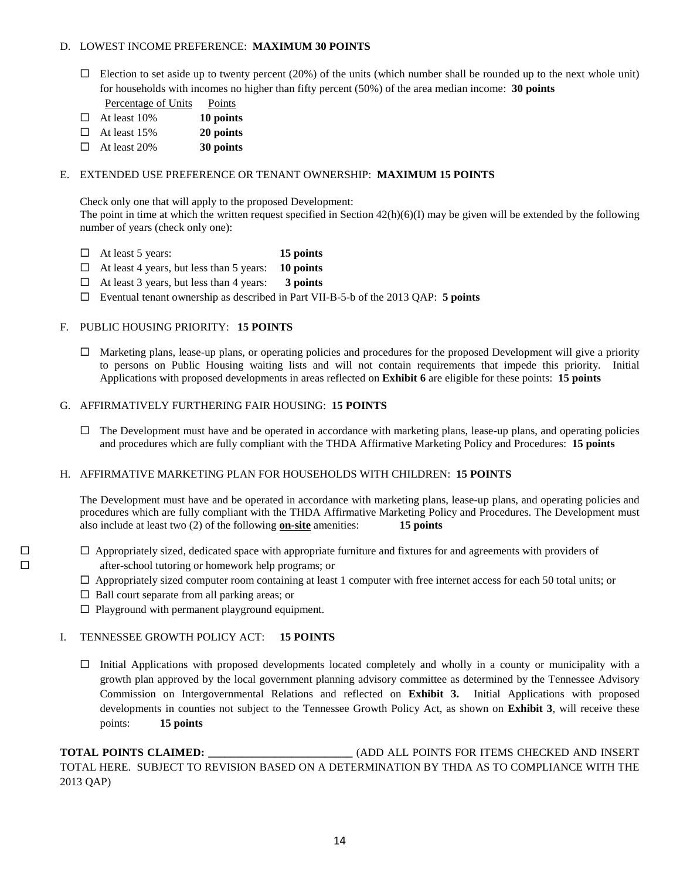D. LOWEST INCOME PREFERENCE: **MAXIMUM 30 POINTS**

- ☐ Election to set aside up to twenty percent (20%) of the units (which number shall be rounded up to the next whole unit) for households with incomes no higher than fifty percent (50%) of the area median income: **30 points**

| Percentage of Units | Points |
|---|---|
| ☐ At least 10% | **10 points** |
| ☐ At least 15% | **20 points** |
| ☐ At least 20% | **30 points** |

E. EXTENDED USE PREFERENCE OR TENANT OWNERSHIP: **MAXIMUM 15 POINTS**

Check only one that will apply to the proposed Development:
The point in time at which the written request specified in Section 42(h)(6)(I) may be given will be extended by the following number of years (check only one):

- ☐ At least 5 years: **15 points**
- ☐ At least 4 years, but less than 5 years: **10 points**
- ☐ At least 3 years, but less than 4 years: **3 points**
- ☐ Eventual tenant ownership as described in Part VII-B-5-b of the 2013 QAP: **5 points**

F. PUBLIC HOUSING PRIORITY: **15 POINTS**

- ☐ Marketing plans, lease-up plans, or operating policies and procedures for the proposed Development will give a priority to persons on Public Housing waiting lists and will not contain requirements that impede this priority. Initial Applications with proposed developments in areas reflected on **Exhibit 6** are eligible for these points: **15 points**

G. AFFIRMATIVELY FURTHERING FAIR HOUSING: **15 POINTS**

- ☐ The Development must have and be operated in accordance with marketing plans, lease-up plans, and operating policies and procedures which are fully compliant with the THDA Affirmative Marketing Policy and Procedures: **15 points**

H. AFFIRMATIVE MARKETING PLAN FOR HOUSEHOLDS WITH CHILDREN: **15 POINTS**

The Development must have and be operated in accordance with marketing plans, lease-up plans, and operating policies and procedures which are fully compliant with the THDA Affirmative Marketing Policy and Procedures. The Development must also include at least two (2) of the following **on-site** amenities: **15 points**

☐
☐

- ☐ Appropriately sized, dedicated space with appropriate furniture and fixtures for and agreements with providers of after-school tutoring or homework help programs; or
- ☐ Appropriately sized computer room containing at least 1 computer with free internet access for each 50 total units; or
- ☐ Ball court separate from all parking areas; or
- ☐ Playground with permanent playground equipment.

I. TENNESSEE GROWTH POLICY ACT: **15 POINTS**

- ☐ Initial Applications with proposed developments located completely and wholly in a county or municipality with a growth plan approved by the local government planning advisory committee as determined by the Tennessee Advisory Commission on Intergovernmental Relations and reflected on **Exhibit 3.** Initial Applications with proposed developments in counties not subject to the Tennessee Growth Policy Act, as shown on **Exhibit 3**, will receive these points: **15 points**

**TOTAL POINTS CLAIMED: \_\_\_\_\_\_\_\_\_\_\_\_\_\_\_\_\_\_\_\_\_\_\_\_\_\_** (ADD ALL POINTS FOR ITEMS CHECKED AND INSERT TOTAL HERE. SUBJECT TO REVISION BASED ON A DETERMINATION BY THDA AS TO COMPLIANCE WITH THE 2013 QAP)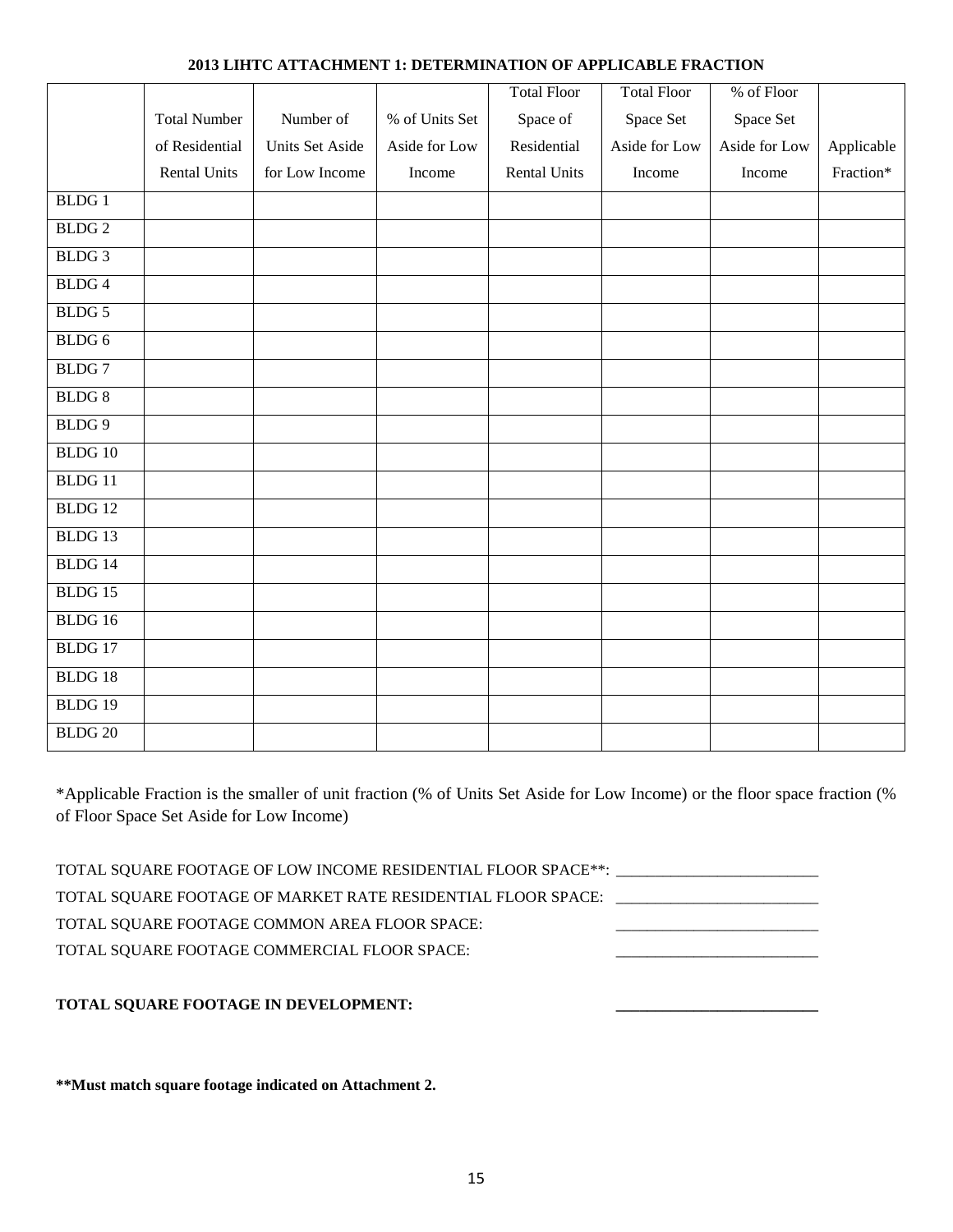### 2013 LIHTC ATTACHMENT 1: DETERMINATION OF APPLICABLE FRACTION

| | Total Number of Residential Rental Units | Number of Units Set Aside for Low Income | % of Units Set Aside for Low Income | Total Floor Space of Residential Rental Units | Total Floor Space Set Aside for Low Income | % of Floor Space Set Aside for Low Income | Applicable Fraction* |
|---|---|---|---|---|---|---|---|
| BLDG 1 | | | | | | | |
| BLDG 2 | | | | | | | |
| BLDG 3 | | | | | | | |
| BLDG 4 | | | | | | | |
| BLDG 5 | | | | | | | |
| BLDG 6 | | | | | | | |
| BLDG 7 | | | | | | | |
| BLDG 8 | | | | | | | |
| BLDG 9 | | | | | | | |
| BLDG 10 | | | | | | | |
| BLDG 11 | | | | | | | |
| BLDG 12 | | | | | | | |
| BLDG 13 | | | | | | | |
| BLDG 14 | | | | | | | |
| BLDG 15 | | | | | | | |
| BLDG 16 | | | | | | | |
| BLDG 17 | | | | | | | |
| BLDG 18 | | | | | | | |
| BLDG 19 | | | | | | | |
| BLDG 20 | | | | | | | |

*Applicable Fraction is the smaller of unit fraction (% of Units Set Aside for Low Income) or the floor space fraction (% of Floor Space Set Aside for Low Income)

TOTAL SQUARE FOOTAGE OF LOW INCOME RESIDENTIAL FLOOR SPACE**: ____________________

TOTAL SQUARE FOOTAGE OF MARKET RATE RESIDENTIAL FLOOR SPACE: ____________________

TOTAL SQUARE FOOTAGE COMMON AREA FLOOR SPACE: ____________________

TOTAL SQUARE FOOTAGE COMMERCIAL FLOOR SPACE: ____________________

**TOTAL SQUARE FOOTAGE IN DEVELOPMENT:** ____________________

**\*\*Must match square footage indicated on Attachment 2.**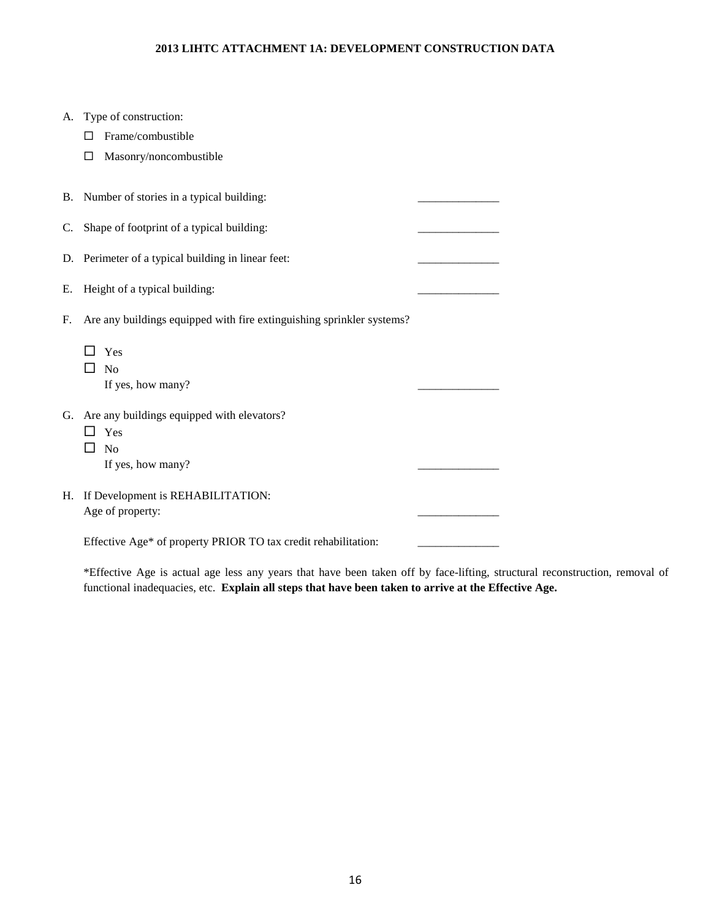**2013 LIHTC ATTACHMENT 1A: DEVELOPMENT CONSTRUCTION DATA**

A. Type of construction:

- ☐ Frame/combustible
- ☐ Masonry/noncombustible

B. Number of stories in a typical building: ______________

C. Shape of footprint of a typical building: ______________

D. Perimeter of a typical building in linear feet: ______________

E. Height of a typical building: ______________

F. Are any buildings equipped with fire extinguishing sprinkler systems?

- ☐ Yes
- ☐ No

If yes, how many? ______________

G. Are any buildings equipped with elevators?

- ☐ Yes
- ☐ No

If yes, how many? ______________

H. If Development is REHABILITATION:
Age of property: ______________

Effective Age* of property PRIOR TO tax credit rehabilitation: ______________

*Effective Age is actual age less any years that have been taken off by face-lifting, structural reconstruction, removal of functional inadequacies, etc. **Explain all steps that have been taken to arrive at the Effective Age.**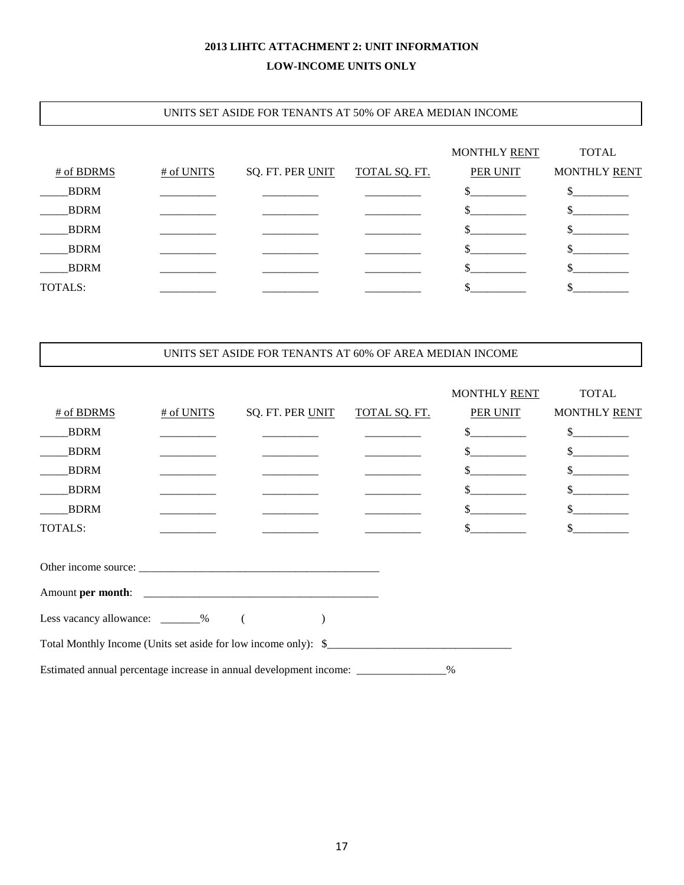## 2013 LIHTC ATTACHMENT 2: UNIT INFORMATION

## LOW-INCOME UNITS ONLY

UNITS SET ASIDE FOR TENANTS AT 50% OF AREA MEDIAN INCOME

| # of BDRMS | # of UNITS | SQ. FT. PER UNIT | TOTAL SQ. FT. | MONTHLY RENT PER UNIT | TOTAL MONTHLY RENT |
|---|---|---|---|---|---|
| _____BDRM | __________ | __________ | __________ | $__________ | $__________ |
| _____BDRM | __________ | __________ | __________ | $__________ | $__________ |
| _____BDRM | __________ | __________ | __________ | $__________ | $__________ |
| _____BDRM | __________ | __________ | __________ | $__________ | $__________ |
| _____BDRM | __________ | __________ | __________ | $__________ | $__________ |
| TOTALS: | __________ | __________ | __________ | $__________ | $__________ |

UNITS SET ASIDE FOR TENANTS AT 60% OF AREA MEDIAN INCOME

| # of BDRMS | # of UNITS | SQ. FT. PER UNIT | TOTAL SQ. FT. | MONTHLY RENT PER UNIT | TOTAL MONTHLY RENT |
|---|---|---|---|---|---|
| _____BDRM | __________ | __________ | __________ | $__________ | $__________ |
| _____BDRM | __________ | __________ | __________ | $__________ | $__________ |
| _____BDRM | __________ | __________ | __________ | $__________ | $__________ |
| _____BDRM | __________ | __________ | __________ | $__________ | $__________ |
| _____BDRM | __________ | __________ | __________ | $__________ | $__________ |
| TOTALS: | __________ | __________ | __________ | $__________ | $__________ |

Other income source: ____________________________________________

Amount **per month**: ____________________________________________

Less vacancy allowance: _______% ( )

Total Monthly Income (Units set aside for low income only): $________________________________

Estimated annual percentage increase in annual development income: ________________%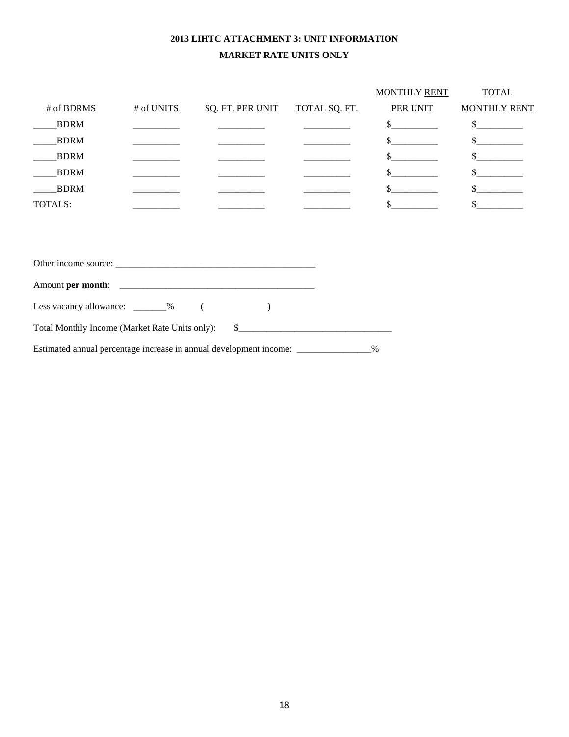**2013 LIHTC ATTACHMENT 3: UNIT INFORMATION**

**MARKET RATE UNITS ONLY**

| # of BDRMS | # of UNITS | SQ. FT. PER UNIT | TOTAL SQ. FT. | MONTHLY RENT PER UNIT | TOTAL MONTHLY RENT |
|---|---|---|---|---|---|
| _____BDRM | __________ | __________ | __________ | $__________ | $__________ |
| _____BDRM | __________ | __________ | __________ | $__________ | $__________ |
| _____BDRM | __________ | __________ | __________ | $__________ | $__________ |
| _____BDRM | __________ | __________ | __________ | $__________ | $__________ |
| _____BDRM | __________ | __________ | __________ | $__________ | $__________ |
| TOTALS: | __________ | __________ | __________ | $__________ | $__________ |

Other income source: ____________________________________________

Amount **per month**: ____________________________________________

Less vacancy allowance: _______% ( )

Total Monthly Income (Market Rate Units only): $_________________________________

Estimated annual percentage increase in annual development income: ________________%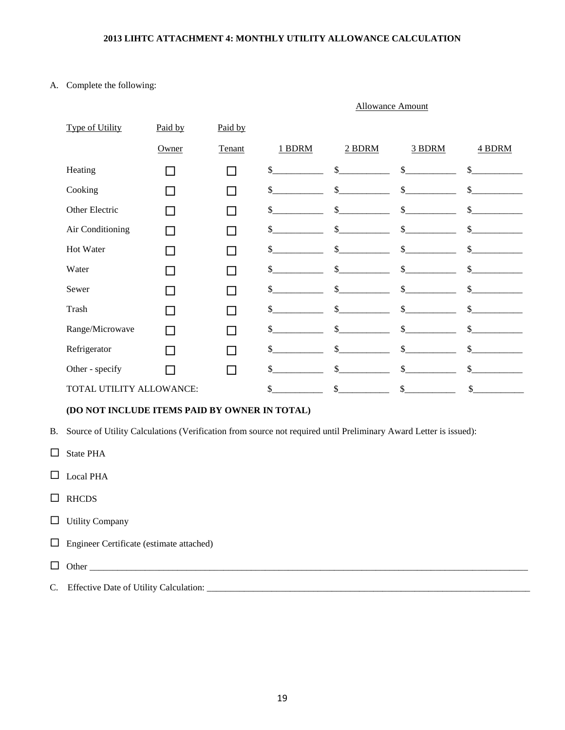**2013 LIHTC ATTACHMENT 4: MONTHLY UTILITY ALLOWANCE CALCULATION**

A. Complete the following:

| Type of Utility | Paid by Owner | Paid by Tenant | Allowance Amount 1 BDRM | 2 BDRM | 3 BDRM | 4 BDRM |
|---|---|---|---|---|---|---|
| Heating | ☐ | ☐ | $__________ | $__________ | $__________ | $__________ |
| Cooking | ☐ | ☐ | $__________ | $__________ | $__________ | $__________ |
| Other Electric | ☐ | ☐ | $__________ | $__________ | $__________ | $__________ |
| Air Conditioning | ☐ | ☐ | $__________ | $__________ | $__________ | $__________ |
| Hot Water | ☐ | ☐ | $__________ | $__________ | $__________ | $__________ |
| Water | ☐ | ☐ | $__________ | $__________ | $__________ | $__________ |
| Sewer | ☐ | ☐ | $__________ | $__________ | $__________ | $__________ |
| Trash | ☐ | ☐ | $__________ | $__________ | $__________ | $__________ |
| Range/Microwave | ☐ | ☐ | $__________ | $__________ | $__________ | $__________ |
| Refrigerator | ☐ | ☐ | $__________ | $__________ | $__________ | $__________ |
| Other - specify | ☐ | ☐ | $__________ | $__________ | $__________ | $__________ |
| TOTAL UTILITY ALLOWANCE: | | | $__________ | $__________ | $__________ | $__________ |

**(DO NOT INCLUDE ITEMS PAID BY OWNER IN TOTAL)**

B. Source of Utility Calculations (Verification from source not required until Preliminary Award Letter is issued):

☐ State PHA

☐ Local PHA

☐ RHCDS

☐ Utility Company

☐ Engineer Certificate (estimate attached)

☐ Other ____________________________________________________________________________________

C. Effective Date of Utility Calculation: _________________________________________________________________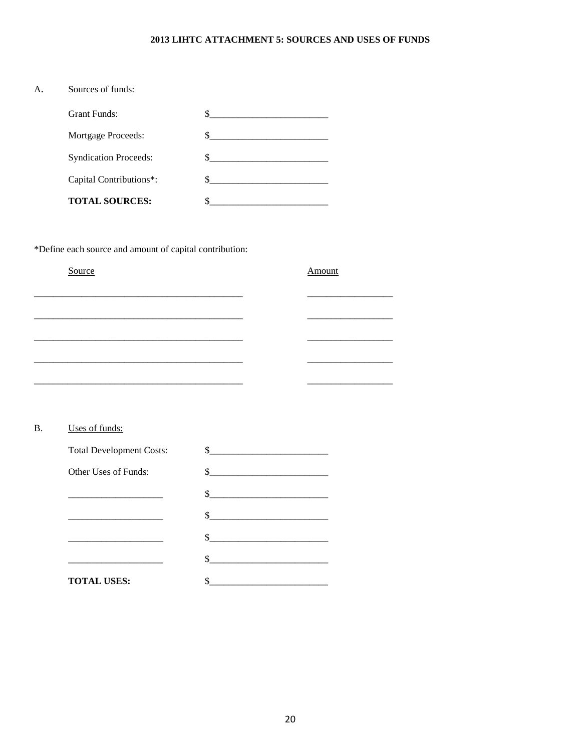## 2013 LIHTC ATTACHMENT 5: SOURCES AND USES OF FUNDS

A. Sources of funds:

| | |
|---|---|
| Grant Funds: | $________________________ |
| Mortgage Proceeds: | $________________________ |
| Syndication Proceeds: | $________________________ |
| Capital Contributions*: | $________________________ |
| **TOTAL SOURCES:** | $________________________ |

*Define each source and amount of capital contribution:

| Source | Amount |
|---|---|
| ____________________________________________ | __________________ |
| ____________________________________________ | __________________ |
| ____________________________________________ | __________________ |
| ____________________________________________ | __________________ |
| ____________________________________________ | __________________ |

B. Uses of funds:

| | |
|---|---|
| Total Development Costs: | $________________________ |
| Other Uses of Funds: | $________________________ |
| ____________________ | $________________________ |
| ____________________ | $________________________ |
| ____________________ | $________________________ |
| ____________________ | $________________________ |
| **TOTAL USES:** | $________________________ |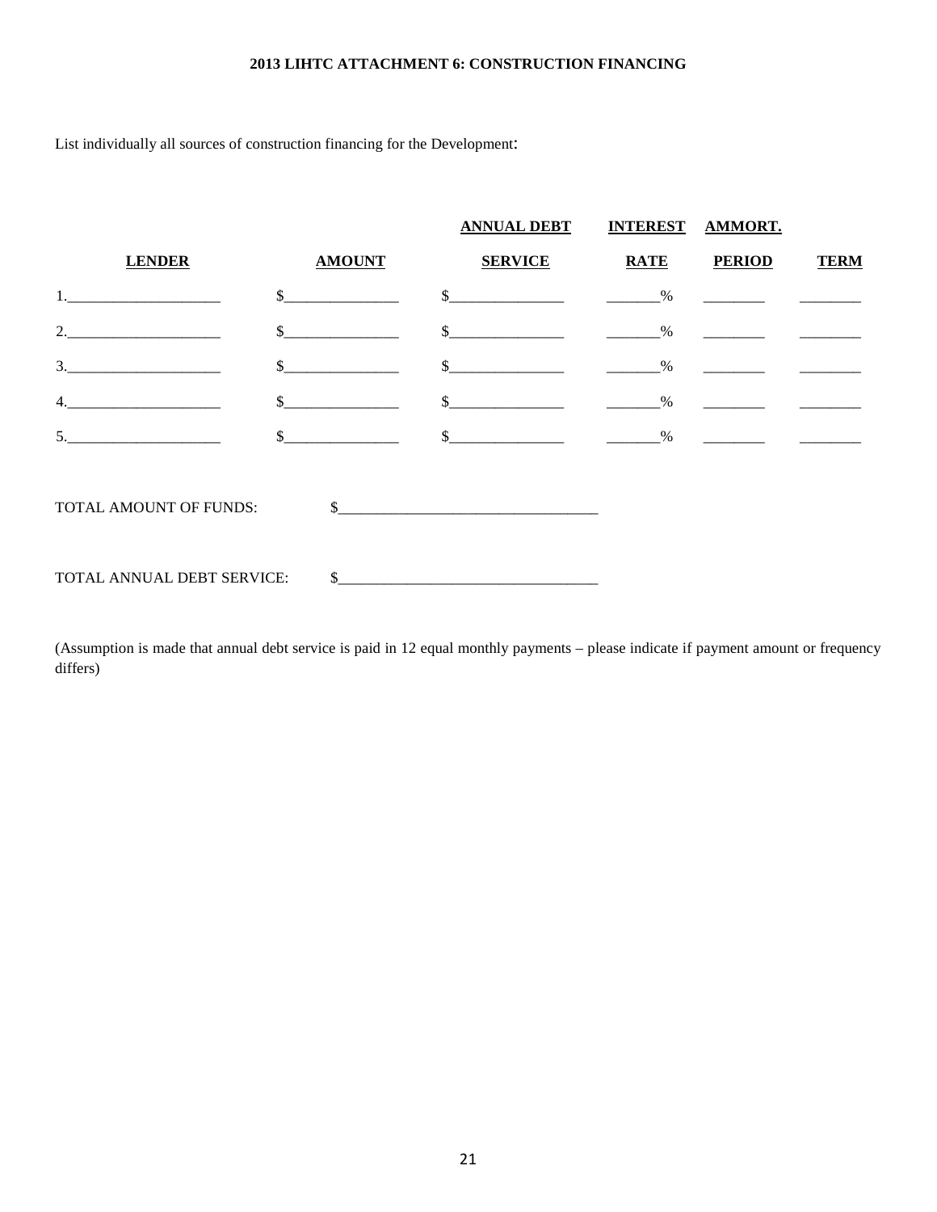**2013 LIHTC ATTACHMENT 6: CONSTRUCTION FINANCING**

List individually all sources of construction financing for the Development:

| LENDER | AMOUNT | ANNUAL DEBT SERVICE | INTEREST RATE | AMMORT. PERIOD | TERM |
|---|---|---|---|---|---|
| 1.____________________ | $_______________ | $_______________ | _______% | ________ | ________ |
| 2.____________________ | $_______________ | $_______________ | _______% | ________ | ________ |
| 3.____________________ | $_______________ | $_______________ | _______% | ________ | ________ |
| 4.____________________ | $_______________ | $_______________ | _______% | ________ | ________ |
| 5.____________________ | $_______________ | $_______________ | _______% | ________ | ________ |

TOTAL AMOUNT OF FUNDS: $_________________________________

TOTAL ANNUAL DEBT SERVICE: $_________________________________

(Assumption is made that annual debt service is paid in 12 equal monthly payments – please indicate if payment amount or frequency differs)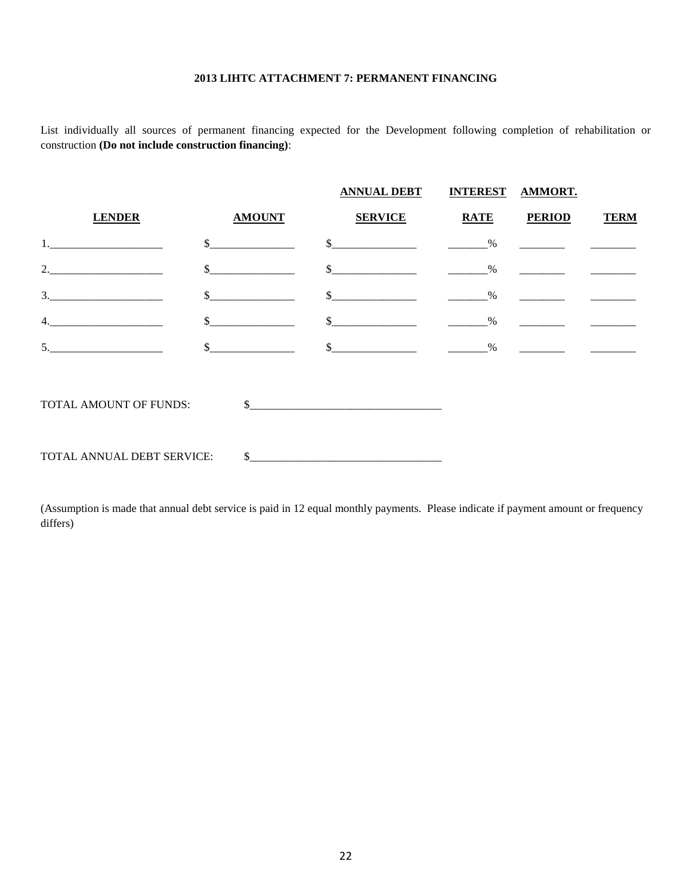**2013 LIHTC ATTACHMENT 7: PERMANENT FINANCING**

List individually all sources of permanent financing expected for the Development following completion of rehabilitation or construction **(Do not include construction financing)**:

| LENDER | AMOUNT | ANNUAL DEBT SERVICE | INTEREST RATE | AMMORT. PERIOD | TERM |
|---|---|---|---|---|---|
| 1.____________________ | $_______________ | $_______________ | _______% | ________ | ________ |
| 2.____________________ | $_______________ | $_______________ | _______% | ________ | ________ |
| 3.____________________ | $_______________ | $_______________ | _______% | ________ | ________ |
| 4.____________________ | $_______________ | $_______________ | _______% | ________ | ________ |
| 5.____________________ | $_______________ | $_______________ | _______% | ________ | ________ |

TOTAL AMOUNT OF FUNDS: $_________________________________

TOTAL ANNUAL DEBT SERVICE: $_________________________________

(Assumption is made that annual debt service is paid in 12 equal monthly payments. Please indicate if payment amount or frequency differs)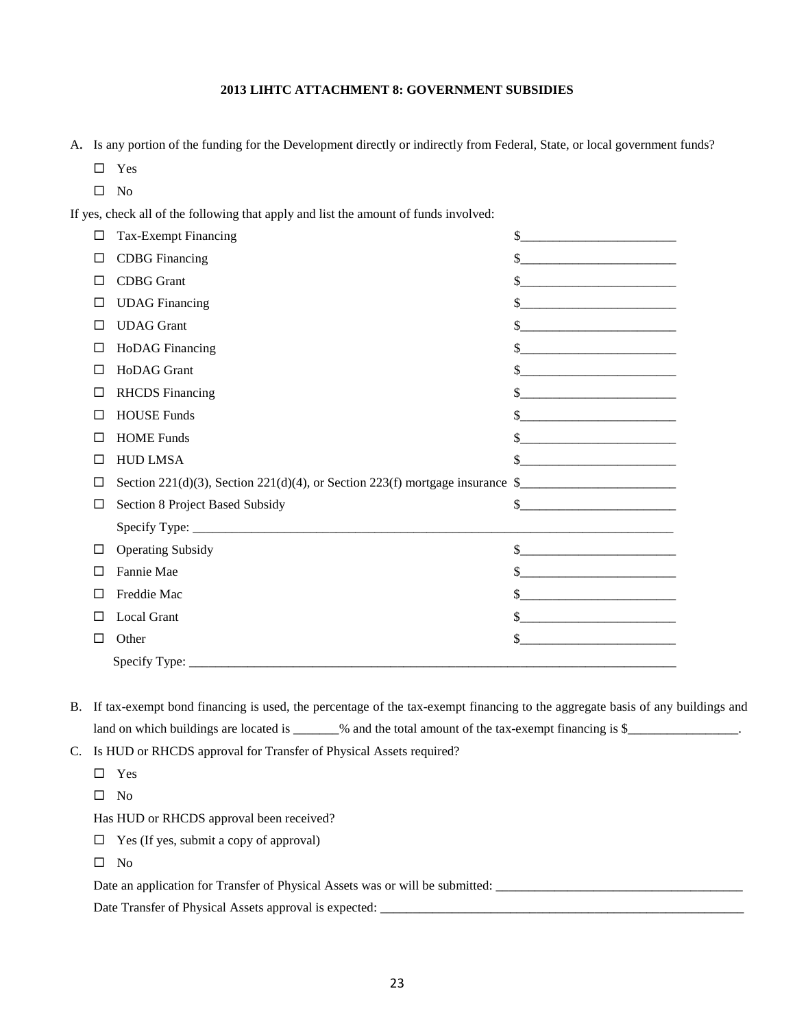**2013 LIHTC ATTACHMENT 8: GOVERNMENT SUBSIDIES**

A. Is any portion of the funding for the Development directly or indirectly from Federal, State, or local government funds?

- ☐ Yes
- ☐ No

If yes, check all of the following that apply and list the amount of funds involved:

- ☐ Tax-Exempt Financing $________________________
- ☐ CDBG Financing $________________________
- ☐ CDBG Grant $________________________
- ☐ UDAG Financing $________________________
- ☐ UDAG Grant $________________________
- ☐ HoDAG Financing $________________________
- ☐ HoDAG Grant $________________________
- ☐ RHCDS Financing $________________________
- ☐ HOUSE Funds $________________________
- ☐ HOME Funds $________________________
- ☐ HUD LMSA $________________________
- ☐ Section 221(d)(3), Section 221(d)(4), or Section 223(f) mortgage insurance $________________________
- ☐ Section 8 Project Based Subsidy $________________________

  Specify Type: ________________________________________________________________________________
- ☐ Operating Subsidy $________________________
- ☐ Fannie Mae $________________________
- ☐ Freddie Mac $________________________
- ☐ Local Grant $________________________
- ☐ Other $________________________

  Specify Type: ________________________________________________________________________________

B. If tax-exempt bond financing is used, the percentage of the tax-exempt financing to the aggregate basis of any buildings and land on which buildings are located is _______% and the total amount of the tax-exempt financing is $_________________.

C. Is HUD or RHCDS approval for Transfer of Physical Assets required?

- ☐ Yes
- ☐ No

Has HUD or RHCDS approval been received?

- ☐ Yes (If yes, submit a copy of approval)
- ☐ No

Date an application for Transfer of Physical Assets was or will be submitted: ______________________________________

Date Transfer of Physical Assets approval is expected: ____________________________________________________________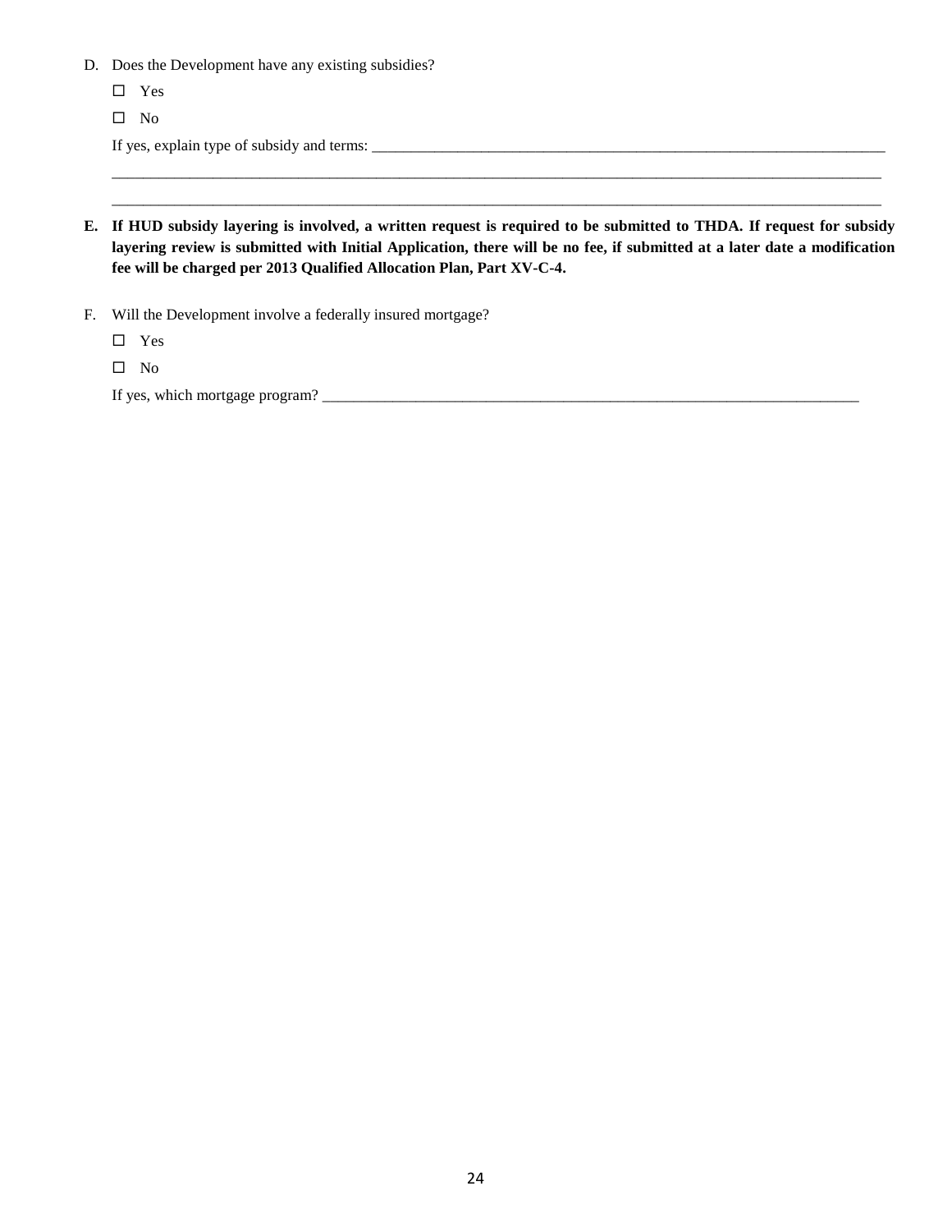D. Does the Development have any existing subsidies?

- ☐ Yes
- ☐ No

If yes, explain type of subsidy and terms: ________________________________________________________________________

________________________________________________________________________________________________

________________________________________________________________________________________________

**E. If HUD subsidy layering is involved, a written request is required to be submitted to THDA. If request for subsidy layering review is submitted with Initial Application, there will be no fee, if submitted at a later date a modification fee will be charged per 2013 Qualified Allocation Plan, Part XV-C-4.**

F. Will the Development involve a federally insured mortgage?

- ☐ Yes
- ☐ No

If yes, which mortgage program? ________________________________________________________________________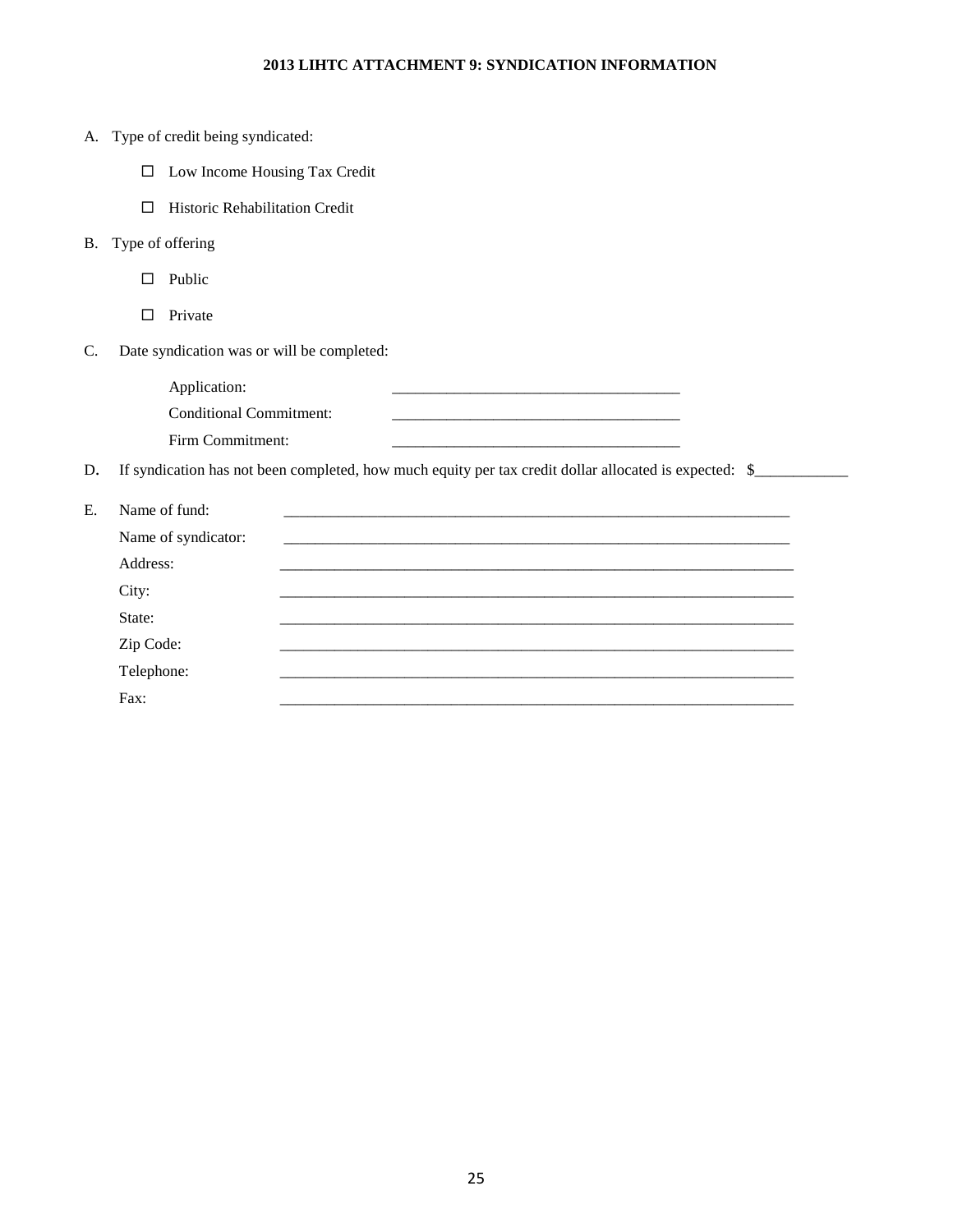**2013 LIHTC ATTACHMENT 9: SYNDICATION INFORMATION**

A. Type of credit being syndicated:

   ☐ Low Income Housing Tax Credit

   ☐ Historic Rehabilitation Credit

B. Type of offering

   ☐ Public

   ☐ Private

C. Date syndication was or will be completed:

   Application: ____________________________________

   Conditional Commitment: ____________________________________

   Firm Commitment: ____________________________________

D. If syndication has not been completed, how much equity per tax credit dollar allocated is expected: $____________

E. Name of fund: ______________________________________________________________________

   Name of syndicator: ______________________________________________________________________

   Address: ______________________________________________________________________

   City: ______________________________________________________________________

   State: ______________________________________________________________________

   Zip Code: ______________________________________________________________________

   Telephone: ______________________________________________________________________

   Fax: ______________________________________________________________________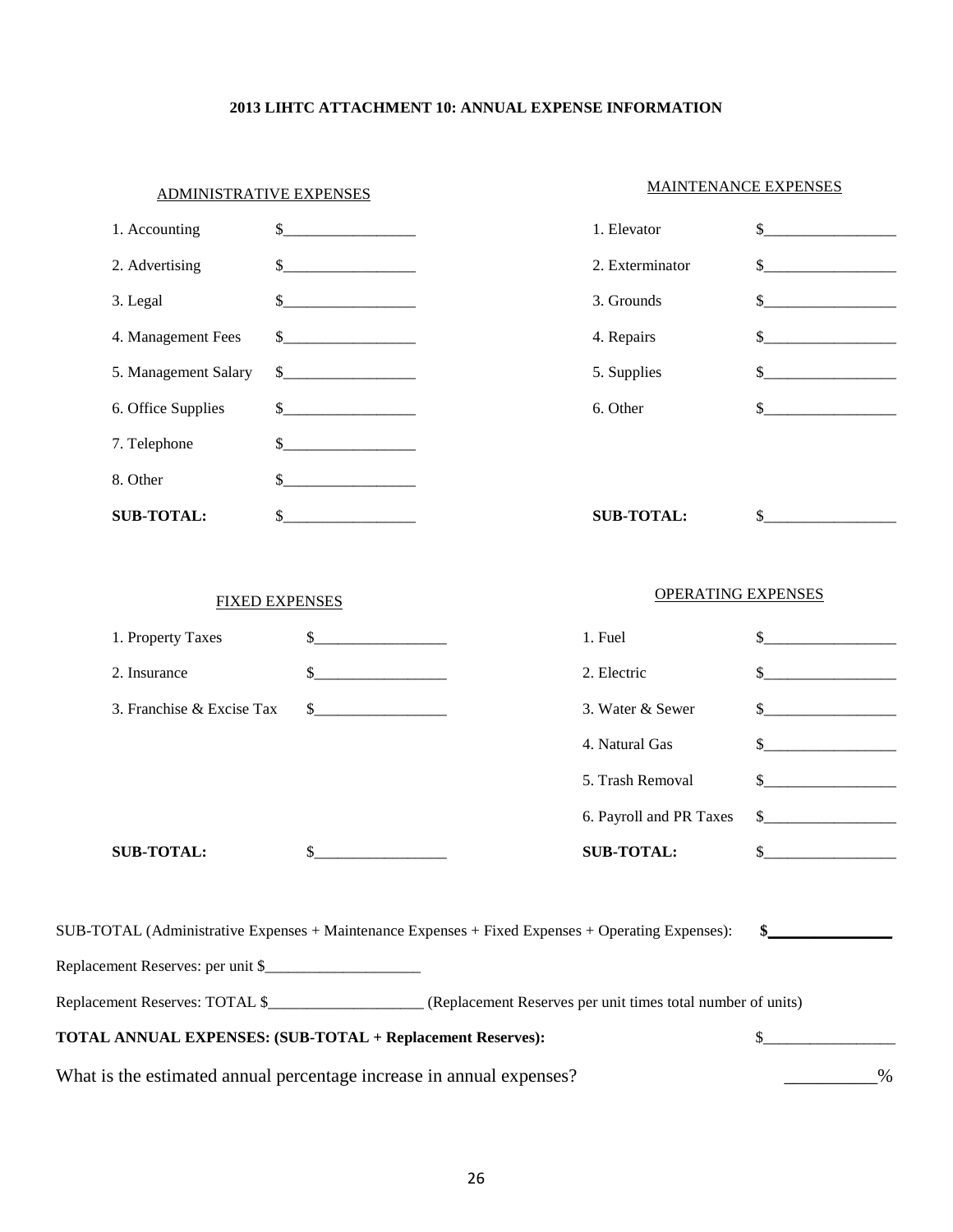**2013 LIHTC ATTACHMENT 10: ANNUAL EXPENSE INFORMATION**

| ADMINISTRATIVE EXPENSES | | MAINTENANCE EXPENSES | |
|---|---|---|---|
| 1. Accounting | $_________________ | 1. Elevator | $_________________ |
| 2. Advertising | $_________________ | 2. Exterminator | $_________________ |
| 3. Legal | $_________________ | 3. Grounds | $_________________ |
| 4. Management Fees | $_________________ | 4. Repairs | $_________________ |
| 5. Management Salary | $_________________ | 5. Supplies | $_________________ |
| 6. Office Supplies | $_________________ | 6. Other | $_________________ |
| 7. Telephone | $_________________ | | |
| 8. Other | $_________________ | | |
| **SUB-TOTAL:** | $_________________ | **SUB-TOTAL:** | $_________________ |

| FIXED EXPENSES | | OPERATING EXPENSES | |
|---|---|---|---|
| 1. Property Taxes | $_________________ | 1. Fuel | $_________________ |
| 2. Insurance | $_________________ | 2. Electric | $_________________ |
| 3. Franchise & Excise Tax | $_________________ | 3. Water & Sewer | $_________________ |
| | | 4. Natural Gas | $_________________ |
| | | 5. Trash Removal | $_________________ |
| | | 6. Payroll and PR Taxes | $_________________ |
| **SUB-TOTAL:** | $_________________ | **SUB-TOTAL:** | $_________________ |

SUB-TOTAL (Administrative Expenses + Maintenance Expenses + Fixed Expenses + Operating Expenses): **$_______________**

Replacement Reserves: per unit $____________________

Replacement Reserves: TOTAL $____________________ (Replacement Reserves per unit times total number of units)

**TOTAL ANNUAL EXPENSES: (SUB-TOTAL + Replacement Reserves):** $_________________

What is the estimated annual percentage increase in annual expenses? __________%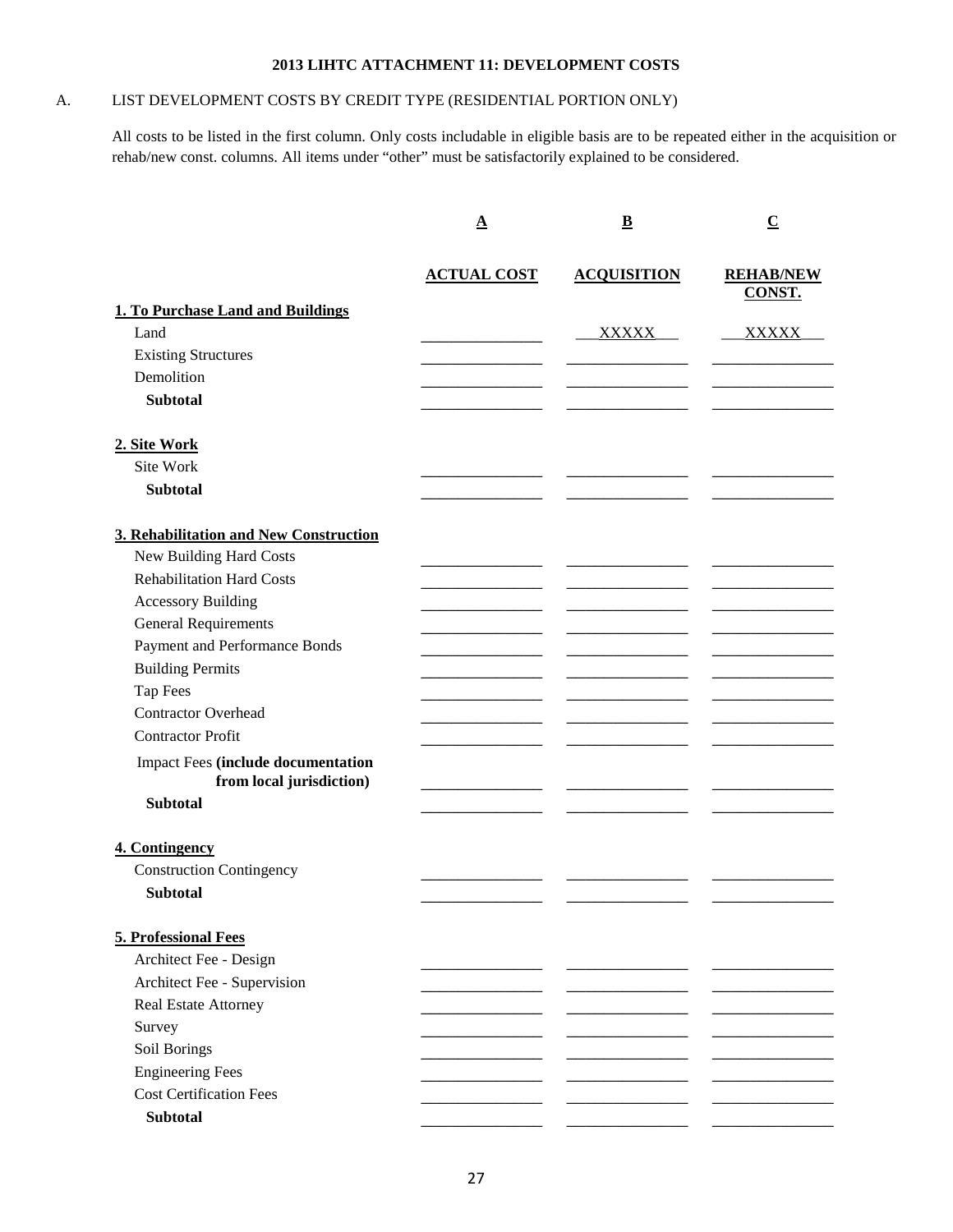**2013 LIHTC ATTACHMENT 11: DEVELOPMENT COSTS**

A. LIST DEVELOPMENT COSTS BY CREDIT TYPE (RESIDENTIAL PORTION ONLY)

All costs to be listed in the first column. Only costs includable in eligible basis are to be repeated either in the acquisition or rehab/new const. columns. All items under "other" must be satisfactorily explained to be considered.

| | A | B | C |
|---|---|---|---|
| | **ACTUAL COST** | **ACQUISITION** | **REHAB/NEW CONST.** |
| **1. To Purchase Land and Buildings** | | | |
| Land | | XXXXX | XXXXX |
| Existing Structures | | | |
| Demolition | | | |
| **Subtotal** | | | |
| **2. Site Work** | | | |
| Site Work | | | |
| **Subtotal** | | | |
| **3. Rehabilitation and New Construction** | | | |
| New Building Hard Costs | | | |
| Rehabilitation Hard Costs | | | |
| Accessory Building | | | |
| General Requirements | | | |
| Payment and Performance Bonds | | | |
| Building Permits | | | |
| Tap Fees | | | |
| Contractor Overhead | | | |
| Contractor Profit | | | |
| Impact Fees **(include documentation from local jurisdiction)** | | | |
| **Subtotal** | | | |
| **4. Contingency** | | | |
| Construction Contingency | | | |
| **Subtotal** | | | |
| **5. Professional Fees** | | | |
| Architect Fee - Design | | | |
| Architect Fee - Supervision | | | |
| Real Estate Attorney | | | |
| Survey | | | |
| Soil Borings | | | |
| Engineering Fees | | | |
| Cost Certification Fees | | | |
| **Subtotal** | | | |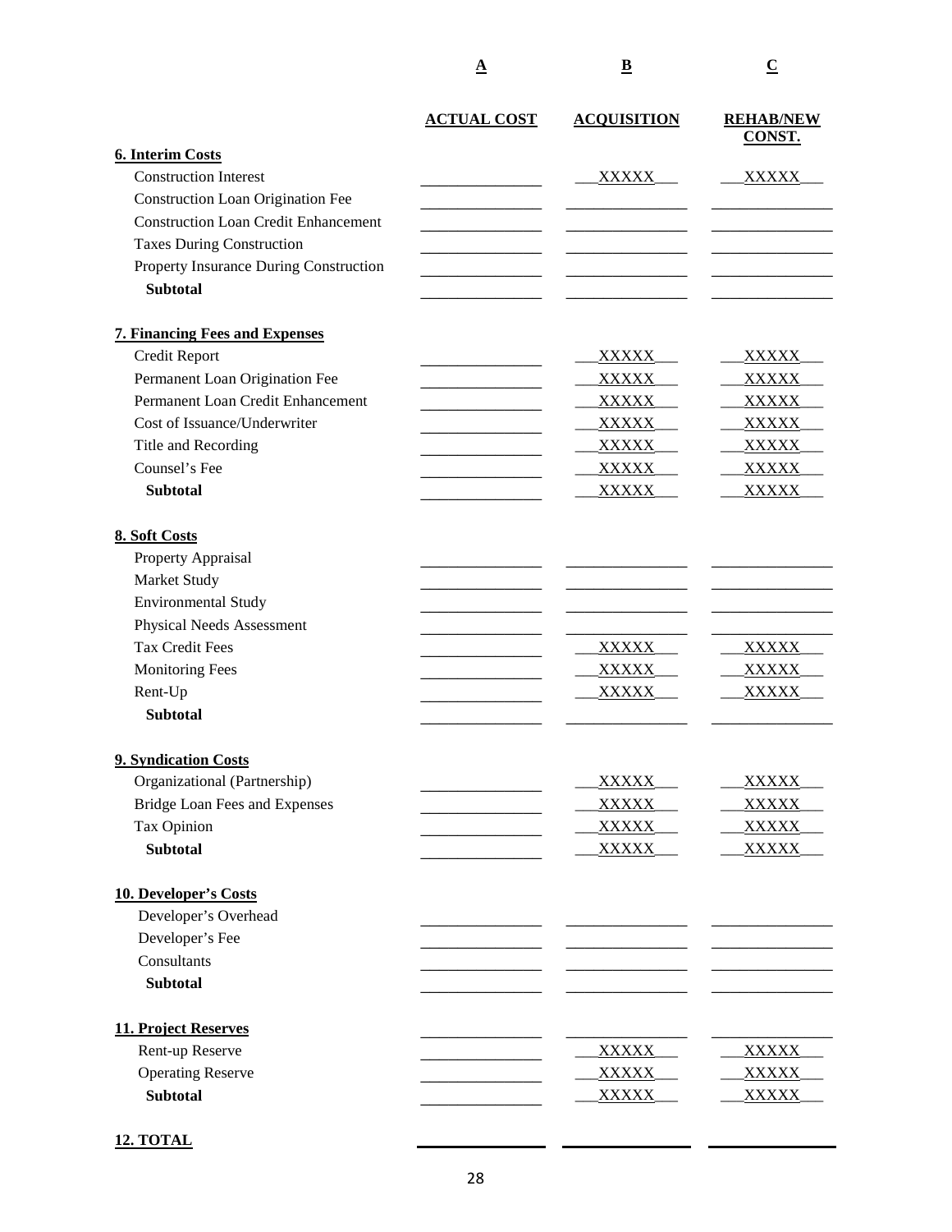| | A | B | C |
|---|---|---|---|
| | **ACTUAL COST** | **ACQUISITION** | **REHAB/NEW CONST.** |
| **6. Interim Costs** | | | |
| Construction Interest | | XXXXX | XXXXX |
| Construction Loan Origination Fee | | | |
| Construction Loan Credit Enhancement | | | |
| Taxes During Construction | | | |
| Property Insurance During Construction | | | |
| **Subtotal** | | | |
| **7. Financing Fees and Expenses** | | | |
| Credit Report | | XXXXX | XXXXX |
| Permanent Loan Origination Fee | | XXXXX | XXXXX |
| Permanent Loan Credit Enhancement | | XXXXX | XXXXX |
| Cost of Issuance/Underwriter | | XXXXX | XXXXX |
| Title and Recording | | XXXXX | XXXXX |
| Counsel's Fee | | XXXXX | XXXXX |
| **Subtotal** | | XXXXX | XXXXX |
| **8. Soft Costs** | | | |
| Property Appraisal | | | |
| Market Study | | | |
| Environmental Study | | | |
| Physical Needs Assessment | | | |
| Tax Credit Fees | | XXXXX | XXXXX |
| Monitoring Fees | | XXXXX | XXXXX |
| Rent-Up | | XXXXX | XXXXX |
| **Subtotal** | | | |
| **9. Syndication Costs** | | | |
| Organizational (Partnership) | | XXXXX | XXXXX |
| Bridge Loan Fees and Expenses | | XXXXX | XXXXX |
| Tax Opinion | | XXXXX | XXXXX |
| **Subtotal** | | XXXXX | XXXXX |
| **10. Developer's Costs** | | | |
| Developer's Overhead | | | |
| Developer's Fee | | | |
| Consultants | | | |
| **Subtotal** | | | |
| **11. Project Reserves** | | | |
| Rent-up Reserve | | XXXXX | XXXXX |
| Operating Reserve | | XXXXX | XXXXX |
| **Subtotal** | | XXXXX | XXXXX |
| **12. TOTAL** | | | |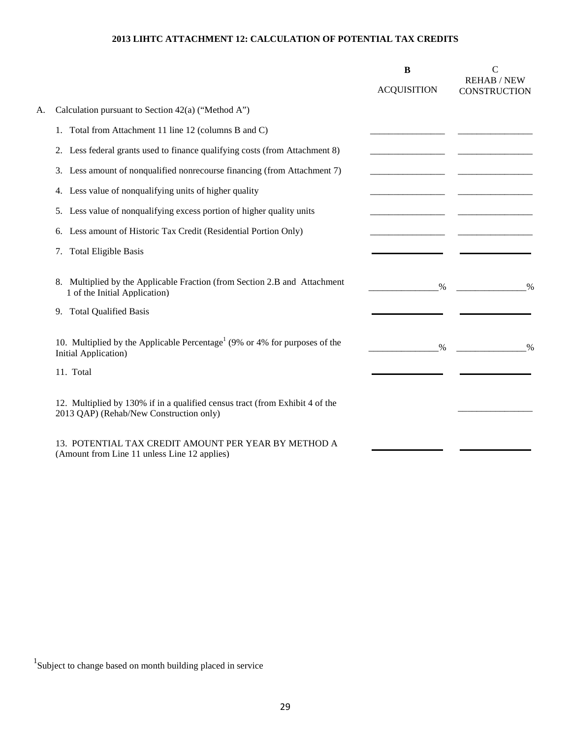# 2013 LIHTC ATTACHMENT 12: CALCULATION OF POTENTIAL TAX CREDITS

| | | B<br>ACQUISITION | C<br>REHAB / NEW CONSTRUCTION |
|---|---|---|---|
| A. | Calculation pursuant to Section 42(a) ("Method A") | | |
| | 1. Total from Attachment 11 line 12 (columns B and C) | ________________ | ________________ |
| | 2. Less federal grants used to finance qualifying costs (from Attachment 8) | ________________ | ________________ |
| | 3. Less amount of nonqualified nonrecourse financing (from Attachment 7) | ________________ | ________________ |
| | 4. Less value of nonqualifying units of higher quality | ________________ | ________________ |
| | 5. Less value of nonqualifying excess portion of higher quality units | ________________ | ________________ |
| | 6. Less amount of Historic Tax Credit (Residential Portion Only) | ________________ | ________________ |
| | 7. Total Eligible Basis | ________________ | ________________ |
| | 8. Multiplied by the Applicable Fraction (from Section 2.B and Attachment 1 of the Initial Application) | _______________% | _______________% |
| | 9. Total Qualified Basis | ________________ | ________________ |
| | 10. Multiplied by the Applicable Percentage[1] (9% or 4% for purposes of the Initial Application) | _______________% | _______________% |
| | 11. Total | ________________ | ________________ |
| | 12. Multiplied by 130% if in a qualified census tract (from Exhibit 4 of the 2013 QAP) (Rehab/New Construction only) | | ________________ |
| | 13. POTENTIAL TAX CREDIT AMOUNT PER YEAR BY METHOD A (Amount from Line 11 unless Line 12 applies) | ________________ | ________________ |

[1]Subject to change based on month building placed in service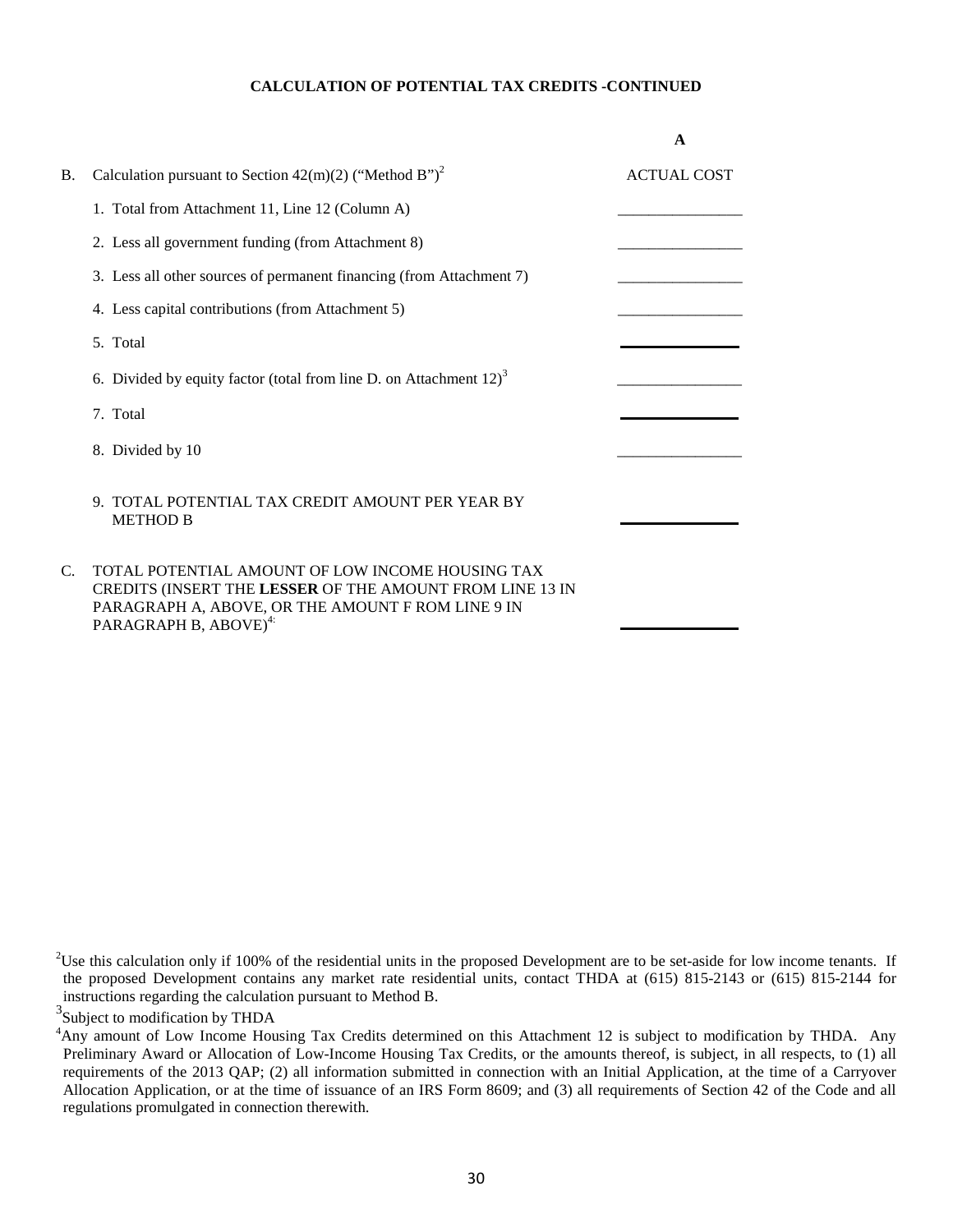**CALCULATION OF POTENTIAL TAX CREDITS -CONTINUED**

| | | A |
|---|---|---|
| B. | Calculation pursuant to Section 42(m)(2) ("Method B")[2] | ACTUAL COST |
| | 1. Total from Attachment 11, Line 12 (Column A) | \_\_\_\_\_\_\_\_\_\_\_\_\_\_\_\_ |
| | 2. Less all government funding (from Attachment 8) | \_\_\_\_\_\_\_\_\_\_\_\_\_\_\_\_ |
| | 3. Less all other sources of permanent financing (from Attachment 7) | \_\_\_\_\_\_\_\_\_\_\_\_\_\_\_\_ |
| | 4. Less capital contributions (from Attachment 5) | \_\_\_\_\_\_\_\_\_\_\_\_\_\_\_\_ |
| | 5. Total | \_\_\_\_\_\_\_\_\_\_\_\_\_\_\_\_ |
| | 6. Divided by equity factor (total from line D. on Attachment 12)[3] | \_\_\_\_\_\_\_\_\_\_\_\_\_\_\_\_ |
| | 7. Total | \_\_\_\_\_\_\_\_\_\_\_\_\_\_\_\_ |
| | 8. Divided by 10 | \_\_\_\_\_\_\_\_\_\_\_\_\_\_\_\_ |
| | 9. TOTAL POTENTIAL TAX CREDIT AMOUNT PER YEAR BY METHOD B | \_\_\_\_\_\_\_\_\_\_\_\_\_\_\_\_ |
| C. | TOTAL POTENTIAL AMOUNT OF LOW INCOME HOUSING TAX CREDITS (INSERT THE **LESSER** OF THE AMOUNT FROM LINE 13 IN PARAGRAPH A, ABOVE, OR THE AMOUNT F ROM LINE 9 IN PARAGRAPH B, ABOVE)[4] | \_\_\_\_\_\_\_\_\_\_\_\_\_\_\_\_ |

[2]Use this calculation only if 100% of the residential units in the proposed Development are to be set-aside for low income tenants. If the proposed Development contains any market rate residential units, contact THDA at (615) 815-2143 or (615) 815-2144 for instructions regarding the calculation pursuant to Method B.

[3]Subject to modification by THDA

[4]Any amount of Low Income Housing Tax Credits determined on this Attachment 12 is subject to modification by THDA. Any Preliminary Award or Allocation of Low-Income Housing Tax Credits, or the amounts thereof, is subject, in all respects, to (1) all requirements of the 2013 QAP; (2) all information submitted in connection with an Initial Application, at the time of a Carryover Allocation Application, or at the time of issuance of an IRS Form 8609; and (3) all requirements of Section 42 of the Code and all regulations promulgated in connection therewith.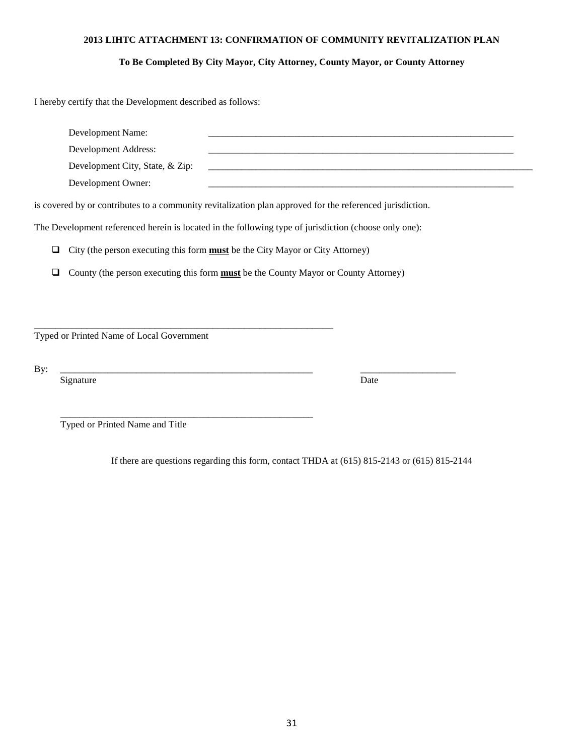**2013 LIHTC ATTACHMENT 13: CONFIRMATION OF COMMUNITY REVITALIZATION PLAN**

**To Be Completed By City Mayor, City Attorney, County Mayor, or County Attorney**

I hereby certify that the Development described as follows:

Development Name: ____________________________________________________________

Development Address: ____________________________________________________________

Development City, State, & Zip: ____________________________________________________________

Development Owner: ____________________________________________________________

is covered by or contributes to a community revitalization plan approved for the referenced jurisdiction.

The Development referenced herein is located in the following type of jurisdiction (choose only one):

- ☐ City (the person executing this form **must** be the City Mayor or City Attorney)
- ☐ County (the person executing this form **must** be the County Mayor or County Attorney)

____________________________________________________________
Typed or Printed Name of Local Government

By: ____________________________________________________ ____________________
Signature Date

____________________________________________________
Typed or Printed Name and Title

If there are questions regarding this form, contact THDA at (615) 815-2143 or (615) 815-2144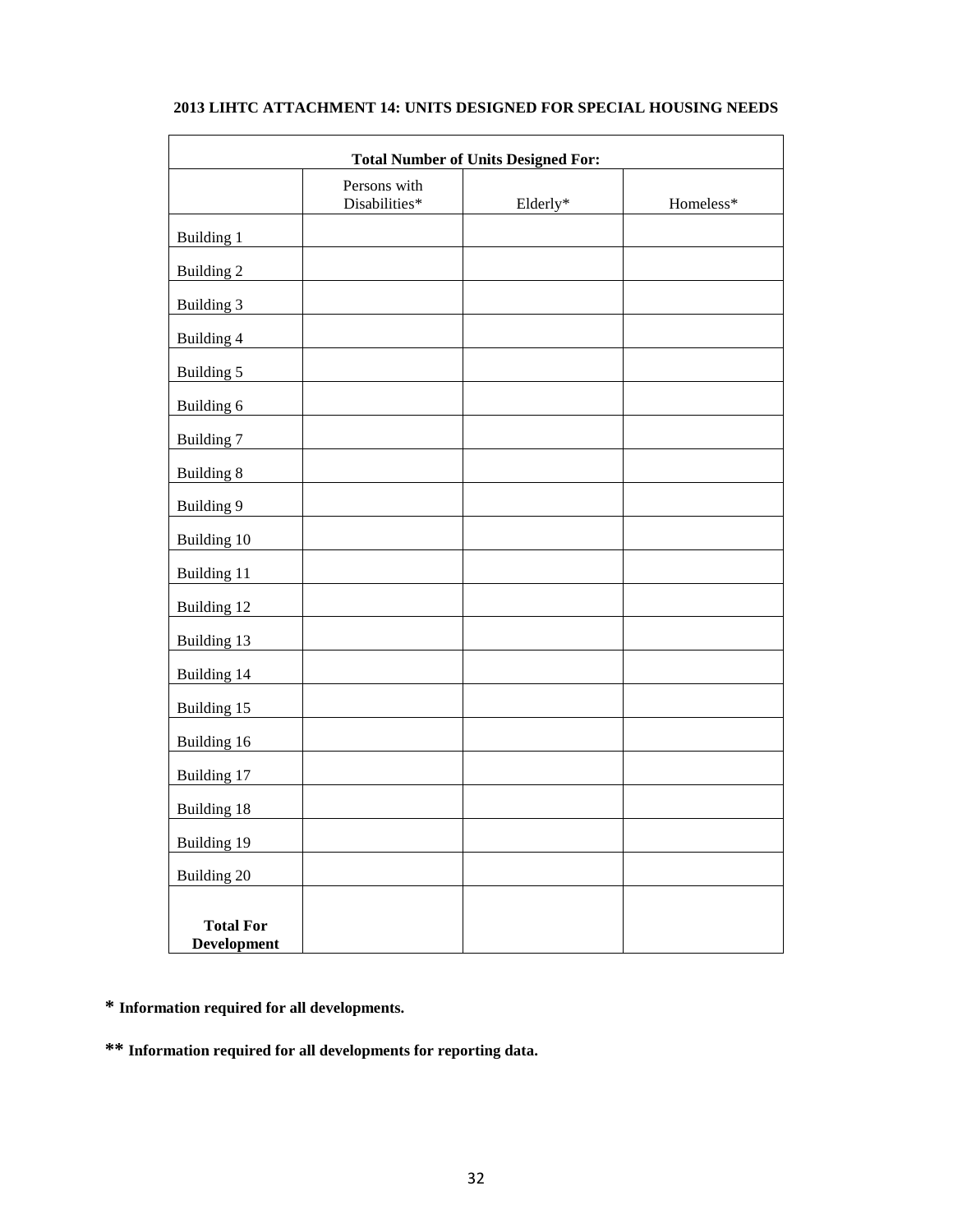**2013 LIHTC ATTACHMENT 14: UNITS DESIGNED FOR SPECIAL HOUSING NEEDS**

| **Total Number of Units Designed For:** | | | |
|---|---|---|---|
| | Persons with Disabilities* | Elderly* | Homeless* |
| Building 1 | | | |
| Building 2 | | | |
| Building 3 | | | |
| Building 4 | | | |
| Building 5 | | | |
| Building 6 | | | |
| Building 7 | | | |
| Building 8 | | | |
| Building 9 | | | |
| Building 10 | | | |
| Building 11 | | | |
| Building 12 | | | |
| Building 13 | | | |
| Building 14 | | | |
| Building 15 | | | |
| Building 16 | | | |
| Building 17 | | | |
| Building 18 | | | |
| Building 19 | | | |
| Building 20 | | | |
| **Total For Development** | | | |

**\* Information required for all developments.**

**\*\* Information required for all developments for reporting data.**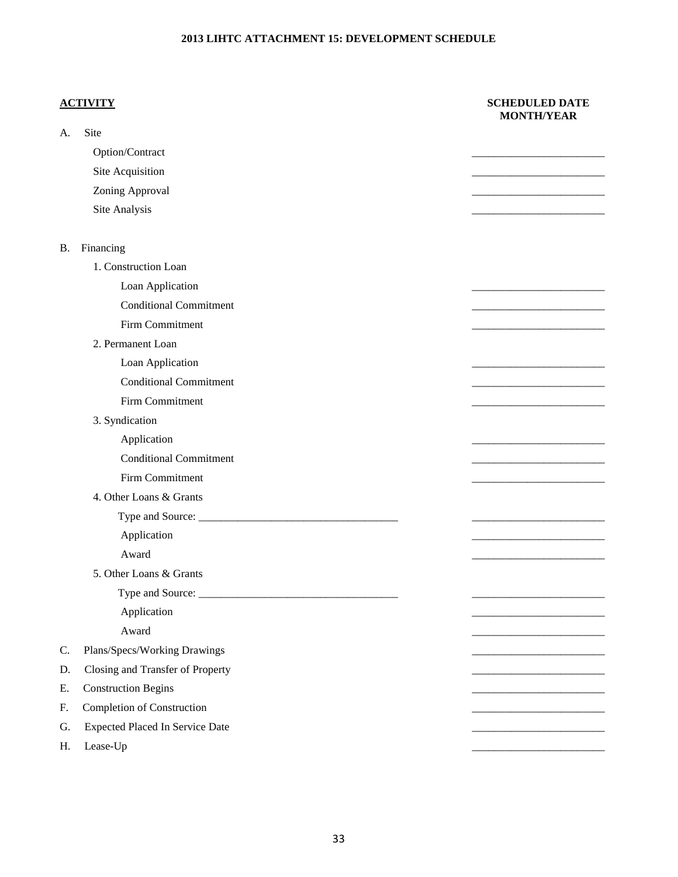# 2013 LIHTC ATTACHMENT 15: DEVELOPMENT SCHEDULE

| **ACTIVITY** | **SCHEDULED DATE MONTH/YEAR** |
|---|---|
| A. Site | |
| Option/Contract | ______________________ |
| Site Acquisition | ______________________ |
| Zoning Approval | ______________________ |
| Site Analysis | ______________________ |
| B. Financing | |
| 1. Construction Loan | |
| Loan Application | ______________________ |
| Conditional Commitment | ______________________ |
| Firm Commitment | ______________________ |
| 2. Permanent Loan | |
| Loan Application | ______________________ |
| Conditional Commitment | ______________________ |
| Firm Commitment | ______________________ |
| 3. Syndication | |
| Application | ______________________ |
| Conditional Commitment | ______________________ |
| Firm Commitment | ______________________ |
| 4. Other Loans & Grants | |
| Type and Source: ________________________________ | ______________________ |
| Application | ______________________ |
| Award | ______________________ |
| 5. Other Loans & Grants | |
| Type and Source: ________________________________ | ______________________ |
| Application | ______________________ |
| Award | ______________________ |
| C. Plans/Specs/Working Drawings | ______________________ |
| D. Closing and Transfer of Property | ______________________ |
| E. Construction Begins | ______________________ |
| F. Completion of Construction | ______________________ |
| G. Expected Placed In Service Date | ______________________ |
| H. Lease-Up | ______________________ |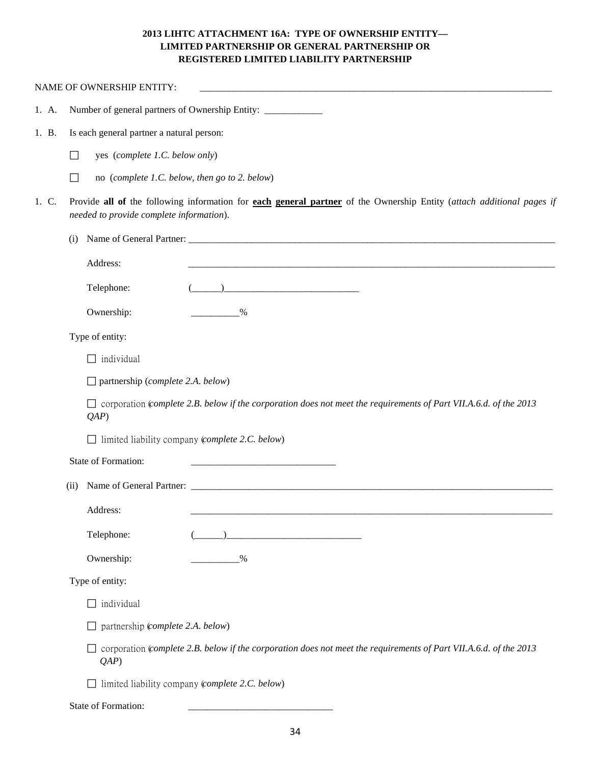**2013 LIHTC ATTACHMENT 16A: TYPE OF OWNERSHIP ENTITY—
LIMITED PARTNERSHIP OR GENERAL PARTNERSHIP OR
REGISTERED LIMITED LIABILITY PARTNERSHIP**

NAME OF OWNERSHIP ENTITY: ___________________________________________________________________________

1. A. Number of general partners of Ownership Entity: ____________

1. B. Is each general partner a natural person:

☐ yes (*complete 1.C. below only*)

☐ no (*complete 1.C. below, then go to 2. below*)

1. C. Provide **all of** the following information for **each** **general partner** of the Ownership Entity (*attach additional pages if needed to provide complete information*).

(i) Name of General Partner: ________________________________________________________________________________

Address: ________________________________________________________________________________

Telephone: (______)____________________________

Ownership: __________%

Type of entity:

☐ individual

☐ partnership (*complete 2.A. below*)

☐ corporation (*complete 2.B. below if the corporation does not meet the requirements of Part VII.A.6.d. of the 2013 QAP*)

☐ limited liability company (*complete 2.C. below*)

State of Formation: ______________________________

(ii) Name of General Partner: ________________________________________________________________________________

Address: ________________________________________________________________________________

Telephone: (______)____________________________

Ownership: __________%

Type of entity:

☐ individual

☐ partnership (*complete 2.A. below*)

☐ corporation (*complete 2.B. below if the corporation does not meet the requirements of Part VII.A.6.d. of the 2013 QAP*)

☐ limited liability company (*complete 2.C. below*)

State of Formation: ______________________________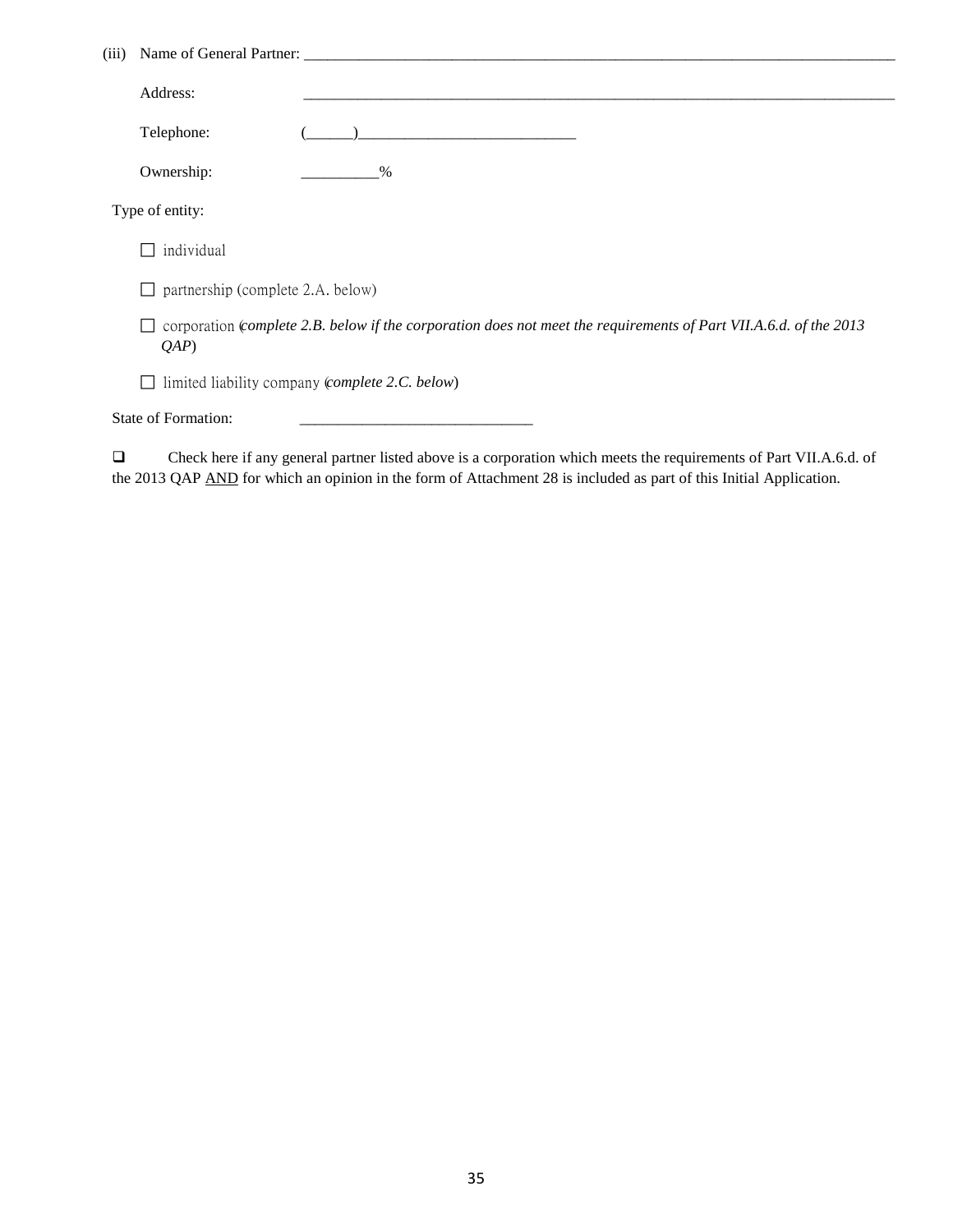(iii) Name of General Partner: ______________________________________________________________________________

Address: ______________________________________________________________________________

Telephone: (______)____________________________

Ownership: __________%

Type of entity:

☐ individual

☐ partnership (complete 2.A. below)

☐ corporation (*complete 2.B. below if the corporation does not meet the requirements of Part VII.A.6.d. of the 2013 QAP*)

☐ limited liability company (*complete 2.C. below*)

State of Formation: ______________________________

☐ Check here if any general partner listed above is a corporation which meets the requirements of Part VII.A.6.d. of the 2013 QAP AND for which an opinion in the form of Attachment 28 is included as part of this Initial Application.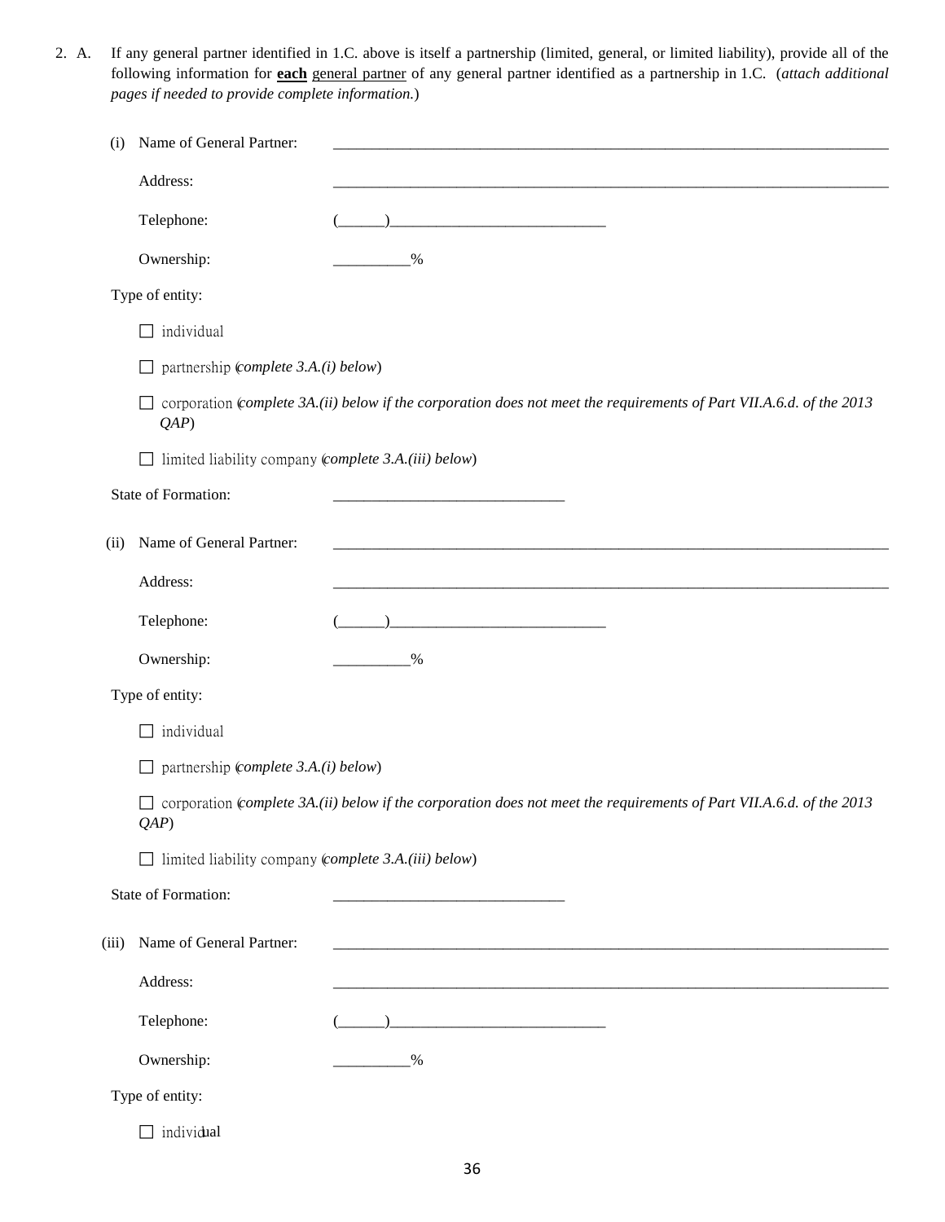2. A. If any general partner identified in 1.C. above is itself a partnership (limited, general, or limited liability), provide all of the following information for **each** general partner of any general partner identified as a partnership in 1.C. (*attach additional pages if needed to provide complete information.*)

(i) Name of General Partner: ____________________________________________

Address: ____________________________________________

Telephone: (______)____________________________

Ownership: __________%

Type of entity:

☐ individual

☐ partnership (*complete 3.A.(i) below*)

☐ corporation (*complete 3A.(ii) below if the corporation does not meet the requirements of Part VII.A.6.d. of the 2013 QAP*)

☐ limited liability company (*complete 3.A.(iii) below*)

State of Formation: ______________________________

(ii) Name of General Partner: ____________________________________________

Address: ____________________________________________

Telephone: (______)____________________________

Ownership: __________%

Type of entity:

☐ individual

☐ partnership (*complete 3.A.(i) below*)

☐ corporation (*complete 3A.(ii) below if the corporation does not meet the requirements of Part VII.A.6.d. of the 2013 QAP*)

☐ limited liability company (*complete 3.A.(iii) below*)

State of Formation: ______________________________

(iii) Name of General Partner: ____________________________________________

Address: ____________________________________________

Telephone: (______)____________________________

Ownership: __________%

Type of entity:

☐ individual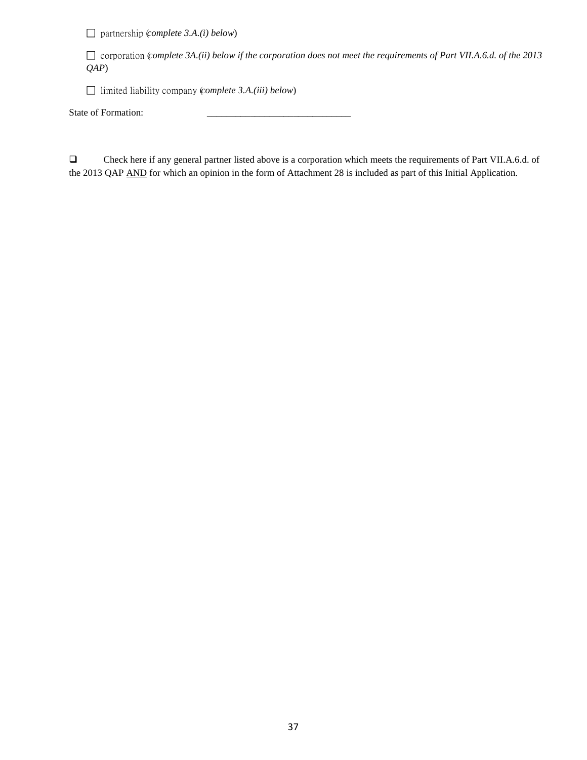☐ partnership (*complete 3.A.(i) below*)

☐ corporation (*complete 3A.(ii) below if the corporation does not meet the requirements of Part VII.A.6.d. of the 2013 QAP*)

☐ limited liability company (*complete 3.A.(iii) below*)

State of Formation: ______________________________

☐ Check here if any general partner listed above is a corporation which meets the requirements of Part VII.A.6.d. of the 2013 QAP AND for which an opinion in the form of Attachment 28 is included as part of this Initial Application.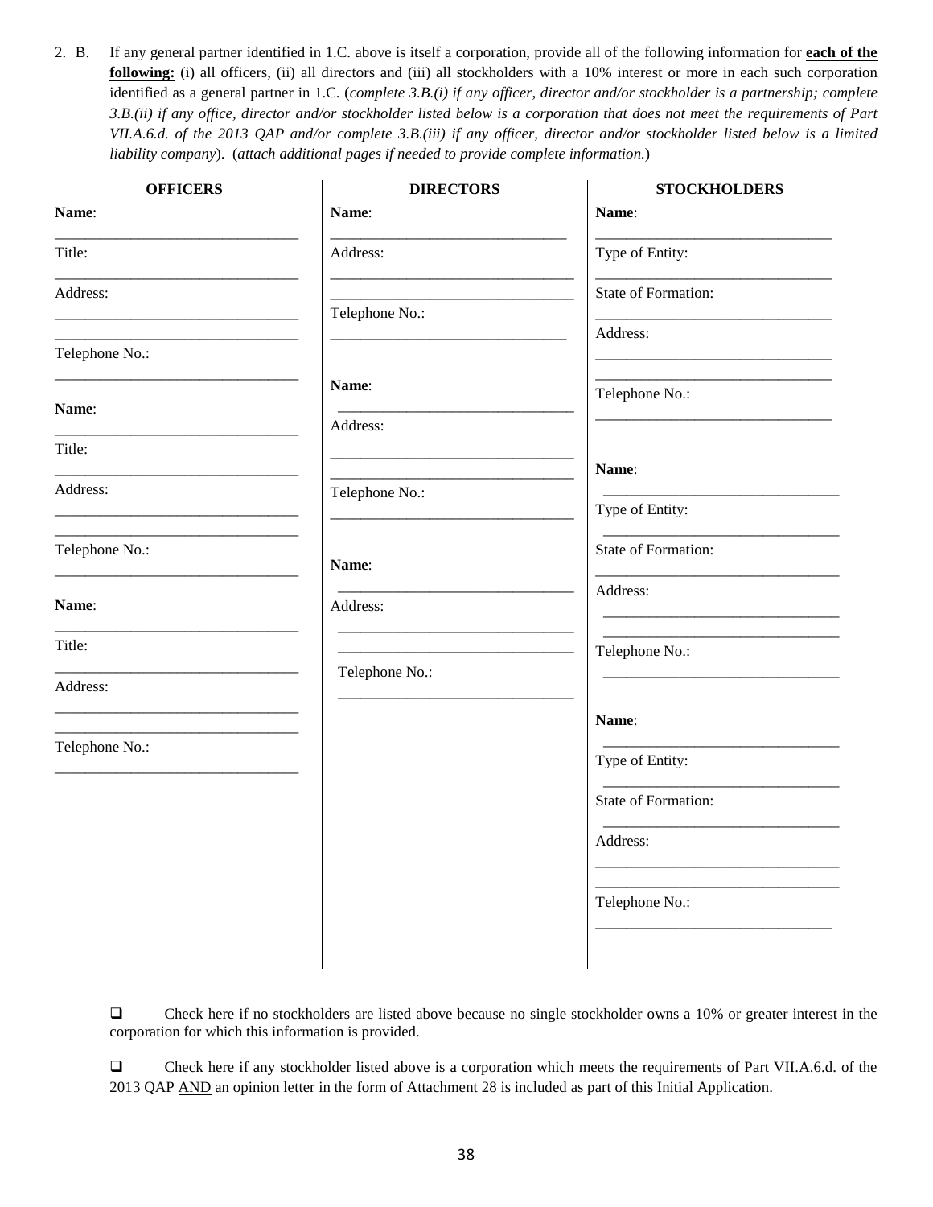2. B. If any general partner identified in 1.C. above is itself a corporation, provide all of the following information for **<u>each of the following:</u>** (i) <u>all officers</u>, (ii) <u>all directors</u> and (iii) <u>all stockholders with a 10% interest or more</u> in each such corporation identified as a general partner in 1.C. (*complete 3.B.(i) if any officer, director and/or stockholder is a partnership; complete 3.B.(ii) if any office, director and/or stockholder listed below is a corporation that does not meet the requirements of Part VII.A.6.d. of the 2013 QAP and/or complete 3.B.(iii) if any officer, director and/or stockholder listed below is a limited liability company*). (*attach additional pages if needed to provide complete information.*)

**OFFICERS**

**Name**: _______________________________

Title: _______________________________

Address: _______________________________
_______________________________

Telephone No.: _______________________________

**Name**: _______________________________

Title: _______________________________

Address: _______________________________
_______________________________

Telephone No.: _______________________________

**Name**: _______________________________

Title: _______________________________

Address: _______________________________
_______________________________

Telephone No.: _______________________________

**DIRECTORS**

**Name**: _______________________________

Address: _______________________________
_______________________________

Telephone No.: _______________________________

**Name**: _______________________________

Address: _______________________________
_______________________________

Telephone No.: _______________________________

**Name**: _______________________________

Address: _______________________________
_______________________________

Telephone No.: _______________________________

**STOCKHOLDERS**

**Name**: _______________________________

Type of Entity: _______________________________

State of Formation: _______________________________

Address: _______________________________
_______________________________

Telephone No.: _______________________________

**Name**: _______________________________

Type of Entity: _______________________________

State of Formation: _______________________________

Address: _______________________________
_______________________________

Telephone No.: _______________________________

**Name**: _______________________________

Type of Entity: _______________________________

State of Formation: _______________________________

Address: _______________________________
_______________________________

Telephone No.: _______________________________

❑ Check here if no stockholders are listed above because no single stockholder owns a 10% or greater interest in the corporation for which this information is provided.

❑ Check here if any stockholder listed above is a corporation which meets the requirements of Part VII.A.6.d. of the 2013 QAP <u>AND</u> an opinion letter in the form of Attachment 28 is included as part of this Initial Application.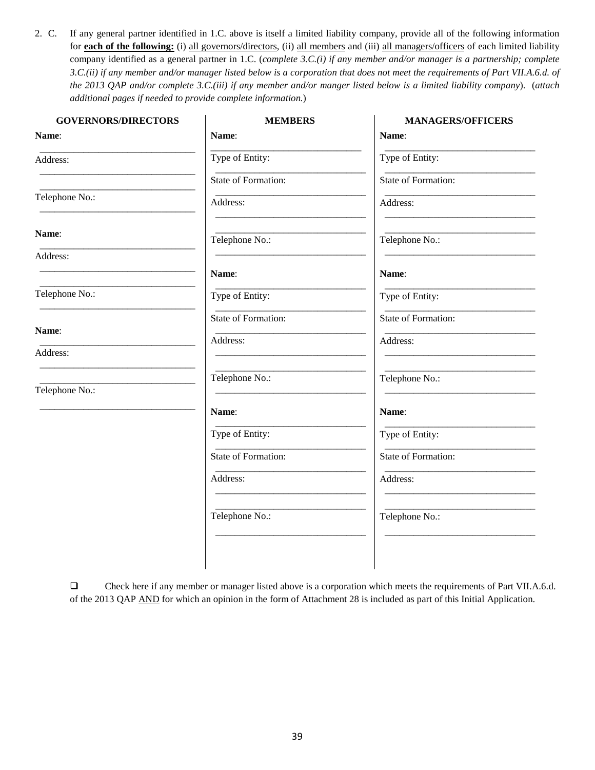2. C. If any general partner identified in 1.C. above is itself a limited liability company, provide all of the following information for **<u>each of the following:</u>** (i) <u>all governors/directors</u>, (ii) <u>all members</u> and (iii) <u>all managers/officers</u> of each limited liability company identified as a general partner in 1.C. (*complete 3.C.(i) if any member and/or manager is a partnership; complete 3.C.(ii) if any member and/or manager listed below is a corporation that does not meet the requirements of Part VII.A.6.d. of the 2013 QAP and/or complete 3.C.(iii) if any member and/or manger listed below is a limited liability company*). (*attach additional pages if needed to provide complete information.*)

| GOVERNORS/DIRECTORS | MEMBERS | MANAGERS/OFFICERS |
|---|---|---|
| **Name**: ____________________ | **Name**: ____________________ | **Name**: ____________________ |
| Address: ____________________ | Type of Entity: ____________________ | Type of Entity: ____________________ |
| ____________________ | State of Formation: ____________________ | State of Formation: ____________________ |
| Telephone No.: ____________________ | Address: ____________________ | Address: ____________________ |
| | ____________________ | ____________________ |
| **Name**: ____________________ | Telephone No.: ____________________ | Telephone No.: ____________________ |
| Address: ____________________ | | |
| ____________________ | **Name**: ____________________ | **Name**: ____________________ |
| Telephone No.: ____________________ | Type of Entity: ____________________ | Type of Entity: ____________________ |
| | State of Formation: ____________________ | State of Formation: ____________________ |
| **Name**: ____________________ | Address: ____________________ | Address: ____________________ |
| Address: ____________________ | ____________________ | ____________________ |
| ____________________ | Telephone No.: ____________________ | Telephone No.: ____________________ |
| Telephone No.: ____________________ | | |
| | **Name**: ____________________ | **Name**: ____________________ |
| | Type of Entity: ____________________ | Type of Entity: ____________________ |
| | State of Formation: ____________________ | State of Formation: ____________________ |
| | Address: ____________________ | Address: ____________________ |
| | ____________________ | ____________________ |
| | Telephone No.: ____________________ | Telephone No.: ____________________ |

☐ Check here if any member or manager listed above is a corporation which meets the requirements of Part VII.A.6.d. of the 2013 QAP <u>AND</u> for which an opinion in the form of Attachment 28 is included as part of this Initial Application.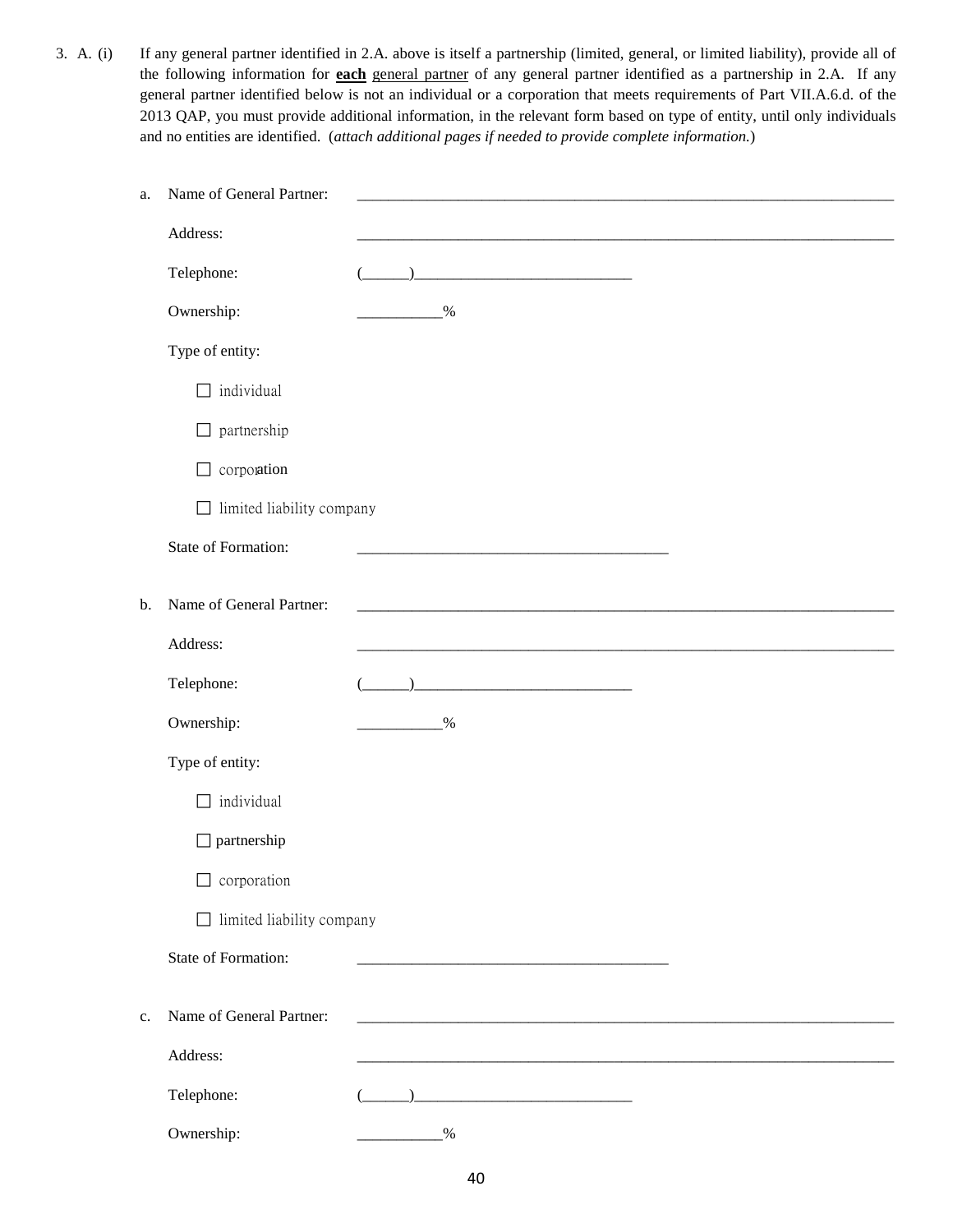3. A. (i) If any general partner identified in 2.A. above is itself a partnership (limited, general, or limited liability), provide all of the following information for **each** general partner of any general partner identified as a partnership in 2.A. If any general partner identified below is not an individual or a corporation that meets requirements of Part VII.A.6.d. of the 2013 QAP, you must provide additional information, in the relevant form based on type of entity, until only individuals and no entities are identified. (*attach additional pages if needed to provide complete information.*)

a. Name of General Partner: ______________________________________________________________________

Address: ______________________________________________________________________

Telephone: (______)____________________________

Ownership: ___________%

Type of entity:

☐ individual

☐ partnership

☐ corporation

☐ limited liability company

State of Formation: ________________________________________

b. Name of General Partner: ______________________________________________________________________

Address: ______________________________________________________________________

Telephone: (______)____________________________

Ownership: ___________%

Type of entity:

☐ individual

☐ partnership

☐ corporation

☐ limited liability company

State of Formation: ________________________________________

c. Name of General Partner: ______________________________________________________________________

Address: ______________________________________________________________________

Telephone: (______)____________________________

Ownership: ___________%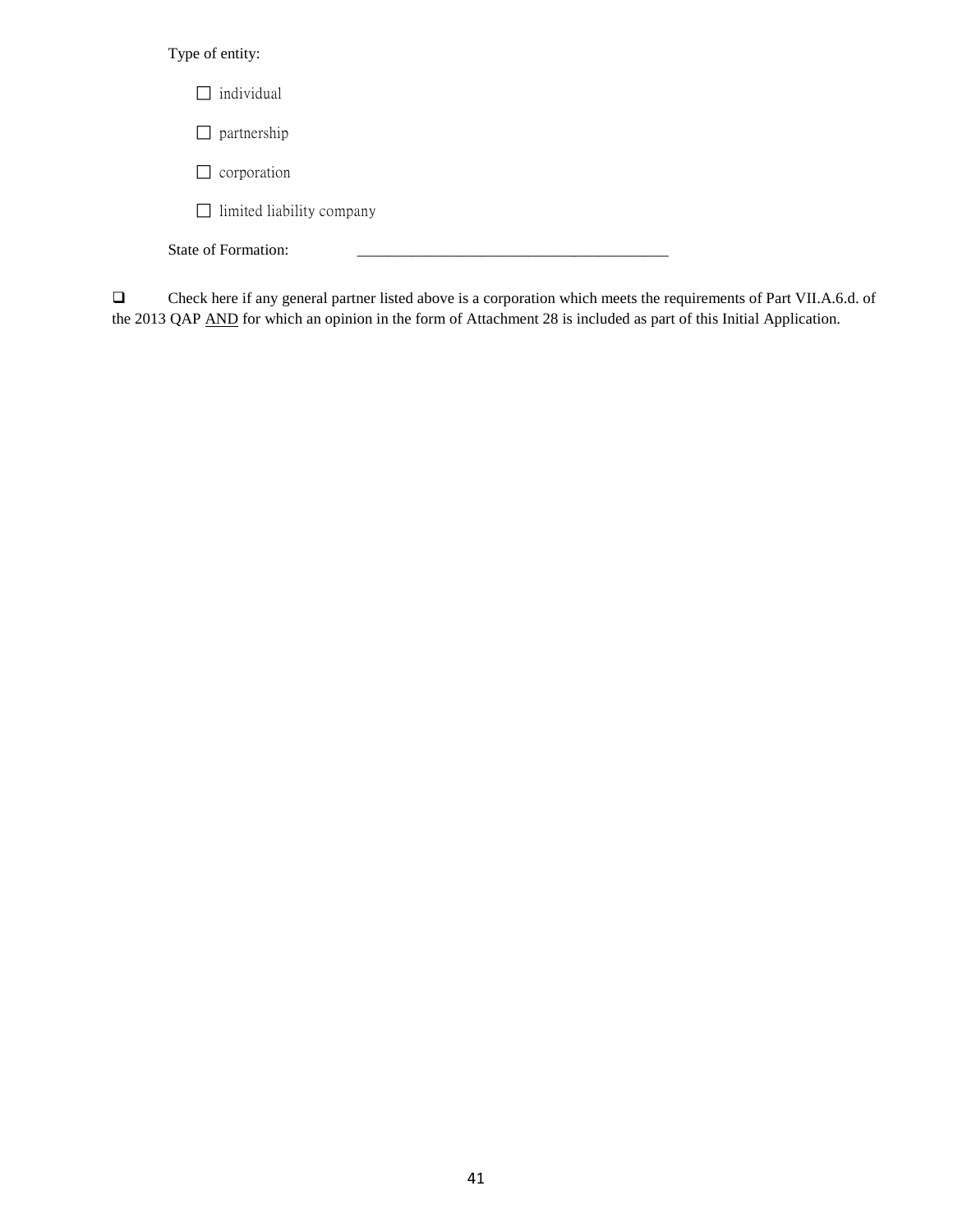Type of entity:

☐ individual

☐ partnership

☐ corporation

☐ limited liability company

State of Formation: \_\_\_\_\_\_\_\_\_\_\_\_\_\_\_\_\_\_\_\_\_\_\_\_\_\_\_\_\_\_\_\_\_\_\_\_\_\_\_\_

☐ Check here if any general partner listed above is a corporation which meets the requirements of Part VII.A.6.d. of the 2013 QAP <u>AND</u> for which an opinion in the form of Attachment 28 is included as part of this Initial Application.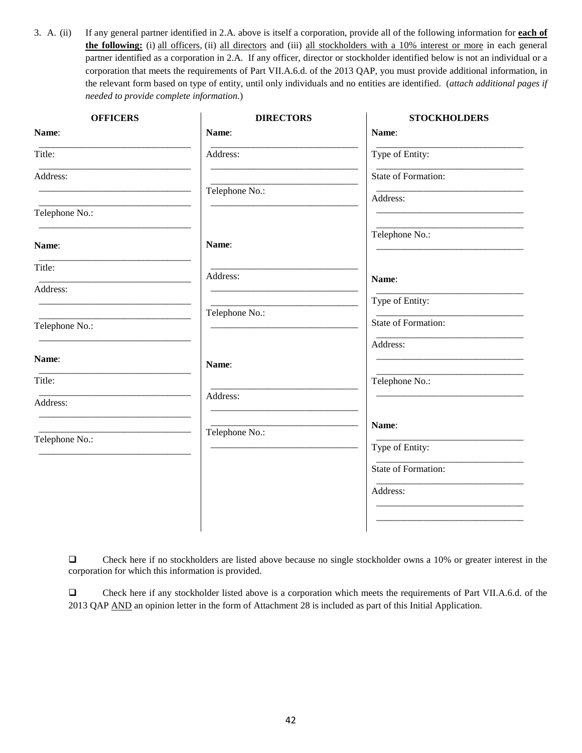3. A. (ii) If any general partner identified in 2.A. above is itself a corporation, provide all of the following information for **each of the following:** (i) all officers, (ii) all directors and (iii) all stockholders with a 10% interest or more in each general partner identified as a corporation in 2.A. If any officer, director or stockholder identified below is not an individual or a corporation that meets the requirements of Part VII.A.6.d. of the 2013 QAP, you must provide additional information, in the relevant form based on type of entity, until only individuals and no entities are identified. (*attach additional pages if needed to provide complete information.*)

| OFFICERS | DIRECTORS | STOCKHOLDERS |
|---|---|---|
| **Name**: ______________________ | **Name**: ______________________ | **Name**: ______________________ |
| Title: ______________________ | Address: ______________________ ______________________ | Type of Entity: ______________________ |
| Address: ______________________ ______________________ | Telephone No.: ______________________ | State of Formation: ______________________ |
| Telephone No.: ______________________ | | Address: ______________________ ______________________ |
| | | Telephone No.: ______________________ |
| **Name**: ______________________ | **Name**: ______________________ | **Name**: ______________________ |
| Title: ______________________ | Address: ______________________ ______________________ | Type of Entity: ______________________ |
| Address: ______________________ ______________________ | Telephone No.: ______________________ | State of Formation: ______________________ |
| Telephone No.: ______________________ | | Address: ______________________ ______________________ |
| | | Telephone No.: ______________________ |
| **Name**: ______________________ | **Name**: ______________________ | **Name**: ______________________ |
| Title: ______________________ | Address: ______________________ ______________________ | Type of Entity: ______________________ |
| Address: ______________________ ______________________ | Telephone No.: ______________________ | State of Formation: ______________________ |
| Telephone No.: ______________________ | | Address: ______________________ ______________________ |

☐ Check here if no stockholders are listed above because no single stockholder owns a 10% or greater interest in the corporation for which this information is provided.

☐ Check here if any stockholder listed above is a corporation which meets the requirements of Part VII.A.6.d. of the 2013 QAP AND an opinion letter in the form of Attachment 28 is included as part of this Initial Application.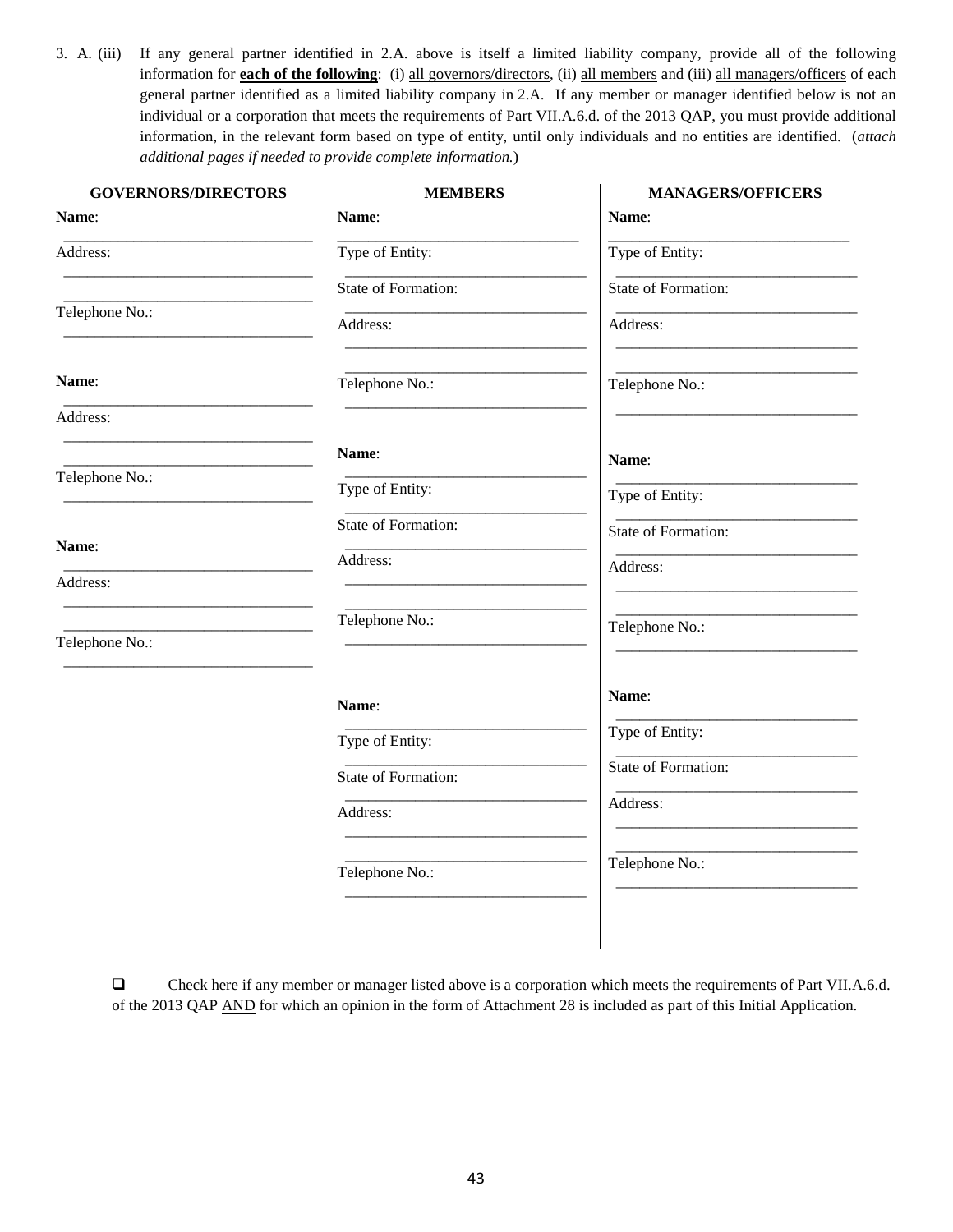3. A. (iii) If any general partner identified in 2.A. above is itself a limited liability company, provide all of the following information for **<u>each of the following</u>**: (i) <u>all governors/directors</u>, (ii) <u>all members</u> and (iii) <u>all managers/officers</u> of each general partner identified as a limited liability company in 2.A. If any member or manager identified below is not an individual or a corporation that meets the requirements of Part VII.A.6.d. of the 2013 QAP, you must provide additional information, in the relevant form based on type of entity, until only individuals and no entities are identified. (*attach additional pages if needed to provide complete information.*)

| GOVERNORS/DIRECTORS | MEMBERS | MANAGERS/OFFICERS |
|---|---|---|
| **Name**: ______________________ | **Name**: ______________________ | **Name**: ______________________ |
| Address: ______________________ ______________________ | Type of Entity: ______________________ | Type of Entity: ______________________ |
| Telephone No.: ______________________ | State of Formation: ______________________ | State of Formation: ______________________ |
| | Address: ______________________ ______________________ | Address: ______________________ ______________________ |
| | Telephone No.: ______________________ | Telephone No.: ______________________ |
| **Name**: ______________________ | **Name**: ______________________ | **Name**: ______________________ |
| Address: ______________________ ______________________ | Type of Entity: ______________________ | Type of Entity: ______________________ |
| Telephone No.: ______________________ | State of Formation: ______________________ | State of Formation: ______________________ |
| | Address: ______________________ ______________________ | Address: ______________________ ______________________ |
| | Telephone No.: ______________________ | Telephone No.: ______________________ |
| **Name**: ______________________ | **Name**: ______________________ | **Name**: ______________________ |
| Address: ______________________ ______________________ | Type of Entity: ______________________ | Type of Entity: ______________________ |
| Telephone No.: ______________________ | State of Formation: ______________________ | State of Formation: ______________________ |
| | Address: ______________________ ______________________ | Address: ______________________ ______________________ |
| | Telephone No.: ______________________ | Telephone No.: ______________________ |

☐ Check here if any member or manager listed above is a corporation which meets the requirements of Part VII.A.6.d. of the 2013 QAP <u>AND</u> for which an opinion in the form of Attachment 28 is included as part of this Initial Application.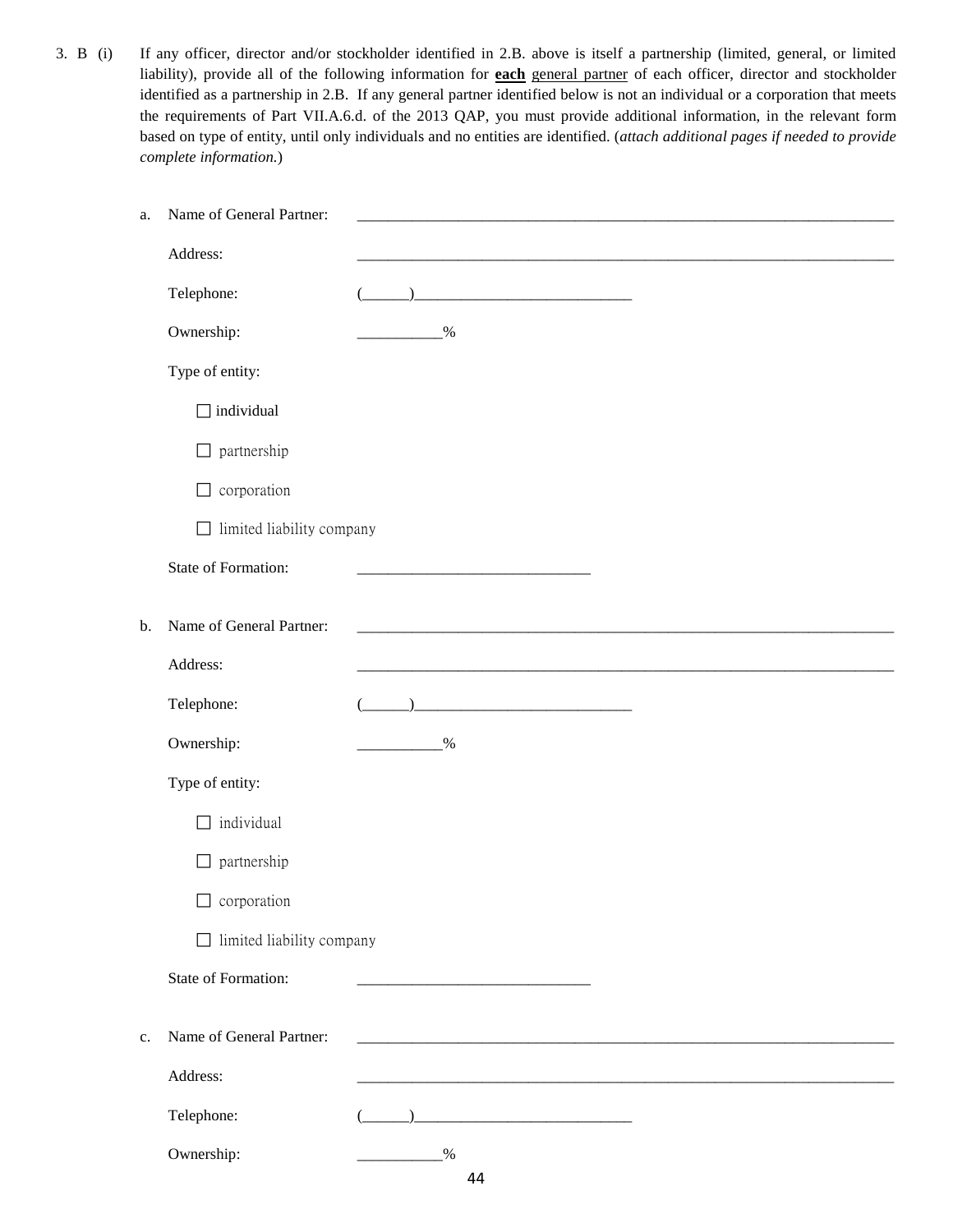3. B (i) If any officer, director and/or stockholder identified in 2.B. above is itself a partnership (limited, general, or limited liability), provide all of the following information for **<u>each</u>** <u>general partner</u> of each officer, director and stockholder identified as a partnership in 2.B. If any general partner identified below is not an individual or a corporation that meets the requirements of Part VII.A.6.d. of the 2013 QAP, you must provide additional information, in the relevant form based on type of entity, until only individuals and no entities are identified. (*attach additional pages if needed to provide complete information.*)

a. Name of General Partner: ______________________________________________________________________

Address: ______________________________________________________________________

Telephone: (______)____________________________

Ownership: ___________%

Type of entity:

☐ individual

☐ partnership

☐ corporation

☐ limited liability company

State of Formation: ______________________________

b. Name of General Partner: ______________________________________________________________________

Address: ______________________________________________________________________

Telephone: (______)____________________________

Ownership: ___________%

Type of entity:

☐ individual

☐ partnership

☐ corporation

☐ limited liability company

State of Formation: ______________________________

c. Name of General Partner: ______________________________________________________________________

Address: ______________________________________________________________________

Telephone: (______)____________________________

Ownership: ___________%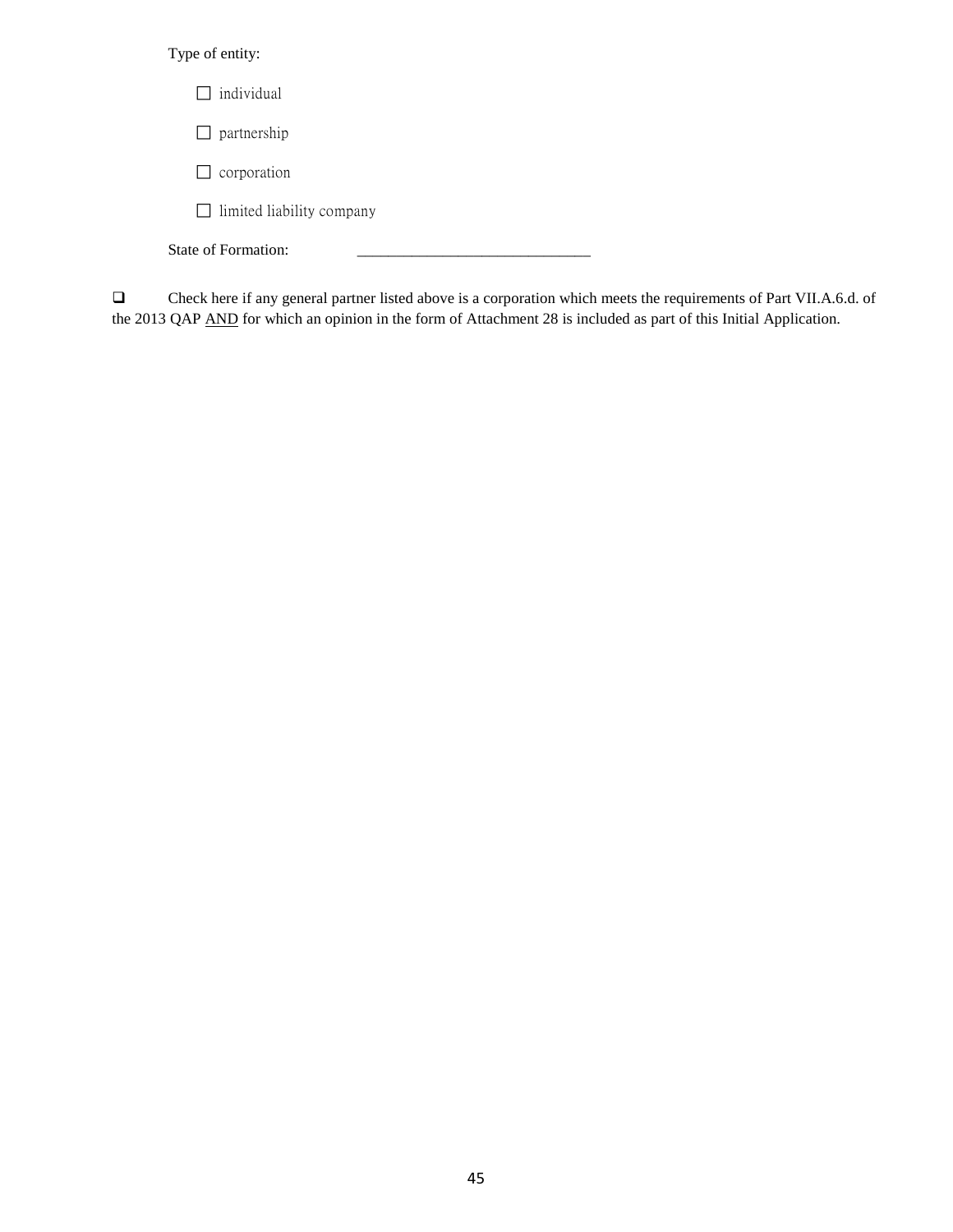Type of entity:

☐ individual

☐ partnership

☐ corporation

☐ limited liability company

State of Formation: ______________________________

❑ Check here if any general partner listed above is a corporation which meets the requirements of Part VII.A.6.d. of the 2013 QAP AND for which an opinion in the form of Attachment 28 is included as part of this Initial Application.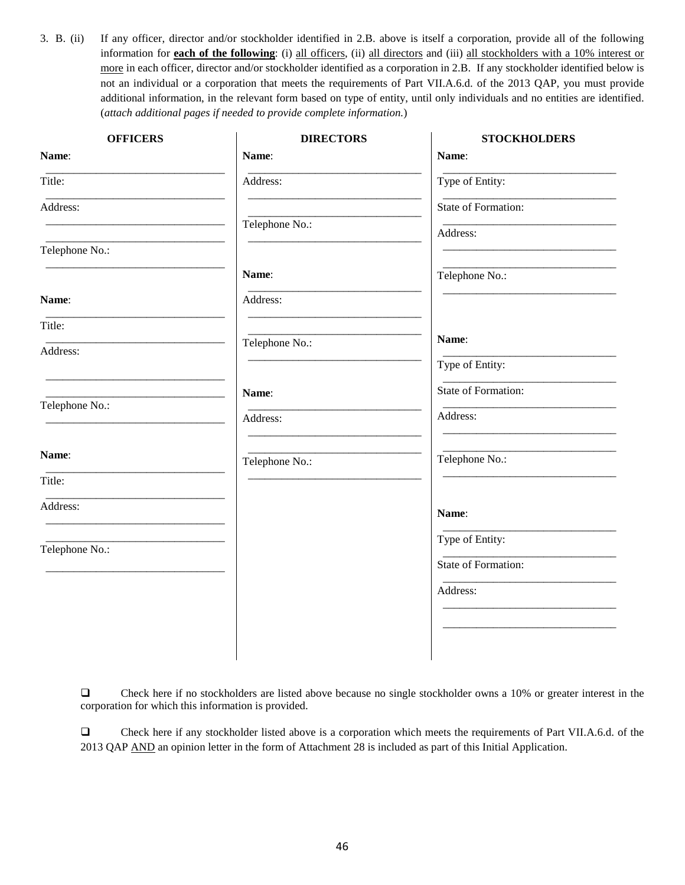3. B. (ii) If any officer, director and/or stockholder identified in 2.B. above is itself a corporation, provide all of the following information for **each of the following**: (i) all officers, (ii) all directors and (iii) all stockholders with a 10% interest or more in each officer, director and/or stockholder identified as a corporation in 2.B. If any stockholder identified below is not an individual or a corporation that meets the requirements of Part VII.A.6.d. of the 2013 QAP, you must provide additional information, in the relevant form based on type of entity, until only individuals and no entities are identified. (*attach additional pages if needed to provide complete information.*)

| OFFICERS | DIRECTORS | STOCKHOLDERS |
|---|---|---|
| **Name**: ____________ | **Name**: ____________ | **Name**: ____________ |
| Title: ____________ | Address: ____________ ____________ | Type of Entity: ____________ |
| Address: ____________ ____________ | Telephone No.: ____________ | State of Formation: ____________ |
| Telephone No.: ____________ | | Address: ____________ ____________ |
| | | Telephone No.: ____________ |
| **Name**: ____________ | **Name**: ____________ | **Name**: ____________ |
| Title: ____________ | Address: ____________ ____________ | Type of Entity: ____________ |
| Address: ____________ ____________ | Telephone No.: ____________ | State of Formation: ____________ |
| Telephone No.: ____________ | | Address: ____________ ____________ |
| | | Telephone No.: ____________ |
| **Name**: ____________ | **Name**: ____________ | **Name**: ____________ |
| Title: ____________ | Address: ____________ ____________ | Type of Entity: ____________ |
| Address: ____________ ____________ | Telephone No.: ____________ | State of Formation: ____________ |
| Telephone No.: ____________ | | Address: ____________ ____________ |

❑ Check here if no stockholders are listed above because no single stockholder owns a 10% or greater interest in the corporation for which this information is provided.

❑ Check here if any stockholder listed above is a corporation which meets the requirements of Part VII.A.6.d. of the 2013 QAP AND an opinion letter in the form of Attachment 28 is included as part of this Initial Application.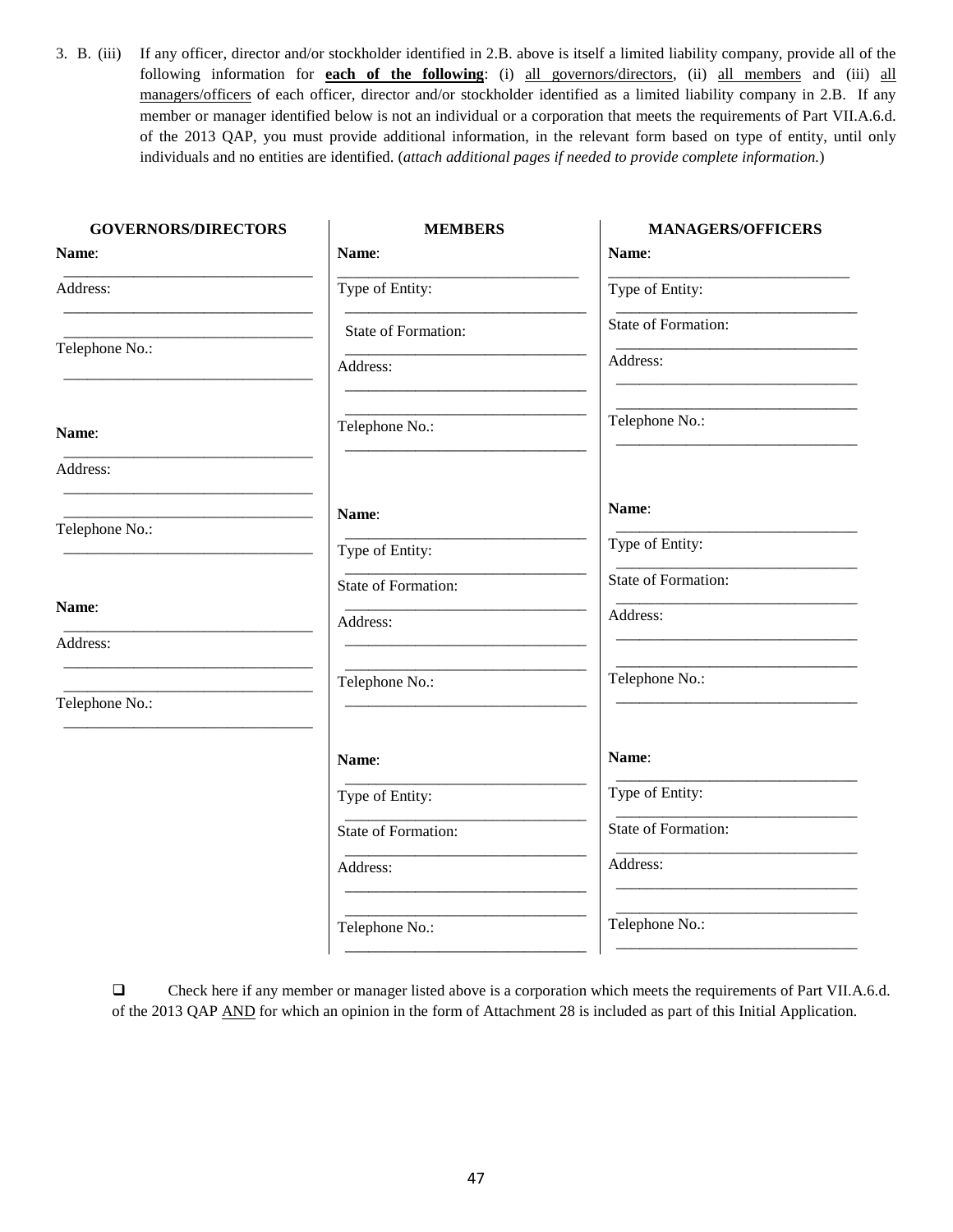3. B. (iii) If any officer, director and/or stockholder identified in 2.B. above is itself a limited liability company, provide all of the following information for **each of the following**: (i) all governors/directors, (ii) all members and (iii) all managers/officers of each officer, director and/or stockholder identified as a limited liability company in 2.B. If any member or manager identified below is not an individual or a corporation that meets the requirements of Part VII.A.6.d. of the 2013 QAP, you must provide additional information, in the relevant form based on type of entity, until only individuals and no entities are identified. (*attach additional pages if needed to provide complete information.*)

| GOVERNORS/DIRECTORS | MEMBERS | MANAGERS/OFFICERS |
|---|---|---|
| **Name**: ______________________________ | **Name**: ______________________________ | **Name**: ______________________________ |
| Address: ______________________________ ______________________________ | Type of Entity: ______________________________ | Type of Entity: ______________________________ |
| Telephone No.: ______________________________ | State of Formation: ______________________________ | State of Formation: ______________________________ |
| | Address: ______________________________ ______________________________ | Address: ______________________________ ______________________________ |
| | Telephone No.: ______________________________ | Telephone No.: ______________________________ |
| **Name**: ______________________________ | **Name**: ______________________________ | **Name**: ______________________________ |
| Address: ______________________________ ______________________________ | Type of Entity: ______________________________ | Type of Entity: ______________________________ |
| Telephone No.: ______________________________ | State of Formation: ______________________________ | State of Formation: ______________________________ |
| | Address: ______________________________ ______________________________ | Address: ______________________________ ______________________________ |
| | Telephone No.: ______________________________ | Telephone No.: ______________________________ |
| **Name**: ______________________________ | **Name**: ______________________________ | **Name**: ______________________________ |
| Address: ______________________________ ______________________________ | Type of Entity: ______________________________ | Type of Entity: ______________________________ |
| Telephone No.: ______________________________ | State of Formation: ______________________________ | State of Formation: ______________________________ |
| | Address: ______________________________ ______________________________ | Address: ______________________________ ______________________________ |
| | Telephone No.: ______________________________ | Telephone No.: ______________________________ |

❑ Check here if any member or manager listed above is a corporation which meets the requirements of Part VII.A.6.d. of the 2013 QAP AND for which an opinion in the form of Attachment 28 is included as part of this Initial Application.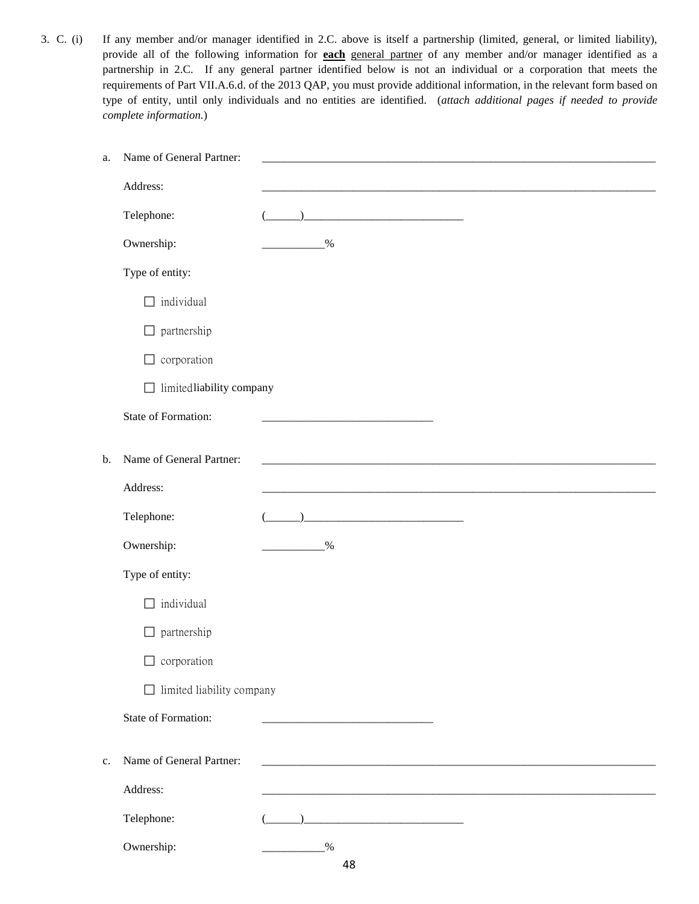3. C. (i) If any member and/or manager identified in 2.C. above is itself a partnership (limited, general, or limited liability), provide all of the following information for **each** general partner of any member and/or manager identified as a partnership in 2.C. If any general partner identified below is not an individual or a corporation that meets the requirements of Part VII.A.6.d. of the 2013 QAP, you must provide additional information, in the relevant form based on type of entity, until only individuals and no entities are identified. (*attach additional pages if needed to provide complete information.*)

a. Name of General Partner: ___________________________________________________________________

Address: ___________________________________________________________________

Telephone: (______)____________________________

Ownership: ___________%

Type of entity:

☐ individual

☐ partnership

☐ corporation

☐ limited liability company

State of Formation: ______________________________

b. Name of General Partner: ___________________________________________________________________

Address: ___________________________________________________________________

Telephone: (______)____________________________

Ownership: ___________%

Type of entity:

☐ individual

☐ partnership

☐ corporation

☐ limited liability company

State of Formation: ______________________________

c. Name of General Partner: ___________________________________________________________________

Address: ___________________________________________________________________

Telephone: (______)____________________________

Ownership: ___________%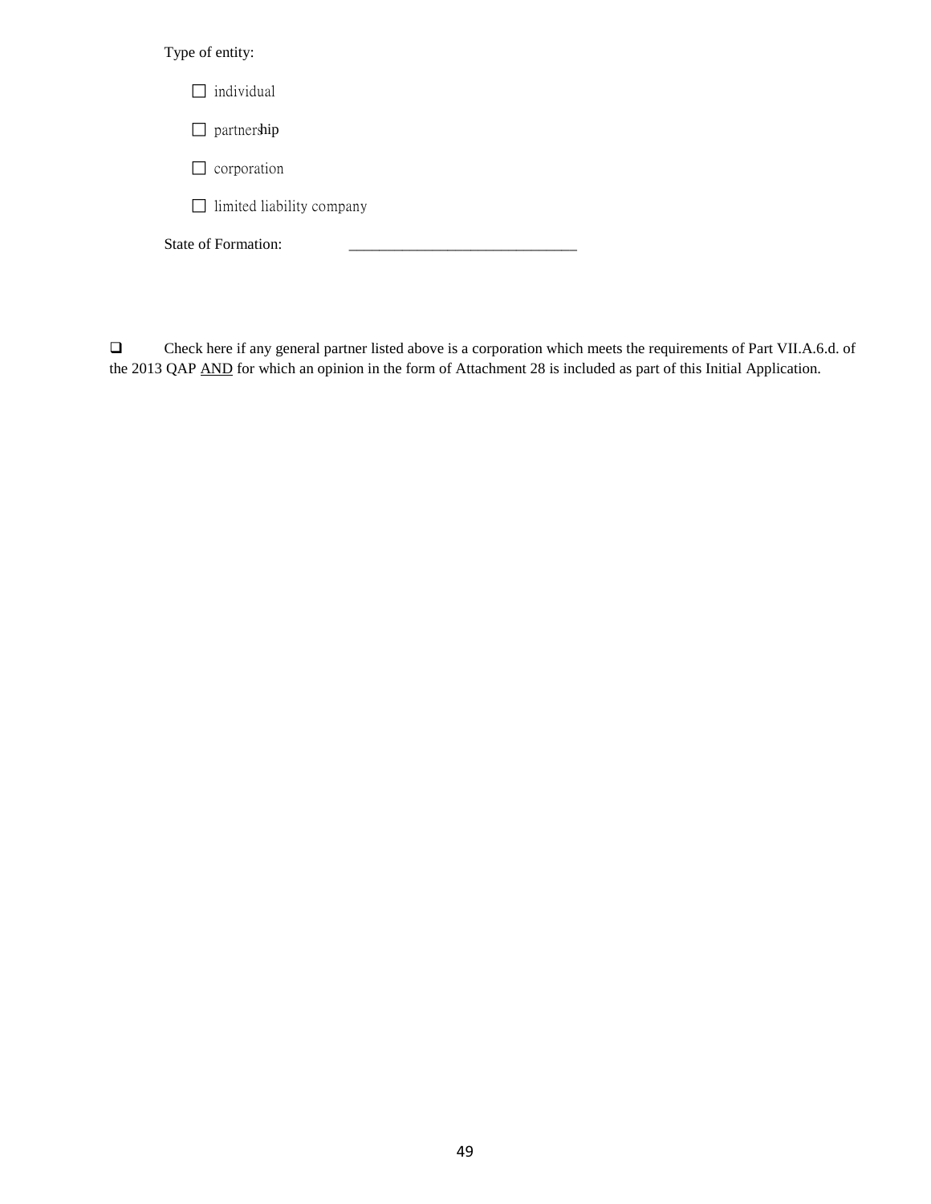Type of entity:

☐ individual

☐ partnership

☐ corporation

☐ limited liability company

State of Formation: ______________________________

❑ Check here if any general partner listed above is a corporation which meets the requirements of Part VII.A.6.d. of the 2013 QAP <u>AND</u> for which an opinion in the form of Attachment 28 is included as part of this Initial Application.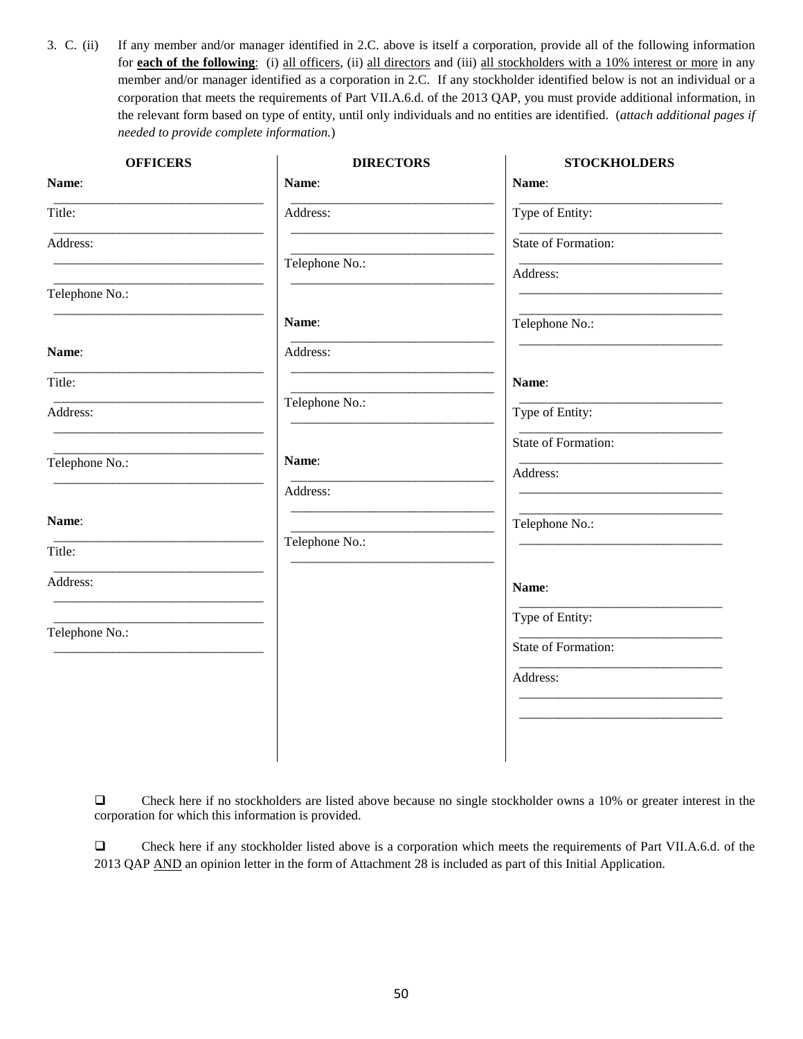3. C. (ii) If any member and/or manager identified in 2.C. above is itself a corporation, provide all of the following information for **each of the following**: (i) all officers, (ii) all directors and (iii) all stockholders with a 10% interest or more in any member and/or manager identified as a corporation in 2.C. If any stockholder identified below is not an individual or a corporation that meets the requirements of Part VII.A.6.d. of the 2013 QAP, you must provide additional information, in the relevant form based on type of entity, until only individuals and no entities are identified. (*attach additional pages if needed to provide complete information.*)

| OFFICERS | DIRECTORS | STOCKHOLDERS |
|---|---|---|
| **Name**: ______________________ | **Name**: ______________________ | **Name**: ______________________ |
| Title: ______________________ | Address: ______________________ ______________________ | Type of Entity: ______________________ |
| Address: ______________________ ______________________ | Telephone No.: ______________________ | State of Formation: ______________________ |
| Telephone No.: ______________________ | | Address: ______________________ ______________________ |
| | **Name**: ______________________ | Telephone No.: ______________________ |
| **Name**: ______________________ | Address: ______________________ ______________________ | |
| Title: ______________________ | Telephone No.: ______________________ | **Name**: ______________________ |
| Address: ______________________ ______________________ | | Type of Entity: ______________________ |
| Telephone No.: ______________________ | **Name**: ______________________ | State of Formation: ______________________ |
| | Address: ______________________ ______________________ | Address: ______________________ ______________________ |
| **Name**: ______________________ | Telephone No.: ______________________ | Telephone No.: ______________________ |
| Title: ______________________ | | |
| Address: ______________________ ______________________ | | **Name**: ______________________ |
| Telephone No.: ______________________ | | Type of Entity: ______________________ |
| | | State of Formation: ______________________ |
| | | Address: ______________________ ______________________ |

❑ Check here if no stockholders are listed above because no single stockholder owns a 10% or greater interest in the corporation for which this information is provided.

❑ Check here if any stockholder listed above is a corporation which meets the requirements of Part VII.A.6.d. of the 2013 QAP AND an opinion letter in the form of Attachment 28 is included as part of this Initial Application.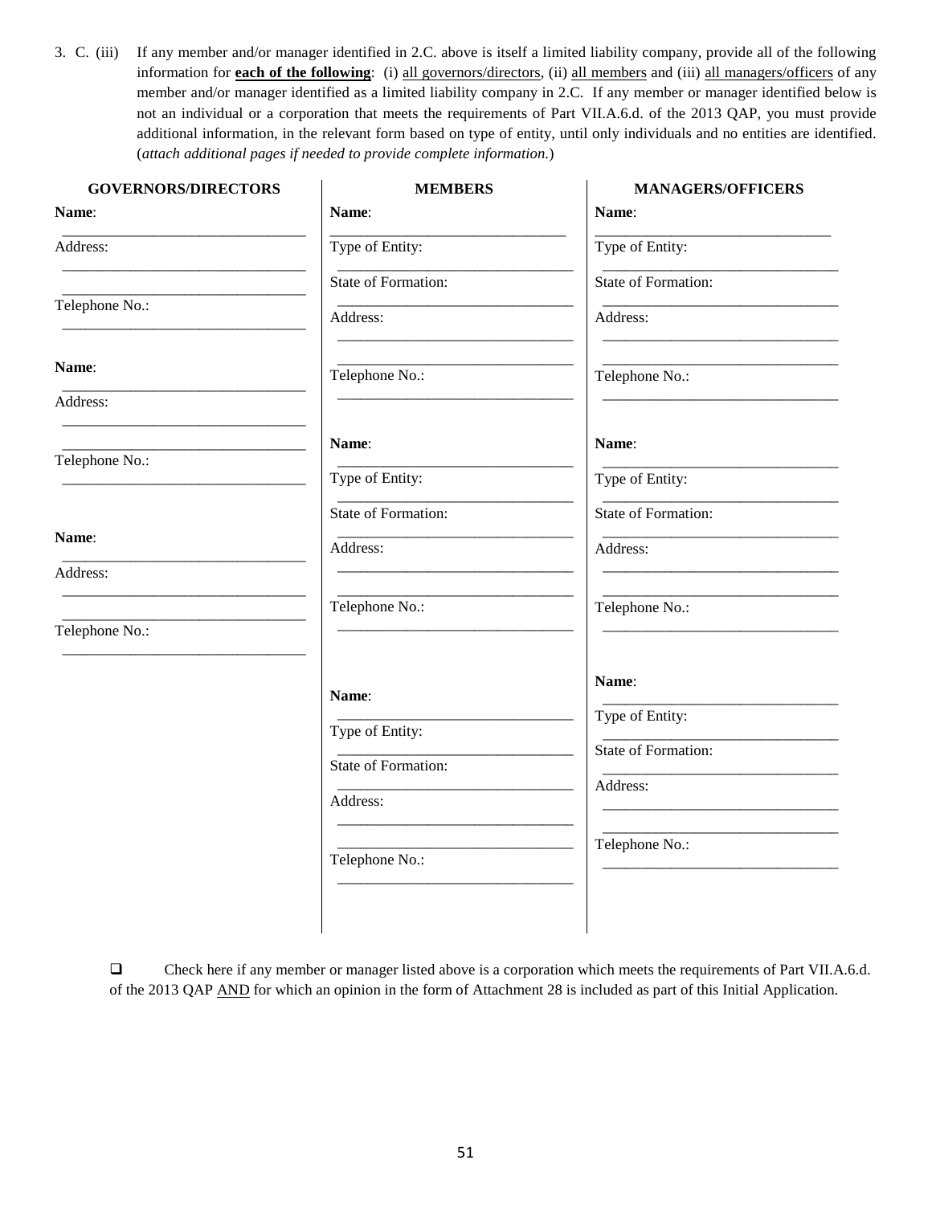3. C. (iii) If any member and/or manager identified in 2.C. above is itself a limited liability company, provide all of the following information for **each of the following**: (i) all governors/directors, (ii) all members and (iii) all managers/officers of any member and/or manager identified as a limited liability company in 2.C. If any member or manager identified below is not an individual or a corporation that meets the requirements of Part VII.A.6.d. of the 2013 QAP, you must provide additional information, in the relevant form based on type of entity, until only individuals and no entities are identified. (*attach additional pages if needed to provide complete information.*)

| GOVERNORS/DIRECTORS | MEMBERS | MANAGERS/OFFICERS |
|---|---|---|
| **Name**: ______________ | **Name**: ______________ | **Name**: ______________ |
| Address: ______________ | Type of Entity: ______________ | Type of Entity: ______________ |
| ______________ | State of Formation: ______________ | State of Formation: ______________ |
| Telephone No.: ______________ | Address: ______________ | Address: ______________ |
| | ______________ | ______________ |
| | Telephone No.: ______________ | Telephone No.: ______________ |
| **Name**: ______________ | **Name**: ______________ | **Name**: ______________ |
| Address: ______________ | Type of Entity: ______________ | Type of Entity: ______________ |
| ______________ | State of Formation: ______________ | State of Formation: ______________ |
| Telephone No.: ______________ | Address: ______________ | Address: ______________ |
| | ______________ | ______________ |
| | Telephone No.: ______________ | Telephone No.: ______________ |
| **Name**: ______________ | **Name**: ______________ | **Name**: ______________ |
| Address: ______________ | Type of Entity: ______________ | Type of Entity: ______________ |
| ______________ | State of Formation: ______________ | State of Formation: ______________ |
| Telephone No.: ______________ | Address: ______________ | Address: ______________ |
| | ______________ | ______________ |
| | Telephone No.: ______________ | Telephone No.: ______________ |

❑ Check here if any member or manager listed above is a corporation which meets the requirements of Part VII.A.6.d. of the 2013 QAP AND for which an opinion in the form of Attachment 28 is included as part of this Initial Application.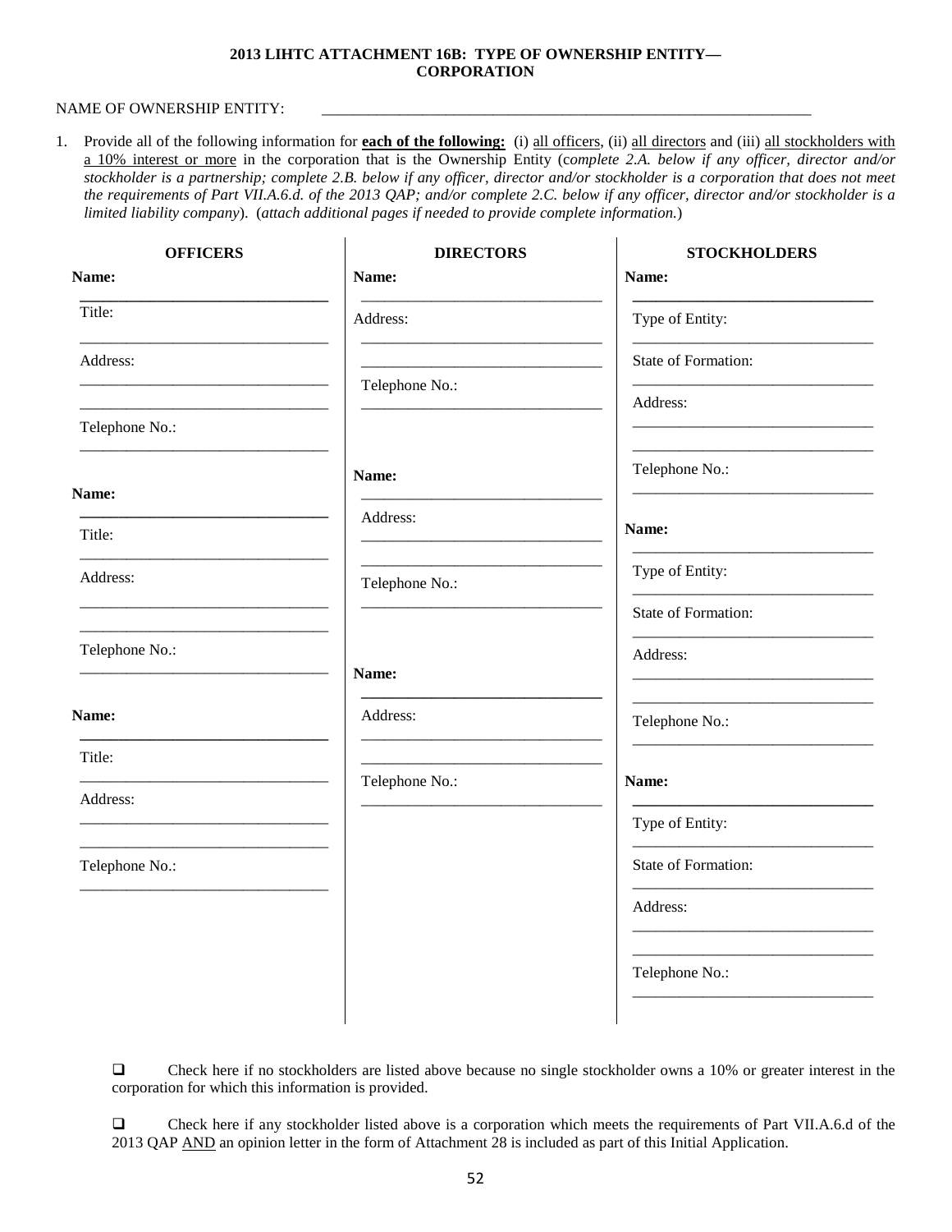**2013 LIHTC ATTACHMENT 16B: TYPE OF OWNERSHIP ENTITY— CORPORATION**

NAME OF OWNERSHIP ENTITY: ____________________________________________

1. Provide all of the following information for **each of the following:** (i) all officers, (ii) all directors and (iii) all stockholders with a 10% interest or more in the corporation that is the Ownership Entity (*complete 2.A. below if any officer, director and/or stockholder is a partnership; complete 2.B. below if any officer, director and/or stockholder is a corporation that does not meet the requirements of Part VII.A.6.d. of the 2013 QAP; and/or complete 2.C. below if any officer, director and/or stockholder is a limited liability company*). (*attach additional pages if needed to provide complete information.*)

| OFFICERS | DIRECTORS | STOCKHOLDERS |
|---|---|---|
| **Name:** ______________ | **Name:** ______________ | **Name:** ______________ |
| Title: ______________ | Address: ______________ ______________ | Type of Entity: ______________ |
| Address: ______________ ______________ | Telephone No.: ______________ | State of Formation: ______________ |
| Telephone No.: ______________ | | Address: ______________ ______________ |
| | | Telephone No.: ______________ |
| **Name:** ______________ | **Name:** ______________ | **Name:** ______________ |
| Title: ______________ | Address: ______________ ______________ | Type of Entity: ______________ |
| Address: ______________ ______________ | Telephone No.: ______________ | State of Formation: ______________ |
| Telephone No.: ______________ | | Address: ______________ ______________ |
| | | Telephone No.: ______________ |
| **Name:** ______________ | **Name:** ______________ | **Name:** ______________ |
| Title: ______________ | Address: ______________ ______________ | Type of Entity: ______________ |
| Address: ______________ ______________ | Telephone No.: ______________ | State of Formation: ______________ |
| Telephone No.: ______________ | | Address: ______________ ______________ |
| | | Telephone No.: ______________ |

❑ Check here if no stockholders are listed above because no single stockholder owns a 10% or greater interest in the corporation for which this information is provided.

❑ Check here if any stockholder listed above is a corporation which meets the requirements of Part VII.A.6.d of the 2013 QAP AND an opinion letter in the form of Attachment 28 is included as part of this Initial Application.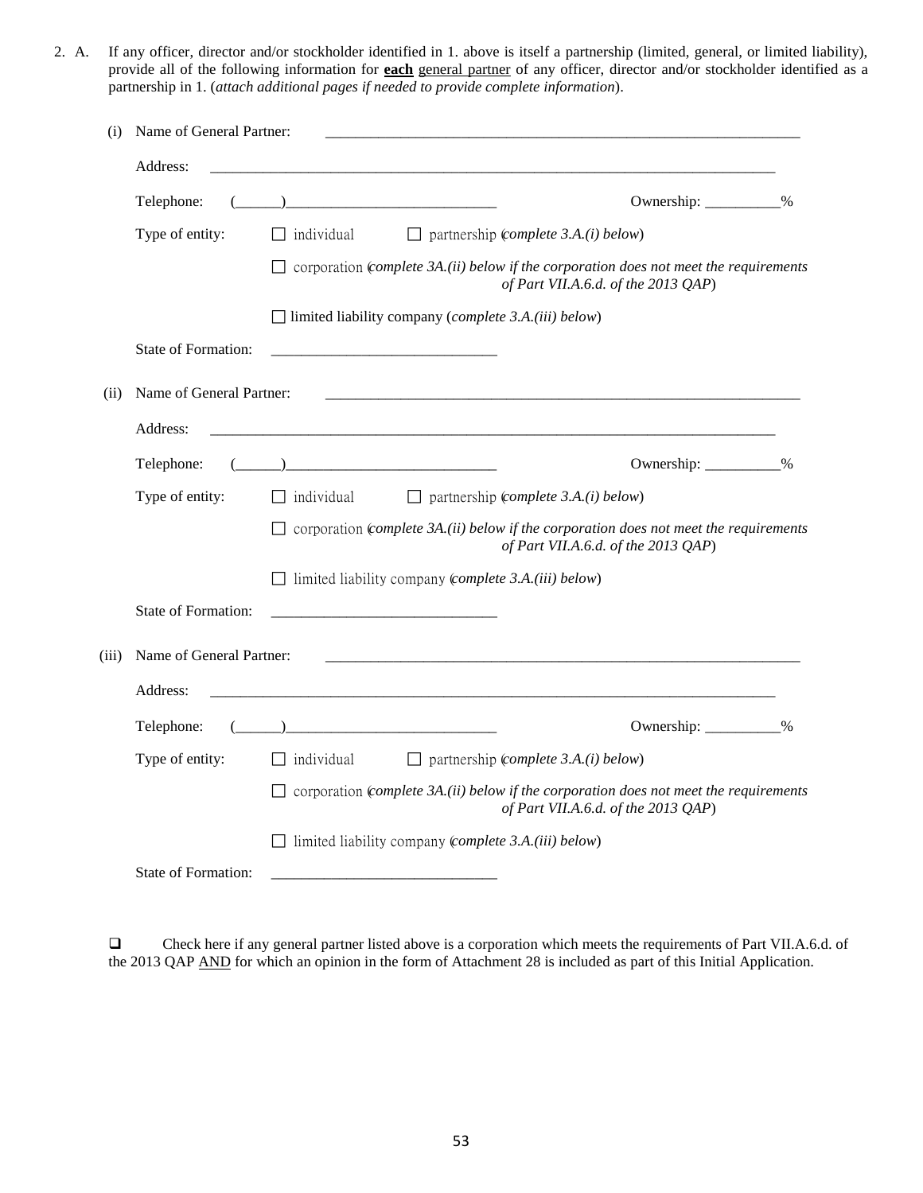2. A. If any officer, director and/or stockholder identified in 1. above is itself a partnership (limited, general, or limited liability), provide all of the following information for **<u>each</u>** <u>general partner</u> of any officer, director and/or stockholder identified as a partnership in 1. (*attach additional pages if needed to provide complete information*).

(i) Name of General Partner: ______________________________

Address: ______________________________

Telephone: (______)____________________________ Ownership: __________%

Type of entity: ☐ individual ☐ partnership (*complete 3.A.(i) below*)

☐ corporation (*complete 3A.(ii) below if the corporation does not meet the requirements of Part VII.A.6.d. of the 2013 QAP*)

☐ limited liability company (*complete 3.A.(iii) below*)

State of Formation: ______________________________

(ii) Name of General Partner: ______________________________

Address: ______________________________

Telephone: (______)____________________________ Ownership: __________%

Type of entity: ☐ individual ☐ partnership (*complete 3.A.(i) below*)

☐ corporation (*complete 3A.(ii) below if the corporation does not meet the requirements of Part VII.A.6.d. of the 2013 QAP*)

☐ limited liability company (*complete 3.A.(iii) below*)

State of Formation: ______________________________

(iii) Name of General Partner: ______________________________

Address: ______________________________

Telephone: (______)____________________________ Ownership: __________%

Type of entity: ☐ individual ☐ partnership (*complete 3.A.(i) below*)

☐ corporation (*complete 3A.(ii) below if the corporation does not meet the requirements of Part VII.A.6.d. of the 2013 QAP*)

☐ limited liability company (*complete 3.A.(iii) below*)

State of Formation: ______________________________

☐ Check here if any general partner listed above is a corporation which meets the requirements of Part VII.A.6.d. of the 2013 QAP <u>AND</u> for which an opinion in the form of Attachment 28 is included as part of this Initial Application.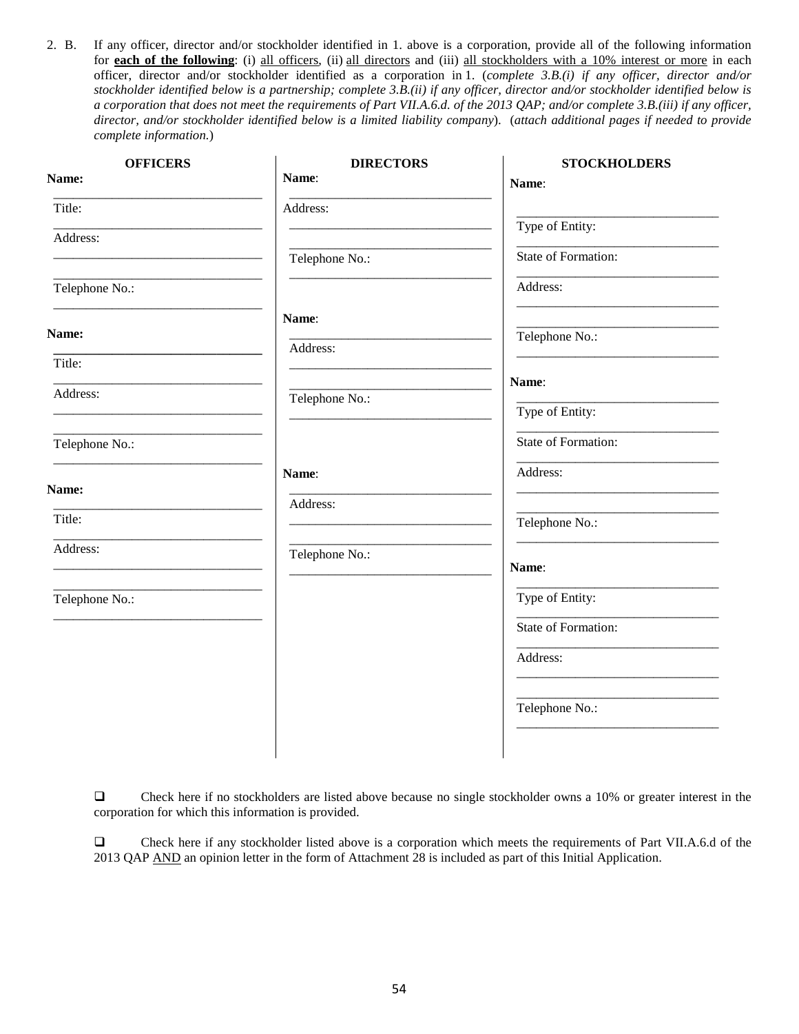2. B. If any officer, director and/or stockholder identified in 1. above is a corporation, provide all of the following information for **each of the following**: (i) all officers, (ii) all directors and (iii) all stockholders with a 10% interest or more in each officer, director and/or stockholder identified as a corporation in 1. (*complete 3.B.(i) if any officer, director and/or stockholder identified below is a partnership; complete 3.B.(ii) if any officer, director and/or stockholder identified below is a corporation that does not meet the requirements of Part VII.A.6.d. of the 2013 QAP; and/or complete 3.B.(iii) if any officer, director, and/or stockholder identified below is a limited liability company*). (*attach additional pages if needed to provide complete information.*)

| OFFICERS | DIRECTORS | STOCKHOLDERS |
|---|---|---|
| **Name:** ______________________ | **Name**: ______________________ | **Name**: ______________________ |
| Title: ______________________ | Address: ______________________ ______________________ | Type of Entity: ______________________ |
| Address: ______________________ ______________________ | Telephone No.: ______________________ | State of Formation: ______________________ |
| Telephone No.: ______________________ | | Address: ______________________ ______________________ |
| | | Telephone No.: ______________________ |
| **Name:** ______________________ | **Name**: ______________________ | **Name**: ______________________ |
| Title: ______________________ | Address: ______________________ ______________________ | Type of Entity: ______________________ |
| Address: ______________________ ______________________ | Telephone No.: ______________________ | State of Formation: ______________________ |
| Telephone No.: ______________________ | | Address: ______________________ ______________________ |
| | | Telephone No.: ______________________ |
| **Name:** ______________________ | **Name**: ______________________ | **Name**: ______________________ |
| Title: ______________________ | Address: ______________________ ______________________ | Type of Entity: ______________________ |
| Address: ______________________ ______________________ | Telephone No.: ______________________ | State of Formation: ______________________ |
| Telephone No.: ______________________ | | Address: ______________________ ______________________ |
| | | Telephone No.: ______________________ |

☐ Check here if no stockholders are listed above because no single stockholder owns a 10% or greater interest in the corporation for which this information is provided.

☐ Check here if any stockholder listed above is a corporation which meets the requirements of Part VII.A.6.d of the 2013 QAP AND an opinion letter in the form of Attachment 28 is included as part of this Initial Application.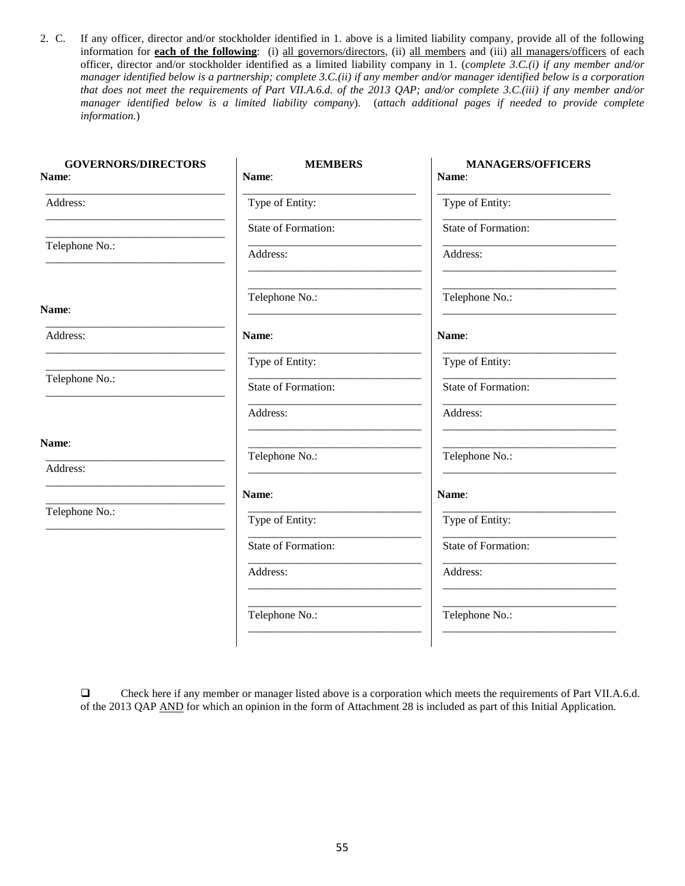2. C. If any officer, director and/or stockholder identified in 1. above is a limited liability company, provide all of the following information for **each of the following**: (i) all governors/directors, (ii) all members and (iii) all managers/officers of each officer, director and/or stockholder identified as a limited liability company in 1. (*complete 3.C.(i) if any member and/or manager identified below is a partnership; complete 3.C.(ii) if any member and/or manager identified below is a corporation that does not meet the requirements of Part VII.A.6.d. of the 2013 QAP; and/or complete 3.C.(iii) if any member and/or manager identified below is a limited liability company*). (*attach additional pages if needed to provide complete information.*)

| GOVERNORS/DIRECTORS | MEMBERS | MANAGERS/OFFICERS |
|---|---|---|
| **Name**: ______________________ | **Name**: ______________________ | **Name**: ______________________ |
| Address: ______________________ | Type of Entity: ______________________ | Type of Entity: ______________________ |
| ______________________ | State of Formation: ______________________ | State of Formation: ______________________ |
| Telephone No.: ______________________ | Address: ______________________ | Address: ______________________ |
| | ______________________ | ______________________ |
| | Telephone No.: ______________________ | Telephone No.: ______________________ |
| **Name**: ______________________ | **Name**: ______________________ | **Name**: ______________________ |
| Address: ______________________ | Type of Entity: ______________________ | Type of Entity: ______________________ |
| ______________________ | State of Formation: ______________________ | State of Formation: ______________________ |
| Telephone No.: ______________________ | Address: ______________________ | Address: ______________________ |
| | ______________________ | ______________________ |
| | Telephone No.: ______________________ | Telephone No.: ______________________ |
| **Name**: ______________________ | **Name**: ______________________ | **Name**: ______________________ |
| Address: ______________________ | Type of Entity: ______________________ | Type of Entity: ______________________ |
| ______________________ | State of Formation: ______________________ | State of Formation: ______________________ |
| Telephone No.: ______________________ | Address: ______________________ | Address: ______________________ |
| | ______________________ | ______________________ |
| | Telephone No.: ______________________ | Telephone No.: ______________________ |

☐ Check here if any member or manager listed above is a corporation which meets the requirements of Part VII.A.6.d. of the 2013 QAP AND for which an opinion in the form of Attachment 28 is included as part of this Initial Application.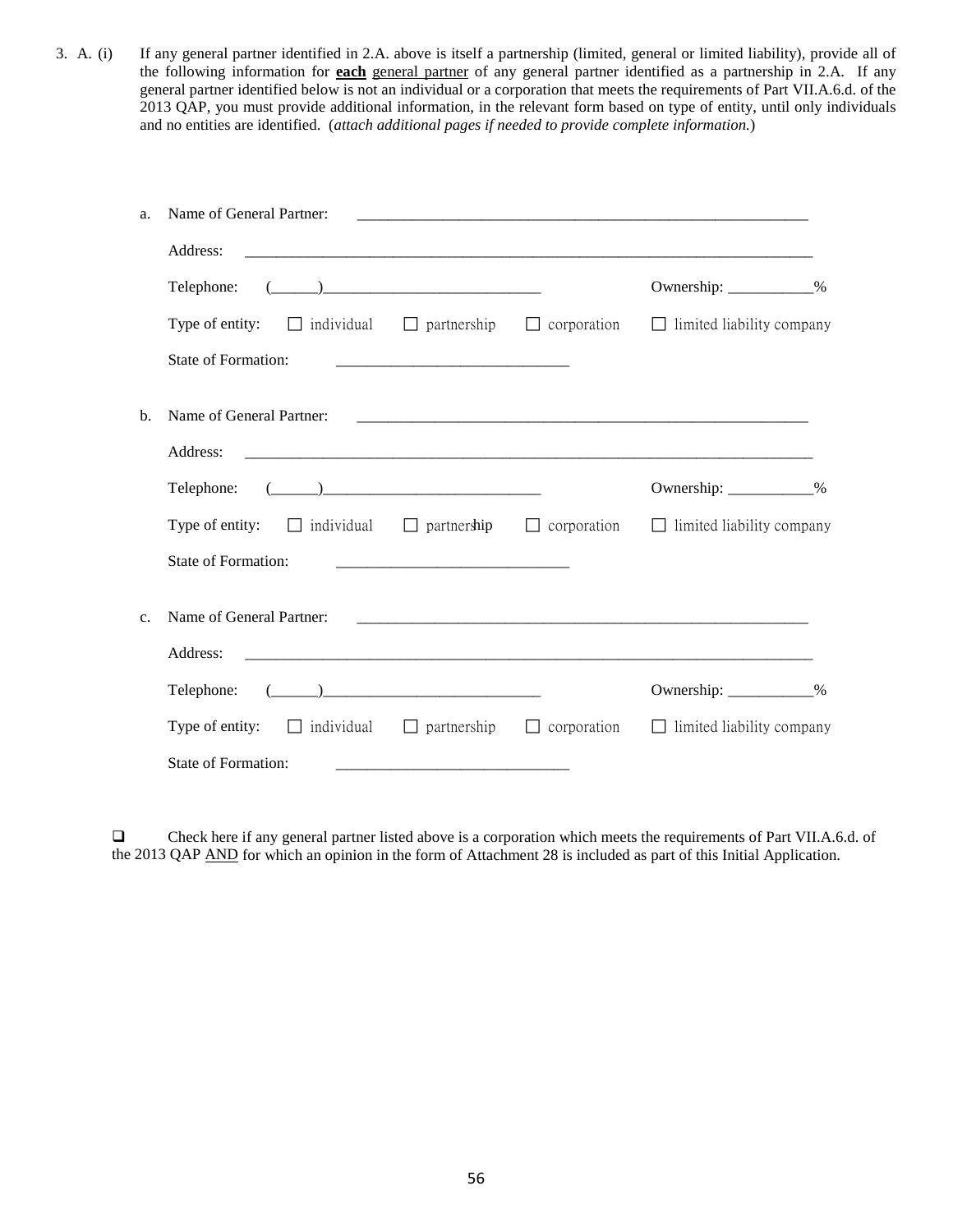3. A. (i) If any general partner identified in 2.A. above is itself a partnership (limited, general or limited liability), provide all of the following information for **each** general partner of any general partner identified as a partnership in 2.A. If any general partner identified below is not an individual or a corporation that meets the requirements of Part VII.A.6.d. of the 2013 QAP, you must provide additional information, in the relevant form based on type of entity, until only individuals and no entities are identified. (*attach additional pages if needed to provide complete information.*)

a. Name of General Partner: ____________________________________________

Address: ____________________________________________

Telephone: (______)____________________________ Ownership: ___________%

Type of entity: ☐ individual ☐ partnership ☐ corporation ☐ limited liability company

State of Formation: ______________________________

b. Name of General Partner: ____________________________________________

Address: ____________________________________________

Telephone: (______)____________________________ Ownership: ___________%

Type of entity: ☐ individual ☐ partnership ☐ corporation ☐ limited liability company

State of Formation: ______________________________

c. Name of General Partner: ____________________________________________

Address: ____________________________________________

Telephone: (______)____________________________ Ownership: ___________%

Type of entity: ☐ individual ☐ partnership ☐ corporation ☐ limited liability company

State of Formation: ______________________________

☐ Check here if any general partner listed above is a corporation which meets the requirements of Part VII.A.6.d. of the 2013 QAP AND for which an opinion in the form of Attachment 28 is included as part of this Initial Application.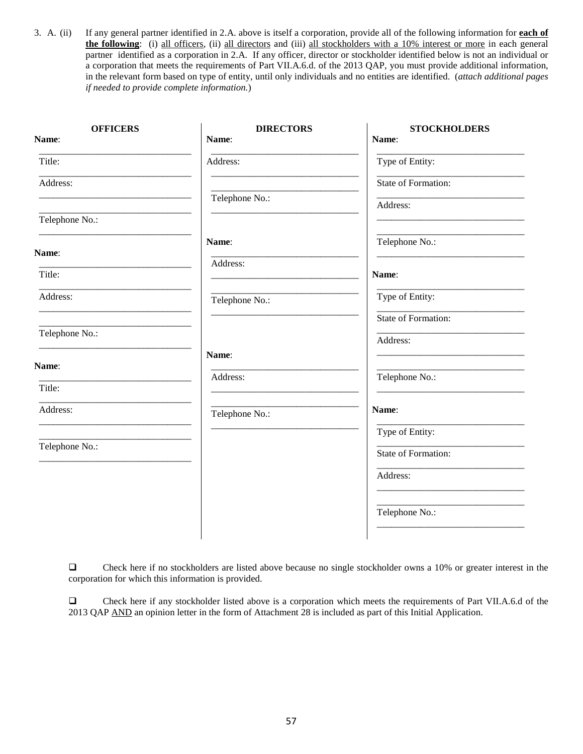3. A. (ii) If any general partner identified in 2.A. above is itself a corporation, provide all of the following information for **each of the following**: (i) all officers, (ii) all directors and (iii) all stockholders with a 10% interest or more in each general partner identified as a corporation in 2.A. If any officer, director or stockholder identified below is not an individual or a corporation that meets the requirements of Part VII.A.6.d. of the 2013 QAP, you must provide additional information, in the relevant form based on type of entity, until only individuals and no entities are identified. (*attach additional pages if needed to provide complete information.*)

**OFFICERS**

**Name**: ______________________________

Title: ______________________________

Address: ______________________________

______________________________

Telephone No.: ______________________________

**Name**: ______________________________

Title: ______________________________

Address: ______________________________

______________________________

Telephone No.: ______________________________

**Name**: ______________________________

Title: ______________________________

Address: ______________________________

______________________________

Telephone No.: ______________________________

**DIRECTORS**

**Name**: ______________________________

Address: ______________________________

______________________________

Telephone No.: ______________________________

**Name**: ______________________________

Address: ______________________________

______________________________

Telephone No.: ______________________________

**Name**: ______________________________

Address: ______________________________

______________________________

Telephone No.: ______________________________

**STOCKHOLDERS**

**Name**: ______________________________

Type of Entity: ______________________________

State of Formation: ______________________________

Address: ______________________________

______________________________

Telephone No.: ______________________________

**Name**: ______________________________

Type of Entity: ______________________________

State of Formation: ______________________________

Address: ______________________________

______________________________

Telephone No.: ______________________________

**Name**: ______________________________

Type of Entity: ______________________________

State of Formation: ______________________________

Address: ______________________________

______________________________

Telephone No.: ______________________________

❑ Check here if no stockholders are listed above because no single stockholder owns a 10% or greater interest in the corporation for which this information is provided.

❑ Check here if any stockholder listed above is a corporation which meets the requirements of Part VII.A.6.d of the 2013 QAP AND an opinion letter in the form of Attachment 28 is included as part of this Initial Application.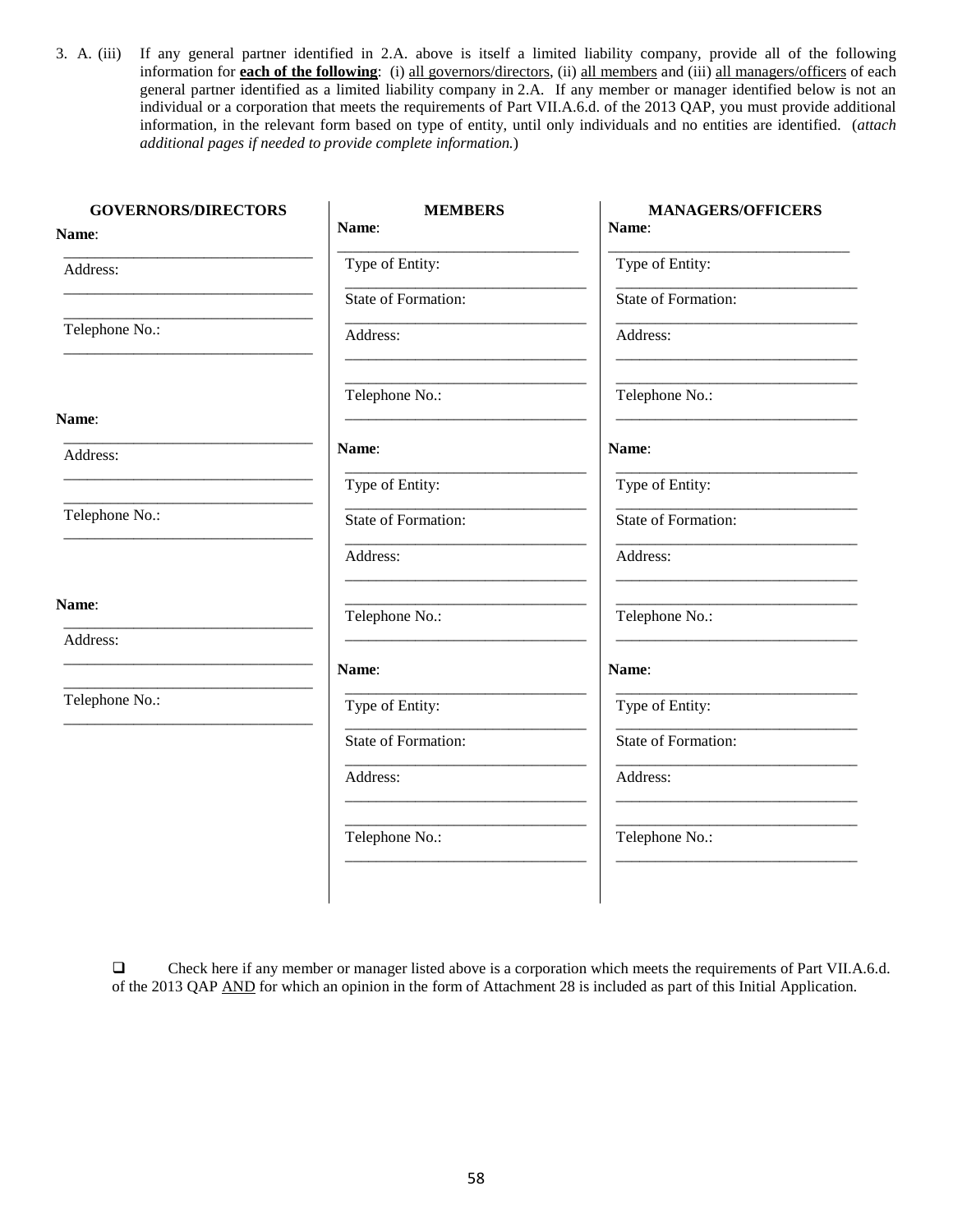3. A. (iii) If any general partner identified in 2.A. above is itself a limited liability company, provide all of the following information for **<u>each of the following</u>**: (i) <u>all governors/directors</u>, (ii) <u>all members</u> and (iii) <u>all managers/officers</u> of each general partner identified as a limited liability company in 2.A. If any member or manager identified below is not an individual or a corporation that meets the requirements of Part VII.A.6.d. of the 2013 QAP, you must provide additional information, in the relevant form based on type of entity, until only individuals and no entities are identified. (*attach additional pages if needed to provide complete information.*)

| GOVERNORS/DIRECTORS | MEMBERS | MANAGERS/OFFICERS |
|---|---|---|
| **Name**: ______________ | **Name**: ______________ | **Name**: ______________ |
| Address: ______________ | Type of Entity: ______________ | Type of Entity: ______________ |
| ______________ | State of Formation: ______________ | State of Formation: ______________ |
| Telephone No.: ______________ | Address: ______________ | Address: ______________ |
| | ______________ | ______________ |
| | Telephone No.: ______________ | Telephone No.: ______________ |
| **Name**: ______________ | **Name**: ______________ | **Name**: ______________ |
| Address: ______________ | Type of Entity: ______________ | Type of Entity: ______________ |
| ______________ | State of Formation: ______________ | State of Formation: ______________ |
| Telephone No.: ______________ | Address: ______________ | Address: ______________ |
| | ______________ | ______________ |
| | Telephone No.: ______________ | Telephone No.: ______________ |
| **Name**: ______________ | **Name**: ______________ | **Name**: ______________ |
| Address: ______________ | Type of Entity: ______________ | Type of Entity: ______________ |
| ______________ | State of Formation: ______________ | State of Formation: ______________ |
| Telephone No.: ______________ | Address: ______________ | Address: ______________ |
| | ______________ | ______________ |
| | Telephone No.: ______________ | Telephone No.: ______________ |

☐ Check here if any member or manager listed above is a corporation which meets the requirements of Part VII.A.6.d. of the 2013 QAP <u>AND</u> for which an opinion in the form of Attachment 28 is included as part of this Initial Application.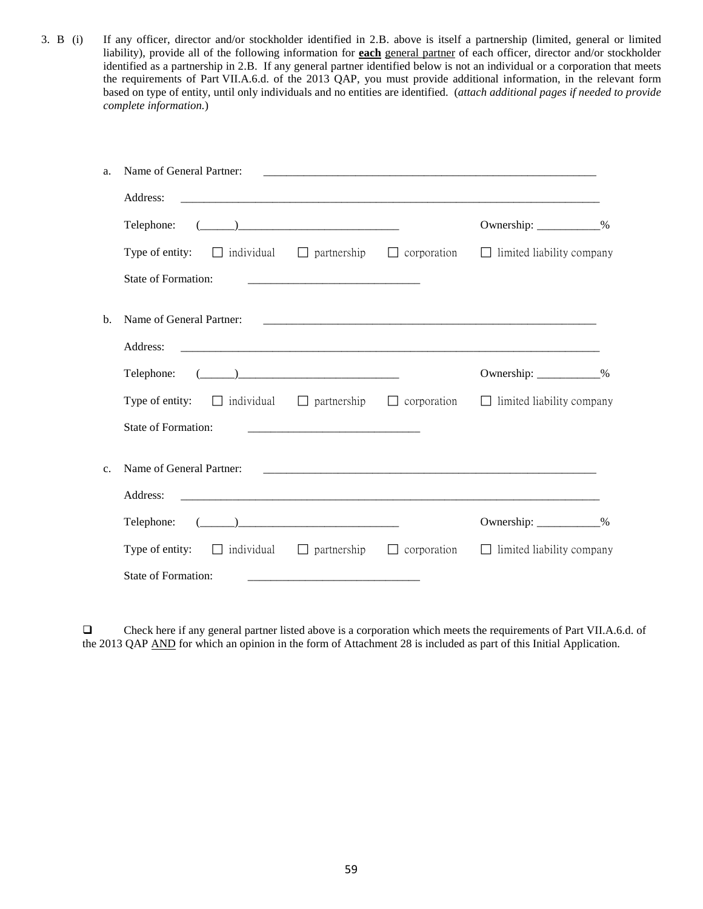3. B (i) If any officer, director and/or stockholder identified in 2.B. above is itself a partnership (limited, general or limited liability), provide all of the following information for **each** general partner of each officer, director and/or stockholder identified as a partnership in 2.B. If any general partner identified below is not an individual or a corporation that meets the requirements of Part VII.A.6.d. of the 2013 QAP, you must provide additional information, in the relevant form based on type of entity, until only individuals and no entities are identified. (*attach additional pages if needed to provide complete information.*)

a. Name of General Partner: ____________________________________________________________

Address: ____________________________________________________________________________

Telephone: (______)____________________________ Ownership: ___________%

Type of entity: ☐ individual ☐ partnership ☐ corporation ☐ limited liability company

State of Formation: ______________________________

b. Name of General Partner: ____________________________________________________________

Address: ____________________________________________________________________________

Telephone: (______)____________________________ Ownership: ___________%

Type of entity: ☐ individual ☐ partnership ☐ corporation ☐ limited liability company

State of Formation: ______________________________

c. Name of General Partner: ____________________________________________________________

Address: ____________________________________________________________________________

Telephone: (______)____________________________ Ownership: ___________%

Type of entity: ☐ individual ☐ partnership ☐ corporation ☐ limited liability company

State of Formation: ______________________________

☐ Check here if any general partner listed above is a corporation which meets the requirements of Part VII.A.6.d. of the 2013 QAP AND for which an opinion in the form of Attachment 28 is included as part of this Initial Application.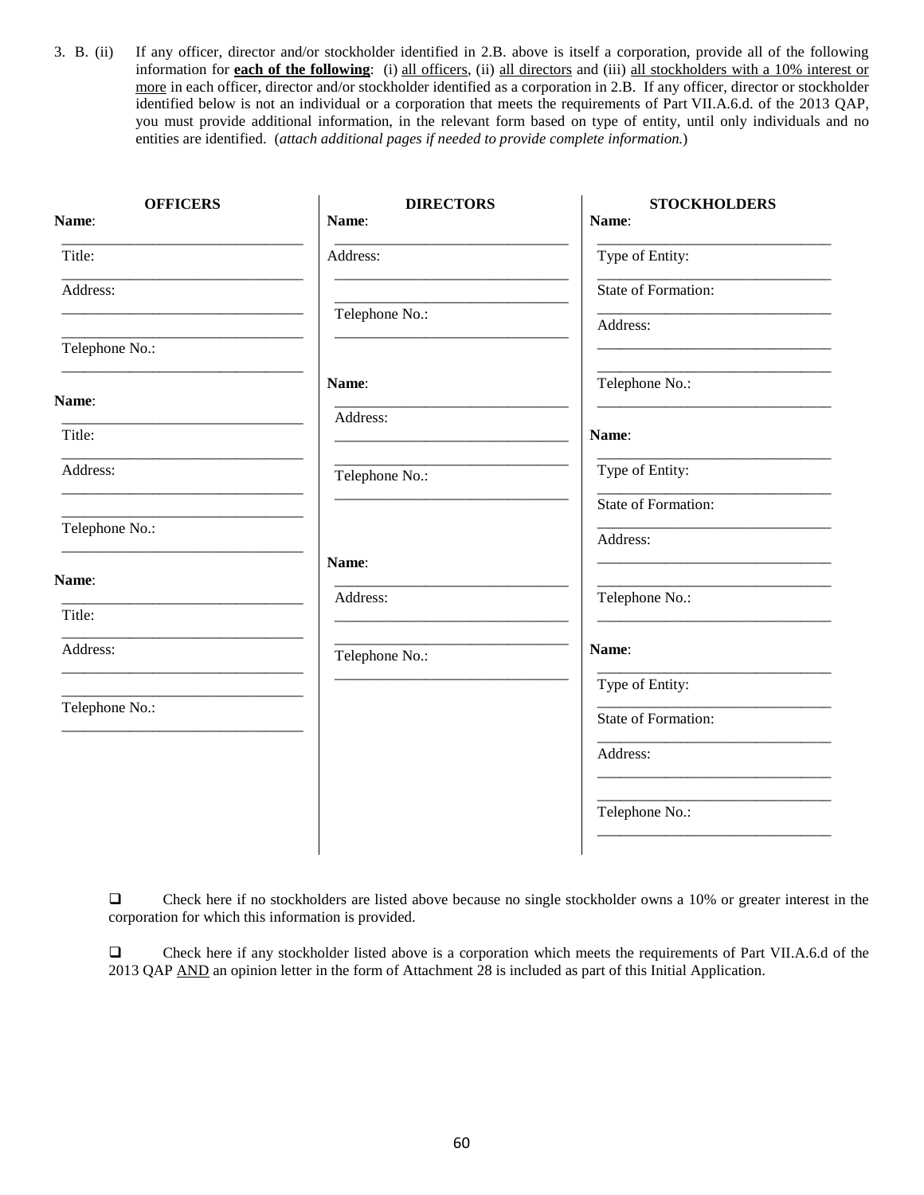3\. B. (ii) If any officer, director and/or stockholder identified in 2.B. above is itself a corporation, provide all of the following information for **each of the following**: (i) all officers, (ii) all directors and (iii) all stockholders with a 10% interest or more in each officer, director and/or stockholder identified as a corporation in 2.B. If any officer, director or stockholder identified below is not an individual or a corporation that meets the requirements of Part VII.A.6.d. of the 2013 QAP, you must provide additional information, in the relevant form based on type of entity, until only individuals and no entities are identified. (*attach additional pages if needed to provide complete information.*)

| OFFICERS | DIRECTORS | STOCKHOLDERS |
|---|---|---|
| **Name**: ______________ | **Name**: ______________ | **Name**: ______________ |
| Title: ______________ | Address: ______________ | Type of Entity: ______________ |
| Address: ______________ | ______________ | State of Formation: ______________ |
| ______________ | Telephone No.: ______________ | Address: ______________ |
| Telephone No.: ______________ | | ______________ |
| | | Telephone No.: ______________ |
| **Name**: ______________ | **Name**: ______________ | **Name**: ______________ |
| Title: ______________ | Address: ______________ | Type of Entity: ______________ |
| Address: ______________ | ______________ | State of Formation: ______________ |
| ______________ | Telephone No.: ______________ | Address: ______________ |
| Telephone No.: ______________ | | ______________ |
| | | Telephone No.: ______________ |
| **Name**: ______________ | **Name**: ______________ | **Name**: ______________ |
| Title: ______________ | Address: ______________ | Type of Entity: ______________ |
| Address: ______________ | ______________ | State of Formation: ______________ |
| ______________ | Telephone No.: ______________ | Address: ______________ |
| Telephone No.: ______________ | | ______________ |
| | | Telephone No.: ______________ |

❑ Check here if no stockholders are listed above because no single stockholder owns a 10% or greater interest in the corporation for which this information is provided.

❑ Check here if any stockholder listed above is a corporation which meets the requirements of Part VII.A.6.d of the 2013 QAP AND an opinion letter in the form of Attachment 28 is included as part of this Initial Application.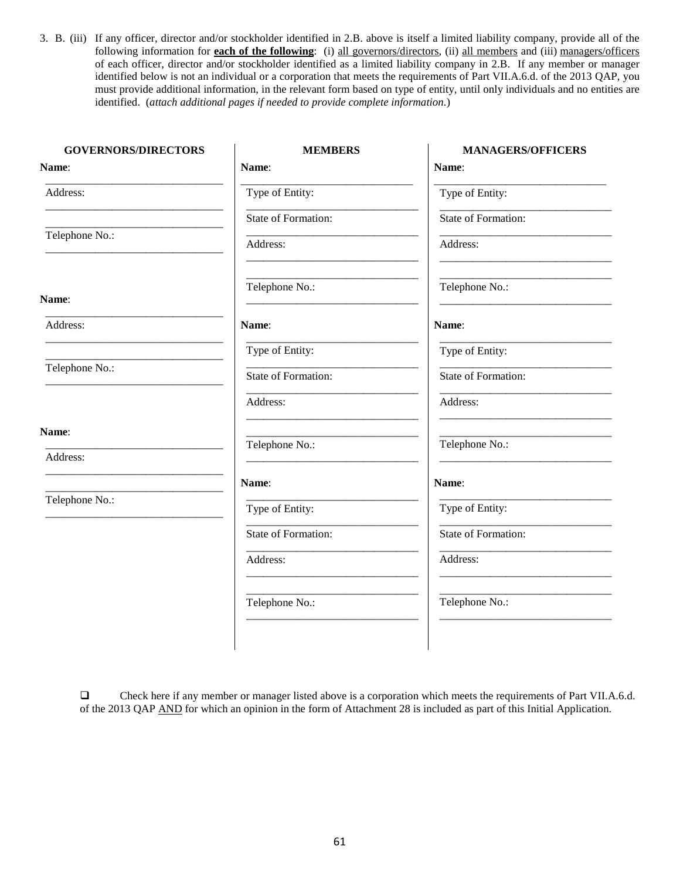3. B. (iii) If any officer, director and/or stockholder identified in 2.B. above is itself a limited liability company, provide all of the following information for **each of the following**: (i) all governors/directors, (ii) all members and (iii) managers/officers of each officer, director and/or stockholder identified as a limited liability company in 2.B. If any member or manager identified below is not an individual or a corporation that meets the requirements of Part VII.A.6.d. of the 2013 QAP, you must provide additional information, in the relevant form based on type of entity, until only individuals and no entities are identified. (*attach additional pages if needed to provide complete information.*)

| GOVERNORS/DIRECTORS | MEMBERS | MANAGERS/OFFICERS |
|---|---|---|
| **Name**: ______________ | **Name**: ______________ | **Name**: ______________ |
| Address: ______________ | Type of Entity: ______________ | Type of Entity: ______________ |
| ______________ | State of Formation: ______________ | State of Formation: ______________ |
| Telephone No.: ______________ | Address: ______________ | Address: ______________ |
| | ______________ | ______________ |
| | Telephone No.: ______________ | Telephone No.: ______________ |
| **Name**: ______________ | **Name**: ______________ | **Name**: ______________ |
| Address: ______________ | Type of Entity: ______________ | Type of Entity: ______________ |
| ______________ | State of Formation: ______________ | State of Formation: ______________ |
| Telephone No.: ______________ | Address: ______________ | Address: ______________ |
| | ______________ | ______________ |
| | Telephone No.: ______________ | Telephone No.: ______________ |
| **Name**: ______________ | **Name**: ______________ | **Name**: ______________ |
| Address: ______________ | Type of Entity: ______________ | Type of Entity: ______________ |
| ______________ | State of Formation: ______________ | State of Formation: ______________ |
| Telephone No.: ______________ | Address: ______________ | Address: ______________ |
| | ______________ | ______________ |
| | Telephone No.: ______________ | Telephone No.: ______________ |

☐ Check here if any member or manager listed above is a corporation which meets the requirements of Part VII.A.6.d. of the 2013 QAP AND for which an opinion in the form of Attachment 28 is included as part of this Initial Application.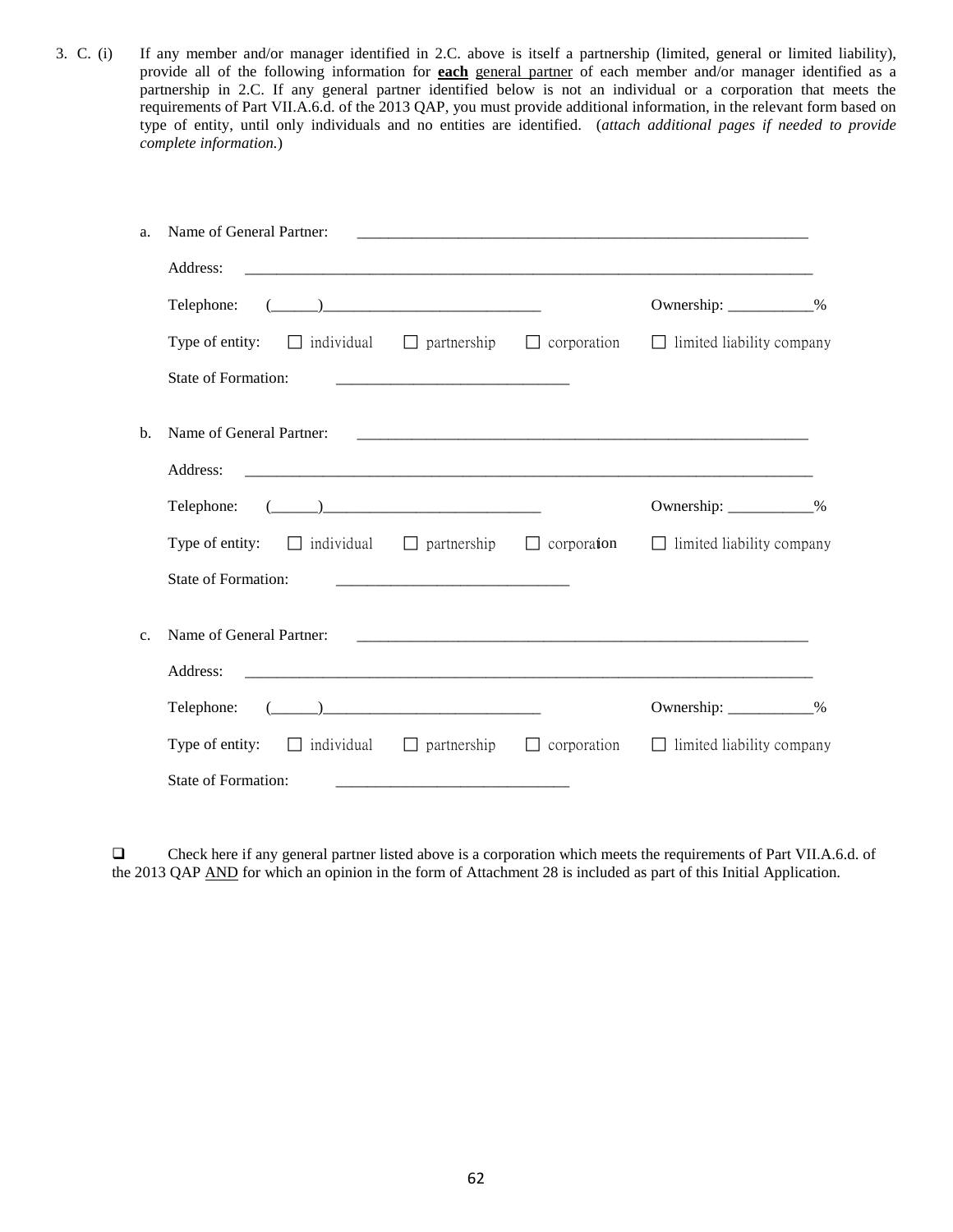3\. C. (i) If any member and/or manager identified in 2.C. above is itself a partnership (limited, general or limited liability), provide all of the following information for **each** general partner of each member and/or manager identified as a partnership in 2.C. If any general partner identified below is not an individual or a corporation that meets the requirements of Part VII.A.6.d. of the 2013 QAP, you must provide additional information, in the relevant form based on type of entity, until only individuals and no entities are identified. (*attach additional pages if needed to provide complete information.*)

a. Name of General Partner: ______________________________________________

Address: ______________________________________________________________

Telephone: (______)____________________________ Ownership: ___________%

Type of entity: ☐ individual ☐ partnership ☐ corporation ☐ limited liability company

State of Formation: ______________________________

b. Name of General Partner: ______________________________________________

Address: ______________________________________________________________

Telephone: (______)____________________________ Ownership: ___________%

Type of entity: ☐ individual ☐ partnership ☐ corporation ☐ limited liability company

State of Formation: ______________________________

c. Name of General Partner: ______________________________________________

Address: ______________________________________________________________

Telephone: (______)____________________________ Ownership: ___________%

Type of entity: ☐ individual ☐ partnership ☐ corporation ☐ limited liability company

State of Formation: ______________________________

☐ Check here if any general partner listed above is a corporation which meets the requirements of Part VII.A.6.d. of the 2013 QAP AND for which an opinion in the form of Attachment 28 is included as part of this Initial Application.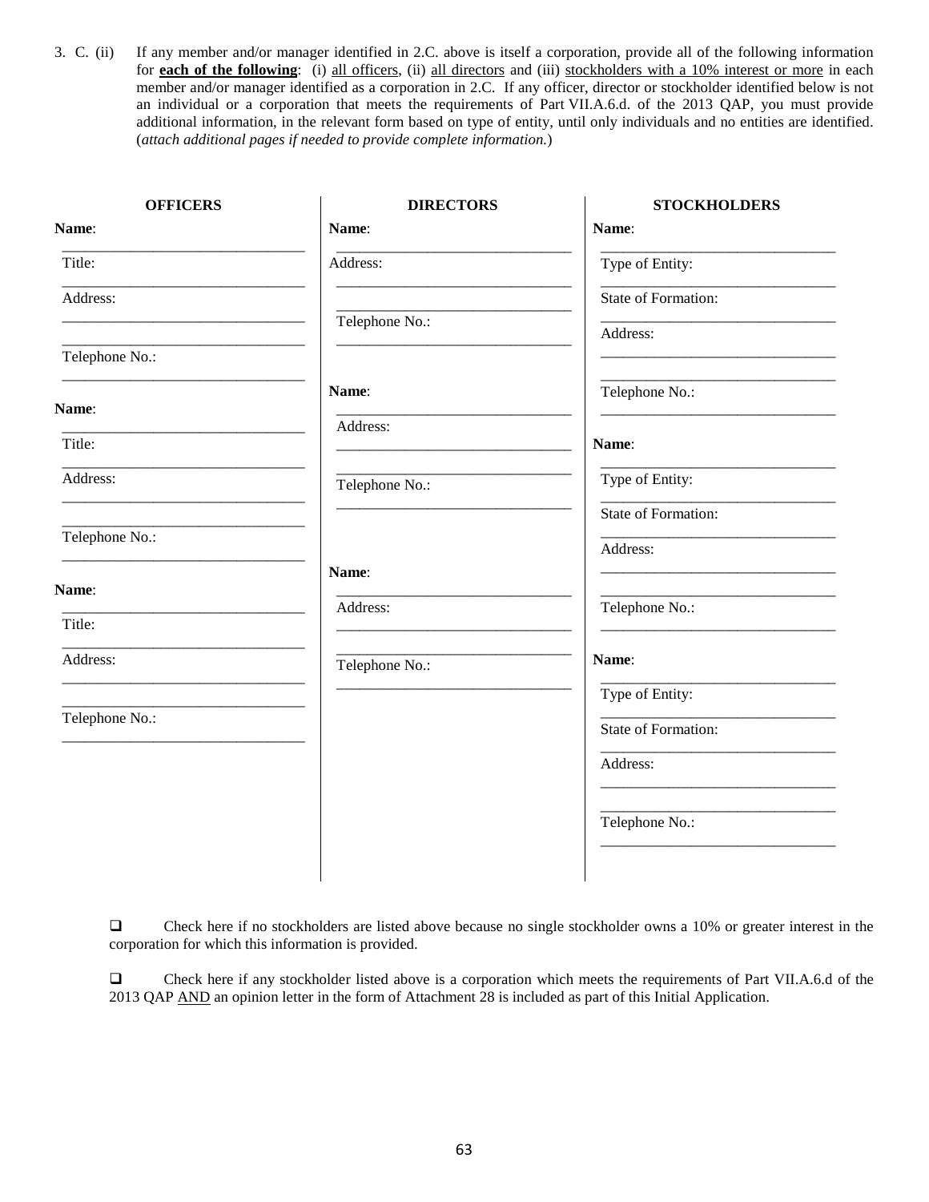3. C. (ii) If any member and/or manager identified in 2.C. above is itself a corporation, provide all of the following information for **each of the following**: (i) all officers, (ii) all directors and (iii) stockholders with a 10% interest or more in each member and/or manager identified as a corporation in 2.C. If any officer, director or stockholder identified below is not an individual or a corporation that meets the requirements of Part VII.A.6.d. of the 2013 QAP, you must provide additional information, in the relevant form based on type of entity, until only individuals and no entities are identified. (*attach additional pages if needed to provide complete information.*)

| OFFICERS | DIRECTORS | STOCKHOLDERS |
|---|---|---|
| **Name**: ______________ | **Name**: ______________ | **Name**: ______________ |
| Title: ______________ | Address: ______________ | Type of Entity: ______________ |
| Address: ______________ | ______________ | State of Formation: ______________ |
| ______________ | Telephone No.: ______________ | Address: ______________ |
| Telephone No.: ______________ | | ______________ |
| | | Telephone No.: ______________ |
| **Name**: ______________ | **Name**: ______________ | **Name**: ______________ |
| Title: ______________ | Address: ______________ | Type of Entity: ______________ |
| Address: ______________ | ______________ | State of Formation: ______________ |
| ______________ | Telephone No.: ______________ | Address: ______________ |
| Telephone No.: ______________ | | ______________ |
| | | Telephone No.: ______________ |
| **Name**: ______________ | **Name**: ______________ | **Name**: ______________ |
| Title: ______________ | Address: ______________ | Type of Entity: ______________ |
| Address: ______________ | ______________ | State of Formation: ______________ |
| ______________ | Telephone No.: ______________ | Address: ______________ |
| Telephone No.: ______________ | | ______________ |
| | | Telephone No.: ______________ |

☐ Check here if no stockholders are listed above because no single stockholder owns a 10% or greater interest in the corporation for which this information is provided.

☐ Check here if any stockholder listed above is a corporation which meets the requirements of Part VII.A.6.d of the 2013 QAP AND an opinion letter in the form of Attachment 28 is included as part of this Initial Application.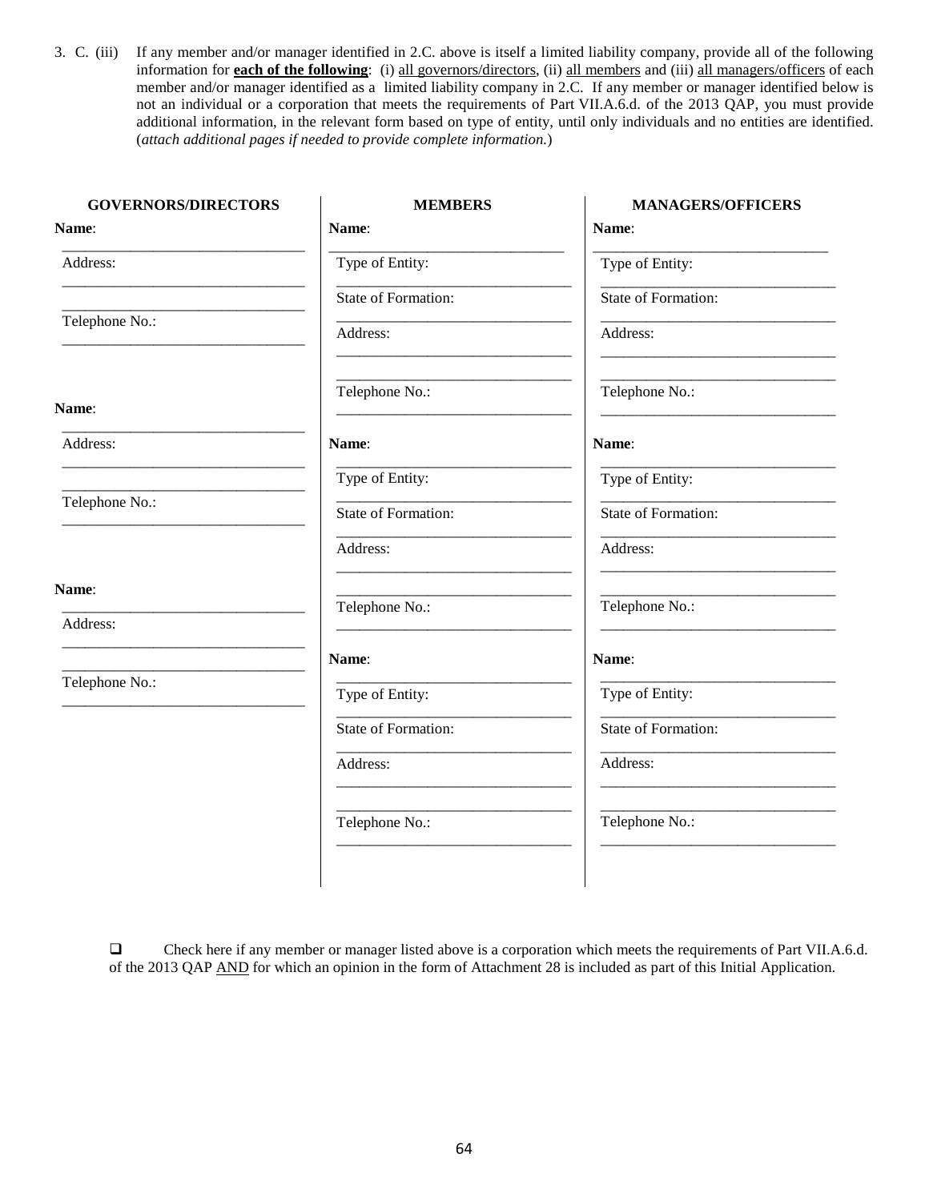3. C. (iii) If any member and/or manager identified in 2.C. above is itself a limited liability company, provide all of the following information for **each of the following**: (i) all governors/directors, (ii) all members and (iii) all managers/officers of each member and/or manager identified as a limited liability company in 2.C. If any member or manager identified below is not an individual or a corporation that meets the requirements of Part VII.A.6.d. of the 2013 QAP, you must provide additional information, in the relevant form based on type of entity, until only individuals and no entities are identified. (*attach additional pages if needed to provide complete information.*)

| GOVERNORS/DIRECTORS | MEMBERS | MANAGERS/OFFICERS |
|---|---|---|
| **Name**: ______________________________ | **Name**: ______________________________ | **Name**: ______________________________ |
| Address: ______________________________ ______________________________ | Type of Entity: ______________________________ | Type of Entity: ______________________________ |
| Telephone No.: ______________________________ | State of Formation: ______________________________ | State of Formation: ______________________________ |
| | Address: ______________________________ ______________________________ | Address: ______________________________ ______________________________ |
| | Telephone No.: ______________________________ | Telephone No.: ______________________________ |
| **Name**: ______________________________ | **Name**: ______________________________ | **Name**: ______________________________ |
| Address: ______________________________ ______________________________ | Type of Entity: ______________________________ | Type of Entity: ______________________________ |
| Telephone No.: ______________________________ | State of Formation: ______________________________ | State of Formation: ______________________________ |
| | Address: ______________________________ ______________________________ | Address: ______________________________ ______________________________ |
| | Telephone No.: ______________________________ | Telephone No.: ______________________________ |
| **Name**: ______________________________ | **Name**: ______________________________ | **Name**: ______________________________ |
| Address: ______________________________ ______________________________ | Type of Entity: ______________________________ | Type of Entity: ______________________________ |
| Telephone No.: ______________________________ | State of Formation: ______________________________ | State of Formation: ______________________________ |
| | Address: ______________________________ ______________________________ | Address: ______________________________ ______________________________ |
| | Telephone No.: ______________________________ | Telephone No.: ______________________________ |

☐ Check here if any member or manager listed above is a corporation which meets the requirements of Part VII.A.6.d. of the 2013 QAP AND for which an opinion in the form of Attachment 28 is included as part of this Initial Application.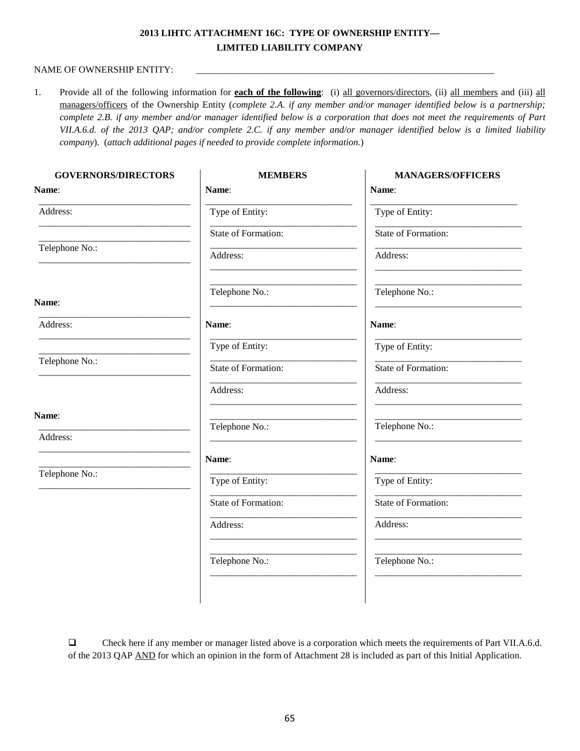# 2013 LIHTC ATTACHMENT 16C: TYPE OF OWNERSHIP ENTITY— LIMITED LIABILITY COMPANY

NAME OF OWNERSHIP ENTITY: ____________________________________________________________

1. Provide all of the following information for **each of the following**: (i) all governors/directors, (ii) all members and (iii) all managers/officers of the Ownership Entity (*complete 2.A. if any member and/or manager identified below is a partnership; complete 2.B. if any member and/or manager identified below is a corporation that does not meet the requirements of Part VII.A.6.d. of the 2013 QAP; and/or complete 2.C. if any member and/or manager identified below is a limited liability company*). (*attach additional pages if needed to provide complete information.*)

| GOVERNORS/DIRECTORS | MEMBERS | MANAGERS/OFFICERS |
|---|---|---|
| **Name**: ______________________ | **Name**: ______________________ | **Name**: ______________________ |
| Address: ______________________ ______________________ | Type of Entity: ______________________ | Type of Entity: ______________________ |
| Telephone No.: ______________________ | State of Formation: ______________________ | State of Formation: ______________________ |
| | Address: ______________________ ______________________ | Address: ______________________ ______________________ |
| | Telephone No.: ______________________ | Telephone No.: ______________________ |
| **Name**: ______________________ | **Name**: ______________________ | **Name**: ______________________ |
| Address: ______________________ ______________________ | Type of Entity: ______________________ | Type of Entity: ______________________ |
| Telephone No.: ______________________ | State of Formation: ______________________ | State of Formation: ______________________ |
| | Address: ______________________ ______________________ | Address: ______________________ ______________________ |
| **Name**: ______________________ | Telephone No.: ______________________ | Telephone No.: ______________________ |
| Address: ______________________ ______________________ | **Name**: ______________________ | **Name**: ______________________ |
| Telephone No.: ______________________ | Type of Entity: ______________________ | Type of Entity: ______________________ |
| | State of Formation: ______________________ | State of Formation: ______________________ |
| | Address: ______________________ ______________________ | Address: ______________________ ______________________ |
| | Telephone No.: ______________________ | Telephone No.: ______________________ |

☐ Check here if any member or manager listed above is a corporation which meets the requirements of Part VII.A.6.d. of the 2013 QAP AND for which an opinion in the form of Attachment 28 is included as part of this Initial Application.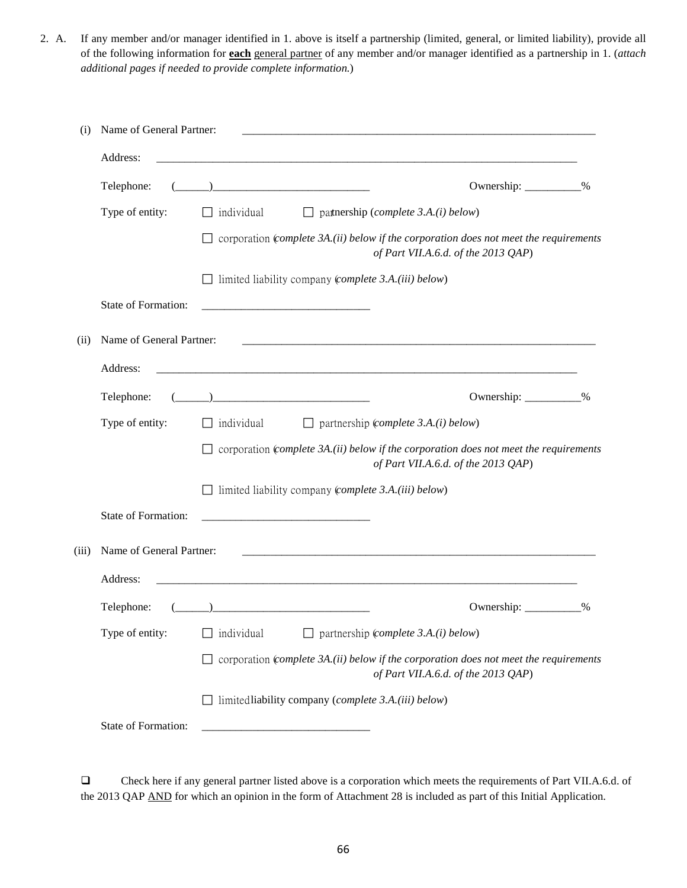2. A. If any member and/or manager identified in 1. above is itself a partnership (limited, general, or limited liability), provide all of the following information for **each** general partner of any member and/or manager identified as a partnership in 1. (*attach additional pages if needed to provide complete information.*)

(i) Name of General Partner: ______________________________________________________________

Address: ____________________________________________________________________________

Telephone: (______)____________________________ Ownership: __________%

Type of entity: ☐ individual ☐ partnership (*complete 3.A.(i) below*)

☐ corporation (*complete 3A.(ii) below if the corporation does not meet the requirements of Part VII.A.6.d. of the 2013 QAP*)

☐ limited liability company (*complete 3.A.(iii) below*)

State of Formation: ______________________________

(ii) Name of General Partner: ______________________________________________________________

Address: ____________________________________________________________________________

Telephone: (______)____________________________ Ownership: __________%

Type of entity: ☐ individual ☐ partnership (*complete 3.A.(i) below*)

☐ corporation (*complete 3A.(ii) below if the corporation does not meet the requirements of Part VII.A.6.d. of the 2013 QAP*)

☐ limited liability company (*complete 3.A.(iii) below*)

State of Formation: ______________________________

(iii) Name of General Partner: ______________________________________________________________

Address: ____________________________________________________________________________

Telephone: (______)____________________________ Ownership: __________%

Type of entity: ☐ individual ☐ partnership (*complete 3.A.(i) below*)

☐ corporation (*complete 3A.(ii) below if the corporation does not meet the requirements of Part VII.A.6.d. of the 2013 QAP*)

☐ limited liability company (*complete 3.A.(iii) below*)

State of Formation: ______________________________

☐ Check here if any general partner listed above is a corporation which meets the requirements of Part VII.A.6.d. of the 2013 QAP AND for which an opinion in the form of Attachment 28 is included as part of this Initial Application.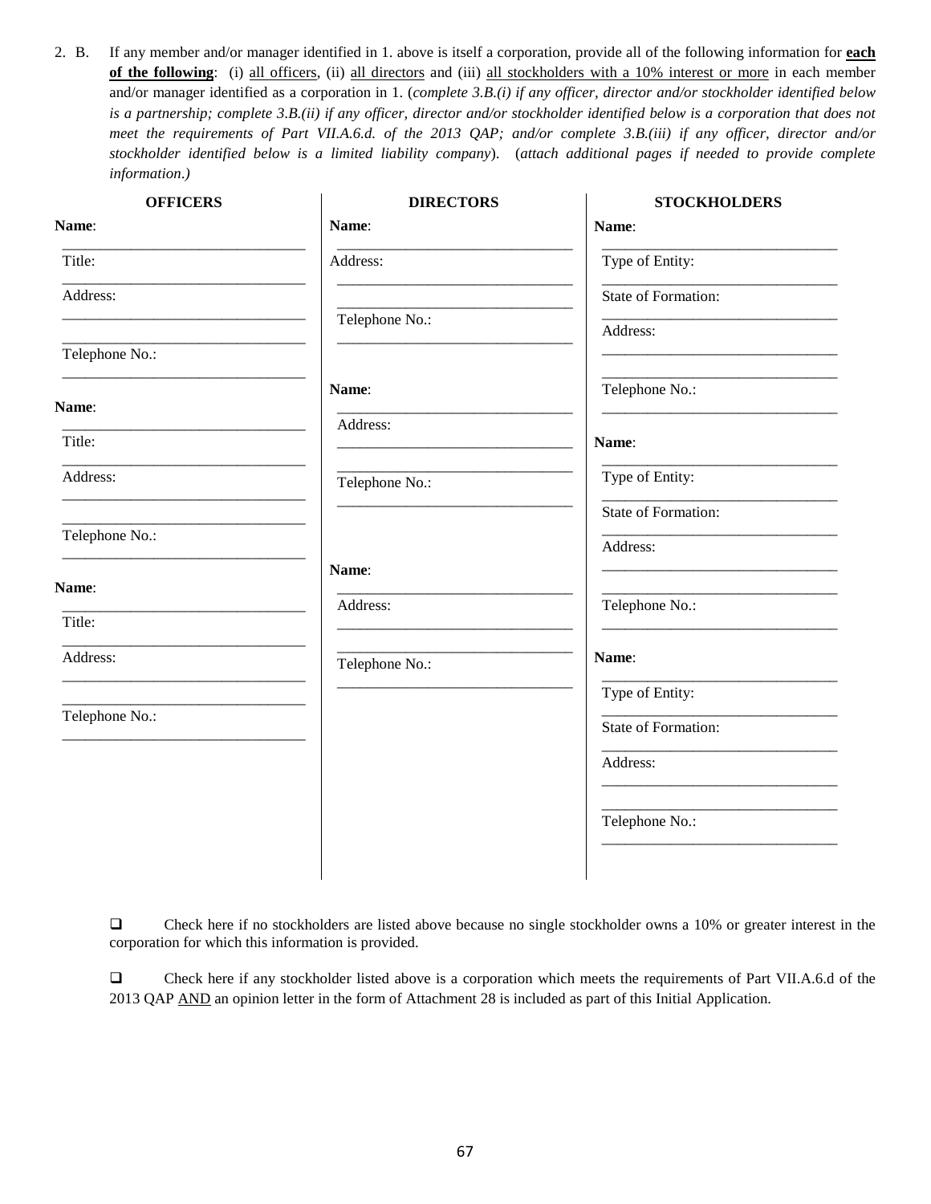2. B. If any member and/or manager identified in 1. above is itself a corporation, provide all of the following information for **each of the following**: (i) all officers, (ii) all directors and (iii) all stockholders with a 10% interest or more in each member and/or manager identified as a corporation in 1. (*complete 3.B.(i) if any officer, director and/or stockholder identified below is a partnership; complete 3.B.(ii) if any officer, director and/or stockholder identified below is a corporation that does not meet the requirements of Part VII.A.6.d. of the 2013 QAP; and/or complete 3.B.(iii) if any officer, director and/or stockholder identified below is a limited liability company*). (*attach additional pages if needed to provide complete information*.)

| OFFICERS | DIRECTORS | STOCKHOLDERS |
|---|---|---|
| **Name**: ______________________________ | **Name**: ______________________________ | **Name**: ______________________________ |
| Title: ______________________________ | Address: ______________________________ ______________________________ | Type of Entity: ______________________________ |
| Address: ______________________________ ______________________________ | Telephone No.: ______________________________ | State of Formation: ______________________________ |
| Telephone No.: ______________________________ | | Address: ______________________________ ______________________________ |
| | | Telephone No.: ______________________________ |
| **Name**: ______________________________ | **Name**: ______________________________ | **Name**: ______________________________ |
| Title: ______________________________ | Address: ______________________________ ______________________________ | Type of Entity: ______________________________ |
| Address: ______________________________ ______________________________ | Telephone No.: ______________________________ | State of Formation: ______________________________ |
| Telephone No.: ______________________________ | | Address: ______________________________ ______________________________ |
| | | Telephone No.: ______________________________ |
| **Name**: ______________________________ | **Name**: ______________________________ | **Name**: ______________________________ |
| Title: ______________________________ | Address: ______________________________ ______________________________ | Type of Entity: ______________________________ |
| Address: ______________________________ ______________________________ | Telephone No.: ______________________________ | State of Formation: ______________________________ |
| Telephone No.: ______________________________ | | Address: ______________________________ ______________________________ |
| | | Telephone No.: ______________________________ |

❑ Check here if no stockholders are listed above because no single stockholder owns a 10% or greater interest in the corporation for which this information is provided.

❑ Check here if any stockholder listed above is a corporation which meets the requirements of Part VII.A.6.d of the 2013 QAP AND an opinion letter in the form of Attachment 28 is included as part of this Initial Application.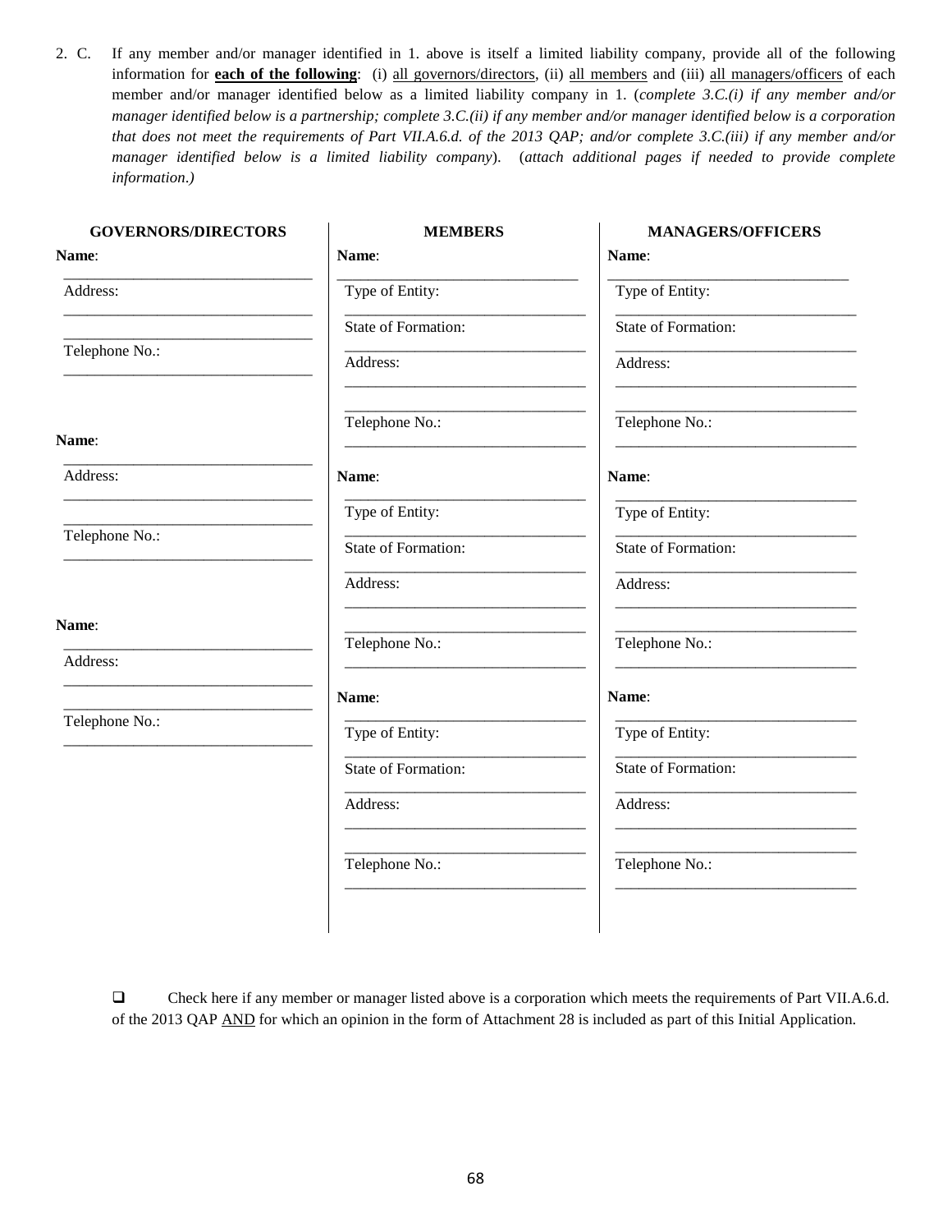2. C. If any member and/or manager identified in 1. above is itself a limited liability company, provide all of the following information for **each of the following**: (i) all governors/directors, (ii) all members and (iii) all managers/officers of each member and/or manager identified below as a limited liability company in 1. (*complete 3.C.(i) if any member and/or manager identified below is a partnership; complete 3.C.(ii) if any member and/or manager identified below is a corporation that does not meet the requirements of Part VII.A.6.d. of the 2013 QAP; and/or complete 3.C.(iii) if any member and/or manager identified below is a limited liability company*). (*attach additional pages if needed to provide complete information*.)

| GOVERNORS/DIRECTORS | MEMBERS | MANAGERS/OFFICERS |
|---|---|---|
| **Name**: ______________________ | **Name**: ______________________ | **Name**: ______________________ |
| Address: ______________________ | Type of Entity: ______________________ | Type of Entity: ______________________ |
| ______________________ | State of Formation: ______________________ | State of Formation: ______________________ |
| Telephone No.: ______________________ | Address: ______________________ | Address: ______________________ |
| | ______________________ | ______________________ |
| | Telephone No.: ______________________ | Telephone No.: ______________________ |
| **Name**: ______________________ | **Name**: ______________________ | **Name**: ______________________ |
| Address: ______________________ | Type of Entity: ______________________ | Type of Entity: ______________________ |
| ______________________ | State of Formation: ______________________ | State of Formation: ______________________ |
| Telephone No.: ______________________ | Address: ______________________ | Address: ______________________ |
| | ______________________ | ______________________ |
| | Telephone No.: ______________________ | Telephone No.: ______________________ |
| **Name**: ______________________ | **Name**: ______________________ | **Name**: ______________________ |
| Address: ______________________ | Type of Entity: ______________________ | Type of Entity: ______________________ |
| ______________________ | State of Formation: ______________________ | State of Formation: ______________________ |
| Telephone No.: ______________________ | Address: ______________________ | Address: ______________________ |
| | ______________________ | ______________________ |
| | Telephone No.: ______________________ | Telephone No.: ______________________ |

☐ Check here if any member or manager listed above is a corporation which meets the requirements of Part VII.A.6.d. of the 2013 QAP AND for which an opinion in the form of Attachment 28 is included as part of this Initial Application.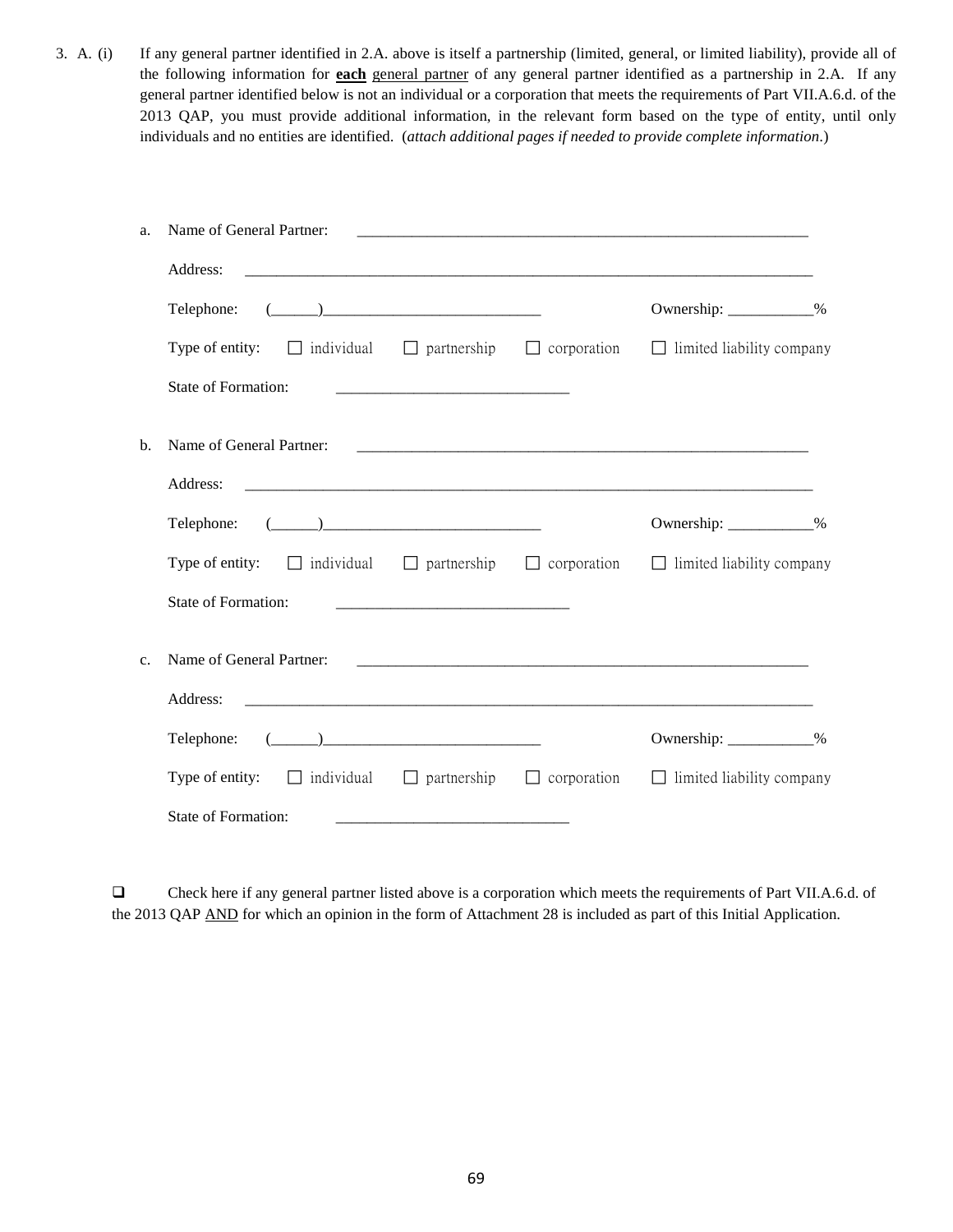3. A. (i) If any general partner identified in 2.A. above is itself a partnership (limited, general, or limited liability), provide all of the following information for **each** general partner of any general partner identified as a partnership in 2.A. If any general partner identified below is not an individual or a corporation that meets the requirements of Part VII.A.6.d. of the 2013 QAP, you must provide additional information, in the relevant form based on the type of entity, until only individuals and no entities are identified. (*attach additional pages if needed to provide complete information*.)

a. Name of General Partner: ____________________________________________________________

Address: ___________________________________________________________________________

Telephone: (______)____________________________ Ownership: ___________%

Type of entity: ☐ individual ☐ partnership ☐ corporation ☐ limited liability company

State of Formation: ______________________________

b. Name of General Partner: ____________________________________________________________

Address: ___________________________________________________________________________

Telephone: (______)____________________________ Ownership: ___________%

Type of entity: ☐ individual ☐ partnership ☐ corporation ☐ limited liability company

State of Formation: ______________________________

c. Name of General Partner: ____________________________________________________________

Address: ___________________________________________________________________________

Telephone: (______)____________________________ Ownership: ___________%

Type of entity: ☐ individual ☐ partnership ☐ corporation ☐ limited liability company

State of Formation: ______________________________

☐ Check here if any general partner listed above is a corporation which meets the requirements of Part VII.A.6.d. of the 2013 QAP AND for which an opinion in the form of Attachment 28 is included as part of this Initial Application.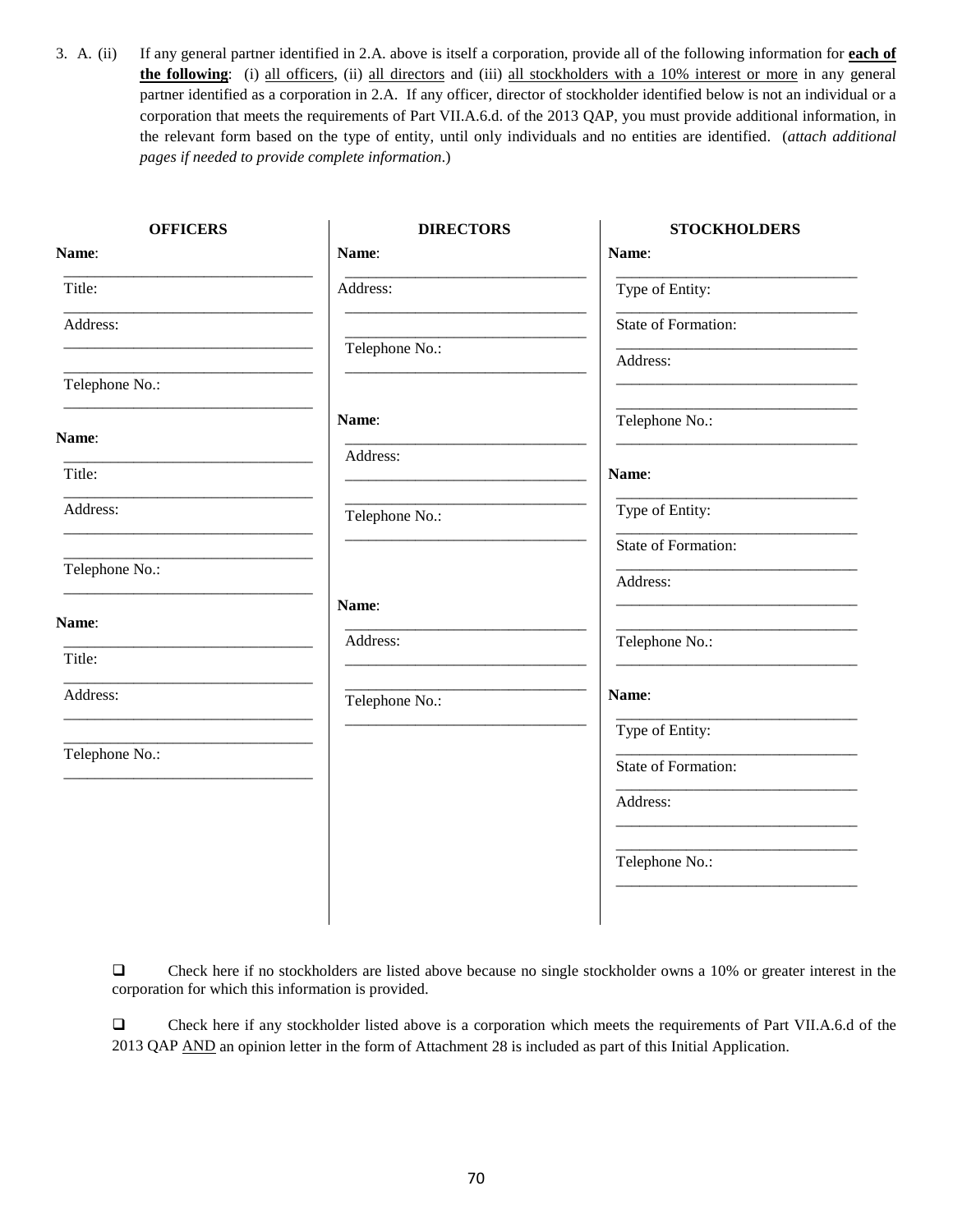3. A. (ii) If any general partner identified in 2.A. above is itself a corporation, provide all of the following information for **each of the following**: (i) all officers, (ii) all directors and (iii) all stockholders with a 10% interest or more in any general partner identified as a corporation in 2.A. If any officer, director of stockholder identified below is not an individual or a corporation that meets the requirements of Part VII.A.6.d. of the 2013 QAP, you must provide additional information, in the relevant form based on the type of entity, until only individuals and no entities are identified. (*attach additional pages if needed to provide complete information*.)

| OFFICERS | DIRECTORS | STOCKHOLDERS |
|---|---|---|
| **Name**: ______________________ | **Name**: ______________________ | **Name**: ______________________ |
| Title: ______________________ | Address: ______________________ ______________________ | Type of Entity: ______________________ |
| Address: ______________________ ______________________ | Telephone No.: ______________________ | State of Formation: ______________________ |
| Telephone No.: ______________________ | | Address: ______________________ ______________________ |
| | | Telephone No.: ______________________ |
| **Name**: ______________________ | **Name**: ______________________ | **Name**: ______________________ |
| Title: ______________________ | Address: ______________________ ______________________ | Type of Entity: ______________________ |
| Address: ______________________ ______________________ | Telephone No.: ______________________ | State of Formation: ______________________ |
| Telephone No.: ______________________ | | Address: ______________________ ______________________ |
| | | Telephone No.: ______________________ |
| **Name**: ______________________ | **Name**: ______________________ | **Name**: ______________________ |
| Title: ______________________ | Address: ______________________ ______________________ | Type of Entity: ______________________ |
| Address: ______________________ ______________________ | Telephone No.: ______________________ | State of Formation: ______________________ |
| Telephone No.: ______________________ | | Address: ______________________ ______________________ |
| | | Telephone No.: ______________________ |

❑ Check here if no stockholders are listed above because no single stockholder owns a 10% or greater interest in the corporation for which this information is provided.

❑ Check here if any stockholder listed above is a corporation which meets the requirements of Part VII.A.6.d of the 2013 QAP AND an opinion letter in the form of Attachment 28 is included as part of this Initial Application.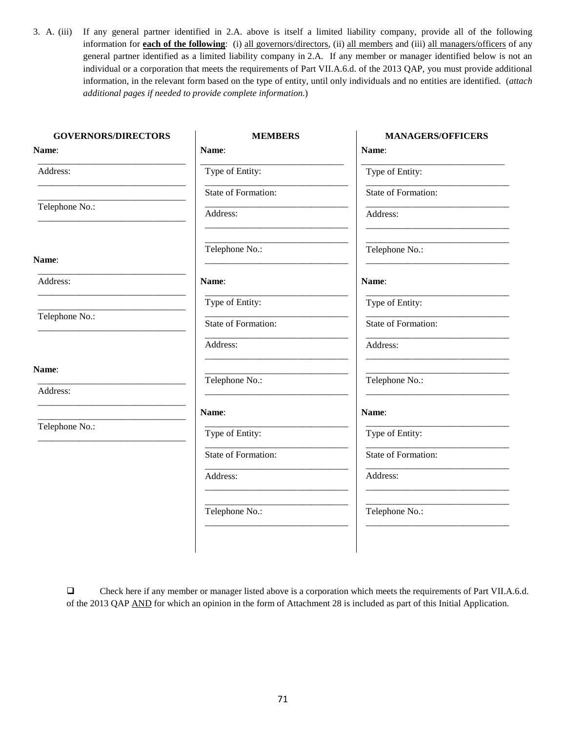3. A. (iii) If any general partner identified in 2.A. above is itself a limited liability company, provide all of the following information for **each of the following**: (i) all governors/directors, (ii) all members and (iii) all managers/officers of any general partner identified as a limited liability company in 2.A. If any member or manager identified below is not an individual or a corporation that meets the requirements of Part VII.A.6.d. of the 2013 QAP, you must provide additional information, in the relevant form based on the type of entity, until only individuals and no entities are identified. (*attach additional pages if needed to provide complete information.*)

| GOVERNORS/DIRECTORS | MEMBERS | MANAGERS/OFFICERS |
|---|---|---|
| **Name**: ______________________________ | **Name**: ______________________________ | **Name**: ______________________________ |
| Address: ______________________________ | Type of Entity: ______________________________ | Type of Entity: ______________________________ |
| ______________________________ | State of Formation: ______________________________ | State of Formation: ______________________________ |
| Telephone No.: ______________________________ | Address: ______________________________ | Address: ______________________________ |
| | ______________________________ | ______________________________ |
| | Telephone No.: ______________________________ | Telephone No.: ______________________________ |
| **Name**: ______________________________ | **Name**: ______________________________ | **Name**: ______________________________ |
| Address: ______________________________ | Type of Entity: ______________________________ | Type of Entity: ______________________________ |
| ______________________________ | State of Formation: ______________________________ | State of Formation: ______________________________ |
| Telephone No.: ______________________________ | Address: ______________________________ | Address: ______________________________ |
| | ______________________________ | ______________________________ |
| | Telephone No.: ______________________________ | Telephone No.: ______________________________ |
| **Name**: ______________________________ | **Name**: ______________________________ | **Name**: ______________________________ |
| Address: ______________________________ | Type of Entity: ______________________________ | Type of Entity: ______________________________ |
| ______________________________ | State of Formation: ______________________________ | State of Formation: ______________________________ |
| Telephone No.: ______________________________ | Address: ______________________________ | Address: ______________________________ |
| | ______________________________ | ______________________________ |
| | Telephone No.: ______________________________ | Telephone No.: ______________________________ |

☐ Check here if any member or manager listed above is a corporation which meets the requirements of Part VII.A.6.d. of the 2013 QAP AND for which an opinion in the form of Attachment 28 is included as part of this Initial Application.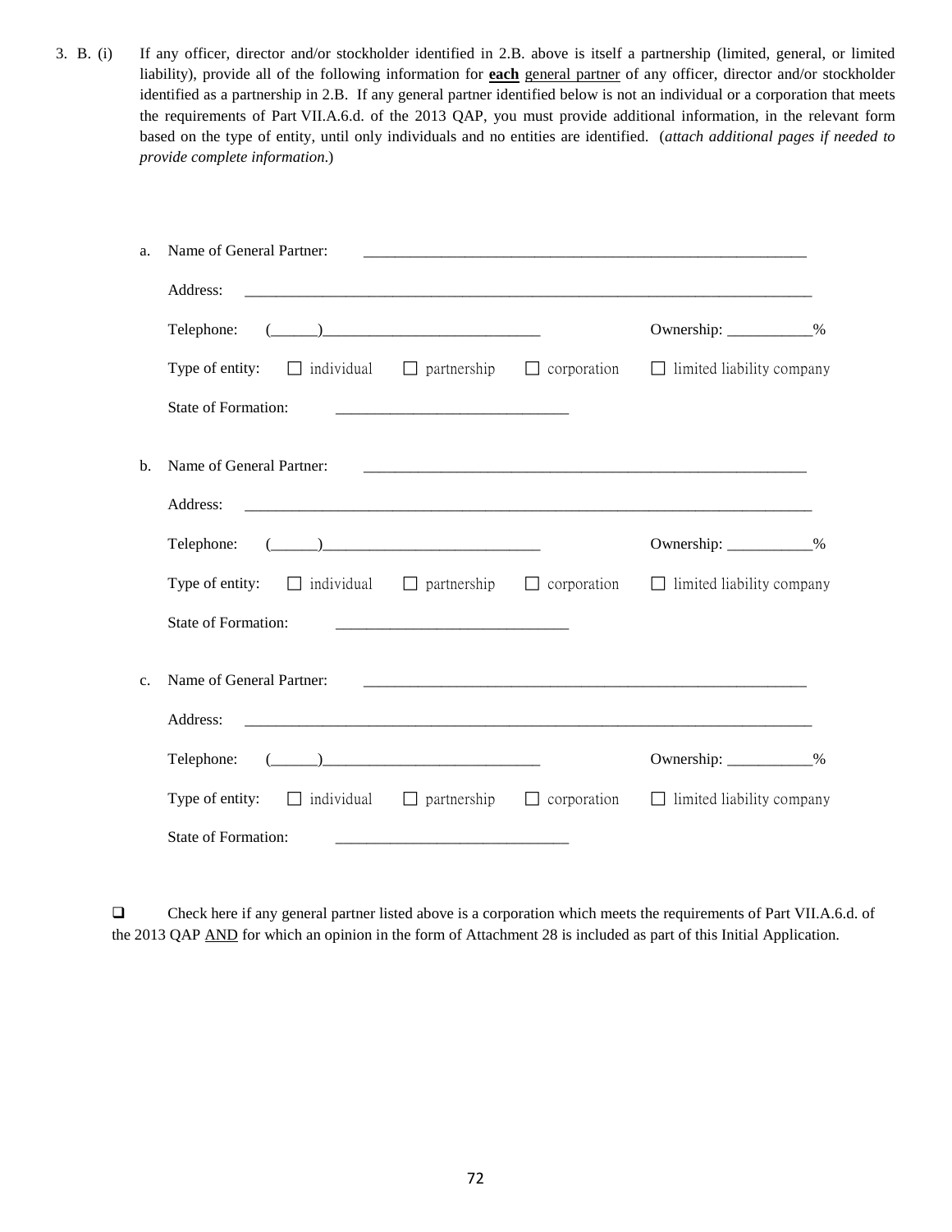3. B. (i) If any officer, director and/or stockholder identified in 2.B. above is itself a partnership (limited, general, or limited liability), provide all of the following information for **each** general partner of any officer, director and/or stockholder identified as a partnership in 2.B. If any general partner identified below is not an individual or a corporation that meets the requirements of Part VII.A.6.d. of the 2013 QAP, you must provide additional information, in the relevant form based on the type of entity, until only individuals and no entities are identified. (*attach additional pages if needed to provide complete information.*)

a. Name of General Partner: ____________________________________________________________

Address: ______________________________________________________________________________

Telephone: (______)____________________________ Ownership: ___________%

Type of entity: ☐ individual ☐ partnership ☐ corporation ☐ limited liability company

State of Formation: _____________________________

b. Name of General Partner: ____________________________________________________________

Address: ______________________________________________________________________________

Telephone: (______)____________________________ Ownership: ___________%

Type of entity: ☐ individual ☐ partnership ☐ corporation ☐ limited liability company

State of Formation: _____________________________

c. Name of General Partner: ____________________________________________________________

Address: ______________________________________________________________________________

Telephone: (______)____________________________ Ownership: ___________%

Type of entity: ☐ individual ☐ partnership ☐ corporation ☐ limited liability company

State of Formation: _____________________________

☐ Check here if any general partner listed above is a corporation which meets the requirements of Part VII.A.6.d. of the 2013 QAP AND for which an opinion in the form of Attachment 28 is included as part of this Initial Application.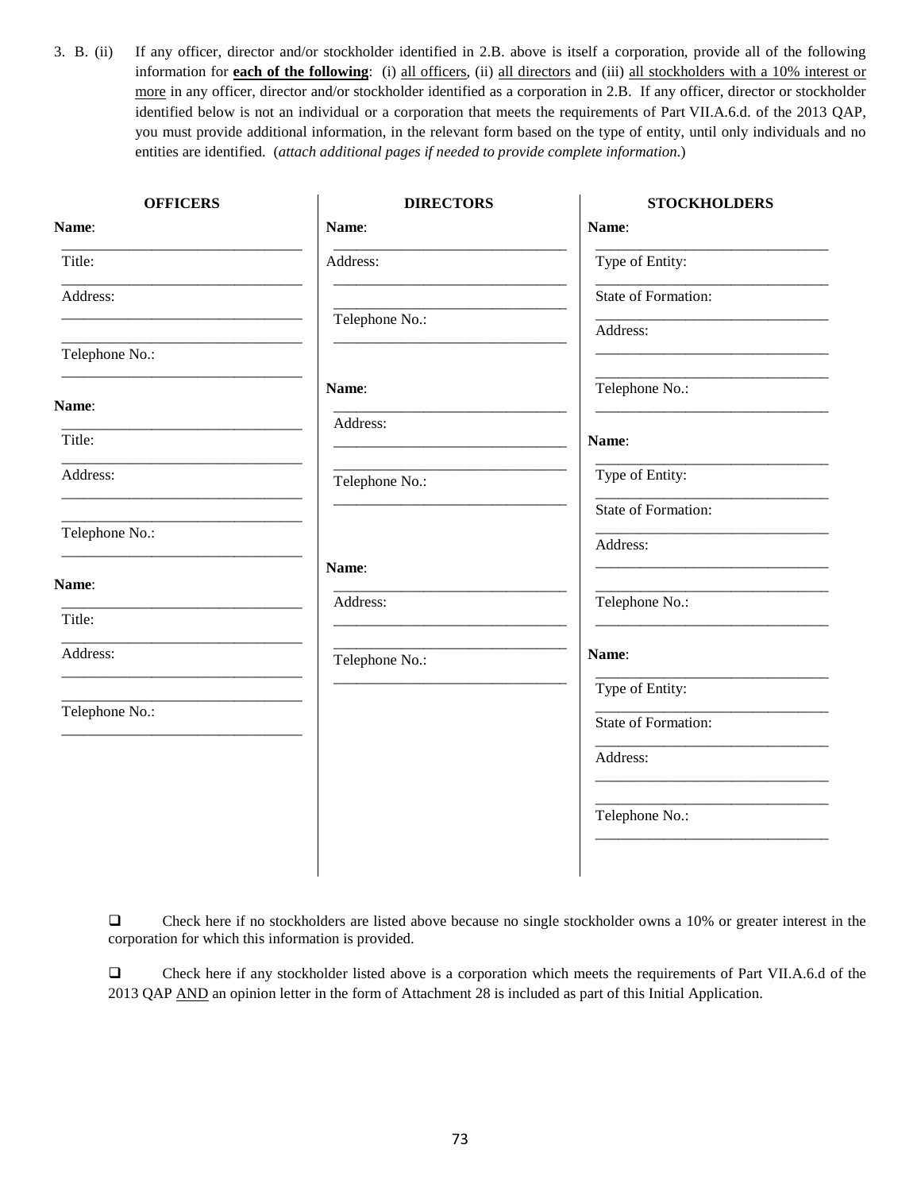3. B. (ii) If any officer, director and/or stockholder identified in 2.B. above is itself a corporation, provide all of the following information for **<u>each of the following</u>**: (i) <u>all officers</u>, (ii) <u>all directors</u> and (iii) <u>all stockholders with a 10% interest or more</u> in any officer, director and/or stockholder identified as a corporation in 2.B. If any officer, director or stockholder identified below is not an individual or a corporation that meets the requirements of Part VII.A.6.d. of the 2013 QAP, you must provide additional information, in the relevant form based on the type of entity, until only individuals and no entities are identified. (*attach additional pages if needed to provide complete information*.)

| OFFICERS | DIRECTORS | STOCKHOLDERS |
|---|---|---|
| **Name**: ______________ | **Name**: ______________ | **Name**: ______________ |
| Title: ______________ | Address: ______________ | Type of Entity: ______________ |
| Address: ______________ | Telephone No.: ______________ | State of Formation: ______________ |
| Telephone No.: ______________ | | Address: ______________ |
| | | Telephone No.: ______________ |
| **Name**: ______________ | **Name**: ______________ | **Name**: ______________ |
| Title: ______________ | Address: ______________ | Type of Entity: ______________ |
| Address: ______________ | Telephone No.: ______________ | State of Formation: ______________ |
| Telephone No.: ______________ | | Address: ______________ |
| | | Telephone No.: ______________ |
| **Name**: ______________ | **Name**: ______________ | **Name**: ______________ |
| Title: ______________ | Address: ______________ | Type of Entity: ______________ |
| Address: ______________ | Telephone No.: ______________ | State of Formation: ______________ |
| Telephone No.: ______________ | | Address: ______________ |
| | | Telephone No.: ______________ |

❑ Check here if no stockholders are listed above because no single stockholder owns a 10% or greater interest in the corporation for which this information is provided.

❑ Check here if any stockholder listed above is a corporation which meets the requirements of Part VII.A.6.d of the 2013 QAP <u>AND</u> an opinion letter in the form of Attachment 28 is included as part of this Initial Application.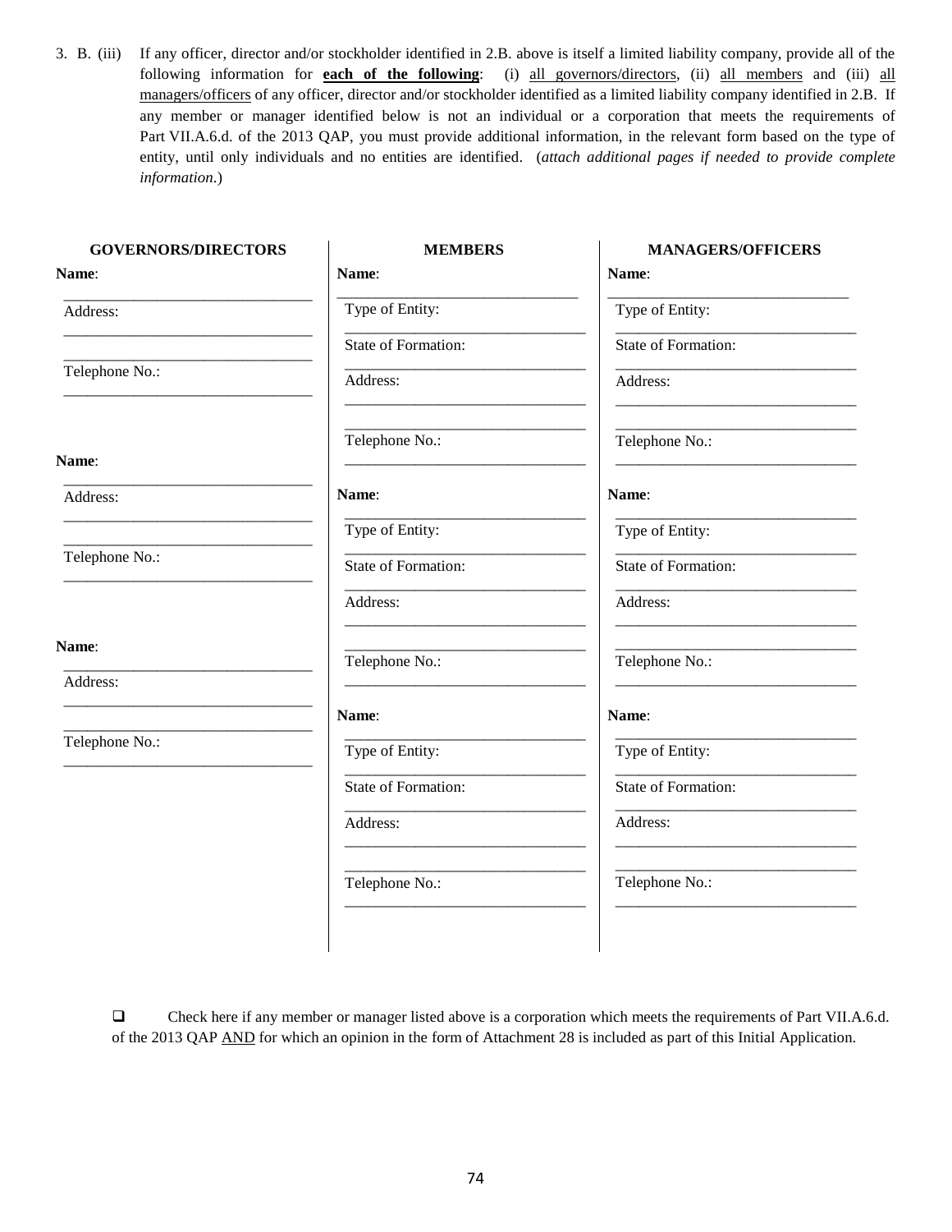3. B. (iii) If any officer, director and/or stockholder identified in 2.B. above is itself a limited liability company, provide all of the following information for **each of the following**: (i) all governors/directors, (ii) all members and (iii) all managers/officers of any officer, director and/or stockholder identified as a limited liability company identified in 2.B. If any member or manager identified below is not an individual or a corporation that meets the requirements of Part VII.A.6.d. of the 2013 QAP, you must provide additional information, in the relevant form based on the type of entity, until only individuals and no entities are identified. (*attach additional pages if needed to provide complete information*.)

| **GOVERNORS/DIRECTORS** | **MEMBERS** | **MANAGERS/OFFICERS** |
|---|---|---|
| **Name**: ______________________________ | **Name**: ______________________________ | **Name**: ______________________________ |
| Address: ______________________________ ______________________________ | Type of Entity: ______________________________ | Type of Entity: ______________________________ |
| Telephone No.: ______________________________ | State of Formation: ______________________________ | State of Formation: ______________________________ |
| | Address: ______________________________ ______________________________ | Address: ______________________________ ______________________________ |
| | Telephone No.: ______________________________ | Telephone No.: ______________________________ |
| **Name**: ______________________________ | **Name**: ______________________________ | **Name**: ______________________________ |
| Address: ______________________________ ______________________________ | Type of Entity: ______________________________ | Type of Entity: ______________________________ |
| Telephone No.: ______________________________ | State of Formation: ______________________________ | State of Formation: ______________________________ |
| | Address: ______________________________ ______________________________ | Address: ______________________________ ______________________________ |
| | Telephone No.: ______________________________ | Telephone No.: ______________________________ |
| **Name**: ______________________________ | **Name**: ______________________________ | **Name**: ______________________________ |
| Address: ______________________________ ______________________________ | Type of Entity: ______________________________ | Type of Entity: ______________________________ |
| Telephone No.: ______________________________ | State of Formation: ______________________________ | State of Formation: ______________________________ |
| | Address: ______________________________ ______________________________ | Address: ______________________________ ______________________________ |
| | Telephone No.: ______________________________ | Telephone No.: ______________________________ |

☐ Check here if any member or manager listed above is a corporation which meets the requirements of Part VII.A.6.d. of the 2013 QAP AND for which an opinion in the form of Attachment 28 is included as part of this Initial Application.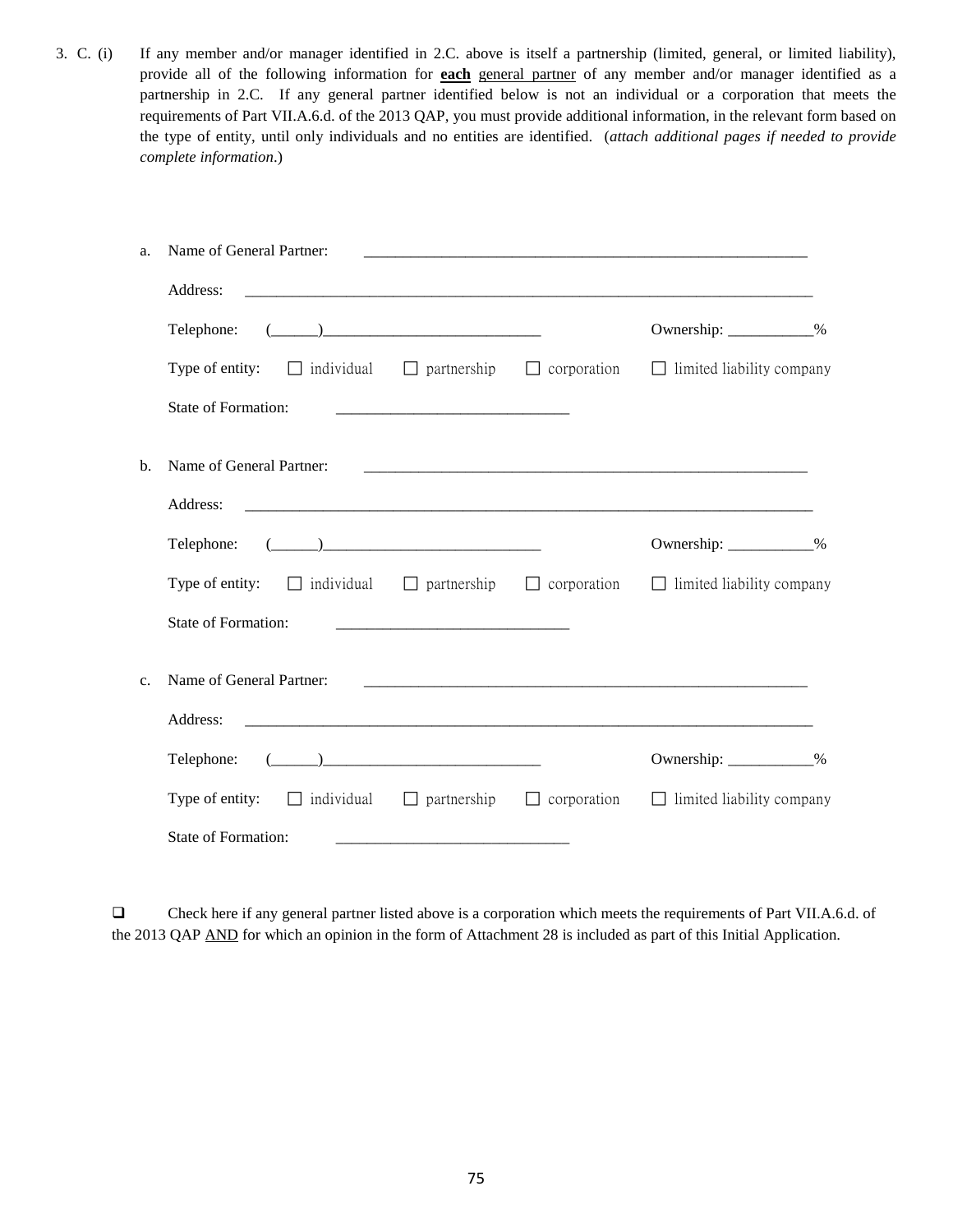3. C. (i) If any member and/or manager identified in 2.C. above is itself a partnership (limited, general, or limited liability), provide all of the following information for **each** general partner of any member and/or manager identified as a partnership in 2.C. If any general partner identified below is not an individual or a corporation that meets the requirements of Part VII.A.6.d. of the 2013 QAP, you must provide additional information, in the relevant form based on the type of entity, until only individuals and no entities are identified. (*attach additional pages if needed to provide complete information*.)

a. Name of General Partner: ____________________________________________________________

Address: ____________________________________________________________________________

Telephone: (______)____________________________ Ownership: ___________%

Type of entity: ☐ individual ☐ partnership ☐ corporation ☐ limited liability company

State of Formation: ______________________________

b. Name of General Partner: ____________________________________________________________

Address: ____________________________________________________________________________

Telephone: (______)____________________________ Ownership: ___________%

Type of entity: ☐ individual ☐ partnership ☐ corporation ☐ limited liability company

State of Formation: ______________________________

c. Name of General Partner: ____________________________________________________________

Address: ____________________________________________________________________________

Telephone: (______)____________________________ Ownership: ___________%

Type of entity: ☐ individual ☐ partnership ☐ corporation ☐ limited liability company

State of Formation: ______________________________

☐ Check here if any general partner listed above is a corporation which meets the requirements of Part VII.A.6.d. of the 2013 QAP AND for which an opinion in the form of Attachment 28 is included as part of this Initial Application.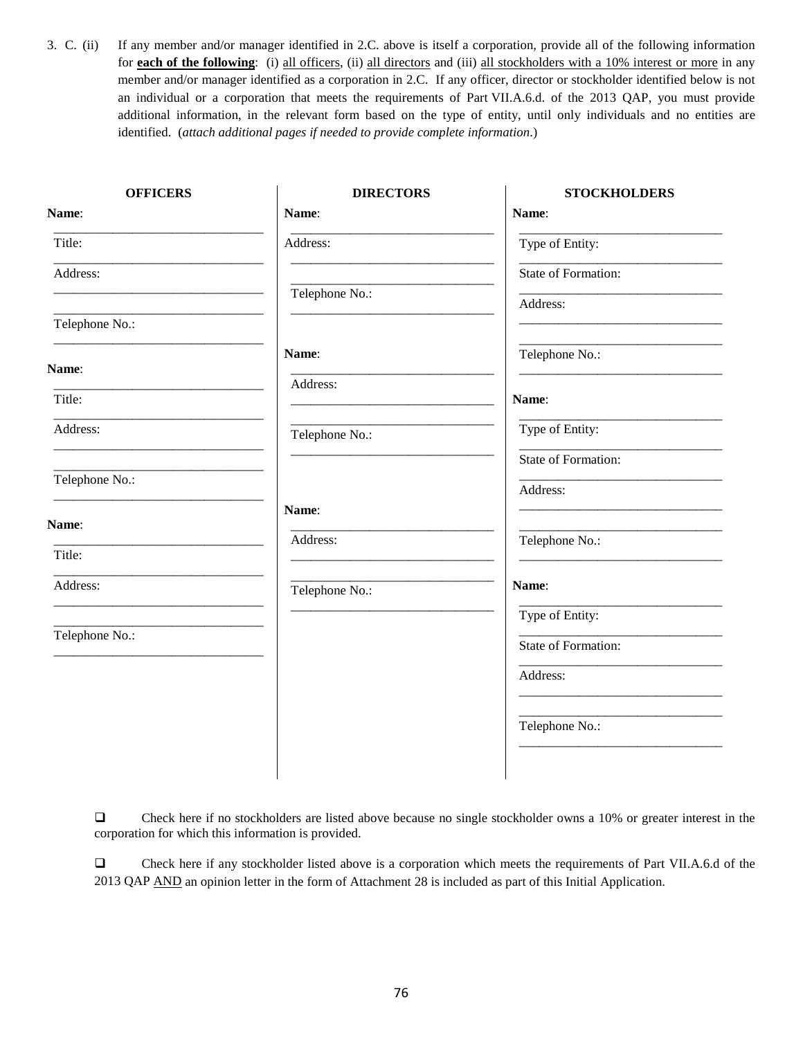3. C. (ii) If any member and/or manager identified in 2.C. above is itself a corporation, provide all of the following information for **each of the following**: (i) all officers, (ii) all directors and (iii) all stockholders with a 10% interest or more in any member and/or manager identified as a corporation in 2.C. If any officer, director or stockholder identified below is not an individual or a corporation that meets the requirements of Part VII.A.6.d. of the 2013 QAP, you must provide additional information, in the relevant form based on the type of entity, until only individuals and no entities are identified. (*attach additional pages if needed to provide complete information*.)

| OFFICERS | DIRECTORS | STOCKHOLDERS |
|---|---|---|
| **Name**: ______________________ | **Name**: ______________________ | **Name**: ______________________ |
| Title: ______________________ | Address: ______________________ | Type of Entity: ______________________ |
| Address: ______________________ ______________________ | ______________________ | State of Formation: ______________________ |
| Telephone No.: ______________________ | Telephone No.: ______________________ | Address: ______________________ ______________________ |
| | | Telephone No.: ______________________ |
| **Name**: ______________________ | **Name**: ______________________ | **Name**: ______________________ |
| Title: ______________________ | Address: ______________________ | Type of Entity: ______________________ |
| Address: ______________________ ______________________ | ______________________ | State of Formation: ______________________ |
| Telephone No.: ______________________ | Telephone No.: ______________________ | Address: ______________________ ______________________ |
| | | Telephone No.: ______________________ |
| **Name**: ______________________ | **Name**: ______________________ | **Name**: ______________________ |
| Title: ______________________ | Address: ______________________ | Type of Entity: ______________________ |
| Address: ______________________ ______________________ | ______________________ | State of Formation: ______________________ |
| Telephone No.: ______________________ | Telephone No.: ______________________ | Address: ______________________ ______________________ |
| | | Telephone No.: ______________________ |

☐ Check here if no stockholders are listed above because no single stockholder owns a 10% or greater interest in the corporation for which this information is provided.

☐ Check here if any stockholder listed above is a corporation which meets the requirements of Part VII.A.6.d of the 2013 QAP AND an opinion letter in the form of Attachment 28 is included as part of this Initial Application.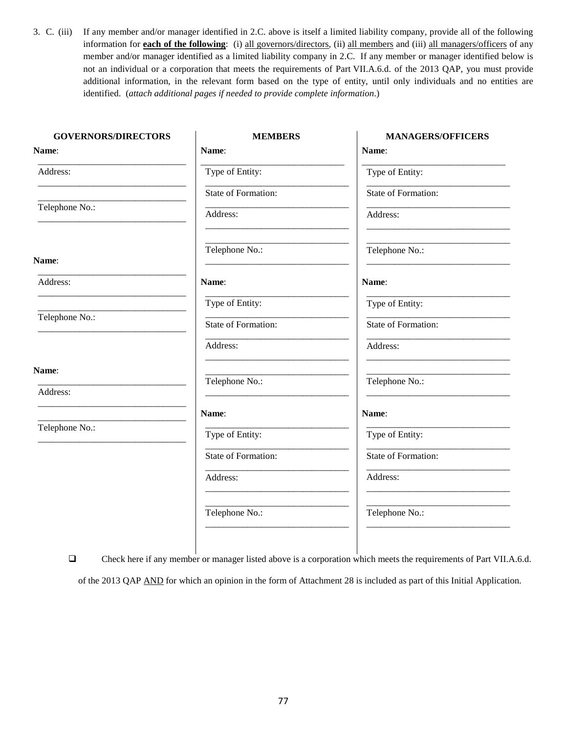3. C. (iii) If any member and/or manager identified in 2.C. above is itself a limited liability company, provide all of the following information for **<u>each of the following</u>**: (i) <u>all governors/directors</u>, (ii) <u>all members</u> and (iii) <u>all managers/officers</u> of any member and/or manager identified as a limited liability company in 2.C. If any member or manager identified below is not an individual or a corporation that meets the requirements of Part VII.A.6.d. of the 2013 QAP, you must provide additional information, in the relevant form based on the type of entity, until only individuals and no entities are identified. (*attach additional pages if needed to provide complete information*.)

| GOVERNORS/DIRECTORS | MEMBERS | MANAGERS/OFFICERS |
|---|---|---|
| **Name**: ______________________ | **Name**: ______________________ | **Name**: ______________________ |
| Address: ______________________ ______________________ | Type of Entity: ______________________ | Type of Entity: ______________________ |
| Telephone No.: ______________________ | State of Formation: ______________________ | State of Formation: ______________________ |
| | Address: ______________________ ______________________ | Address: ______________________ ______________________ |
| | Telephone No.: ______________________ | Telephone No.: ______________________ |
| **Name**: ______________________ | **Name**: ______________________ | **Name**: ______________________ |
| Address: ______________________ ______________________ | Type of Entity: ______________________ | Type of Entity: ______________________ |
| Telephone No.: ______________________ | State of Formation: ______________________ | State of Formation: ______________________ |
| | Address: ______________________ ______________________ | Address: ______________________ ______________________ |
| | Telephone No.: ______________________ | Telephone No.: ______________________ |
| **Name**: ______________________ | **Name**: ______________________ | **Name**: ______________________ |
| Address: ______________________ ______________________ | Type of Entity: ______________________ | Type of Entity: ______________________ |
| Telephone No.: ______________________ | State of Formation: ______________________ | State of Formation: ______________________ |
| | Address: ______________________ ______________________ | Address: ______________________ ______________________ |
| | Telephone No.: ______________________ | Telephone No.: ______________________ |

☐ Check here if any member or manager listed above is a corporation which meets the requirements of Part VII.A.6.d. of the 2013 QAP <u>AND</u> for which an opinion in the form of Attachment 28 is included as part of this Initial Application.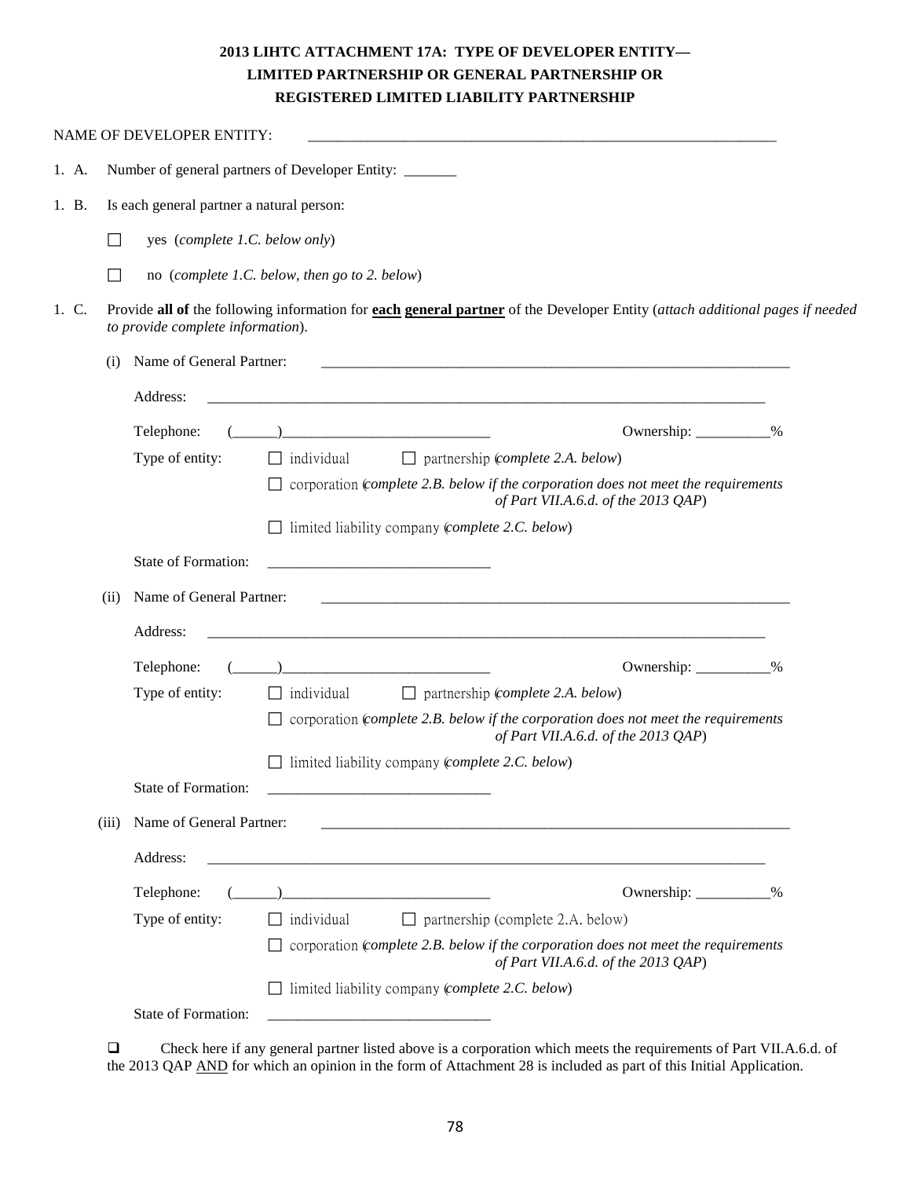# 2013 LIHTC ATTACHMENT 17A: TYPE OF DEVELOPER ENTITY— LIMITED PARTNERSHIP OR GENERAL PARTNERSHIP OR REGISTERED LIMITED LIABILITY PARTNERSHIP

NAME OF DEVELOPER ENTITY: ________________________________________________________________

1. A. Number of general partners of Developer Entity: _______

1. B. Is each general partner a natural person:

☐ yes (*complete 1.C. below only*)

☐ no (*complete 1.C. below, then go to 2. below*)

1. C. Provide **all of** the following information for **<u>each general partner</u>** of the Developer Entity (*attach additional pages if needed to provide complete information*).

(i) Name of General Partner: ________________________________________________________________

Address: ____________________________________________________________________________

Telephone: (______)___________________________ Ownership: __________%

Type of entity: ☐ individual ☐ partnership (*complete 2.A. below*)

☐ corporation (*complete 2.B. below if the corporation does not meet the requirements of Part VII.A.6.d. of the 2013 QAP*)

☐ limited liability company (*complete 2.C. below*)

State of Formation: _____________________________

(ii) Name of General Partner: ________________________________________________________________

Address: ____________________________________________________________________________

Telephone: (______)___________________________ Ownership: __________%

Type of entity: ☐ individual ☐ partnership (*complete 2.A. below*)

☐ corporation (*complete 2.B. below if the corporation does not meet the requirements of Part VII.A.6.d. of the 2013 QAP*)

☐ limited liability company (*complete 2.C. below*)

State of Formation: _____________________________

(iii) Name of General Partner: ________________________________________________________________

Address: ____________________________________________________________________________

Telephone: (______)___________________________ Ownership: __________%

Type of entity: ☐ individual ☐ partnership (complete 2.A. below)

☐ corporation (*complete 2.B. below if the corporation does not meet the requirements of Part VII.A.6.d. of the 2013 QAP*)

☐ limited liability company (*complete 2.C. below*)

State of Formation: _____________________________

☐ Check here if any general partner listed above is a corporation which meets the requirements of Part VII.A.6.d. of the 2013 QAP <u>AND</u> for which an opinion in the form of Attachment 28 is included as part of this Initial Application.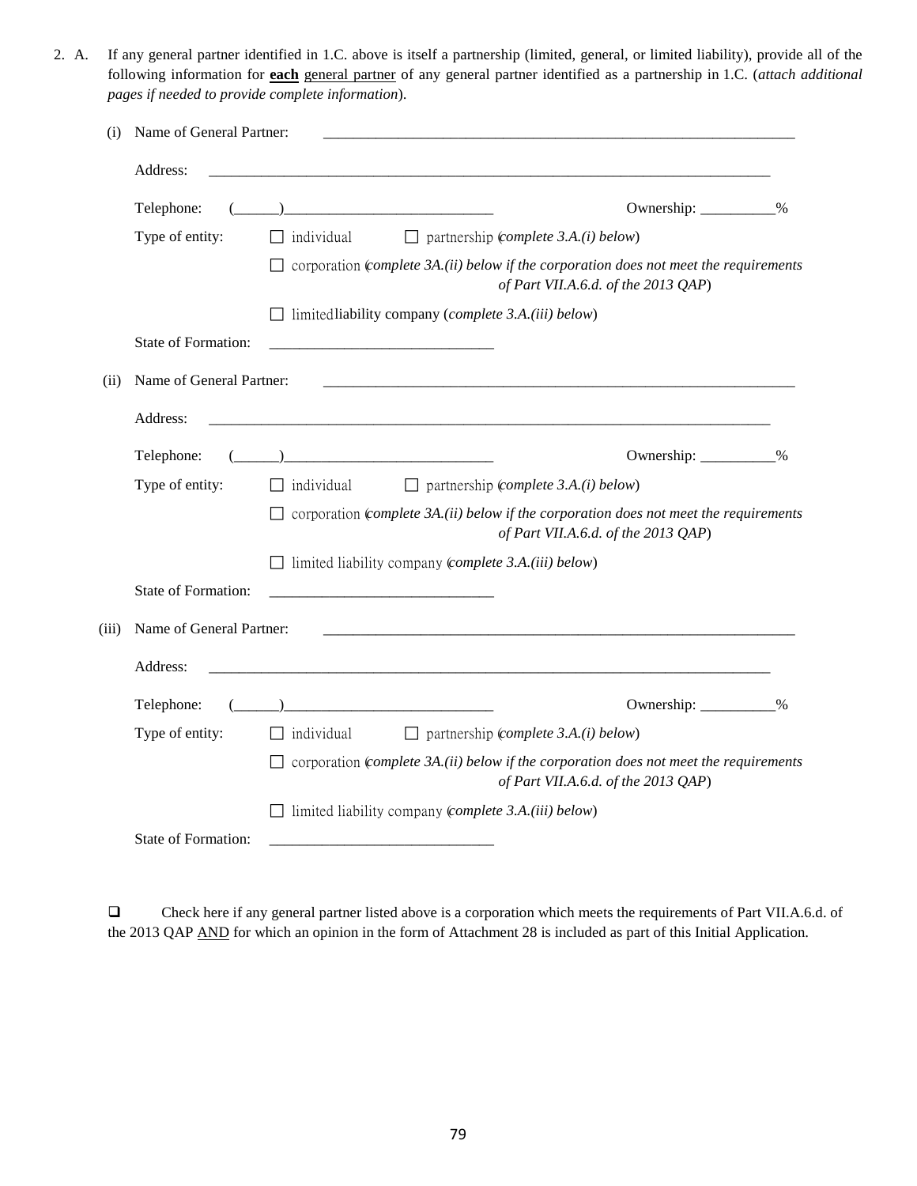2. A. If any general partner identified in 1.C. above is itself a partnership (limited, general, or limited liability), provide all of the following information for **<u>each</u>** <u>general partner</u> of any general partner identified as a partnership in 1.C. (*attach additional pages if needed to provide complete information*).

(i) Name of General Partner: ____________________________________________

Address: ____________________________________________

Telephone: (______)____________________________ Ownership: __________%

Type of entity: ☐ individual ☐ partnership (*complete 3.A.(i) below*)

☐ corporation (*complete 3A.(ii) below if the corporation does not meet the requirements of Part VII.A.6.d. of the 2013 QAP*)

☐ limited liability company (*complete 3.A.(iii) below*)

State of Formation: ______________________________

(ii) Name of General Partner: ____________________________________________

Address: ____________________________________________

Telephone: (______)____________________________ Ownership: __________%

Type of entity: ☐ individual ☐ partnership (*complete 3.A.(i) below*)

☐ corporation (*complete 3A.(ii) below if the corporation does not meet the requirements of Part VII.A.6.d. of the 2013 QAP*)

☐ limited liability company (*complete 3.A.(iii) below*)

State of Formation: ______________________________

(iii) Name of General Partner: ____________________________________________

Address: ____________________________________________

Telephone: (______)____________________________ Ownership: __________%

Type of entity: ☐ individual ☐ partnership (*complete 3.A.(i) below*)

☐ corporation (*complete 3A.(ii) below if the corporation does not meet the requirements of Part VII.A.6.d. of the 2013 QAP*)

☐ limited liability company (*complete 3.A.(iii) below*)

State of Formation: ______________________________

☐ Check here if any general partner listed above is a corporation which meets the requirements of Part VII.A.6.d. of the 2013 QAP <u>AND</u> for which an opinion in the form of Attachment 28 is included as part of this Initial Application.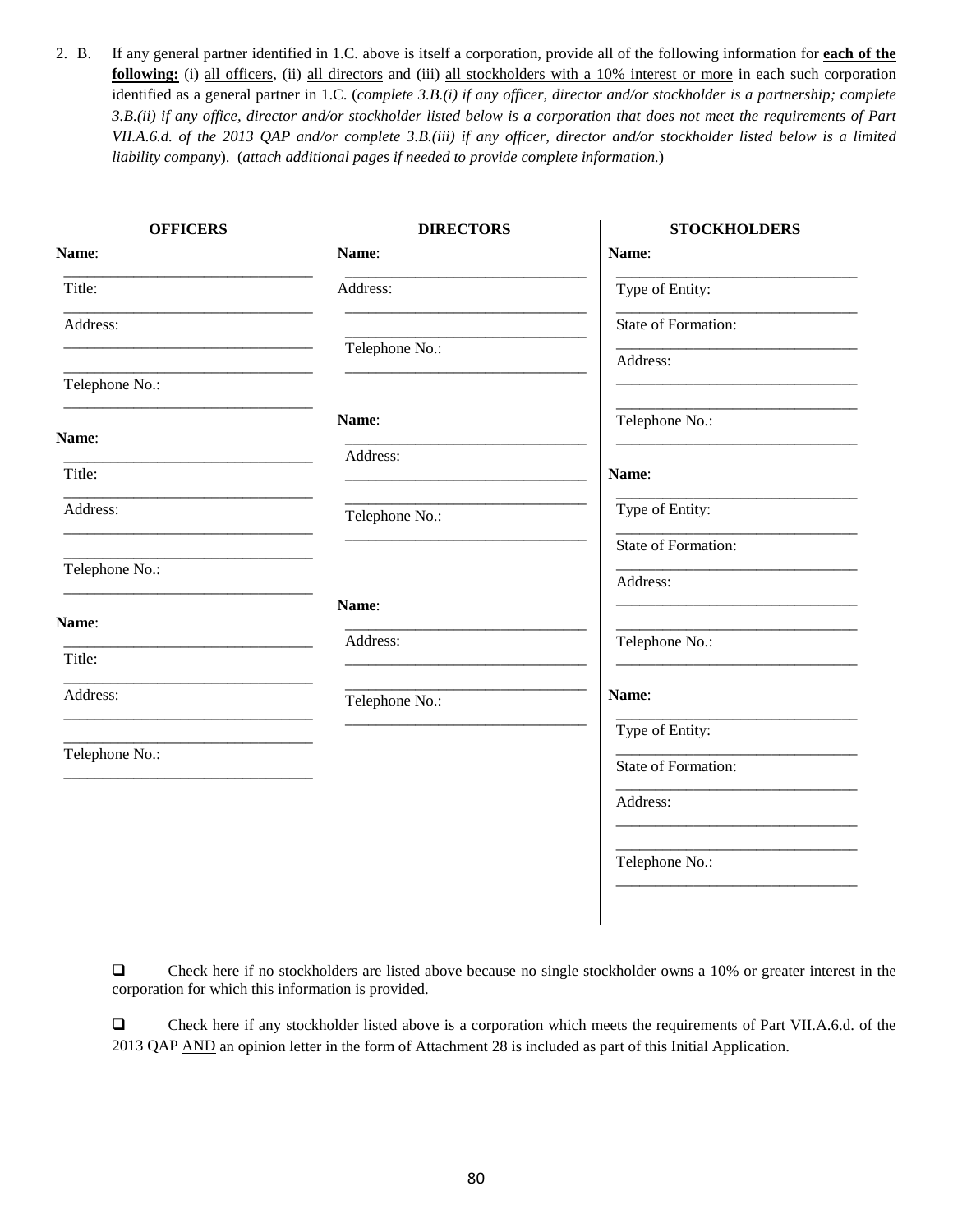2. B. If any general partner identified in 1.C. above is itself a corporation, provide all of the following information for **<u>each of the following:</u>** (i) <u>all officers</u>, (ii) <u>all directors</u> and (iii) <u>all stockholders with a 10% interest or more</u> in each such corporation identified as a general partner in 1.C. (*complete 3.B.(i) if any officer, director and/or stockholder is a partnership; complete 3.B.(ii) if any office, director and/or stockholder listed below is a corporation that does not meet the requirements of Part VII.A.6.d. of the 2013 QAP and/or complete 3.B.(iii) if any officer, director and/or stockholder listed below is a limited liability company*). (*attach additional pages if needed to provide complete information.*)

| **OFFICERS** | **DIRECTORS** | **STOCKHOLDERS** |
|---|---|---|
| **Name**: ______________________ | **Name**: ______________________ | **Name**: ______________________ |
| Title: ______________________ | Address: ______________________ ______________________ | Type of Entity: ______________________ |
| Address: ______________________ ______________________ | Telephone No.: ______________________ | State of Formation: ______________________ |
| Telephone No.: ______________________ | | Address: ______________________ ______________________ |
| | | Telephone No.: ______________________ |
| **Name**: ______________________ | **Name**: ______________________ | **Name**: ______________________ |
| Title: ______________________ | Address: ______________________ ______________________ | Type of Entity: ______________________ |
| Address: ______________________ ______________________ | Telephone No.: ______________________ | State of Formation: ______________________ |
| Telephone No.: ______________________ | | Address: ______________________ ______________________ |
| | | Telephone No.: ______________________ |
| **Name**: ______________________ | **Name**: ______________________ | **Name**: ______________________ |
| Title: ______________________ | Address: ______________________ ______________________ | Type of Entity: ______________________ |
| Address: ______________________ ______________________ | Telephone No.: ______________________ | State of Formation: ______________________ |
| Telephone No.: ______________________ | | Address: ______________________ ______________________ |
| | | Telephone No.: ______________________ |

❑ Check here if no stockholders are listed above because no single stockholder owns a 10% or greater interest in the corporation for which this information is provided.

❑ Check here if any stockholder listed above is a corporation which meets the requirements of Part VII.A.6.d. of the 2013 QAP <u>AND</u> an opinion letter in the form of Attachment 28 is included as part of this Initial Application.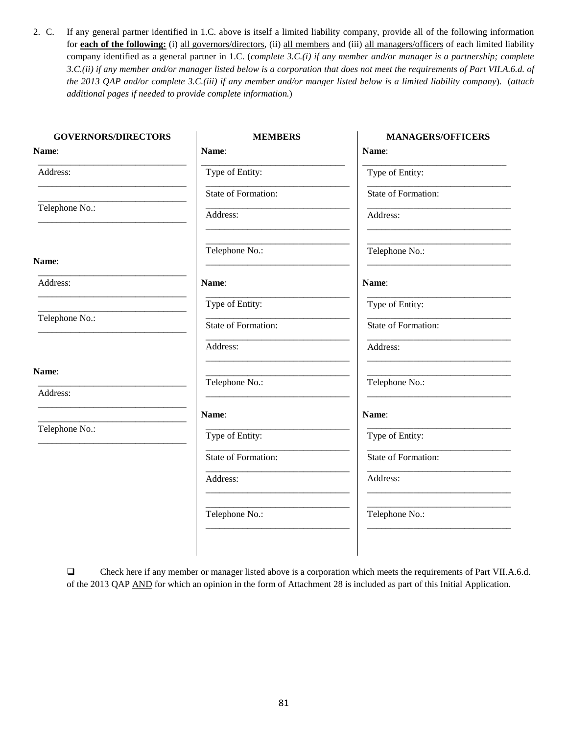2. C. If any general partner identified in 1.C. above is itself a limited liability company, provide all of the following information for **each of the following:** (i) all governors/directors, (ii) all members and (iii) all managers/officers of each limited liability company identified as a general partner in 1.C. (*complete 3.C.(i) if any member and/or manager is a partnership; complete 3.C.(ii) if any member and/or manager listed below is a corporation that does not meet the requirements of Part VII.A.6.d. of the 2013 QAP and/or complete 3.C.(iii) if any member and/or manger listed below is a limited liability company*). (*attach additional pages if needed to provide complete information.*)

| GOVERNORS/DIRECTORS | MEMBERS | MANAGERS/OFFICERS |
|---|---|---|
| **Name**: ______________________________ | **Name**: ______________________________ | **Name**: ______________________________ |
| Address: ______________________________ | Type of Entity: ______________________________ | Type of Entity: ______________________________ |
| ______________________________ | State of Formation: ______________________________ | State of Formation: ______________________________ |
| Telephone No.: ______________________________ | Address: ______________________________ | Address: ______________________________ |
| | ______________________________ | ______________________________ |
| | Telephone No.: ______________________________ | Telephone No.: ______________________________ |
| **Name**: ______________________________ | **Name**: ______________________________ | **Name**: ______________________________ |
| Address: ______________________________ | Type of Entity: ______________________________ | Type of Entity: ______________________________ |
| ______________________________ | State of Formation: ______________________________ | State of Formation: ______________________________ |
| Telephone No.: ______________________________ | Address: ______________________________ | Address: ______________________________ |
| | ______________________________ | ______________________________ |
| **Name**: ______________________________ | Telephone No.: ______________________________ | Telephone No.: ______________________________ |
| Address: ______________________________ | **Name**: ______________________________ | **Name**: ______________________________ |
| ______________________________ | Type of Entity: ______________________________ | Type of Entity: ______________________________ |
| Telephone No.: ______________________________ | State of Formation: ______________________________ | State of Formation: ______________________________ |
| | Address: ______________________________ | Address: ______________________________ |
| | ______________________________ | ______________________________ |
| | Telephone No.: ______________________________ | Telephone No.: ______________________________ |

❑ Check here if any member or manager listed above is a corporation which meets the requirements of Part VII.A.6.d. of the 2013 QAP AND for which an opinion in the form of Attachment 28 is included as part of this Initial Application.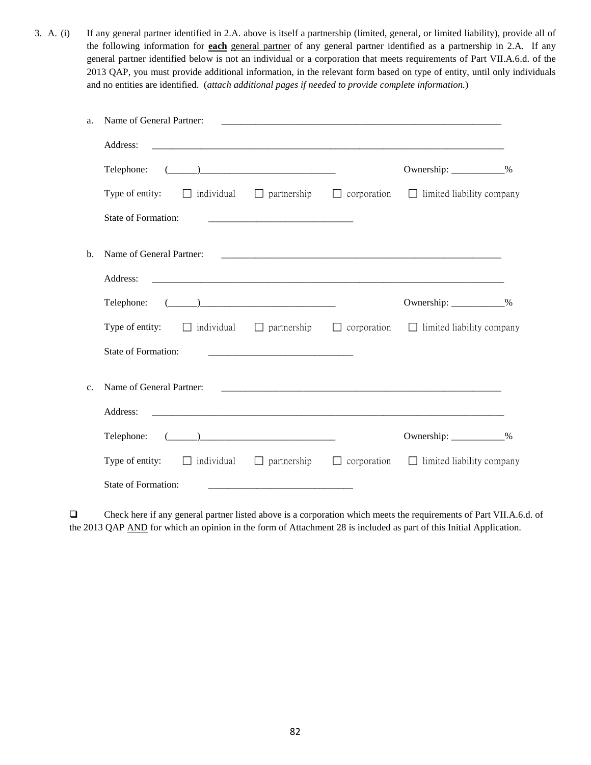3. A. (i) If any general partner identified in 2.A. above is itself a partnership (limited, general, or limited liability), provide all of the following information for **each** general partner of any general partner identified as a partnership in 2.A. If any general partner identified below is not an individual or a corporation that meets requirements of Part VII.A.6.d. of the 2013 QAP, you must provide additional information, in the relevant form based on type of entity, until only individuals and no entities are identified. (*attach additional pages if needed to provide complete information.*)

a. Name of General Partner: ____________________________________________________________

Address: ____________________________________________________________________________

Telephone: (______)____________________________ Ownership: ___________%

Type of entity: ☐ individual ☐ partnership ☐ corporation ☐ limited liability company

State of Formation: _____________________________

b. Name of General Partner: ____________________________________________________________

Address: ____________________________________________________________________________

Telephone: (______)____________________________ Ownership: ___________%

Type of entity: ☐ individual ☐ partnership ☐ corporation ☐ limited liability company

State of Formation: _____________________________

c. Name of General Partner: ____________________________________________________________

Address: ____________________________________________________________________________

Telephone: (______)____________________________ Ownership: ___________%

Type of entity: ☐ individual ☐ partnership ☐ corporation ☐ limited liability company

State of Formation: _____________________________

☐ Check here if any general partner listed above is a corporation which meets the requirements of Part VII.A.6.d. of the 2013 QAP AND for which an opinion in the form of Attachment 28 is included as part of this Initial Application.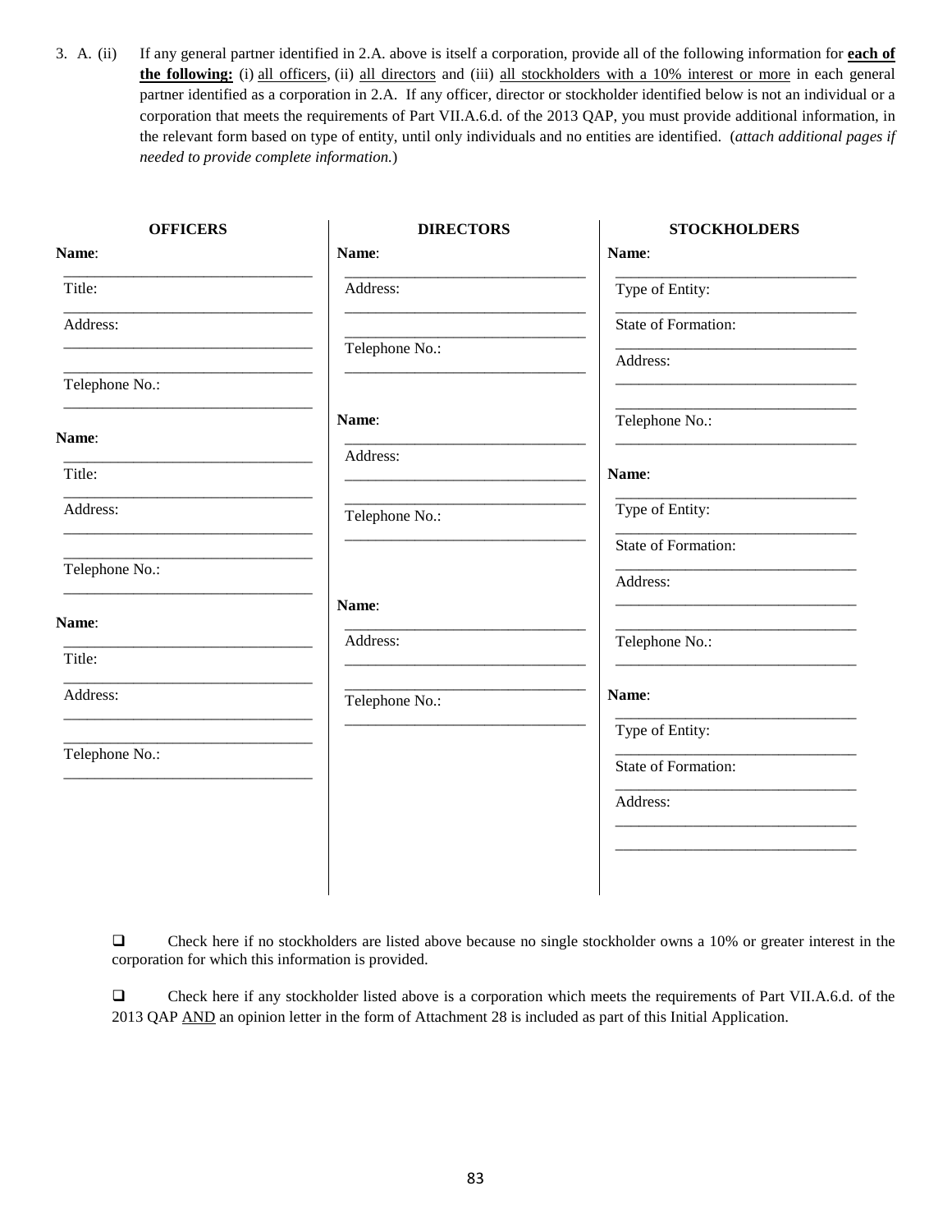3. A. (ii) If any general partner identified in 2.A. above is itself a corporation, provide all of the following information for **each of the following:** (i) all officers, (ii) all directors and (iii) all stockholders with a 10% interest or more in each general partner identified as a corporation in 2.A. If any officer, director or stockholder identified below is not an individual or a corporation that meets the requirements of Part VII.A.6.d. of the 2013 QAP, you must provide additional information, in the relevant form based on type of entity, until only individuals and no entities are identified. (*attach additional pages if needed to provide complete information.*)

**OFFICERS**

**Name**: ______________________________

Title: ______________________________

Address: ______________________________
______________________________

Telephone No.: ______________________________

**Name**: ______________________________

Title: ______________________________

Address: ______________________________
______________________________

Telephone No.: ______________________________

**Name**: ______________________________

Title: ______________________________

Address: ______________________________
______________________________

Telephone No.: ______________________________

**DIRECTORS**

**Name**: ______________________________

Address: ______________________________
______________________________

Telephone No.: ______________________________

**Name**: ______________________________

Address: ______________________________
______________________________

Telephone No.: ______________________________

**Name**: ______________________________

Address: ______________________________
______________________________

Telephone No.: ______________________________

**STOCKHOLDERS**

**Name**: ______________________________

Type of Entity: ______________________________

State of Formation: ______________________________

Address: ______________________________
______________________________

Telephone No.: ______________________________

**Name**: ______________________________

Type of Entity: ______________________________

State of Formation: ______________________________

Address: ______________________________
______________________________

Telephone No.: ______________________________

**Name**: ______________________________

Type of Entity: ______________________________

State of Formation: ______________________________

Address: ______________________________
______________________________

❑ Check here if no stockholders are listed above because no single stockholder owns a 10% or greater interest in the corporation for which this information is provided.

❑ Check here if any stockholder listed above is a corporation which meets the requirements of Part VII.A.6.d. of the 2013 QAP AND an opinion letter in the form of Attachment 28 is included as part of this Initial Application.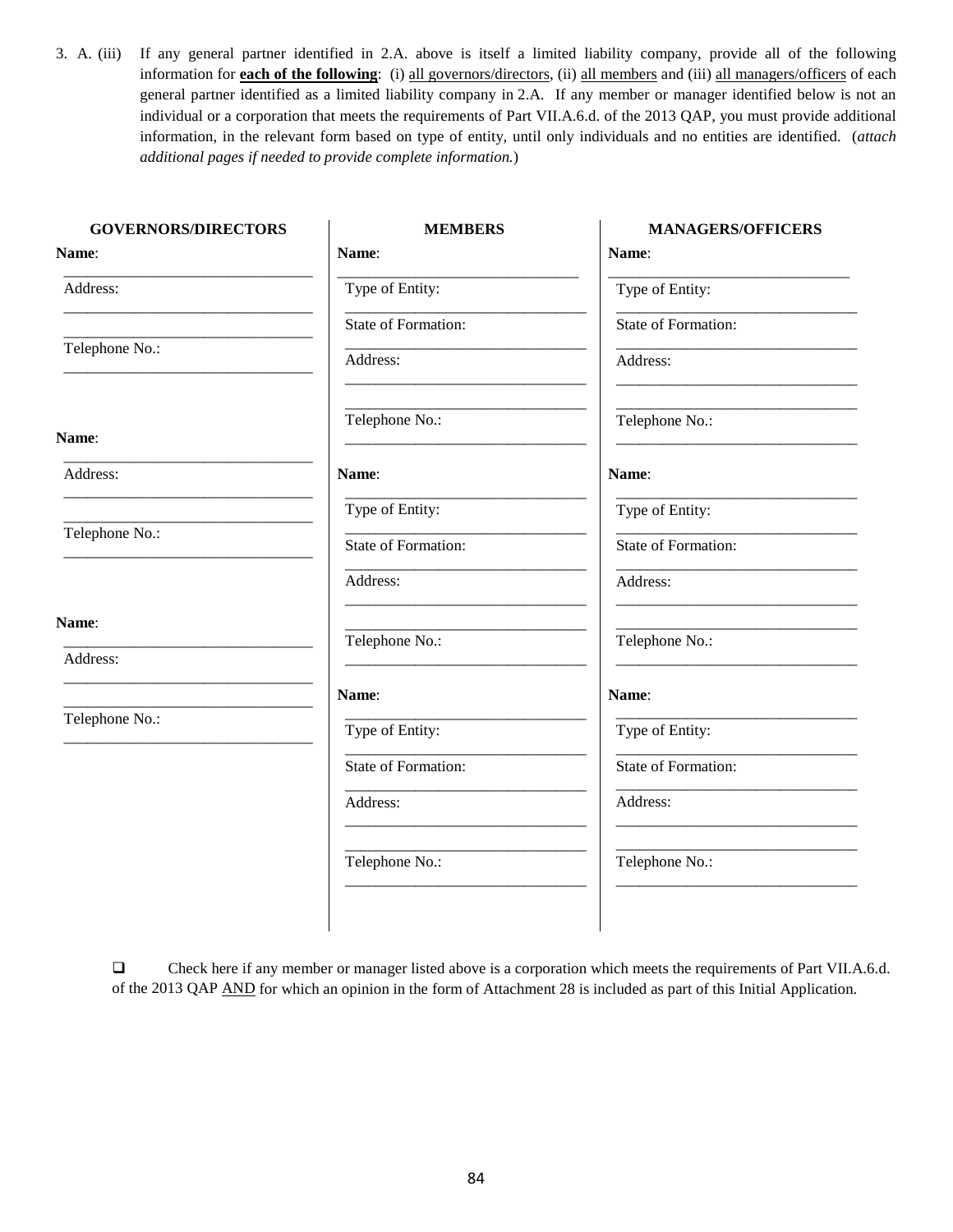3. A. (iii) If any general partner identified in 2.A. above is itself a limited liability company, provide all of the following information for **each of the following**: (i) all governors/directors, (ii) all members and (iii) all managers/officers of each general partner identified as a limited liability company in 2.A. If any member or manager identified below is not an individual or a corporation that meets the requirements of Part VII.A.6.d. of the 2013 QAP, you must provide additional information, in the relevant form based on type of entity, until only individuals and no entities are identified. (*attach additional pages if needed to provide complete information.*)

| GOVERNORS/DIRECTORS | MEMBERS | MANAGERS/OFFICERS |
|---|---|---|
| **Name**: ______________________ | **Name**: ______________________ | **Name**: ______________________ |
| Address: ______________________ | Type of Entity: ______________________ | Type of Entity: ______________________ |
| ______________________ | State of Formation: ______________________ | State of Formation: ______________________ |
| Telephone No.: ______________________ | Address: ______________________ | Address: ______________________ |
| | ______________________ | ______________________ |
| | Telephone No.: ______________________ | Telephone No.: ______________________ |
| **Name**: ______________________ | **Name**: ______________________ | **Name**: ______________________ |
| Address: ______________________ | Type of Entity: ______________________ | Type of Entity: ______________________ |
| ______________________ | State of Formation: ______________________ | State of Formation: ______________________ |
| Telephone No.: ______________________ | Address: ______________________ | Address: ______________________ |
| | ______________________ | ______________________ |
| | Telephone No.: ______________________ | Telephone No.: ______________________ |
| **Name**: ______________________ | **Name**: ______________________ | **Name**: ______________________ |
| Address: ______________________ | Type of Entity: ______________________ | Type of Entity: ______________________ |
| ______________________ | State of Formation: ______________________ | State of Formation: ______________________ |
| Telephone No.: ______________________ | Address: ______________________ | Address: ______________________ |
| | ______________________ | ______________________ |
| | Telephone No.: ______________________ | Telephone No.: ______________________ |

☐ Check here if any member or manager listed above is a corporation which meets the requirements of Part VII.A.6.d. of the 2013 QAP AND for which an opinion in the form of Attachment 28 is included as part of this Initial Application.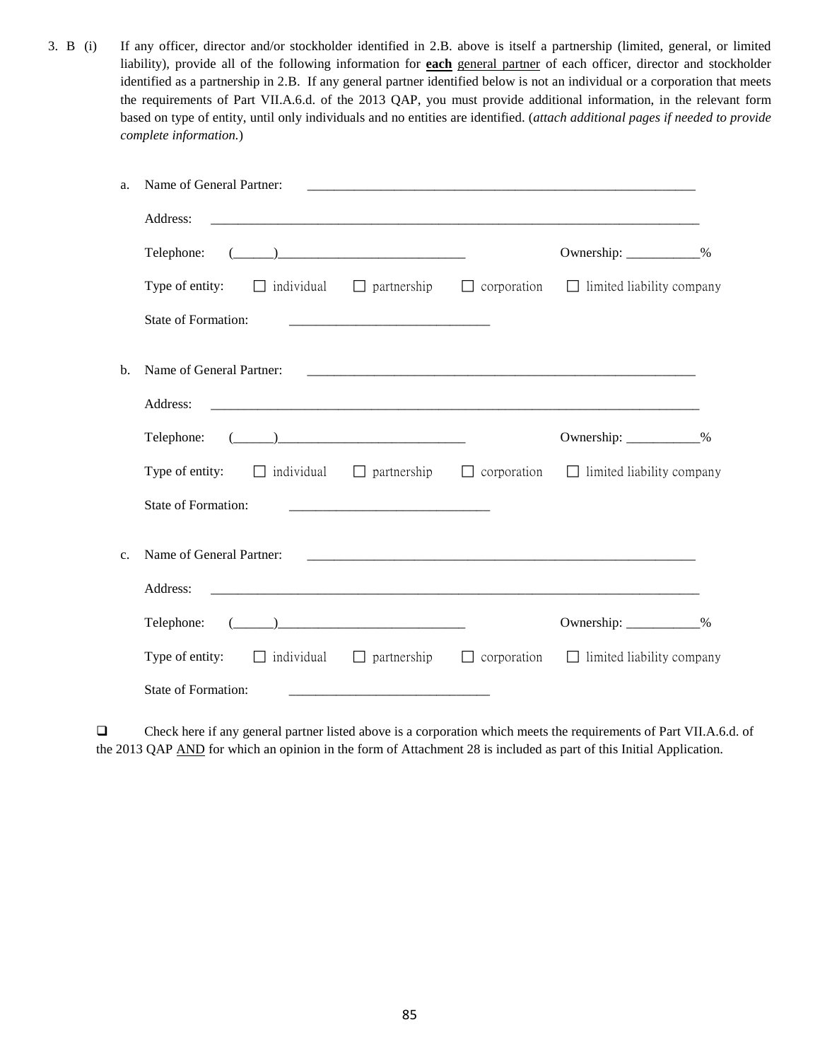3. B (i) If any officer, director and/or stockholder identified in 2.B. above is itself a partnership (limited, general, or limited liability), provide all of the following information for **each** general partner of each officer, director and stockholder identified as a partnership in 2.B. If any general partner identified below is not an individual or a corporation that meets the requirements of Part VII.A.6.d. of the 2013 QAP, you must provide additional information, in the relevant form based on type of entity, until only individuals and no entities are identified. (*attach additional pages if needed to provide complete information.*)

a. Name of General Partner: ____________________________________________________________

Address: ____________________________________________________________________________

Telephone: (______)____________________________ Ownership: ___________%

Type of entity: ☐ individual ☐ partnership ☐ corporation ☐ limited liability company

State of Formation: _____________________________

b. Name of General Partner: ____________________________________________________________

Address: ____________________________________________________________________________

Telephone: (______)____________________________ Ownership: ___________%

Type of entity: ☐ individual ☐ partnership ☐ corporation ☐ limited liability company

State of Formation: _____________________________

c. Name of General Partner: ____________________________________________________________

Address: ____________________________________________________________________________

Telephone: (______)____________________________ Ownership: ___________%

Type of entity: ☐ individual ☐ partnership ☐ corporation ☐ limited liability company

State of Formation: _____________________________

☐ Check here if any general partner listed above is a corporation which meets the requirements of Part VII.A.6.d. of the 2013 QAP AND for which an opinion in the form of Attachment 28 is included as part of this Initial Application.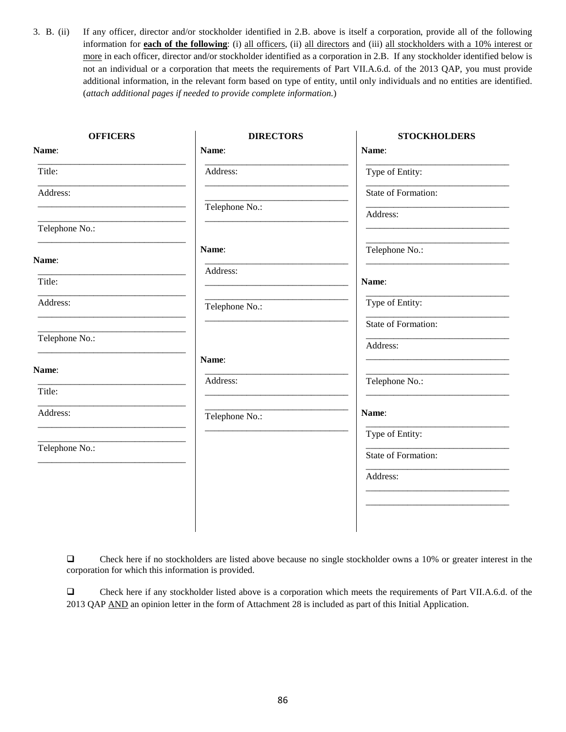3. B. (ii) If any officer, director and/or stockholder identified in 2.B. above is itself a corporation, provide all of the following information for **each of the following**: (i) all officers, (ii) all directors and (iii) all stockholders with a 10% interest or more in each officer, director and/or stockholder identified as a corporation in 2.B. If any stockholder identified below is not an individual or a corporation that meets the requirements of Part VII.A.6.d. of the 2013 QAP, you must provide additional information, in the relevant form based on type of entity, until only individuals and no entities are identified. (*attach additional pages if needed to provide complete information.*)

| **OFFICERS** | **DIRECTORS** | **STOCKHOLDERS** |
|---|---|---|
| **Name**: ______________________ | **Name**: ______________________ | **Name**: ______________________ |
| Title: ______________________ | Address: ______________________ ______________________ | Type of Entity: ______________________ |
| Address: ______________________ ______________________ | Telephone No.: ______________________ | State of Formation: ______________________ |
| Telephone No.: ______________________ | | Address: ______________________ ______________________ |
| | | Telephone No.: ______________________ |
| **Name**: ______________________ | **Name**: ______________________ | **Name**: ______________________ |
| Title: ______________________ | Address: ______________________ ______________________ | Type of Entity: ______________________ |
| Address: ______________________ ______________________ | Telephone No.: ______________________ | State of Formation: ______________________ |
| Telephone No.: ______________________ | | Address: ______________________ ______________________ |
| | | Telephone No.: ______________________ |
| **Name**: ______________________ | **Name**: ______________________ | **Name**: ______________________ |
| Title: ______________________ | Address: ______________________ ______________________ | Type of Entity: ______________________ |
| Address: ______________________ ______________________ | Telephone No.: ______________________ | State of Formation: ______________________ |
| Telephone No.: ______________________ | | Address: ______________________ ______________________ |

❑ Check here if no stockholders are listed above because no single stockholder owns a 10% or greater interest in the corporation for which this information is provided.

❑ Check here if any stockholder listed above is a corporation which meets the requirements of Part VII.A.6.d. of the 2013 QAP AND an opinion letter in the form of Attachment 28 is included as part of this Initial Application.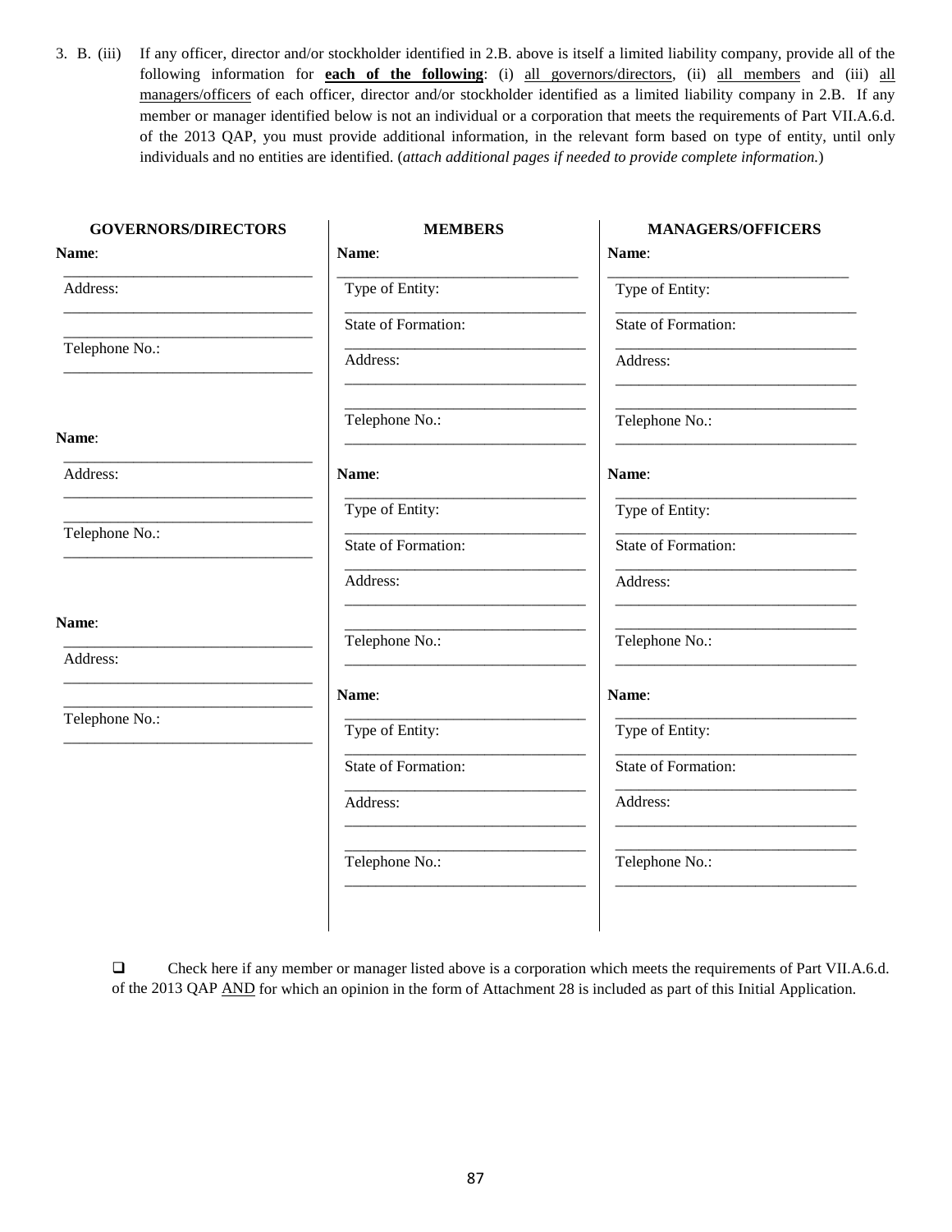3. B. (iii) If any officer, director and/or stockholder identified in 2.B. above is itself a limited liability company, provide all of the following information for **each of the following**: (i) all governors/directors, (ii) all members and (iii) all managers/officers of each officer, director and/or stockholder identified as a limited liability company in 2.B. If any member or manager identified below is not an individual or a corporation that meets the requirements of Part VII.A.6.d. of the 2013 QAP, you must provide additional information, in the relevant form based on type of entity, until only individuals and no entities are identified. (*attach additional pages if needed to provide complete information.*)

| GOVERNORS/DIRECTORS | MEMBERS | MANAGERS/OFFICERS |
|---|---|---|
| **Name**: ______________________________ | **Name**: ______________________________ | **Name**: ______________________________ |
| Address: ______________________________ | Type of Entity: ______________________________ | Type of Entity: ______________________________ |
| ______________________________ | State of Formation: ______________________________ | State of Formation: ______________________________ |
| Telephone No.: ______________________________ | Address: ______________________________ | Address: ______________________________ |
| | ______________________________ | ______________________________ |
| | Telephone No.: ______________________________ | Telephone No.: ______________________________ |
| **Name**: ______________________________ | **Name**: ______________________________ | **Name**: ______________________________ |
| Address: ______________________________ | Type of Entity: ______________________________ | Type of Entity: ______________________________ |
| ______________________________ | State of Formation: ______________________________ | State of Formation: ______________________________ |
| Telephone No.: ______________________________ | Address: ______________________________ | Address: ______________________________ |
| | ______________________________ | ______________________________ |
| | Telephone No.: ______________________________ | Telephone No.: ______________________________ |
| **Name**: ______________________________ | **Name**: ______________________________ | **Name**: ______________________________ |
| Address: ______________________________ | Type of Entity: ______________________________ | Type of Entity: ______________________________ |
| ______________________________ | State of Formation: ______________________________ | State of Formation: ______________________________ |
| Telephone No.: ______________________________ | Address: ______________________________ | Address: ______________________________ |
| | ______________________________ | ______________________________ |
| | Telephone No.: ______________________________ | Telephone No.: ______________________________ |

☐ Check here if any member or manager listed above is a corporation which meets the requirements of Part VII.A.6.d. of the 2013 QAP AND for which an opinion in the form of Attachment 28 is included as part of this Initial Application.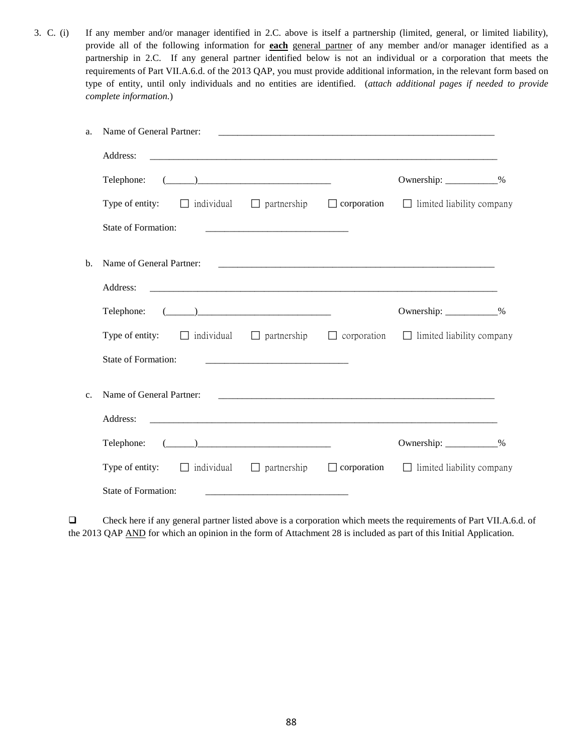3. C. (i) If any member and/or manager identified in 2.C. above is itself a partnership (limited, general, or limited liability), provide all of the following information for **each** general partner of any member and/or manager identified as a partnership in 2.C. If any general partner identified below is not an individual or a corporation that meets the requirements of Part VII.A.6.d. of the 2013 QAP, you must provide additional information, in the relevant form based on type of entity, until only individuals and no entities are identified. (*attach additional pages if needed to provide complete information.*)

a. Name of General Partner: ____________________________________________________________

Address: ____________________________________________________________________________

Telephone: (______)____________________________ Ownership: ___________%

Type of entity: ☐ individual ☐ partnership ☐ corporation ☐ limited liability company

State of Formation: ______________________________

b. Name of General Partner: ____________________________________________________________

Address: ____________________________________________________________________________

Telephone: (______)____________________________ Ownership: ___________%

Type of entity: ☐ individual ☐ partnership ☐ corporation ☐ limited liability company

State of Formation: ______________________________

c. Name of General Partner: ____________________________________________________________

Address: ____________________________________________________________________________

Telephone: (______)____________________________ Ownership: ___________%

Type of entity: ☐ individual ☐ partnership ☐ corporation ☐ limited liability company

State of Formation: ______________________________

☐ Check here if any general partner listed above is a corporation which meets the requirements of Part VII.A.6.d. of the 2013 QAP AND for which an opinion in the form of Attachment 28 is included as part of this Initial Application.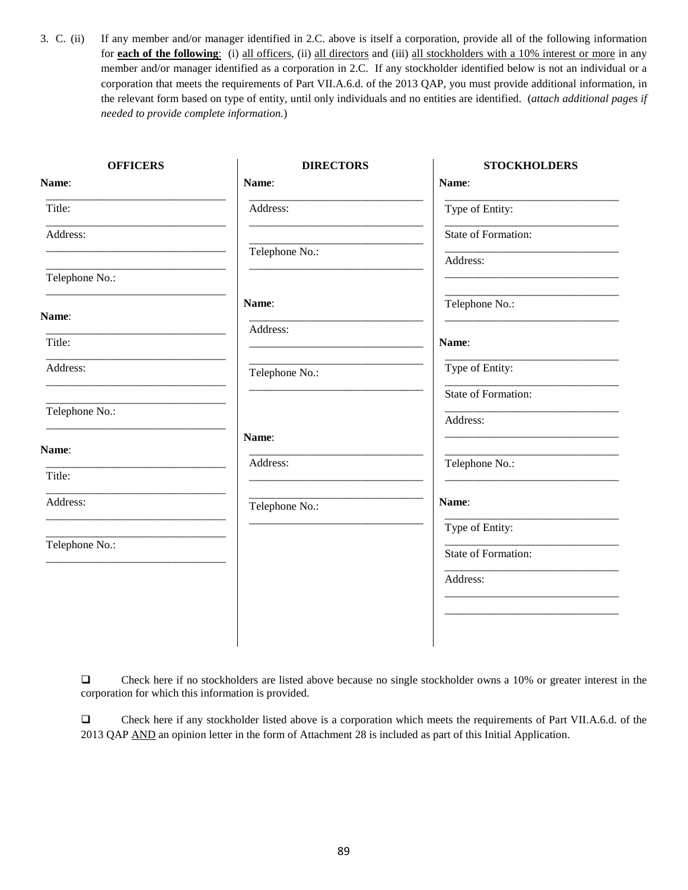3. C. (ii) If any member and/or manager identified in 2.C. above is itself a corporation, provide all of the following information for **each of the following**: (i) all officers, (ii) all directors and (iii) all stockholders with a 10% interest or more in any member and/or manager identified as a corporation in 2.C. If any stockholder identified below is not an individual or a corporation that meets the requirements of Part VII.A.6.d. of the 2013 QAP, you must provide additional information, in the relevant form based on type of entity, until only individuals and no entities are identified. (*attach additional pages if needed to provide complete information.*)

**OFFICERS**

**Name**: ______________________________

Title: ______________________________

Address: ______________________________
______________________________

Telephone No.: ______________________________

**Name**: ______________________________

Title: ______________________________

Address: ______________________________
______________________________

Telephone No.: ______________________________

**Name**: ______________________________

Title: ______________________________

Address: ______________________________
______________________________

Telephone No.: ______________________________

**DIRECTORS**

**Name**: ______________________________

Address: ______________________________
______________________________

Telephone No.: ______________________________

**Name**: ______________________________

Address: ______________________________
______________________________

Telephone No.: ______________________________

**Name**: ______________________________

Address: ______________________________
______________________________

Telephone No.: ______________________________

**STOCKHOLDERS**

**Name**: ______________________________

Type of Entity: ______________________________

State of Formation: ______________________________

Address: ______________________________
______________________________

Telephone No.: ______________________________

**Name**: ______________________________

Type of Entity: ______________________________

State of Formation: ______________________________

Address: ______________________________
______________________________

Telephone No.: ______________________________

**Name**: ______________________________

Type of Entity: ______________________________

State of Formation: ______________________________

Address: ______________________________
______________________________

❑ Check here if no stockholders are listed above because no single stockholder owns a 10% or greater interest in the corporation for which this information is provided.

❑ Check here if any stockholder listed above is a corporation which meets the requirements of Part VII.A.6.d. of the 2013 QAP AND an opinion letter in the form of Attachment 28 is included as part of this Initial Application.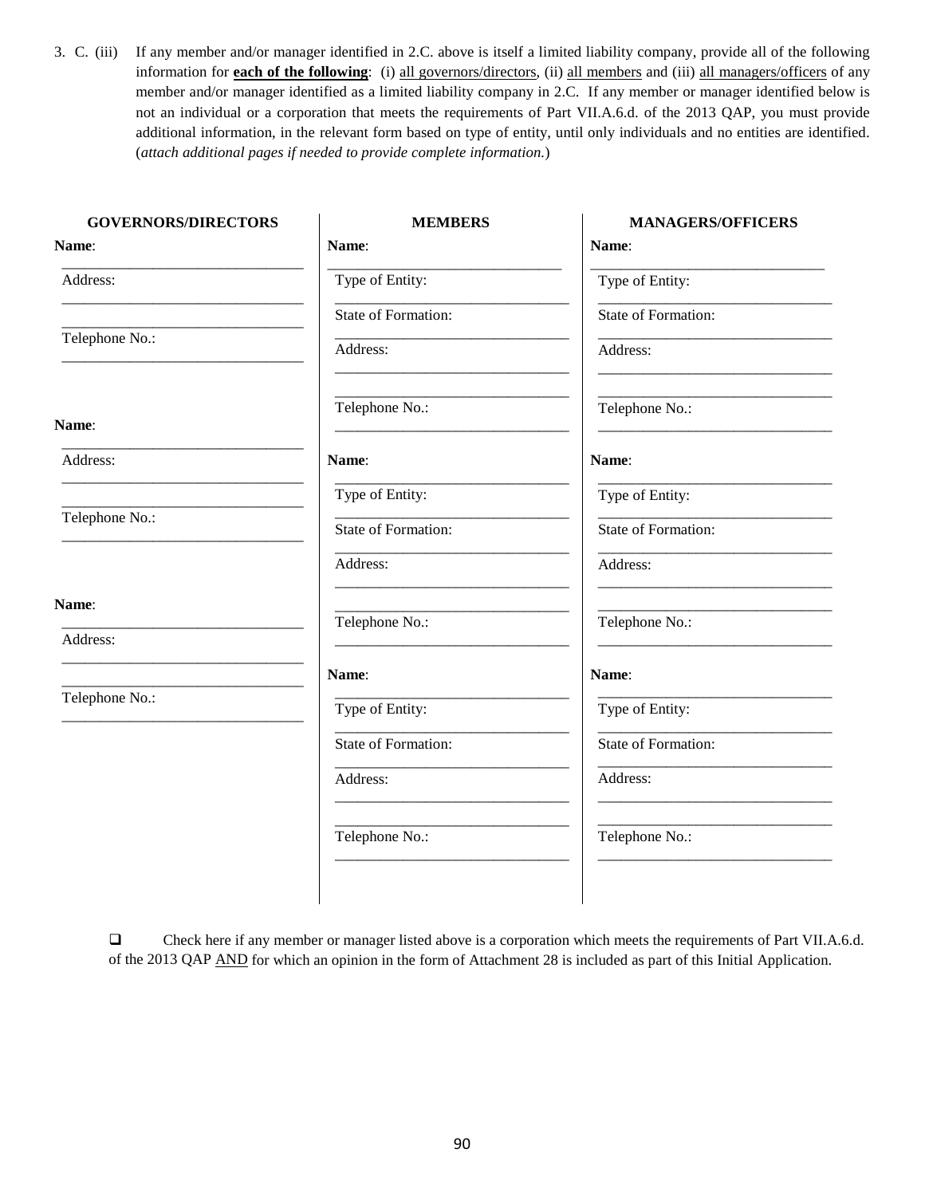3\. C. (iii) If any member and/or manager identified in 2.C. above is itself a limited liability company, provide all of the following information for **<u>each of the following</u>**: (i) <u>all governors/directors</u>, (ii) <u>all members</u> and (iii) <u>all managers/officers</u> of any member and/or manager identified as a limited liability company in 2.C. If any member or manager identified below is not an individual or a corporation that meets the requirements of Part VII.A.6.d. of the 2013 QAP, you must provide additional information, in the relevant form based on type of entity, until only individuals and no entities are identified. (*attach additional pages if needed to provide complete information.*)

| GOVERNORS/DIRECTORS | MEMBERS | MANAGERS/OFFICERS |
|---|---|---|
| **Name**: ________________ | **Name**: ________________ | **Name**: ________________ |
| Address: ________________ | Type of Entity: ________________ | Type of Entity: ________________ |
| ________________ | State of Formation: ________________ | State of Formation: ________________ |
| Telephone No.: ________________ | Address: ________________ | Address: ________________ |
| | ________________ | ________________ |
| | Telephone No.: ________________ | Telephone No.: ________________ |
| **Name**: ________________ | **Name**: ________________ | **Name**: ________________ |
| Address: ________________ | Type of Entity: ________________ | Type of Entity: ________________ |
| ________________ | State of Formation: ________________ | State of Formation: ________________ |
| Telephone No.: ________________ | Address: ________________ | Address: ________________ |
| | ________________ | ________________ |
| | Telephone No.: ________________ | Telephone No.: ________________ |
| **Name**: ________________ | **Name**: ________________ | **Name**: ________________ |
| Address: ________________ | Type of Entity: ________________ | Type of Entity: ________________ |
| ________________ | State of Formation: ________________ | State of Formation: ________________ |
| Telephone No.: ________________ | Address: ________________ | Address: ________________ |
| | ________________ | ________________ |
| | Telephone No.: ________________ | Telephone No.: ________________ |

☐ Check here if any member or manager listed above is a corporation which meets the requirements of Part VII.A.6.d. of the 2013 QAP <u>AND</u> for which an opinion in the form of Attachment 28 is included as part of this Initial Application.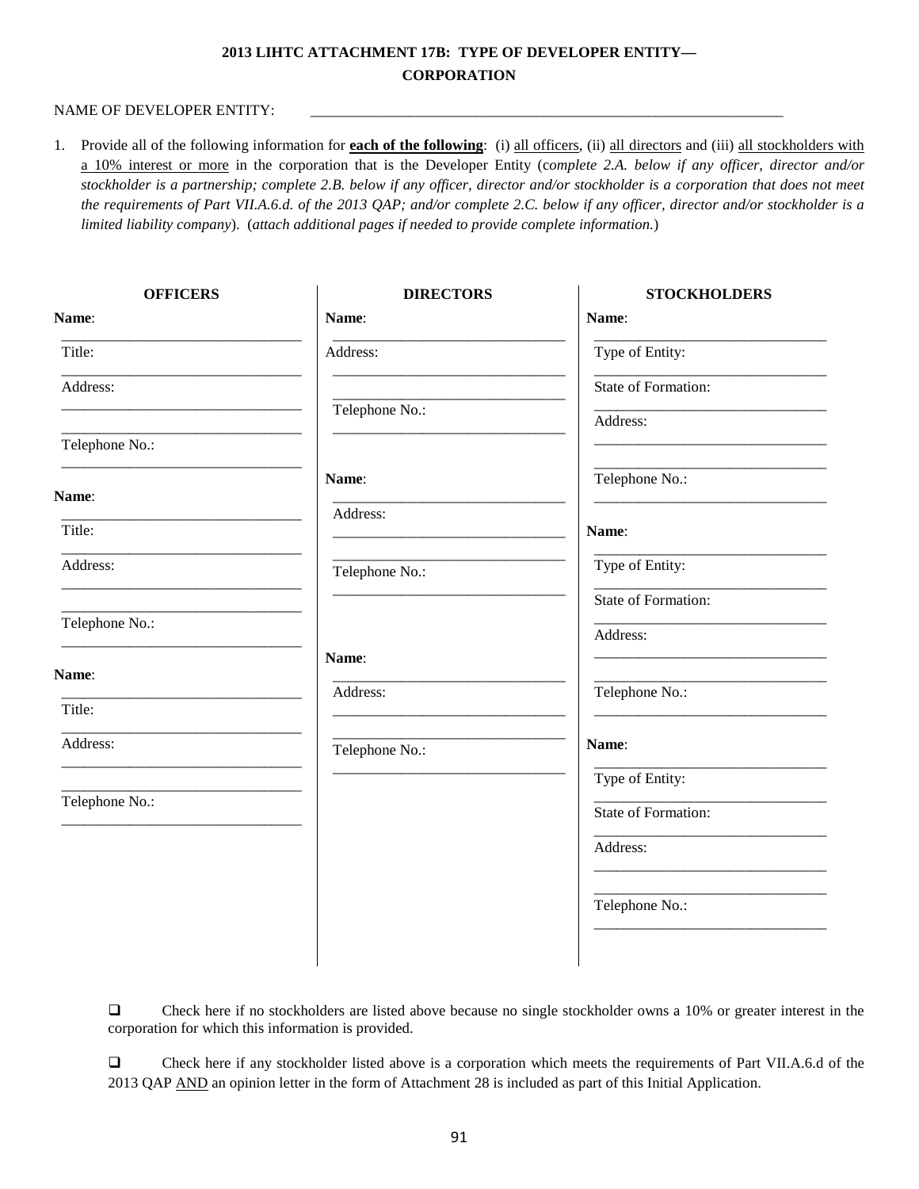# 2013 LIHTC ATTACHMENT 17B: TYPE OF DEVELOPER ENTITY—CORPORATION

NAME OF DEVELOPER ENTITY: \_\_\_\_\_\_\_\_\_\_\_\_\_\_\_\_\_\_\_\_\_\_\_\_\_\_\_\_\_\_\_\_\_\_\_\_\_\_\_\_\_\_\_\_\_\_\_\_\_\_\_\_\_\_\_\_\_\_\_\_\_\_\_\_

1. Provide all of the following information for **each of the following**: (i) all officers, (ii) all directors and (iii) all stockholders with a 10% interest or more in the corporation that is the Developer Entity (*complete 2.A. below if any officer, director and/or stockholder is a partnership; complete 2.B. below if any officer, director and/or stockholder is a corporation that does not meet the requirements of Part VII.A.6.d. of the 2013 QAP; and/or complete 2.C. below if any officer, director and/or stockholder is a limited liability company*). (*attach additional pages if needed to provide complete information.*)

| OFFICERS | DIRECTORS | STOCKHOLDERS |
|---|---|---|
| **Name**: \_\_\_\_\_\_\_\_\_\_ | **Name**: \_\_\_\_\_\_\_\_\_\_ | **Name**: \_\_\_\_\_\_\_\_\_\_ |
| Title: \_\_\_\_\_\_\_\_\_\_ | Address: \_\_\_\_\_\_\_\_\_\_ | Type of Entity: \_\_\_\_\_\_\_\_\_\_ |
| Address: \_\_\_\_\_\_\_\_\_\_ | Telephone No.: \_\_\_\_\_\_\_\_\_\_ | State of Formation: \_\_\_\_\_\_\_\_\_\_ |
| Telephone No.: \_\_\_\_\_\_\_\_\_\_ | | Address: \_\_\_\_\_\_\_\_\_\_ |
| | | Telephone No.: \_\_\_\_\_\_\_\_\_\_ |
| **Name**: \_\_\_\_\_\_\_\_\_\_ | **Name**: \_\_\_\_\_\_\_\_\_\_ | **Name**: \_\_\_\_\_\_\_\_\_\_ |
| Title: \_\_\_\_\_\_\_\_\_\_ | Address: \_\_\_\_\_\_\_\_\_\_ | Type of Entity: \_\_\_\_\_\_\_\_\_\_ |
| Address: \_\_\_\_\_\_\_\_\_\_ | Telephone No.: \_\_\_\_\_\_\_\_\_\_ | State of Formation: \_\_\_\_\_\_\_\_\_\_ |
| Telephone No.: \_\_\_\_\_\_\_\_\_\_ | | Address: \_\_\_\_\_\_\_\_\_\_ |
| | | Telephone No.: \_\_\_\_\_\_\_\_\_\_ |
| **Name**: \_\_\_\_\_\_\_\_\_\_ | **Name**: \_\_\_\_\_\_\_\_\_\_ | **Name**: \_\_\_\_\_\_\_\_\_\_ |
| Title: \_\_\_\_\_\_\_\_\_\_ | Address: \_\_\_\_\_\_\_\_\_\_ | Type of Entity: \_\_\_\_\_\_\_\_\_\_ |
| Address: \_\_\_\_\_\_\_\_\_\_ | Telephone No.: \_\_\_\_\_\_\_\_\_\_ | State of Formation: \_\_\_\_\_\_\_\_\_\_ |
| Telephone No.: \_\_\_\_\_\_\_\_\_\_ | | Address: \_\_\_\_\_\_\_\_\_\_ |
| | | Telephone No.: \_\_\_\_\_\_\_\_\_\_ |

❑ Check here if no stockholders are listed above because no single stockholder owns a 10% or greater interest in the corporation for which this information is provided.

❑ Check here if any stockholder listed above is a corporation which meets the requirements of Part VII.A.6.d of the 2013 QAP AND an opinion letter in the form of Attachment 28 is included as part of this Initial Application.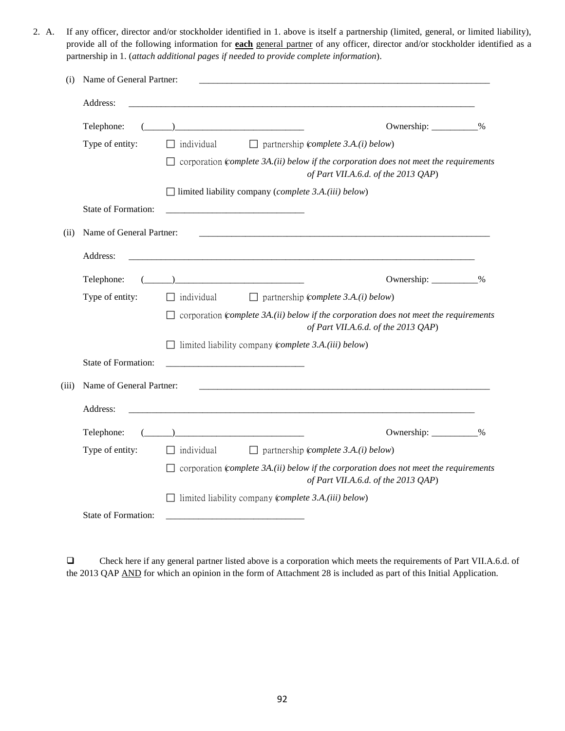2. A. If any officer, director and/or stockholder identified in 1. above is itself a partnership (limited, general, or limited liability), provide all of the following information for **<u>each</u>** <u>general partner</u> of any officer, director and/or stockholder identified as a partnership in 1. (*attach additional pages if needed to provide complete information*).

(i) Name of General Partner: ________________________________________________________________

Address: ____________________________________________________________________________

Telephone: (______)___________________________ Ownership: __________%

Type of entity: ☐ individual ☐ partnership (*complete 3.A.(i) below*)

☐ corporation (*complete 3A.(ii) below if the corporation does not meet the requirements of Part VII.A.6.d. of the 2013 QAP*)

☐ limited liability company (*complete 3.A.(iii) below*)

State of Formation: _____________________________

(ii) Name of General Partner: ________________________________________________________________

Address: ____________________________________________________________________________

Telephone: (______)___________________________ Ownership: __________%

Type of entity: ☐ individual ☐ partnership (*complete 3.A.(i) below*)

☐ corporation (*complete 3A.(ii) below if the corporation does not meet the requirements of Part VII.A.6.d. of the 2013 QAP*)

☐ limited liability company (*complete 3.A.(iii) below*)

State of Formation: _____________________________

(iii) Name of General Partner: ________________________________________________________________

Address: ____________________________________________________________________________

Telephone: (______)___________________________ Ownership: __________%

Type of entity: ☐ individual ☐ partnership (*complete 3.A.(i) below*)

☐ corporation (*complete 3A.(ii) below if the corporation does not meet the requirements of Part VII.A.6.d. of the 2013 QAP*)

☐ limited liability company (*complete 3.A.(iii) below*)

State of Formation: _____________________________

☐ Check here if any general partner listed above is a corporation which meets the requirements of Part VII.A.6.d. of the 2013 QAP <u>AND</u> for which an opinion in the form of Attachment 28 is included as part of this Initial Application.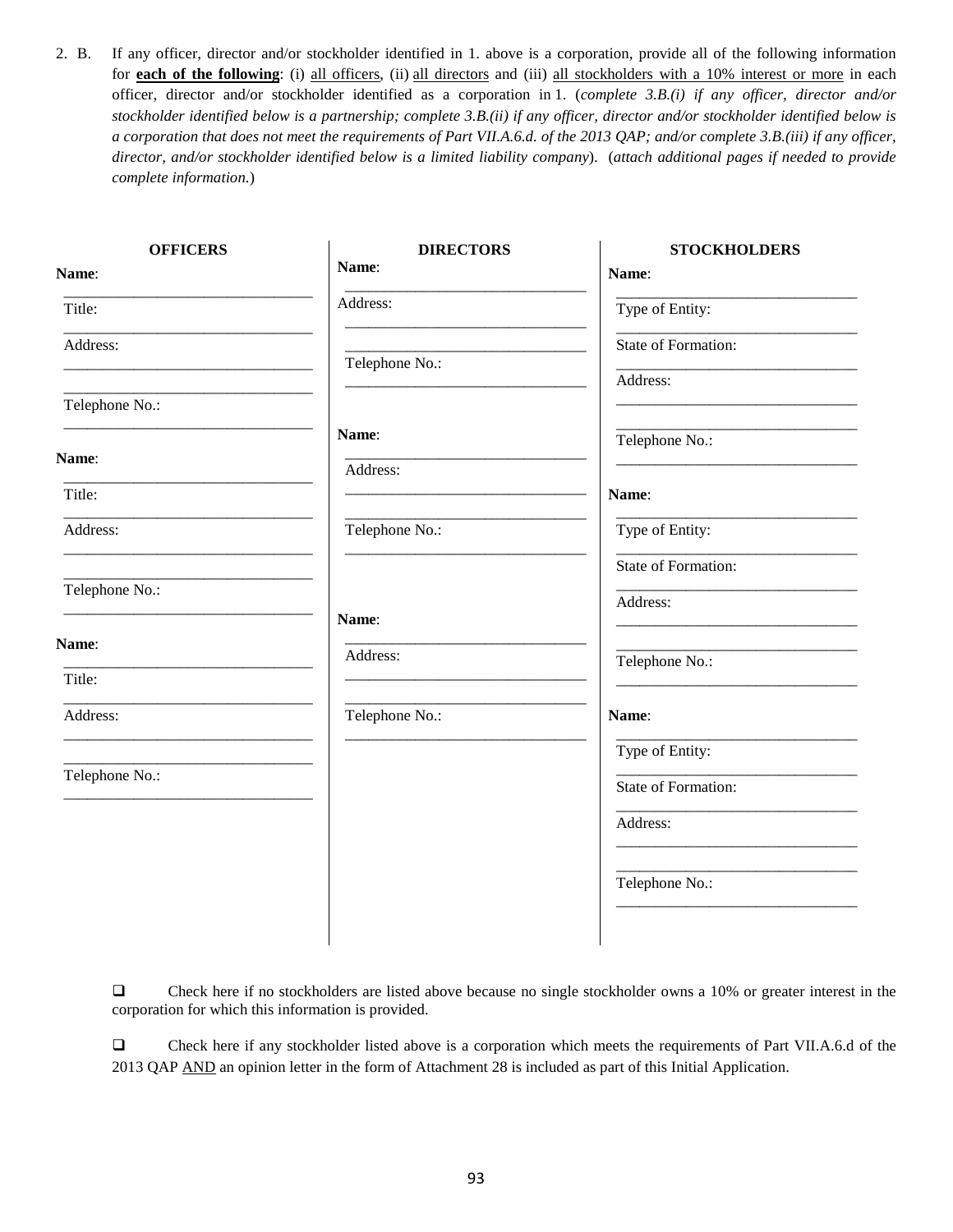2. B. If any officer, director and/or stockholder identified in 1. above is a corporation, provide all of the following information for **<u>each of the following</u>**: (i) <u>all officers</u>, (ii) <u>all directors</u> and (iii) <u>all stockholders with a 10% interest or more</u> in each officer, director and/or stockholder identified as a corporation in 1. (*complete 3.B.(i) if any officer, director and/or stockholder identified below is a partnership; complete 3.B.(ii) if any officer, director and/or stockholder identified below is a corporation that does not meet the requirements of Part VII.A.6.d. of the 2013 QAP; and/or complete 3.B.(iii) if any officer, director, and/or stockholder identified below is a limited liability company*). (*attach additional pages if needed to provide complete information.*)

| OFFICERS | DIRECTORS | STOCKHOLDERS |
|---|---|---|
| **Name**: ____________ | **Name**: ____________ | **Name**: ____________ |
| Title: ____________ | Address: ____________ | Type of Entity: ____________ |
| Address: ____________ ____________ | ____________ | State of Formation: ____________ |
| Telephone No.: ____________ | Telephone No.: ____________ | Address: ____________ ____________ |
| | | Telephone No.: ____________ |
| **Name**: ____________ | **Name**: ____________ | **Name**: ____________ |
| Title: ____________ | Address: ____________ | Type of Entity: ____________ |
| Address: ____________ ____________ | ____________ | State of Formation: ____________ |
| Telephone No.: ____________ | Telephone No.: ____________ | Address: ____________ ____________ |
| | | Telephone No.: ____________ |
| **Name**: ____________ | **Name**: ____________ | **Name**: ____________ |
| Title: ____________ | Address: ____________ | Type of Entity: ____________ |
| Address: ____________ ____________ | ____________ | State of Formation: ____________ |
| Telephone No.: ____________ | Telephone No.: ____________ | Address: ____________ ____________ |
| | | Telephone No.: ____________ |

☐ Check here if no stockholders are listed above because no single stockholder owns a 10% or greater interest in the corporation for which this information is provided.

☐ Check here if any stockholder listed above is a corporation which meets the requirements of Part VII.A.6.d of the 2013 QAP <u>AND</u> an opinion letter in the form of Attachment 28 is included as part of this Initial Application.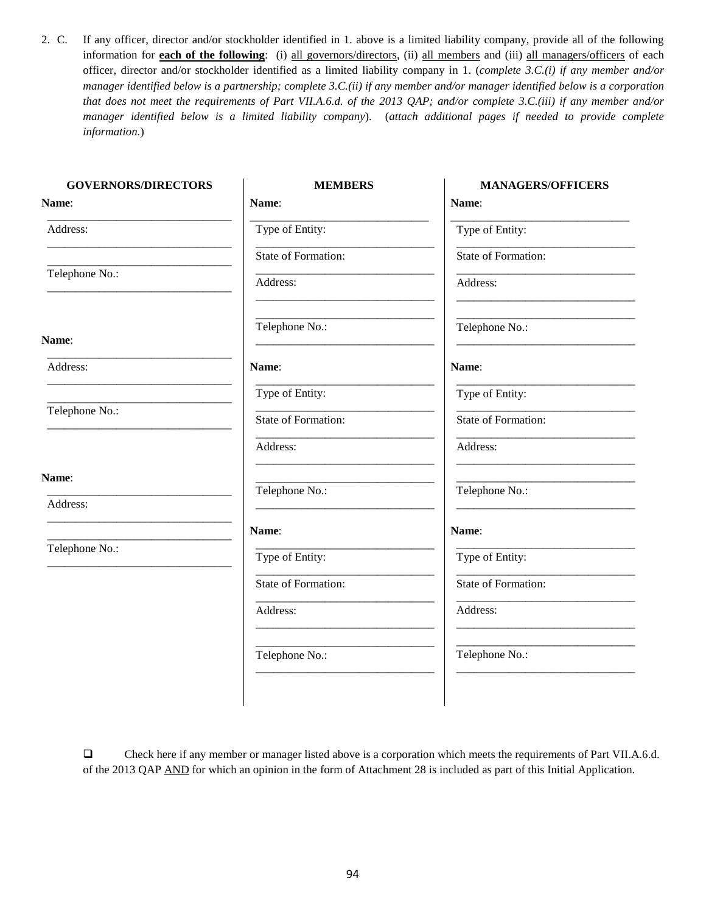2. C. If any officer, director and/or stockholder identified in 1. above is a limited liability company, provide all of the following information for **each of the following**: (i) all governors/directors, (ii) all members and (iii) all managers/officers of each officer, director and/or stockholder identified as a limited liability company in 1. (*complete 3.C.(i) if any member and/or manager identified below is a partnership; complete 3.C.(ii) if any member and/or manager identified below is a corporation that does not meet the requirements of Part VII.A.6.d. of the 2013 QAP; and/or complete 3.C.(iii) if any member and/or manager identified below is a limited liability company*). (*attach additional pages if needed to provide complete information.*)

| GOVERNORS/DIRECTORS | MEMBERS | MANAGERS/OFFICERS |
|---|---|---|
| **Name**: ______________________ | **Name**: ______________________ | **Name**: ______________________ |
| Address: ______________________ ______________________ | Type of Entity: ______________________ | Type of Entity: ______________________ |
| Telephone No.: ______________________ | State of Formation: ______________________ | State of Formation: ______________________ |
| | Address: ______________________ ______________________ | Address: ______________________ ______________________ |
| | Telephone No.: ______________________ | Telephone No.: ______________________ |
| **Name**: ______________________ | **Name**: ______________________ | **Name**: ______________________ |
| Address: ______________________ ______________________ | Type of Entity: ______________________ | Type of Entity: ______________________ |
| Telephone No.: ______________________ | State of Formation: ______________________ | State of Formation: ______________________ |
| | Address: ______________________ ______________________ | Address: ______________________ ______________________ |
| | Telephone No.: ______________________ | Telephone No.: ______________________ |
| **Name**: ______________________ | **Name**: ______________________ | **Name**: ______________________ |
| Address: ______________________ ______________________ | Type of Entity: ______________________ | Type of Entity: ______________________ |
| Telephone No.: ______________________ | State of Formation: ______________________ | State of Formation: ______________________ |
| | Address: ______________________ ______________________ | Address: ______________________ ______________________ |
| | Telephone No.: ______________________ | Telephone No.: ______________________ |

☐ Check here if any member or manager listed above is a corporation which meets the requirements of Part VII.A.6.d. of the 2013 QAP AND for which an opinion in the form of Attachment 28 is included as part of this Initial Application.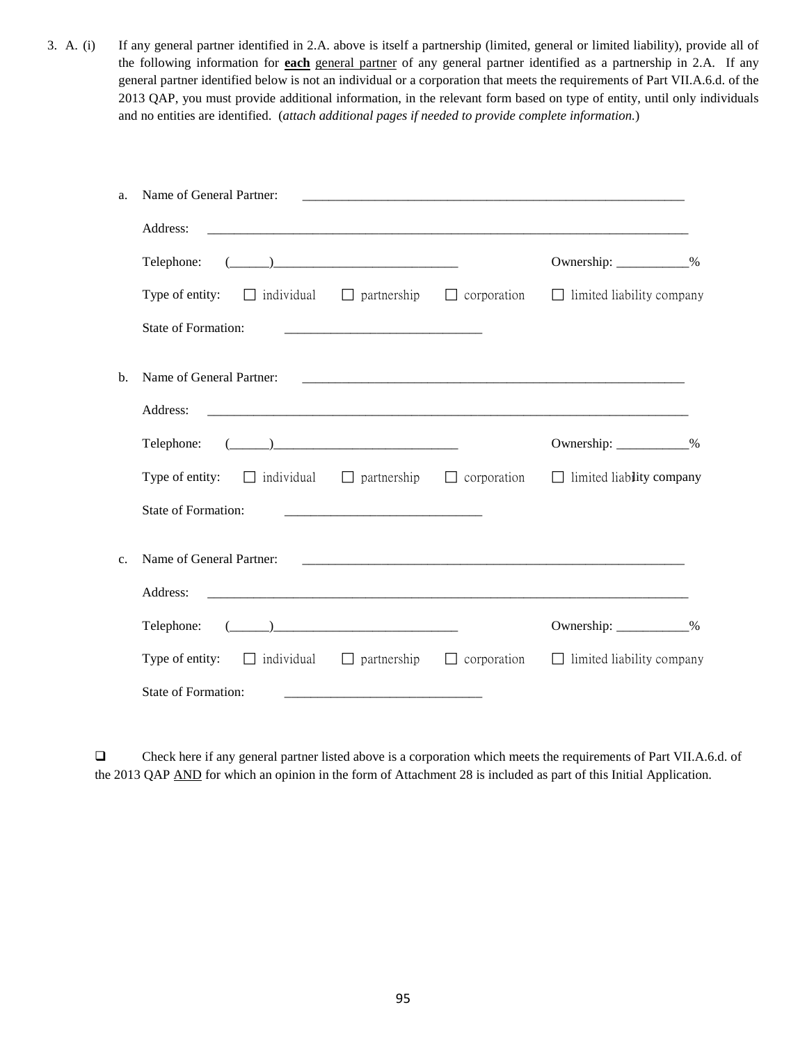3. A. (i) If any general partner identified in 2.A. above is itself a partnership (limited, general or limited liability), provide all of the following information for **each** general partner of any general partner identified as a partnership in 2.A. If any general partner identified below is not an individual or a corporation that meets the requirements of Part VII.A.6.d. of the 2013 QAP, you must provide additional information, in the relevant form based on type of entity, until only individuals and no entities are identified. (*attach additional pages if needed to provide complete information.*)

a. Name of General Partner: ____________________________________________________________

Address: ____________________________________________________________________________

Telephone: (______)____________________________ Ownership: ___________%

Type of entity: ☐ individual ☐ partnership ☐ corporation ☐ limited liability company

State of Formation: ______________________________

b. Name of General Partner: ____________________________________________________________

Address: ____________________________________________________________________________

Telephone: (______)____________________________ Ownership: ___________%

Type of entity: ☐ individual ☐ partnership ☐ corporation ☐ limited liability company

State of Formation: ______________________________

c. Name of General Partner: ____________________________________________________________

Address: ____________________________________________________________________________

Telephone: (______)____________________________ Ownership: ___________%

Type of entity: ☐ individual ☐ partnership ☐ corporation ☐ limited liability company

State of Formation: ______________________________

☐ Check here if any general partner listed above is a corporation which meets the requirements of Part VII.A.6.d. of the 2013 QAP AND for which an opinion in the form of Attachment 28 is included as part of this Initial Application.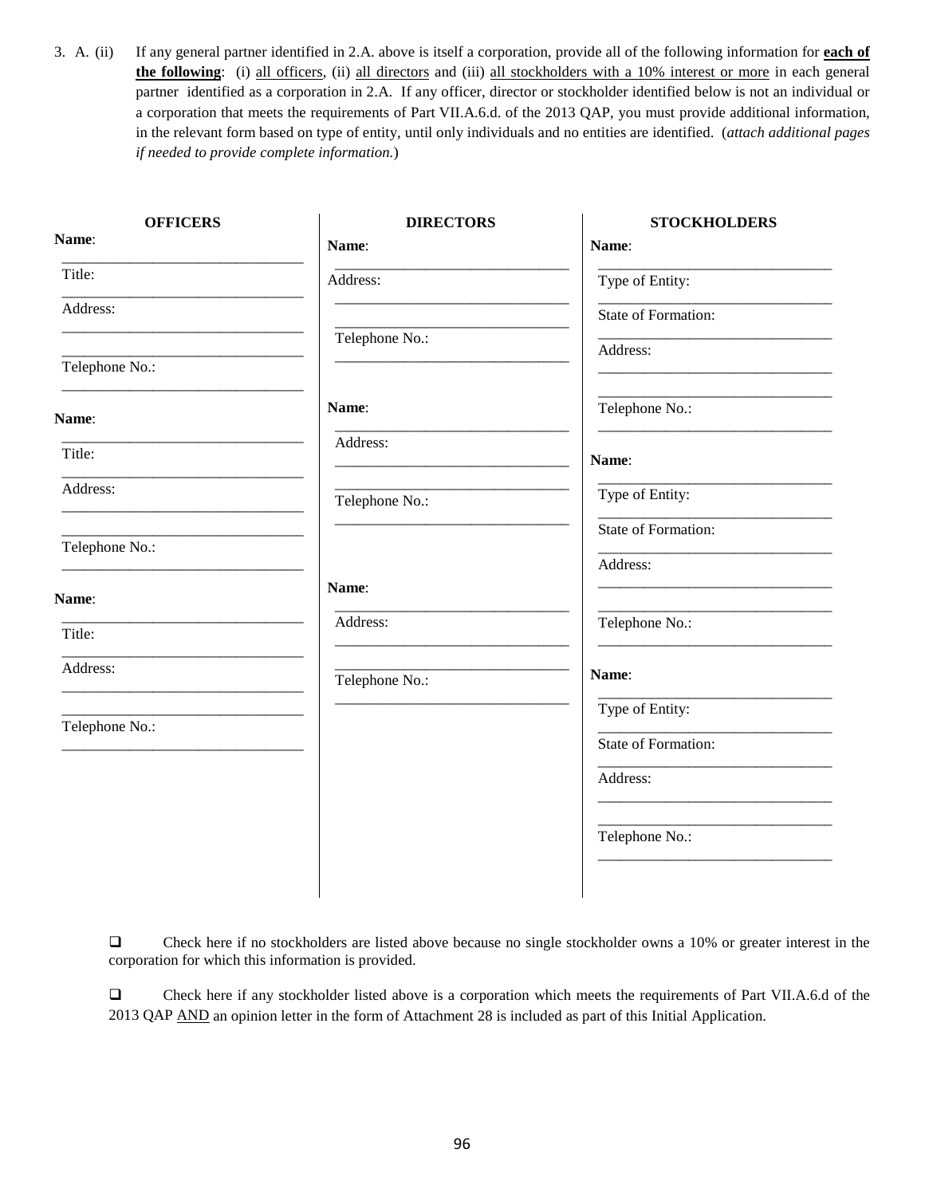3. A. (ii) If any general partner identified in 2.A. above is itself a corporation, provide all of the following information for **each of the following**: (i) all officers, (ii) all directors and (iii) all stockholders with a 10% interest or more in each general partner identified as a corporation in 2.A. If any officer, director or stockholder identified below is not an individual or a corporation that meets the requirements of Part VII.A.6.d. of the 2013 QAP, you must provide additional information, in the relevant form based on type of entity, until only individuals and no entities are identified. (*attach additional pages if needed to provide complete information.*)

| OFFICERS | DIRECTORS | STOCKHOLDERS |
|---|---|---|
| **Name**: ______________________ | **Name**: ______________________ | **Name**: ______________________ |
| Title: ______________________ | Address: ______________________ | Type of Entity: ______________________ |
| Address: ______________________ | ______________________ | State of Formation: ______________________ |
| ______________________ | Telephone No.: ______________________ | Address: ______________________ |
| Telephone No.: ______________________ | | ______________________ |
| | | Telephone No.: ______________________ |
| **Name**: ______________________ | **Name**: ______________________ | **Name**: ______________________ |
| Title: ______________________ | Address: ______________________ | Type of Entity: ______________________ |
| Address: ______________________ | ______________________ | State of Formation: ______________________ |
| ______________________ | Telephone No.: ______________________ | Address: ______________________ |
| Telephone No.: ______________________ | | ______________________ |
| | | Telephone No.: ______________________ |
| **Name**: ______________________ | **Name**: ______________________ | **Name**: ______________________ |
| Title: ______________________ | Address: ______________________ | Type of Entity: ______________________ |
| Address: ______________________ | ______________________ | State of Formation: ______________________ |
| ______________________ | Telephone No.: ______________________ | Address: ______________________ |
| Telephone No.: ______________________ | | ______________________ |
| | | Telephone No.: ______________________ |

❑ Check here if no stockholders are listed above because no single stockholder owns a 10% or greater interest in the corporation for which this information is provided.

❑ Check here if any stockholder listed above is a corporation which meets the requirements of Part VII.A.6.d of the 2013 QAP AND an opinion letter in the form of Attachment 28 is included as part of this Initial Application.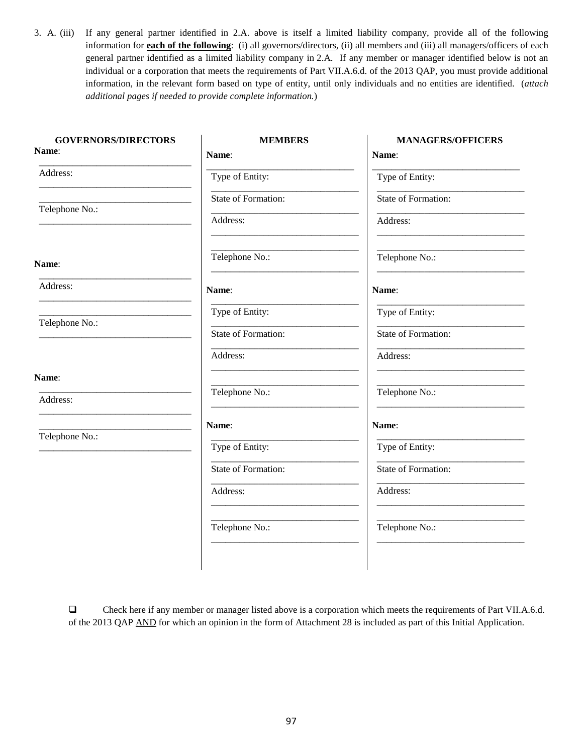3. A. (iii) If any general partner identified in 2.A. above is itself a limited liability company, provide all of the following information for **each of the following**: (i) all governors/directors, (ii) all members and (iii) all managers/officers of each general partner identified as a limited liability company in 2.A. If any member or manager identified below is not an individual or a corporation that meets the requirements of Part VII.A.6.d. of the 2013 QAP, you must provide additional information, in the relevant form based on type of entity, until only individuals and no entities are identified. (*attach additional pages if needed to provide complete information.*)

| GOVERNORS/DIRECTORS | MEMBERS | MANAGERS/OFFICERS |
|---|---|---|
| **Name**: ______________________ | **Name**: ______________________ | **Name**: ______________________ |
| Address: ______________________ | Type of Entity: ______________________ | Type of Entity: ______________________ |
| ______________________ | State of Formation: ______________________ | State of Formation: ______________________ |
| Telephone No.: ______________________ | Address: ______________________ | Address: ______________________ |
| | ______________________ | ______________________ |
| | Telephone No.: ______________________ | Telephone No.: ______________________ |
| **Name**: ______________________ | **Name**: ______________________ | **Name**: ______________________ |
| Address: ______________________ | Type of Entity: ______________________ | Type of Entity: ______________________ |
| ______________________ | State of Formation: ______________________ | State of Formation: ______________________ |
| Telephone No.: ______________________ | Address: ______________________ | Address: ______________________ |
| | ______________________ | ______________________ |
| | Telephone No.: ______________________ | Telephone No.: ______________________ |
| **Name**: ______________________ | **Name**: ______________________ | **Name**: ______________________ |
| Address: ______________________ | Type of Entity: ______________________ | Type of Entity: ______________________ |
| ______________________ | State of Formation: ______________________ | State of Formation: ______________________ |
| Telephone No.: ______________________ | Address: ______________________ | Address: ______________________ |
| | ______________________ | ______________________ |
| | Telephone No.: ______________________ | Telephone No.: ______________________ |

❑ Check here if any member or manager listed above is a corporation which meets the requirements of Part VII.A.6.d. of the 2013 QAP AND for which an opinion in the form of Attachment 28 is included as part of this Initial Application.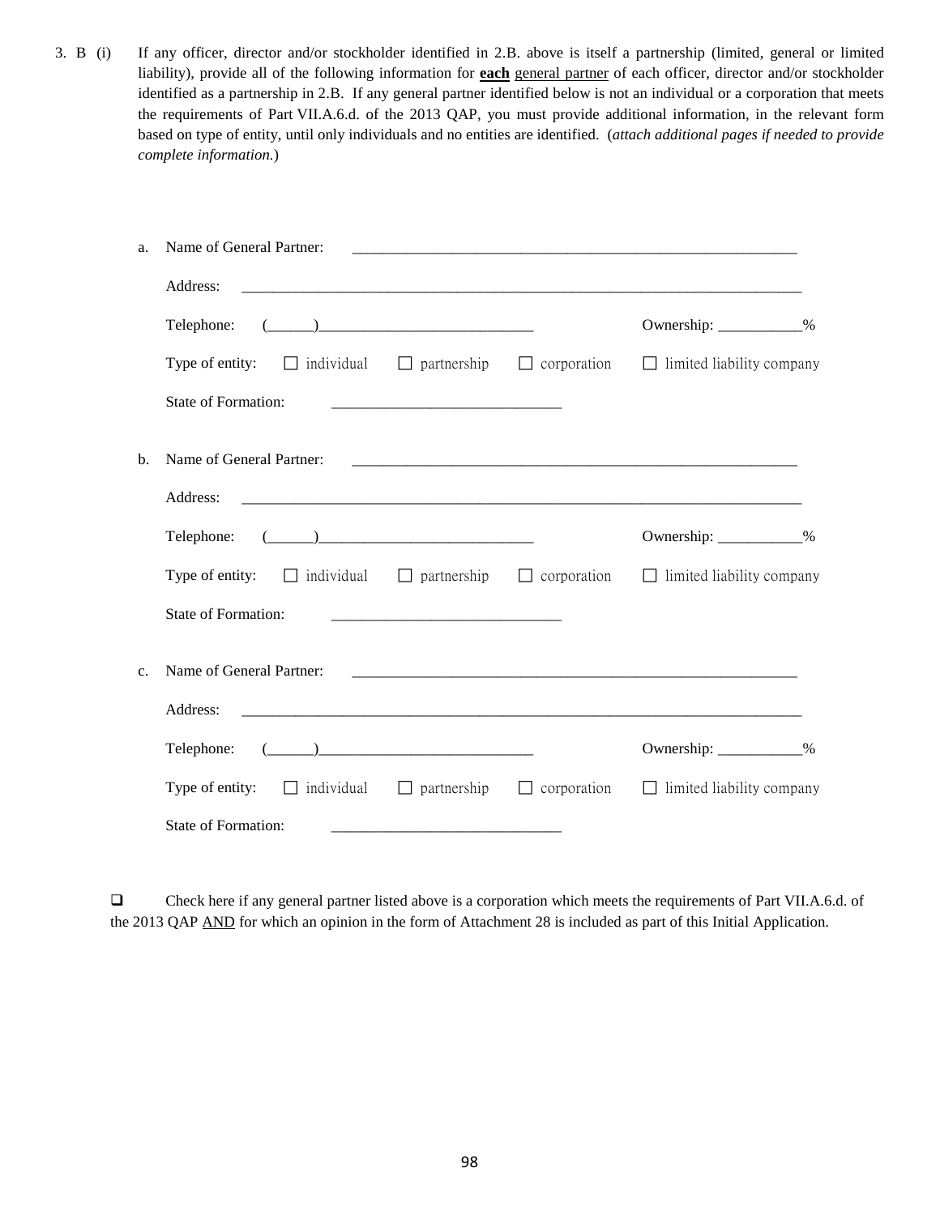3. B (i) If any officer, director and/or stockholder identified in 2.B. above is itself a partnership (limited, general or limited liability), provide all of the following information for **each** general partner of each officer, director and/or stockholder identified as a partnership in 2.B. If any general partner identified below is not an individual or a corporation that meets the requirements of Part VII.A.6.d. of the 2013 QAP, you must provide additional information, in the relevant form based on type of entity, until only individuals and no entities are identified. (*attach additional pages if needed to provide complete information.*)

a. Name of General Partner: ____________________________________________________________

Address: ____________________________________________________________________________

Telephone: (______)____________________________ Ownership: ___________%

Type of entity: ☐ individual ☐ partnership ☐ corporation ☐ limited liability company

State of Formation: _____________________________

b. Name of General Partner: ____________________________________________________________

Address: ____________________________________________________________________________

Telephone: (______)____________________________ Ownership: ___________%

Type of entity: ☐ individual ☐ partnership ☐ corporation ☐ limited liability company

State of Formation: _____________________________

c. Name of General Partner: ____________________________________________________________

Address: ____________________________________________________________________________

Telephone: (______)____________________________ Ownership: ___________%

Type of entity: ☐ individual ☐ partnership ☐ corporation ☐ limited liability company

State of Formation: _____________________________

☐ Check here if any general partner listed above is a corporation which meets the requirements of Part VII.A.6.d. of the 2013 QAP AND for which an opinion in the form of Attachment 28 is included as part of this Initial Application.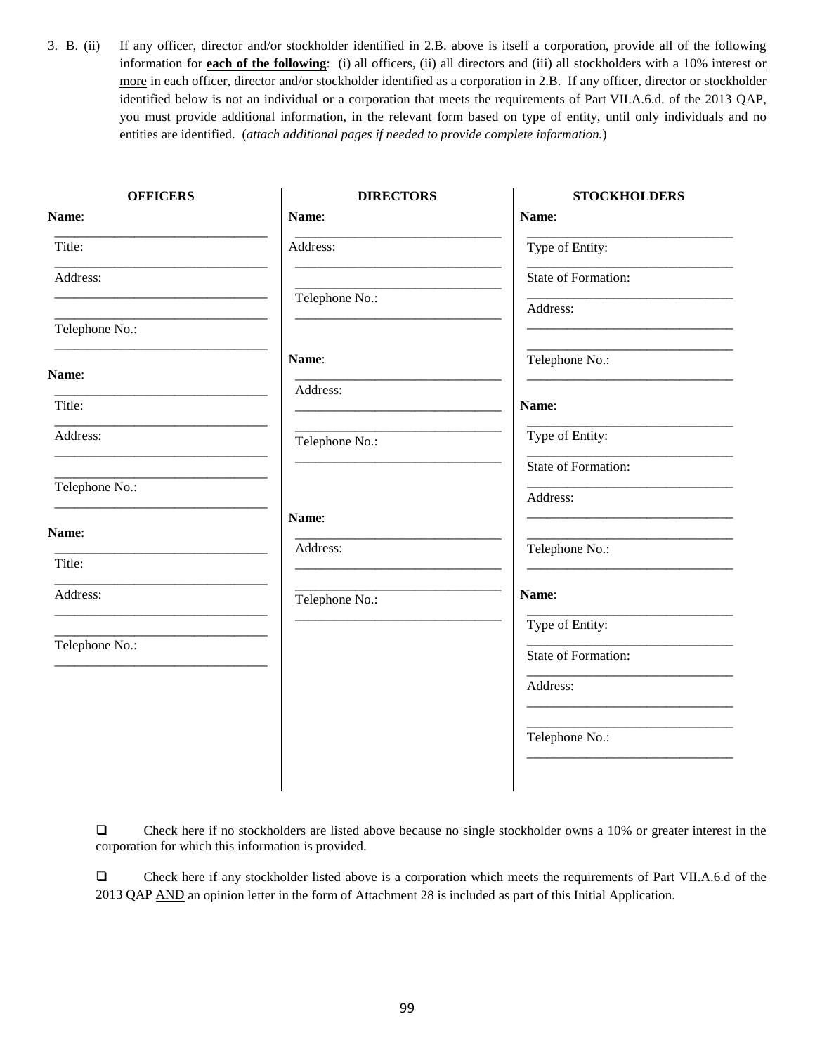3. B. (ii) If any officer, director and/or stockholder identified in 2.B. above is itself a corporation, provide all of the following information for **each of the following**: (i) all officers, (ii) all directors and (iii) all stockholders with a 10% interest or more in each officer, director and/or stockholder identified as a corporation in 2.B. If any officer, director or stockholder identified below is not an individual or a corporation that meets the requirements of Part VII.A.6.d. of the 2013 QAP, you must provide additional information, in the relevant form based on type of entity, until only individuals and no entities are identified. (*attach additional pages if needed to provide complete information.*)

| OFFICERS | DIRECTORS | STOCKHOLDERS |
|---|---|---|
| **Name**: ______________ | **Name**: ______________ | **Name**: ______________ |
| Title: ______________ | Address: ______________ ______________ | Type of Entity: ______________ |
| Address: ______________ ______________ | Telephone No.: ______________ | State of Formation: ______________ |
| Telephone No.: ______________ | | Address: ______________ ______________ |
| | | Telephone No.: ______________ |
| **Name**: ______________ | **Name**: ______________ | **Name**: ______________ |
| Title: ______________ | Address: ______________ ______________ | Type of Entity: ______________ |
| Address: ______________ ______________ | Telephone No.: ______________ | State of Formation: ______________ |
| Telephone No.: ______________ | | Address: ______________ ______________ |
| | | Telephone No.: ______________ |
| **Name**: ______________ | **Name**: ______________ | **Name**: ______________ |
| Title: ______________ | Address: ______________ ______________ | Type of Entity: ______________ |
| Address: ______________ ______________ | Telephone No.: ______________ | State of Formation: ______________ |
| Telephone No.: ______________ | | Address: ______________ ______________ |
| | | Telephone No.: ______________ |

❑ Check here if no stockholders are listed above because no single stockholder owns a 10% or greater interest in the corporation for which this information is provided.

❑ Check here if any stockholder listed above is a corporation which meets the requirements of Part VII.A.6.d of the 2013 QAP AND an opinion letter in the form of Attachment 28 is included as part of this Initial Application.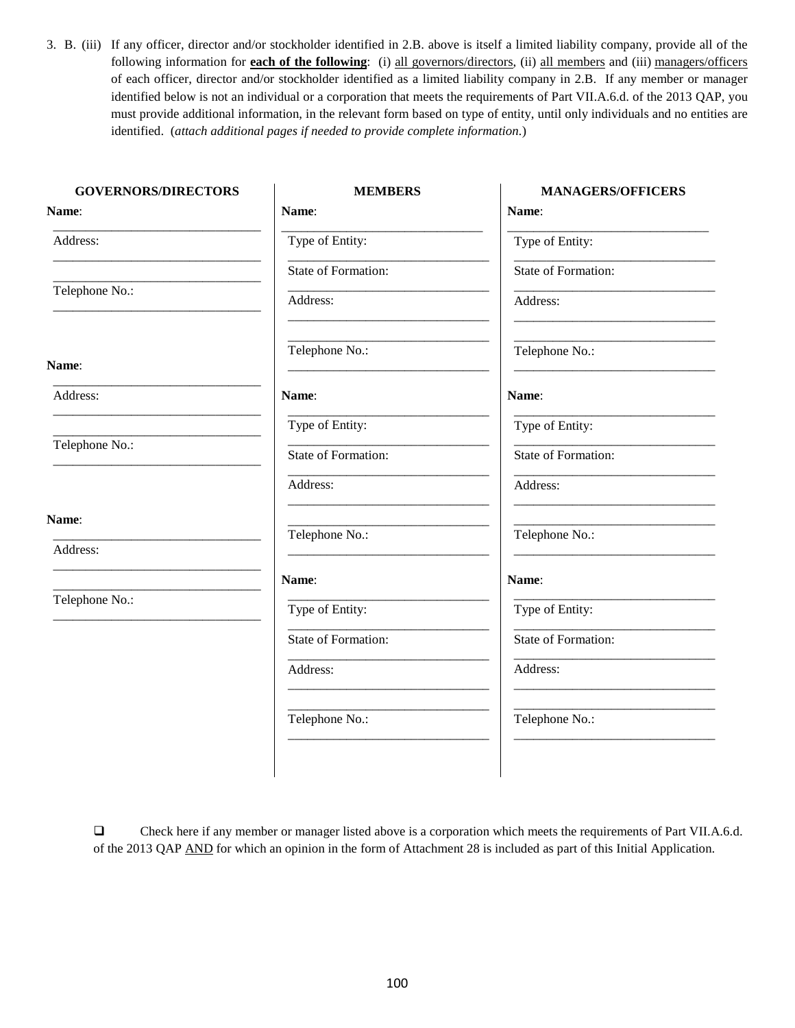3. B. (iii) If any officer, director and/or stockholder identified in 2.B. above is itself a limited liability company, provide all of the following information for **<u>each of the following</u>**: (i) <u>all governors/directors</u>, (ii) <u>all members</u> and (iii) <u>managers/officers</u> of each officer, director and/or stockholder identified as a limited liability company in 2.B. If any member or manager identified below is not an individual or a corporation that meets the requirements of Part VII.A.6.d. of the 2013 QAP, you must provide additional information, in the relevant form based on type of entity, until only individuals and no entities are identified. (*attach additional pages if needed to provide complete information.*)

| GOVERNORS/DIRECTORS | MEMBERS | MANAGERS/OFFICERS |
|---|---|---|
| **Name**: ______________________ | **Name**: ______________________ | **Name**: ______________________ |
| Address: ______________________ ______________________ | Type of Entity: ______________________ | Type of Entity: ______________________ |
| Telephone No.: ______________________ | State of Formation: ______________________ | State of Formation: ______________________ |
| | Address: ______________________ ______________________ | Address: ______________________ ______________________ |
| | Telephone No.: ______________________ | Telephone No.: ______________________ |
| **Name**: ______________________ | **Name**: ______________________ | **Name**: ______________________ |
| Address: ______________________ ______________________ | Type of Entity: ______________________ | Type of Entity: ______________________ |
| Telephone No.: ______________________ | State of Formation: ______________________ | State of Formation: ______________________ |
| | Address: ______________________ ______________________ | Address: ______________________ ______________________ |
| | Telephone No.: ______________________ | Telephone No.: ______________________ |
| **Name**: ______________________ | **Name**: ______________________ | **Name**: ______________________ |
| Address: ______________________ ______________________ | Type of Entity: ______________________ | Type of Entity: ______________________ |
| Telephone No.: ______________________ | State of Formation: ______________________ | State of Formation: ______________________ |
| | Address: ______________________ ______________________ | Address: ______________________ ______________________ |
| | Telephone No.: ______________________ | Telephone No.: ______________________ |

☐ Check here if any member or manager listed above is a corporation which meets the requirements of Part VII.A.6.d. of the 2013 QAP <u>AND</u> for which an opinion in the form of Attachment 28 is included as part of this Initial Application.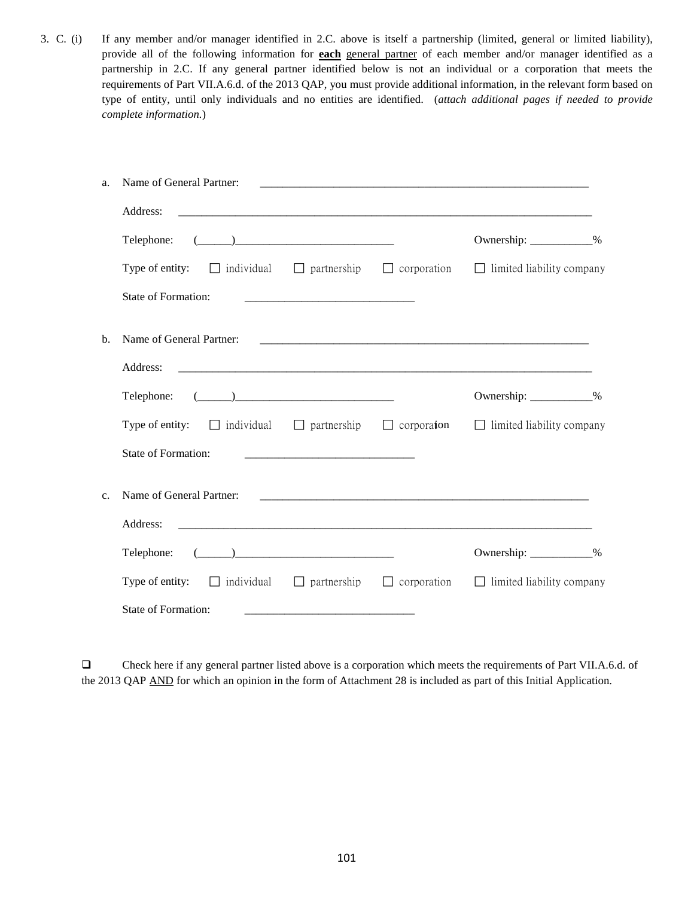3. C. (i) If any member and/or manager identified in 2.C. above is itself a partnership (limited, general or limited liability), provide all of the following information for **each** general partner of each member and/or manager identified as a partnership in 2.C. If any general partner identified below is not an individual or a corporation that meets the requirements of Part VII.A.6.d. of the 2013 QAP, you must provide additional information, in the relevant form based on type of entity, until only individuals and no entities are identified. (*attach additional pages if needed to provide complete information.*)

a. Name of General Partner: ____________________________________________________________

Address: ____________________________________________________________________________

Telephone: (______)____________________________ Ownership: ___________%

Type of entity: ☐ individual ☐ partnership ☐ corporation ☐ limited liability company

State of Formation: ______________________________

b. Name of General Partner: ____________________________________________________________

Address: ____________________________________________________________________________

Telephone: (______)____________________________ Ownership: ___________%

Type of entity: ☐ individual ☐ partnership ☐ corporation ☐ limited liability company

State of Formation: ______________________________

c. Name of General Partner: ____________________________________________________________

Address: ____________________________________________________________________________

Telephone: (______)____________________________ Ownership: ___________%

Type of entity: ☐ individual ☐ partnership ☐ corporation ☐ limited liability company

State of Formation: ______________________________

☐ Check here if any general partner listed above is a corporation which meets the requirements of Part VII.A.6.d. of the 2013 QAP AND for which an opinion in the form of Attachment 28 is included as part of this Initial Application.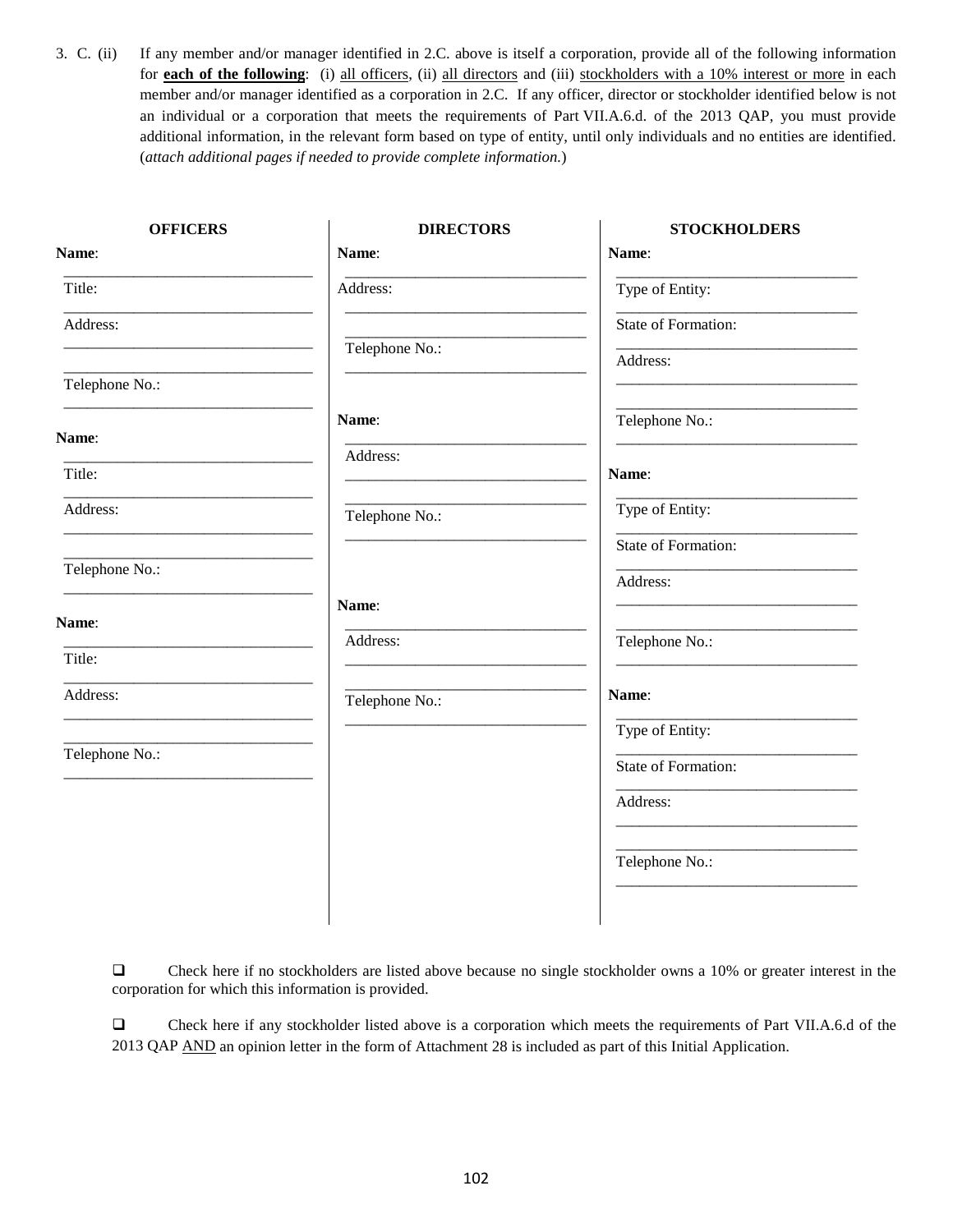3. C. (ii) If any member and/or manager identified in 2.C. above is itself a corporation, provide all of the following information for **<u>each of the following</u>**: (i) <u>all officers</u>, (ii) <u>all directors</u> and (iii) <u>stockholders with a 10% interest or more</u> in each member and/or manager identified as a corporation in 2.C. If any officer, director or stockholder identified below is not an individual or a corporation that meets the requirements of Part VII.A.6.d. of the 2013 QAP, you must provide additional information, in the relevant form based on type of entity, until only individuals and no entities are identified. (*attach additional pages if needed to provide complete information.*)

**OFFICERS**

**Name**: ________________________________

Title: ________________________________

Address: ________________________________

________________________________

Telephone No.: ________________________________

**Name**: ________________________________

Title: ________________________________

Address: ________________________________

________________________________

Telephone No.: ________________________________

**Name**: ________________________________

Title: ________________________________

Address: ________________________________

________________________________

Telephone No.: ________________________________

**DIRECTORS**

**Name**: ________________________________

Address: ________________________________

________________________________

Telephone No.: ________________________________

**Name**: ________________________________

Address: ________________________________

________________________________

Telephone No.: ________________________________

**Name**: ________________________________

Address: ________________________________

________________________________

Telephone No.: ________________________________

**STOCKHOLDERS**

**Name**: ________________________________

Type of Entity: ________________________________

State of Formation: ________________________________

Address: ________________________________

________________________________

Telephone No.: ________________________________

**Name**: ________________________________

Type of Entity: ________________________________

State of Formation: ________________________________

Address: ________________________________

________________________________

Telephone No.: ________________________________

**Name**: ________________________________

Type of Entity: ________________________________

State of Formation: ________________________________

Address: ________________________________

________________________________

Telephone No.: ________________________________

☐ Check here if no stockholders are listed above because no single stockholder owns a 10% or greater interest in the corporation for which this information is provided.

☐ Check here if any stockholder listed above is a corporation which meets the requirements of Part VII.A.6.d of the 2013 QAP <u>AND</u> an opinion letter in the form of Attachment 28 is included as part of this Initial Application.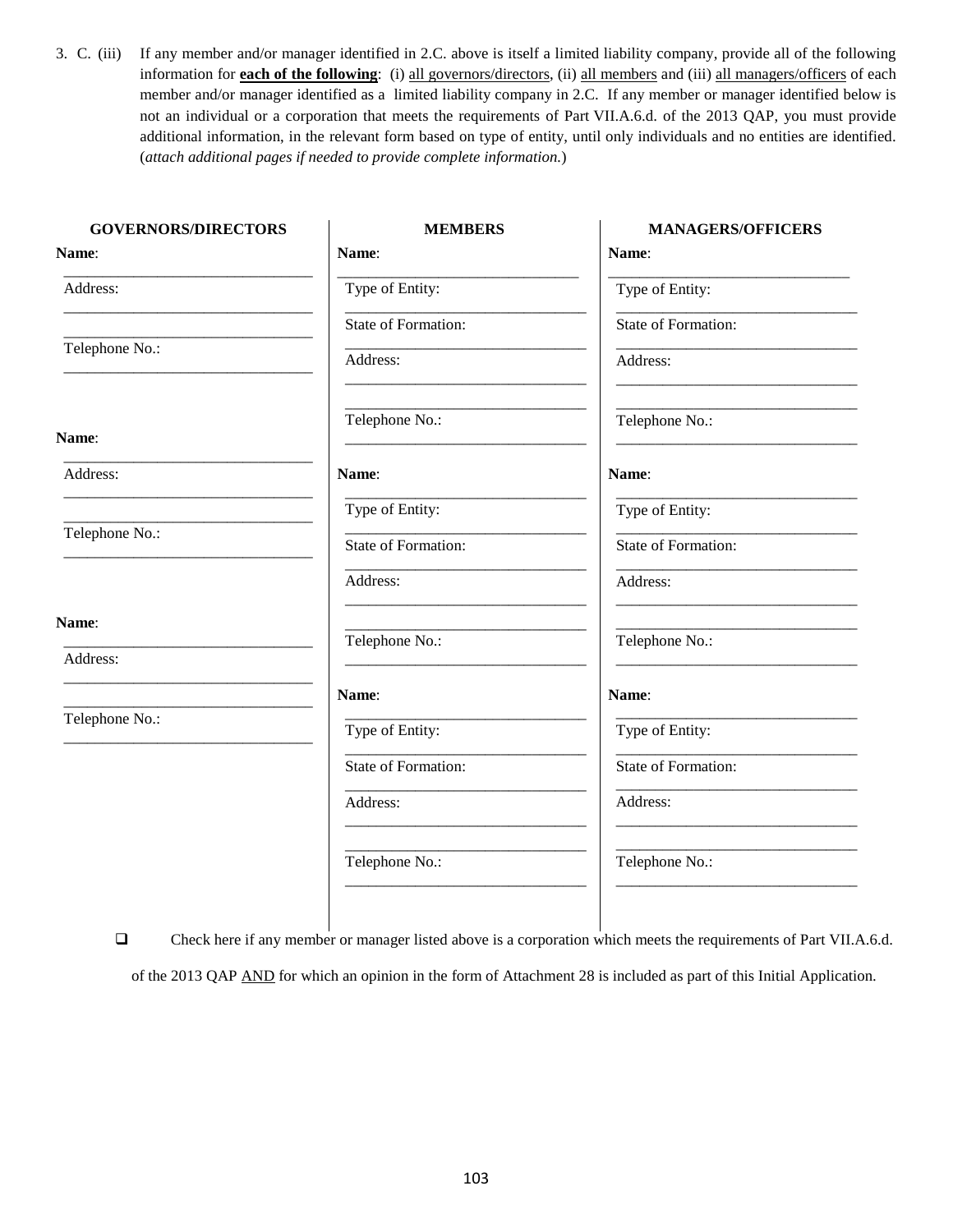3. C. (iii) If any member and/or manager identified in 2.C. above is itself a limited liability company, provide all of the following information for **<u>each of the following</u>**: (i) <u>all governors/directors</u>, (ii) <u>all members</u> and (iii) <u>all managers/officers</u> of each member and/or manager identified as a limited liability company in 2.C. If any member or manager identified below is not an individual or a corporation that meets the requirements of Part VII.A.6.d. of the 2013 QAP, you must provide additional information, in the relevant form based on type of entity, until only individuals and no entities are identified. (*attach additional pages if needed to provide complete information.*)

| GOVERNORS/DIRECTORS | MEMBERS | MANAGERS/OFFICERS |
|---|---|---|
| **Name**: ______________________ | **Name**: ______________________ | **Name**: ______________________ |
| Address: ______________________ ______________________ | Type of Entity: ______________________ | Type of Entity: ______________________ |
| Telephone No.: ______________________ | State of Formation: ______________________ | State of Formation: ______________________ |
| | Address: ______________________ ______________________ | Address: ______________________ ______________________ |
| | Telephone No.: ______________________ | Telephone No.: ______________________ |
| **Name**: ______________________ | **Name**: ______________________ | **Name**: ______________________ |
| Address: ______________________ ______________________ | Type of Entity: ______________________ | Type of Entity: ______________________ |
| Telephone No.: ______________________ | State of Formation: ______________________ | State of Formation: ______________________ |
| | Address: ______________________ ______________________ | Address: ______________________ ______________________ |
| | Telephone No.: ______________________ | Telephone No.: ______________________ |
| **Name**: ______________________ | **Name**: ______________________ | **Name**: ______________________ |
| Address: ______________________ ______________________ | Type of Entity: ______________________ | Type of Entity: ______________________ |
| Telephone No.: ______________________ | State of Formation: ______________________ | State of Formation: ______________________ |
| | Address: ______________________ ______________________ | Address: ______________________ ______________________ |
| | Telephone No.: ______________________ | Telephone No.: ______________________ |

☐ Check here if any member or manager listed above is a corporation which meets the requirements of Part VII.A.6.d. of the 2013 QAP <u>AND</u> for which an opinion in the form of Attachment 28 is included as part of this Initial Application.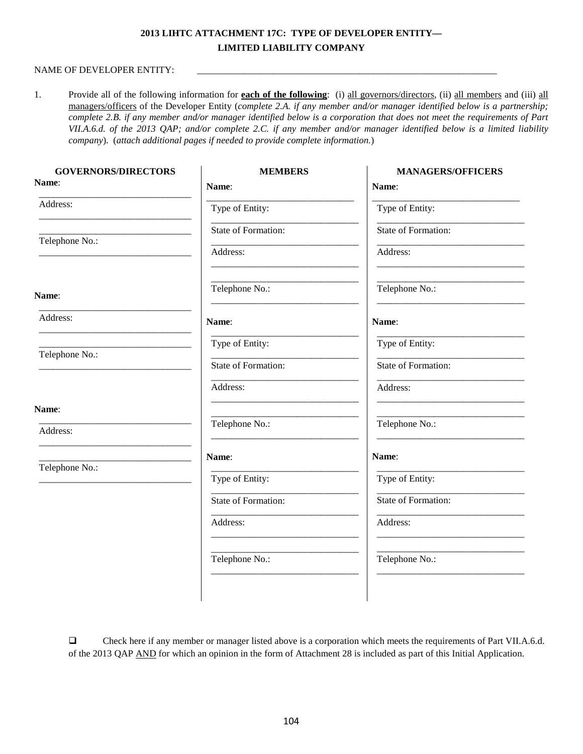# 2013 LIHTC ATTACHMENT 17C: TYPE OF DEVELOPER ENTITY—LIMITED LIABILITY COMPANY

NAME OF DEVELOPER ENTITY: ________________________________________________

1. Provide all of the following information for **<u>each of the following</u>**: (i) <u>all governors/directors</u>, (ii) <u>all members</u> and (iii) <u>all managers/officers</u> of the Developer Entity (*complete 2.A. if any member and/or manager identified below is a partnership; complete 2.B. if any member and/or manager identified below is a corporation that does not meet the requirements of Part VII.A.6.d. of the 2013 QAP; and/or complete 2.C. if any member and/or manager identified below is a limited liability company*). (*attach additional pages if needed to provide complete information.*)

| GOVERNORS/DIRECTORS | MEMBERS | MANAGERS/OFFICERS |
|---|---|---|
| **Name**: ________________ | **Name**: ________________ | **Name**: ________________ |
| Address: ________________ | Type of Entity: ________________ | Type of Entity: ________________ |
| ________________ | State of Formation: ________________ | State of Formation: ________________ |
| Telephone No.: ________________ | Address: ________________ | Address: ________________ |
| | ________________ | ________________ |
| | Telephone No.: ________________ | Telephone No.: ________________ |
| **Name**: ________________ | **Name**: ________________ | **Name**: ________________ |
| Address: ________________ | Type of Entity: ________________ | Type of Entity: ________________ |
| ________________ | State of Formation: ________________ | State of Formation: ________________ |
| Telephone No.: ________________ | Address: ________________ | Address: ________________ |
| | ________________ | ________________ |
| | Telephone No.: ________________ | Telephone No.: ________________ |
| **Name**: ________________ | **Name**: ________________ | **Name**: ________________ |
| Address: ________________ | Type of Entity: ________________ | Type of Entity: ________________ |
| ________________ | State of Formation: ________________ | State of Formation: ________________ |
| Telephone No.: ________________ | Address: ________________ | Address: ________________ |
| | ________________ | ________________ |
| | Telephone No.: ________________ | Telephone No.: ________________ |

❑ Check here if any member or manager listed above is a corporation which meets the requirements of Part VII.A.6.d. of the 2013 QAP <u>AND</u> for which an opinion in the form of Attachment 28 is included as part of this Initial Application.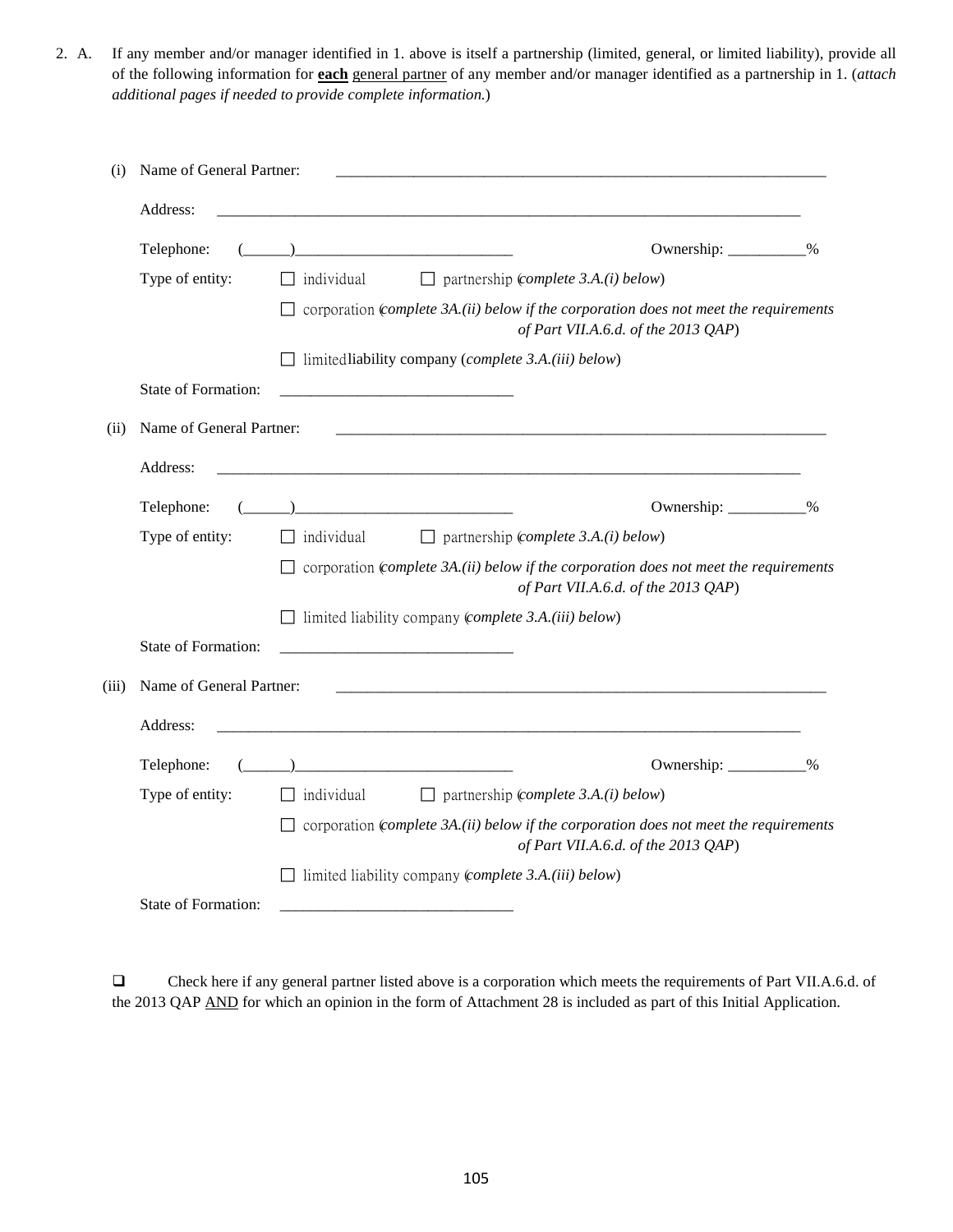2. A. If any member and/or manager identified in 1. above is itself a partnership (limited, general, or limited liability), provide all of the following information for **each** general partner of any member and/or manager identified as a partnership in 1. (*attach additional pages if needed to provide complete information.*)

(i) Name of General Partner: ________________________________________________________________

Address: ________________________________________________________________________________

Telephone: (______)____________________________ Ownership: __________%

Type of entity: ☐ individual ☐ partnership (*complete 3.A.(i) below*)

☐ corporation (*complete 3A.(ii) below if the corporation does not meet the requirements of Part VII.A.6.d. of the 2013 QAP*)

☐ limited liability company (*complete 3.A.(iii) below*)

State of Formation: ______________________________

(ii) Name of General Partner: ________________________________________________________________

Address: ________________________________________________________________________________

Telephone: (______)____________________________ Ownership: __________%

Type of entity: ☐ individual ☐ partnership (*complete 3.A.(i) below*)

☐ corporation (*complete 3A.(ii) below if the corporation does not meet the requirements of Part VII.A.6.d. of the 2013 QAP*)

☐ limited liability company (*complete 3.A.(iii) below*)

State of Formation: ______________________________

(iii) Name of General Partner: ________________________________________________________________

Address: ________________________________________________________________________________

Telephone: (______)____________________________ Ownership: __________%

Type of entity: ☐ individual ☐ partnership (*complete 3.A.(i) below*)

☐ corporation (*complete 3A.(ii) below if the corporation does not meet the requirements of Part VII.A.6.d. of the 2013 QAP*)

☐ limited liability company (*complete 3.A.(iii) below*)

State of Formation: ______________________________

☐ Check here if any general partner listed above is a corporation which meets the requirements of Part VII.A.6.d. of the 2013 QAP AND for which an opinion in the form of Attachment 28 is included as part of this Initial Application.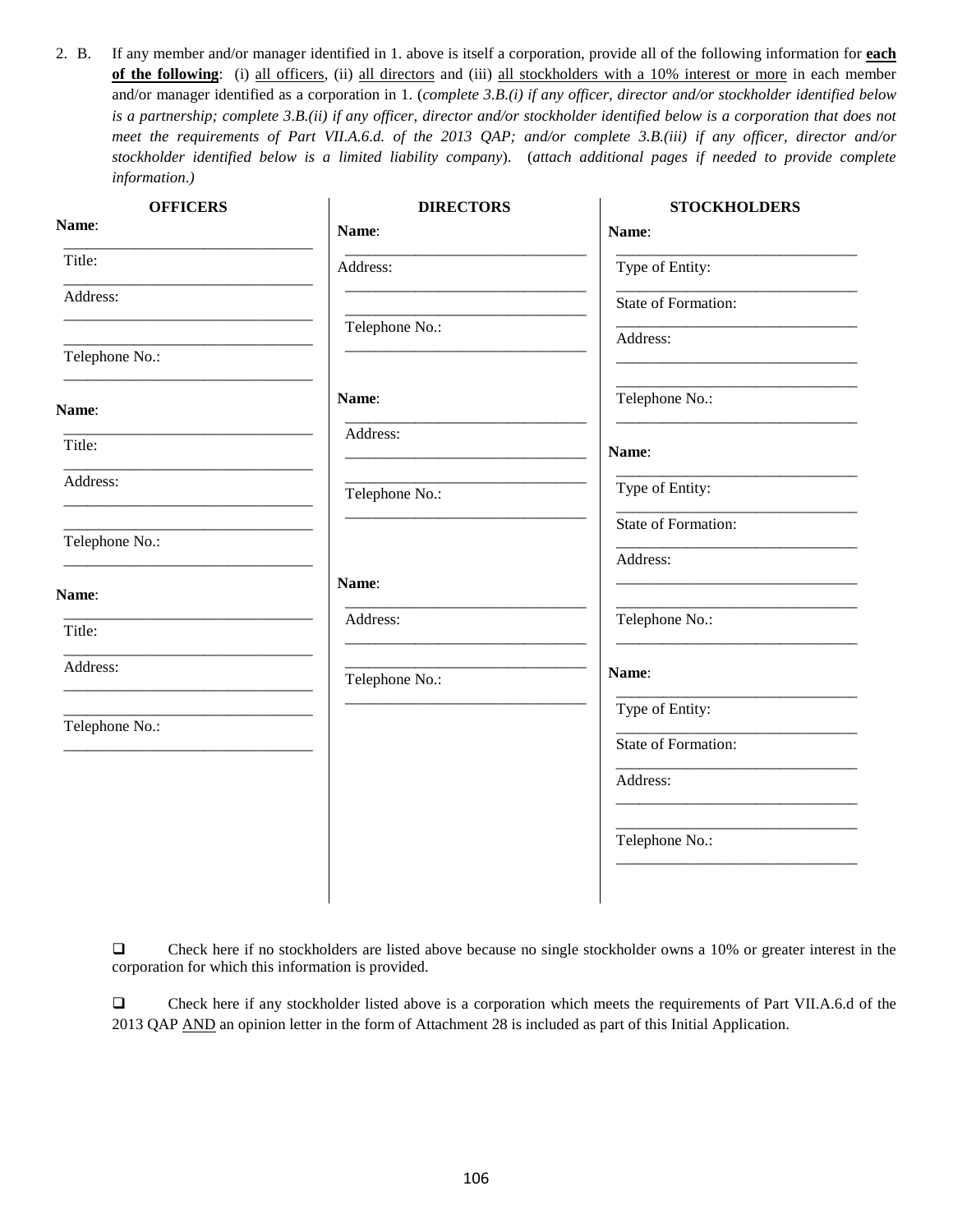2. B. If any member and/or manager identified in 1. above is itself a corporation, provide all of the following information for **each of the following**: (i) all officers, (ii) all directors and (iii) all stockholders with a 10% interest or more in each member and/or manager identified as a corporation in 1. (*complete 3.B.(i) if any officer, director and/or stockholder identified below is a partnership; complete 3.B.(ii) if any officer, director and/or stockholder identified below is a corporation that does not meet the requirements of Part VII.A.6.d. of the 2013 QAP; and/or complete 3.B.(iii) if any officer, director and/or stockholder identified below is a limited liability company*). (*attach additional pages if needed to provide complete information*.)

| OFFICERS | DIRECTORS | STOCKHOLDERS |
|---|---|---|
| **Name**: ______________________ | **Name**: ______________________ | **Name**: ______________________ |
| Title: ______________________ | Address: ______________________ | Type of Entity: ______________________ |
| Address: ______________________ | ______________________ | State of Formation: ______________________ |
| ______________________ | Telephone No.: ______________________ | Address: ______________________ |
| Telephone No.: ______________________ | | ______________________ |
| | | Telephone No.: ______________________ |
| **Name**: ______________________ | **Name**: ______________________ | **Name**: ______________________ |
| Title: ______________________ | Address: ______________________ | Type of Entity: ______________________ |
| Address: ______________________ | ______________________ | State of Formation: ______________________ |
| ______________________ | Telephone No.: ______________________ | Address: ______________________ |
| Telephone No.: ______________________ | | ______________________ |
| | | Telephone No.: ______________________ |
| **Name**: ______________________ | **Name**: ______________________ | **Name**: ______________________ |
| Title: ______________________ | Address: ______________________ | Type of Entity: ______________________ |
| Address: ______________________ | ______________________ | State of Formation: ______________________ |
| ______________________ | Telephone No.: ______________________ | Address: ______________________ |
| Telephone No.: ______________________ | | ______________________ |
| | | Telephone No.: ______________________ |

☐ Check here if no stockholders are listed above because no single stockholder owns a 10% or greater interest in the corporation for which this information is provided.

☐ Check here if any stockholder listed above is a corporation which meets the requirements of Part VII.A.6.d of the 2013 QAP AND an opinion letter in the form of Attachment 28 is included as part of this Initial Application.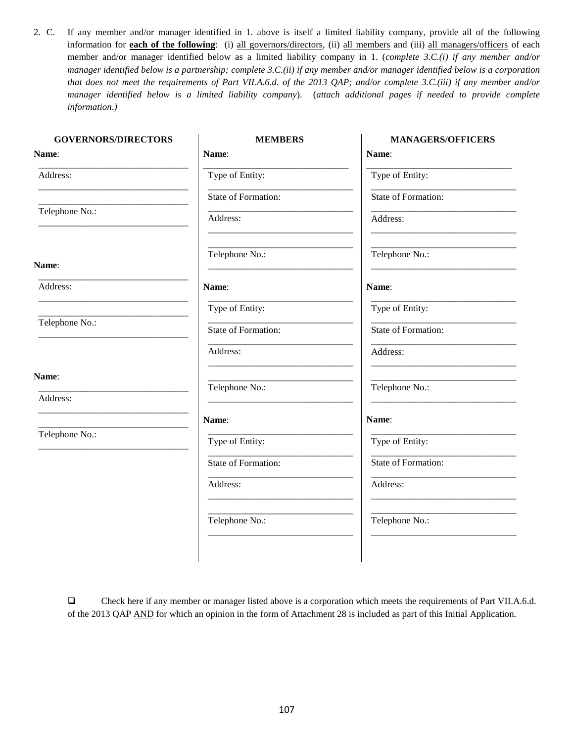2. C. If any member and/or manager identified in 1. above is itself a limited liability company, provide all of the following information for **<u>each of the following</u>**: (i) <u>all governors/directors</u>, (ii) <u>all members</u> and (iii) <u>all managers/officers</u> of each member and/or manager identified below as a limited liability company in 1. (*complete 3.C.(i) if any member and/or manager identified below is a partnership; complete 3.C.(ii) if any member and/or manager identified below is a corporation that does not meet the requirements of Part VII.A.6.d. of the 2013 QAP; and/or complete 3.C.(iii) if any member and/or manager identified below is a limited liability company*). (*attach additional pages if needed to provide complete information*.)

| GOVERNORS/DIRECTORS | MEMBERS | MANAGERS/OFFICERS |
|---|---|---|
| **Name**: ______________________ | **Name**: ______________________ | **Name**: ______________________ |
| Address: ______________________ | Type of Entity: ______________________ | Type of Entity: ______________________ |
| ______________________ | State of Formation: ______________________ | State of Formation: ______________________ |
| Telephone No.: ______________________ | Address: ______________________ ______________________ | Address: ______________________ ______________________ |
| | Telephone No.: ______________________ | Telephone No.: ______________________ |
| **Name**: ______________________ | **Name**: ______________________ | **Name**: ______________________ |
| Address: ______________________ | Type of Entity: ______________________ | Type of Entity: ______________________ |
| ______________________ | State of Formation: ______________________ | State of Formation: ______________________ |
| Telephone No.: ______________________ | Address: ______________________ ______________________ | Address: ______________________ ______________________ |
| | Telephone No.: ______________________ | Telephone No.: ______________________ |
| **Name**: ______________________ | **Name**: ______________________ | **Name**: ______________________ |
| Address: ______________________ | Type of Entity: ______________________ | Type of Entity: ______________________ |
| ______________________ | State of Formation: ______________________ | State of Formation: ______________________ |
| Telephone No.: ______________________ | Address: ______________________ ______________________ | Address: ______________________ ______________________ |
| | Telephone No.: ______________________ | Telephone No.: ______________________ |

❑ Check here if any member or manager listed above is a corporation which meets the requirements of Part VII.A.6.d. of the 2013 QAP <u>AND</u> for which an opinion in the form of Attachment 28 is included as part of this Initial Application.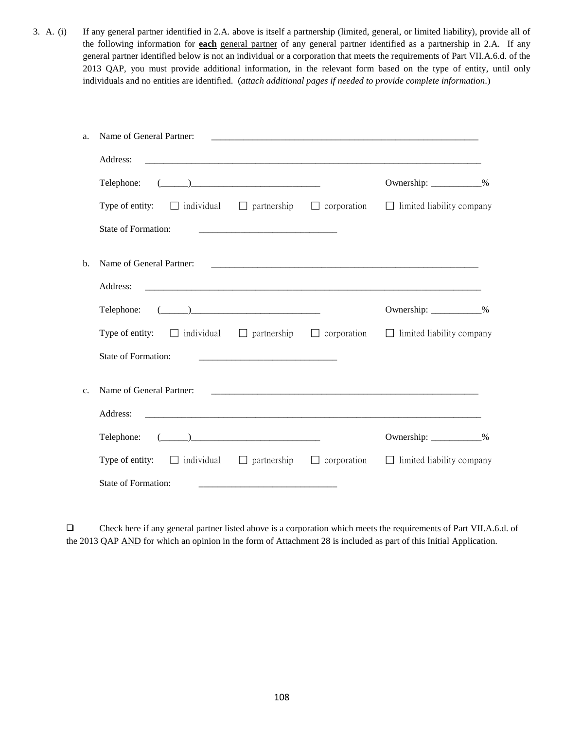3. A. (i) If any general partner identified in 2.A. above is itself a partnership (limited, general, or limited liability), provide all of the following information for **each** general partner of any general partner identified as a partnership in 2.A. If any general partner identified below is not an individual or a corporation that meets the requirements of Part VII.A.6.d. of the 2013 QAP, you must provide additional information, in the relevant form based on the type of entity, until only individuals and no entities are identified. (*attach additional pages if needed to provide complete information*.)

a. Name of General Partner: ____________________________________________________________

Address: ____________________________________________________________________________

Telephone: (______)_____________________________ Ownership: ___________%

Type of entity: ☐ individual ☐ partnership ☐ corporation ☐ limited liability company

State of Formation: ______________________________

b. Name of General Partner: ____________________________________________________________

Address: ____________________________________________________________________________

Telephone: (______)_____________________________ Ownership: ___________%

Type of entity: ☐ individual ☐ partnership ☐ corporation ☐ limited liability company

State of Formation: ______________________________

c. Name of General Partner: ____________________________________________________________

Address: ____________________________________________________________________________

Telephone: (______)_____________________________ Ownership: ___________%

Type of entity: ☐ individual ☐ partnership ☐ corporation ☐ limited liability company

State of Formation: ______________________________

☐ Check here if any general partner listed above is a corporation which meets the requirements of Part VII.A.6.d. of the 2013 QAP AND for which an opinion in the form of Attachment 28 is included as part of this Initial Application.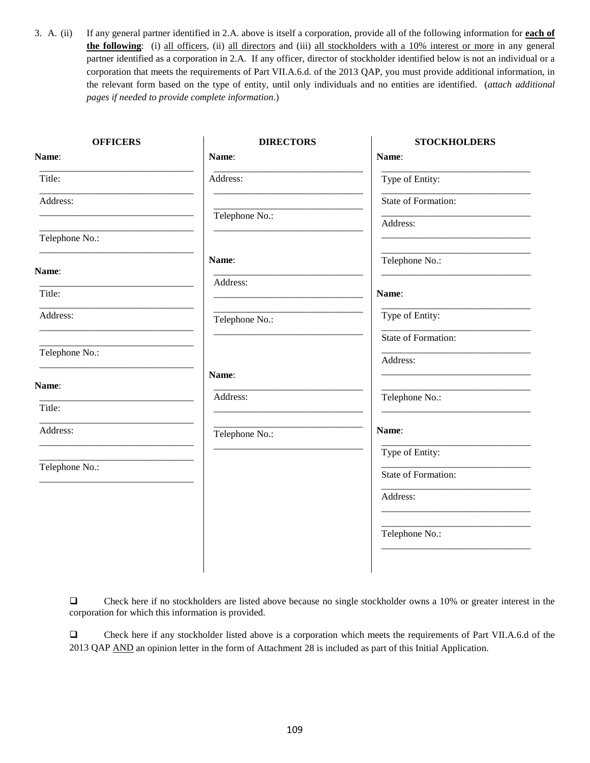3. A. (ii) If any general partner identified in 2.A. above is itself a corporation, provide all of the following information for **each of the following**: (i) all officers, (ii) all directors and (iii) all stockholders with a 10% interest or more in any general partner identified as a corporation in 2.A. If any officer, director of stockholder identified below is not an individual or a corporation that meets the requirements of Part VII.A.6.d. of the 2013 QAP, you must provide additional information, in the relevant form based on the type of entity, until only individuals and no entities are identified. (*attach additional pages if needed to provide complete information*.)

**OFFICERS**

**Name**: ______________________________

Title: ______________________________

Address: ______________________________

______________________________

Telephone No.: ______________________________

**Name**: ______________________________

Title: ______________________________

Address: ______________________________

______________________________

Telephone No.: ______________________________

**Name**: ______________________________

Title: ______________________________

Address: ______________________________

______________________________

Telephone No.: ______________________________

**DIRECTORS**

**Name**: ______________________________

Address: ______________________________

______________________________

Telephone No.: ______________________________

**Name**: ______________________________

Address: ______________________________

______________________________

Telephone No.: ______________________________

**Name**: ______________________________

Address: ______________________________

______________________________

Telephone No.: ______________________________

**STOCKHOLDERS**

**Name**: ______________________________

Type of Entity: ______________________________

State of Formation: ______________________________

Address: ______________________________

______________________________

Telephone No.: ______________________________

**Name**: ______________________________

Type of Entity: ______________________________

State of Formation: ______________________________

Address: ______________________________

______________________________

Telephone No.: ______________________________

**Name**: ______________________________

Type of Entity: ______________________________

State of Formation: ______________________________

Address: ______________________________

______________________________

Telephone No.: ______________________________

☐ Check here if no stockholders are listed above because no single stockholder owns a 10% or greater interest in the corporation for which this information is provided.

☐ Check here if any stockholder listed above is a corporation which meets the requirements of Part VII.A.6.d of the 2013 QAP AND an opinion letter in the form of Attachment 28 is included as part of this Initial Application.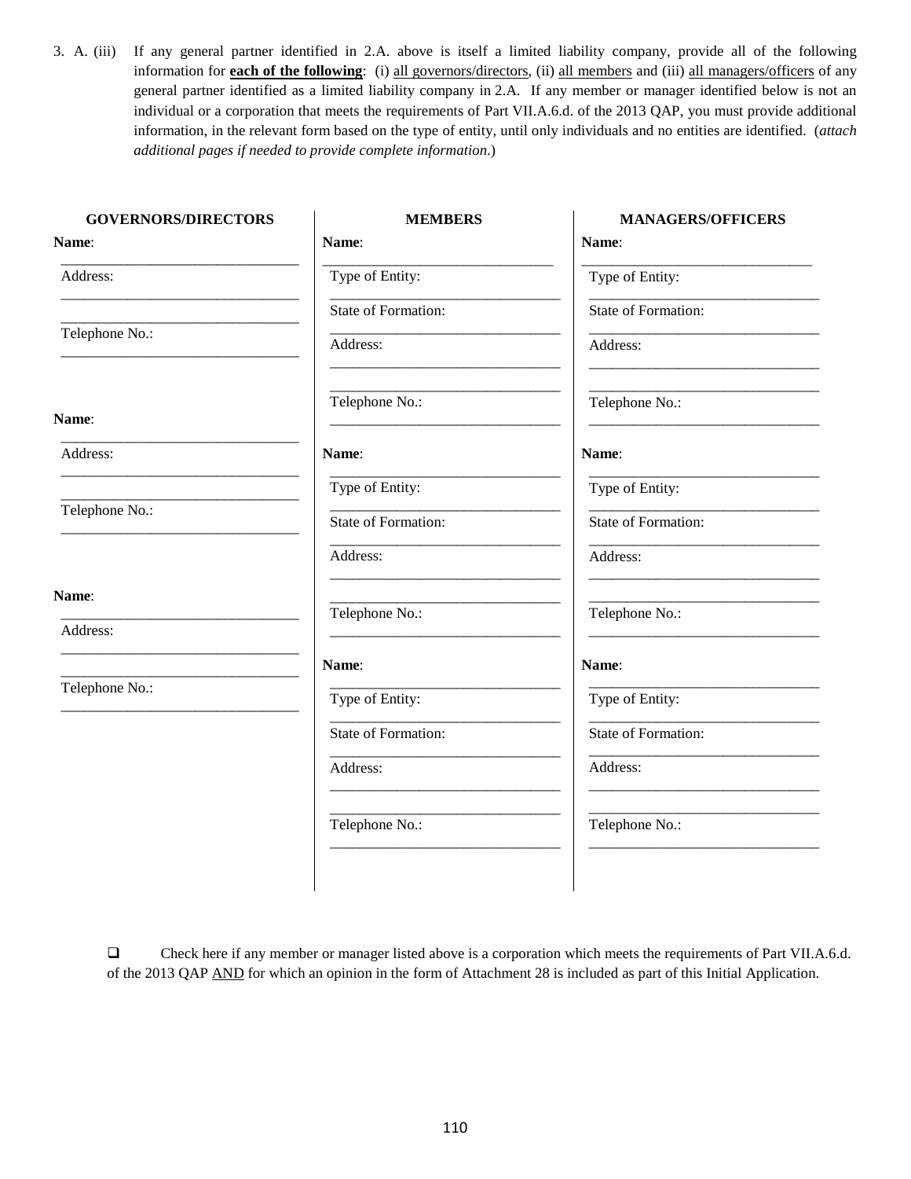3. A. (iii) If any general partner identified in 2.A. above is itself a limited liability company, provide all of the following information for **each of the following**: (i) all governors/directors, (ii) all members and (iii) all managers/officers of any general partner identified as a limited liability company in 2.A. If any member or manager identified below is not an individual or a corporation that meets the requirements of Part VII.A.6.d. of the 2013 QAP, you must provide additional information, in the relevant form based on the type of entity, until only individuals and no entities are identified. (*attach additional pages if needed to provide complete information.*)

| GOVERNORS/DIRECTORS | MEMBERS | MANAGERS/OFFICERS |
|---|---|---|
| **Name**: ______________________ | **Name**: ______________________ | **Name**: ______________________ |
| Address: ______________________ ______________________ | Type of Entity: ______________________ | Type of Entity: ______________________ |
| Telephone No.: ______________________ | State of Formation: ______________________ | State of Formation: ______________________ |
| | Address: ______________________ ______________________ | Address: ______________________ ______________________ |
| | Telephone No.: ______________________ | Telephone No.: ______________________ |
| **Name**: ______________________ | **Name**: ______________________ | **Name**: ______________________ |
| Address: ______________________ ______________________ | Type of Entity: ______________________ | Type of Entity: ______________________ |
| Telephone No.: ______________________ | State of Formation: ______________________ | State of Formation: ______________________ |
| | Address: ______________________ ______________________ | Address: ______________________ ______________________ |
| | Telephone No.: ______________________ | Telephone No.: ______________________ |
| **Name**: ______________________ | **Name**: ______________________ | **Name**: ______________________ |
| Address: ______________________ ______________________ | Type of Entity: ______________________ | Type of Entity: ______________________ |
| Telephone No.: ______________________ | State of Formation: ______________________ | State of Formation: ______________________ |
| | Address: ______________________ ______________________ | Address: ______________________ ______________________ |
| | Telephone No.: ______________________ | Telephone No.: ______________________ |

❑ Check here if any member or manager listed above is a corporation which meets the requirements of Part VII.A.6.d. of the 2013 QAP AND for which an opinion in the form of Attachment 28 is included as part of this Initial Application.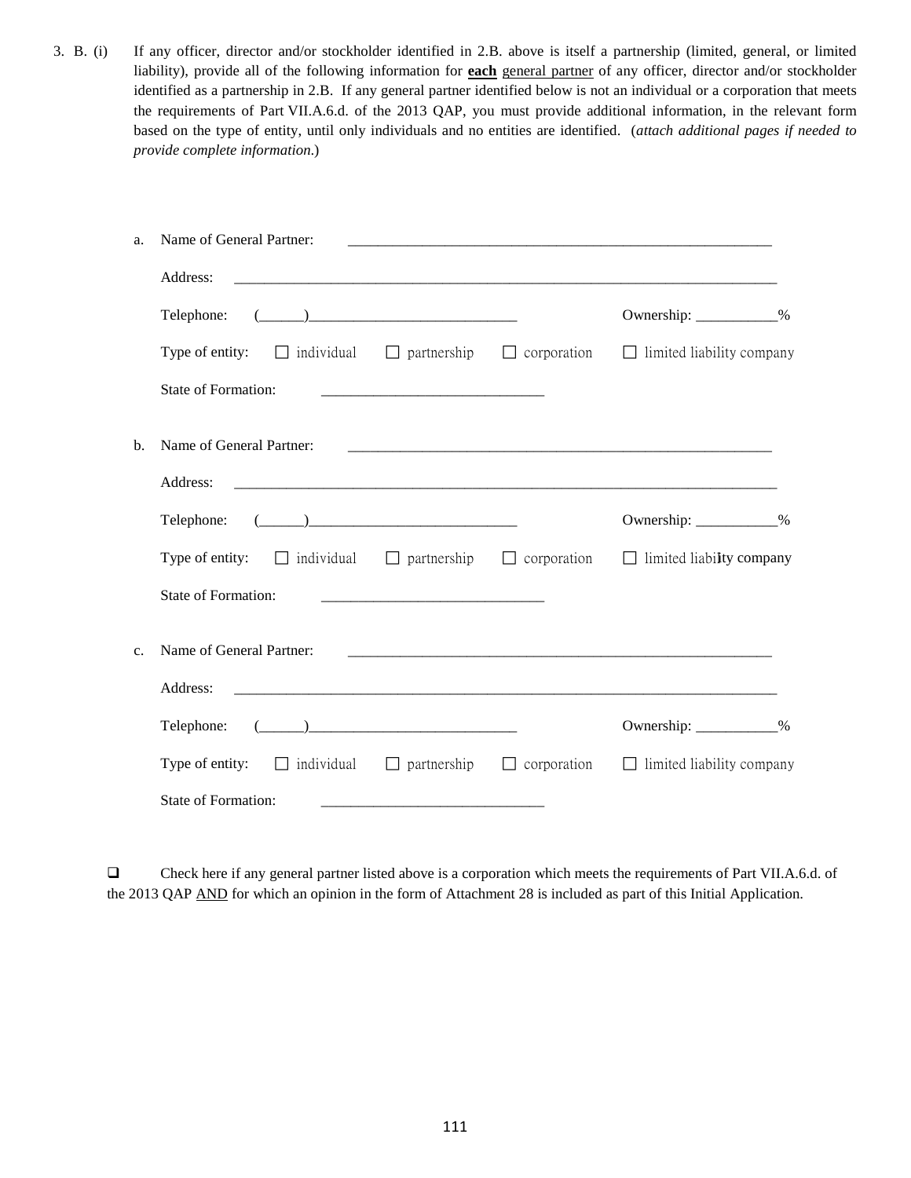3. B. (i) If any officer, director and/or stockholder identified in 2.B. above is itself a partnership (limited, general, or limited liability), provide all of the following information for **each** general partner of any officer, director and/or stockholder identified as a partnership in 2.B. If any general partner identified below is not an individual or a corporation that meets the requirements of Part VII.A.6.d. of the 2013 QAP, you must provide additional information, in the relevant form based on the type of entity, until only individuals and no entities are identified. (*attach additional pages if needed to provide complete information.*)

a. Name of General Partner: ____________________________________________________________

Address: ______________________________________________________________________________

Telephone: (______)____________________________ Ownership: ___________%

Type of entity: ☐ individual ☐ partnership ☐ corporation ☐ limited liability company

State of Formation: ______________________________

b. Name of General Partner: ____________________________________________________________

Address: ______________________________________________________________________________

Telephone: (______)____________________________ Ownership: ___________%

Type of entity: ☐ individual ☐ partnership ☐ corporation ☐ limited liability company

State of Formation: ______________________________

c. Name of General Partner: ____________________________________________________________

Address: ______________________________________________________________________________

Telephone: (______)____________________________ Ownership: ___________%

Type of entity: ☐ individual ☐ partnership ☐ corporation ☐ limited liability company

State of Formation: ______________________________

☐ Check here if any general partner listed above is a corporation which meets the requirements of Part VII.A.6.d. of the 2013 QAP AND for which an opinion in the form of Attachment 28 is included as part of this Initial Application.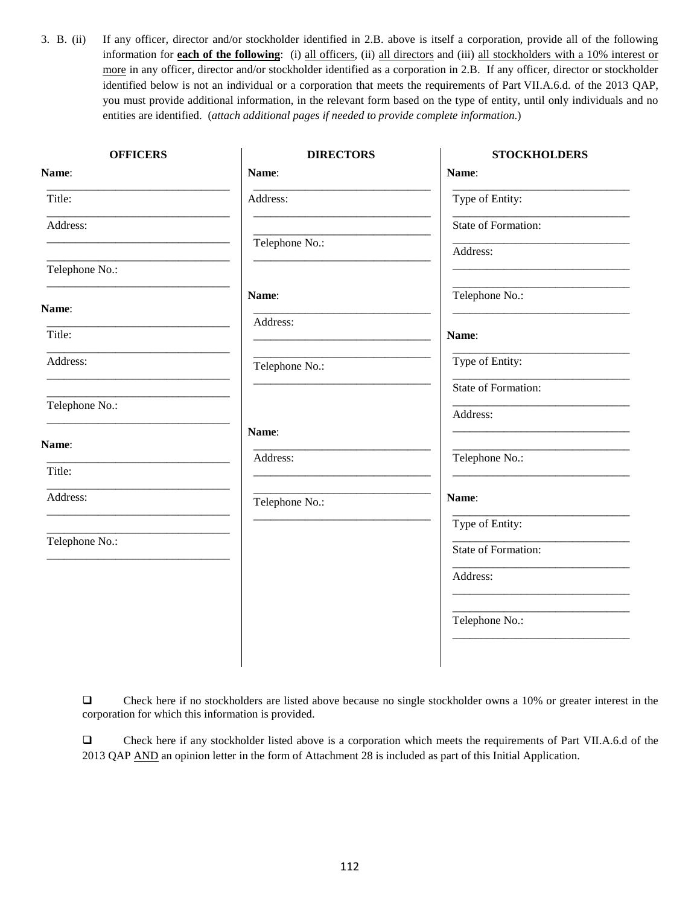3. B. (ii) If any officer, director and/or stockholder identified in 2.B. above is itself a corporation, provide all of the following information for **each of the following**: (i) all officers, (ii) all directors and (iii) all stockholders with a 10% interest or more in any officer, director and/or stockholder identified as a corporation in 2.B. If any officer, director or stockholder identified below is not an individual or a corporation that meets the requirements of Part VII.A.6.d. of the 2013 QAP, you must provide additional information, in the relevant form based on the type of entity, until only individuals and no entities are identified. (*attach additional pages if needed to provide complete information*.)

| OFFICERS | DIRECTORS | STOCKHOLDERS |
|---|---|---|
| **Name**: ______________ | **Name**: ______________ | **Name**: ______________ |
| Title: ______________ | Address: ______________ | Type of Entity: ______________ |
| Address: ______________ | ______________ | State of Formation: ______________ |
| ______________ | Telephone No.: ______________ | Address: ______________ |
| Telephone No.: ______________ | | ______________ |
| | | Telephone No.: ______________ |
| **Name**: ______________ | **Name**: ______________ | **Name**: ______________ |
| Title: ______________ | Address: ______________ | Type of Entity: ______________ |
| Address: ______________ | ______________ | State of Formation: ______________ |
| ______________ | Telephone No.: ______________ | Address: ______________ |
| Telephone No.: ______________ | | ______________ |
| | | Telephone No.: ______________ |
| **Name**: ______________ | **Name**: ______________ | **Name**: ______________ |
| Title: ______________ | Address: ______________ | Type of Entity: ______________ |
| Address: ______________ | ______________ | State of Formation: ______________ |
| ______________ | Telephone No.: ______________ | Address: ______________ |
| Telephone No.: ______________ | | ______________ |
| | | Telephone No.: ______________ |

❑ Check here if no stockholders are listed above because no single stockholder owns a 10% or greater interest in the corporation for which this information is provided.

❑ Check here if any stockholder listed above is a corporation which meets the requirements of Part VII.A.6.d of the 2013 QAP AND an opinion letter in the form of Attachment 28 is included as part of this Initial Application.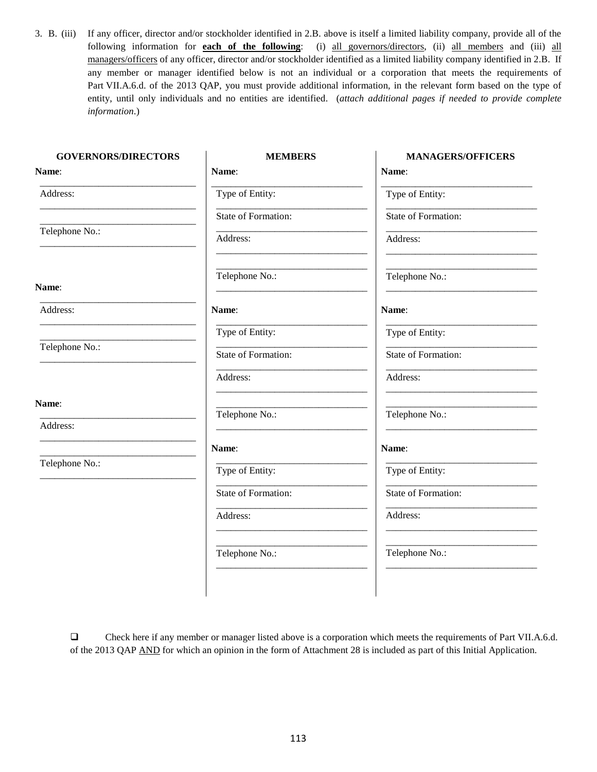3. B. (iii) If any officer, director and/or stockholder identified in 2.B. above is itself a limited liability company, provide all of the following information for **each of the following**: (i) all governors/directors, (ii) all members and (iii) all managers/officers of any officer, director and/or stockholder identified as a limited liability company identified in 2.B. If any member or manager identified below is not an individual or a corporation that meets the requirements of Part VII.A.6.d. of the 2013 QAP, you must provide additional information, in the relevant form based on the type of entity, until only individuals and no entities are identified. (*attach additional pages if needed to provide complete information*.)

| GOVERNORS/DIRECTORS | MEMBERS | MANAGERS/OFFICERS |
|---|---|---|
| **Name**: ______________________ | **Name**: ______________________ | **Name**: ______________________ |
| Address: ______________________ | Type of Entity: ______________________ | Type of Entity: ______________________ |
| ______________________ | State of Formation: ______________________ | State of Formation: ______________________ |
| Telephone No.: ______________________ | Address: ______________________ | Address: ______________________ |
| | ______________________ | ______________________ |
| | Telephone No.: ______________________ | Telephone No.: ______________________ |
| **Name**: ______________________ | **Name**: ______________________ | **Name**: ______________________ |
| Address: ______________________ | Type of Entity: ______________________ | Type of Entity: ______________________ |
| ______________________ | State of Formation: ______________________ | State of Formation: ______________________ |
| Telephone No.: ______________________ | Address: ______________________ | Address: ______________________ |
| | ______________________ | ______________________ |
| | Telephone No.: ______________________ | Telephone No.: ______________________ |
| **Name**: ______________________ | **Name**: ______________________ | **Name**: ______________________ |
| Address: ______________________ | Type of Entity: ______________________ | Type of Entity: ______________________ |
| ______________________ | State of Formation: ______________________ | State of Formation: ______________________ |
| Telephone No.: ______________________ | Address: ______________________ | Address: ______________________ |
| | ______________________ | ______________________ |
| | Telephone No.: ______________________ | Telephone No.: ______________________ |

☐ Check here if any member or manager listed above is a corporation which meets the requirements of Part VII.A.6.d. of the 2013 QAP AND for which an opinion in the form of Attachment 28 is included as part of this Initial Application.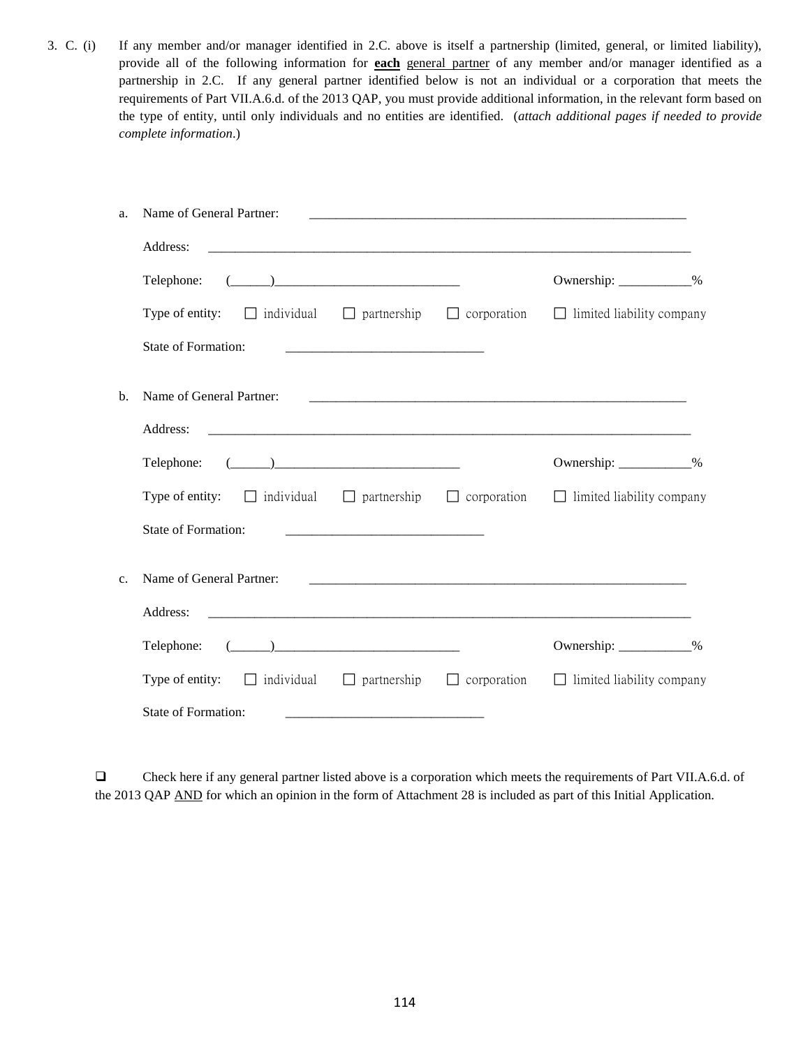3. C. (i) If any member and/or manager identified in 2.C. above is itself a partnership (limited, general, or limited liability), provide all of the following information for **each** general partner of any member and/or manager identified as a partnership in 2.C. If any general partner identified below is not an individual or a corporation that meets the requirements of Part VII.A.6.d. of the 2013 QAP, you must provide additional information, in the relevant form based on the type of entity, until only individuals and no entities are identified. (*attach additional pages if needed to provide complete information*.)

a. Name of General Partner: ____________________________________________________________

Address: ______________________________________________________________________________

Telephone: (______)____________________________ Ownership: ___________%

Type of entity: ☐ individual ☐ partnership ☐ corporation ☐ limited liability company

State of Formation: ______________________________

b. Name of General Partner: ____________________________________________________________

Address: ______________________________________________________________________________

Telephone: (______)____________________________ Ownership: ___________%

Type of entity: ☐ individual ☐ partnership ☐ corporation ☐ limited liability company

State of Formation: ______________________________

c. Name of General Partner: ____________________________________________________________

Address: ______________________________________________________________________________

Telephone: (______)____________________________ Ownership: ___________%

Type of entity: ☐ individual ☐ partnership ☐ corporation ☐ limited liability company

State of Formation: ______________________________

☐ Check here if any general partner listed above is a corporation which meets the requirements of Part VII.A.6.d. of the 2013 QAP AND for which an opinion in the form of Attachment 28 is included as part of this Initial Application.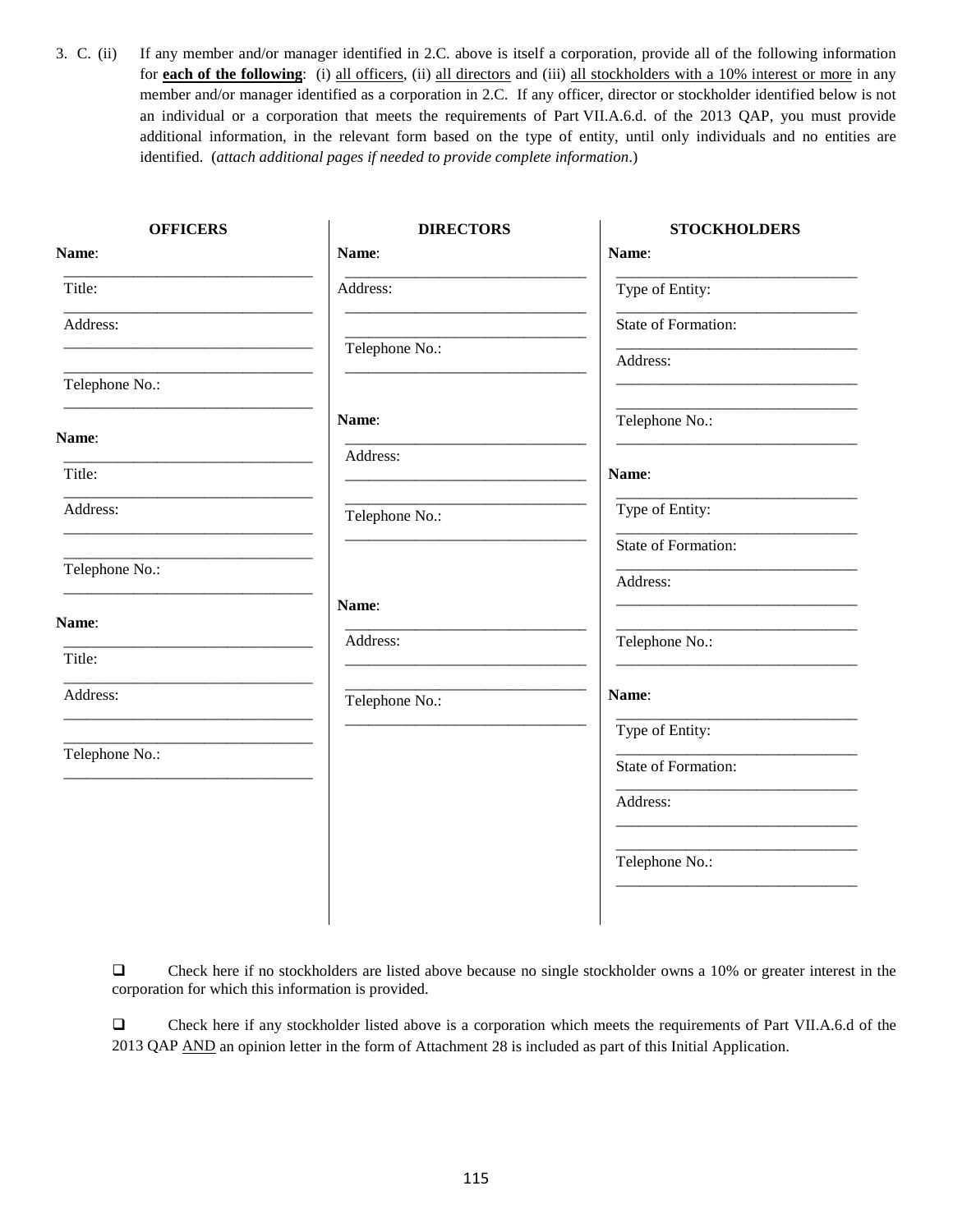3. C. (ii) If any member and/or manager identified in 2.C. above is itself a corporation, provide all of the following information for **each of the following**: (i) all officers, (ii) all directors and (iii) all stockholders with a 10% interest or more in any member and/or manager identified as a corporation in 2.C. If any officer, director or stockholder identified below is not an individual or a corporation that meets the requirements of Part VII.A.6.d. of the 2013 QAP, you must provide additional information, in the relevant form based on the type of entity, until only individuals and no entities are identified. (*attach additional pages if needed to provide complete information*.)

| OFFICERS | DIRECTORS | STOCKHOLDERS |
|---|---|---|
| **Name**: ______________________ | **Name**: ______________________ | **Name**: ______________________ |
| Title: ______________________ | Address: ______________________ | Type of Entity: ______________________ |
| Address: ______________________ ______________________ | ______________________ | State of Formation: ______________________ |
| Telephone No.: ______________________ | Telephone No.: ______________________ | Address: ______________________ ______________________ |
| | | Telephone No.: ______________________ |
| **Name**: ______________________ | **Name**: ______________________ | **Name**: ______________________ |
| Title: ______________________ | Address: ______________________ | Type of Entity: ______________________ |
| Address: ______________________ ______________________ | ______________________ | State of Formation: ______________________ |
| Telephone No.: ______________________ | Telephone No.: ______________________ | Address: ______________________ ______________________ |
| | | Telephone No.: ______________________ |
| **Name**: ______________________ | **Name**: ______________________ | **Name**: ______________________ |
| Title: ______________________ | Address: ______________________ | Type of Entity: ______________________ |
| Address: ______________________ ______________________ | ______________________ | State of Formation: ______________________ |
| Telephone No.: ______________________ | Telephone No.: ______________________ | Address: ______________________ ______________________ |
| | | Telephone No.: ______________________ |

❑ Check here if no stockholders are listed above because no single stockholder owns a 10% or greater interest in the corporation for which this information is provided.

❑ Check here if any stockholder listed above is a corporation which meets the requirements of Part VII.A.6.d of the 2013 QAP AND an opinion letter in the form of Attachment 28 is included as part of this Initial Application.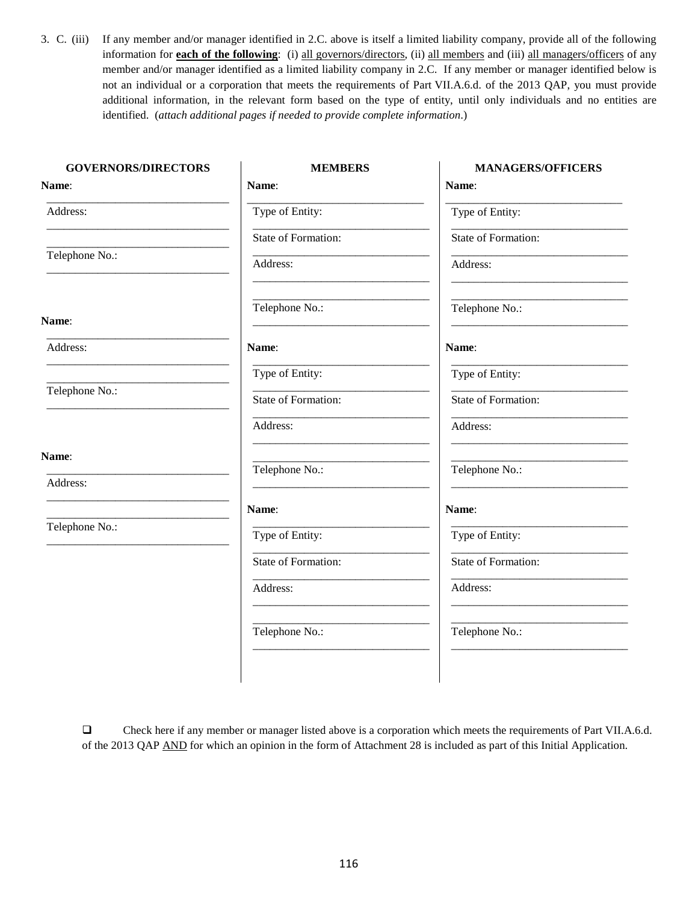3. C. (iii) If any member and/or manager identified in 2.C. above is itself a limited liability company, provide all of the following information for **<u>each of the following</u>**: (i) <u>all governors/directors</u>, (ii) <u>all members</u> and (iii) <u>all managers/officers</u> of any member and/or manager identified as a limited liability company in 2.C. If any member or manager identified below is not an individual or a corporation that meets the requirements of Part VII.A.6.d. of the 2013 QAP, you must provide additional information, in the relevant form based on the type of entity, until only individuals and no entities are identified. (*attach additional pages if needed to provide complete information*.)

| GOVERNORS/DIRECTORS | MEMBERS | MANAGERS/OFFICERS |
|---|---|---|
| **Name**: ______________________ | **Name**: ______________________ | **Name**: ______________________ |
| Address: ______________________ ______________________ | Type of Entity: ______________________ | Type of Entity: ______________________ |
| Telephone No.: ______________________ | State of Formation: ______________________ | State of Formation: ______________________ |
| | Address: ______________________ ______________________ | Address: ______________________ ______________________ |
| | Telephone No.: ______________________ | Telephone No.: ______________________ |
| **Name**: ______________________ | **Name**: ______________________ | **Name**: ______________________ |
| Address: ______________________ ______________________ | Type of Entity: ______________________ | Type of Entity: ______________________ |
| Telephone No.: ______________________ | State of Formation: ______________________ | State of Formation: ______________________ |
| | Address: ______________________ ______________________ | Address: ______________________ ______________________ |
| | Telephone No.: ______________________ | Telephone No.: ______________________ |
| **Name**: ______________________ | **Name**: ______________________ | **Name**: ______________________ |
| Address: ______________________ ______________________ | Type of Entity: ______________________ | Type of Entity: ______________________ |
| Telephone No.: ______________________ | State of Formation: ______________________ | State of Formation: ______________________ |
| | Address: ______________________ ______________________ | Address: ______________________ ______________________ |
| | Telephone No.: ______________________ | Telephone No.: ______________________ |

❑ Check here if any member or manager listed above is a corporation which meets the requirements of Part VII.A.6.d. of the 2013 QAP <u>AND</u> for which an opinion in the form of Attachment 28 is included as part of this Initial Application.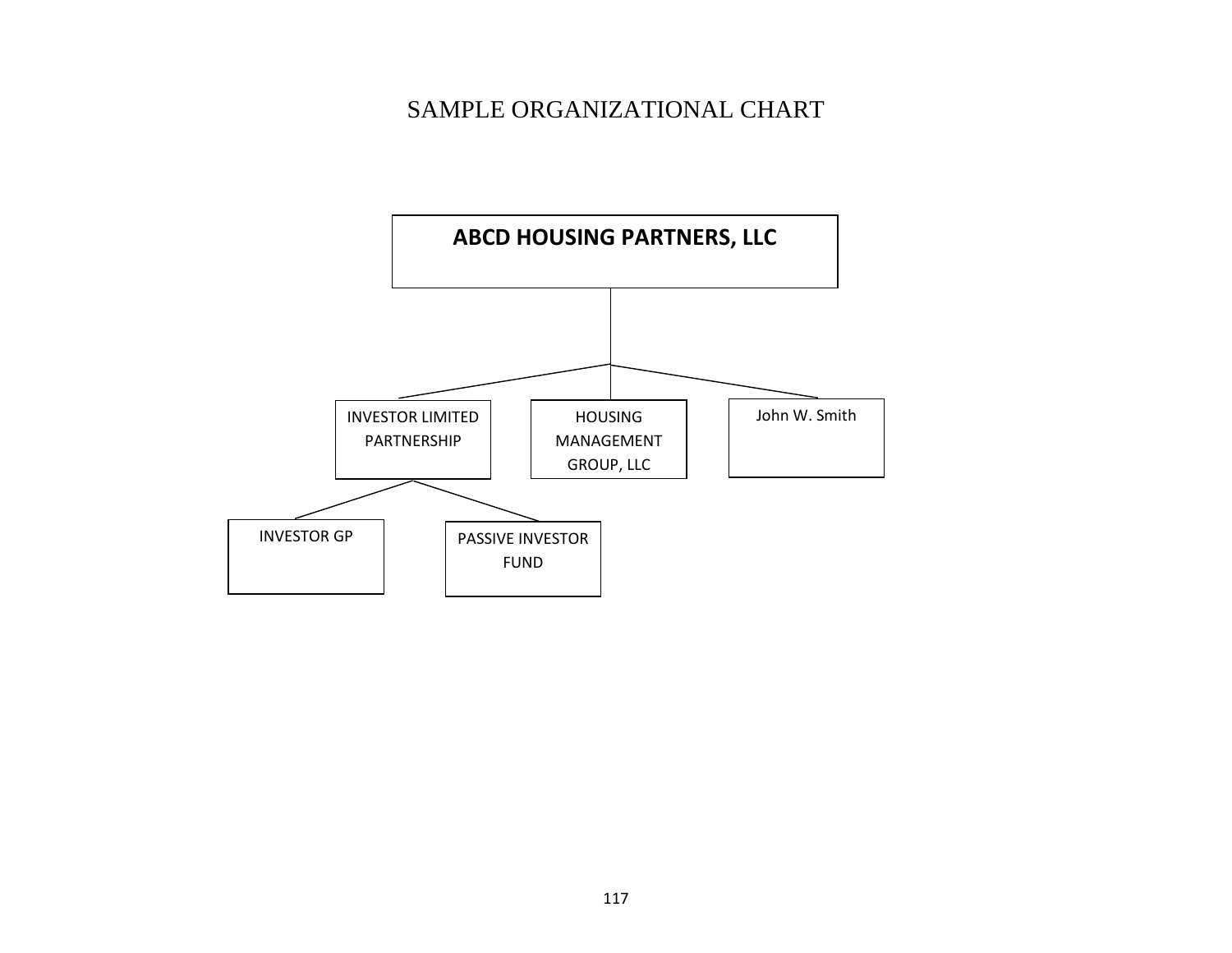# SAMPLE ORGANIZATIONAL CHART

**ABCD HOUSING PARTNERS, LLC**

- INVESTOR LIMITED PARTNERSHIP
  - INVESTOR GP
  - PASSIVE INVESTOR FUND
- HOUSING MANAGEMENT GROUP, LLC
- John W. Smith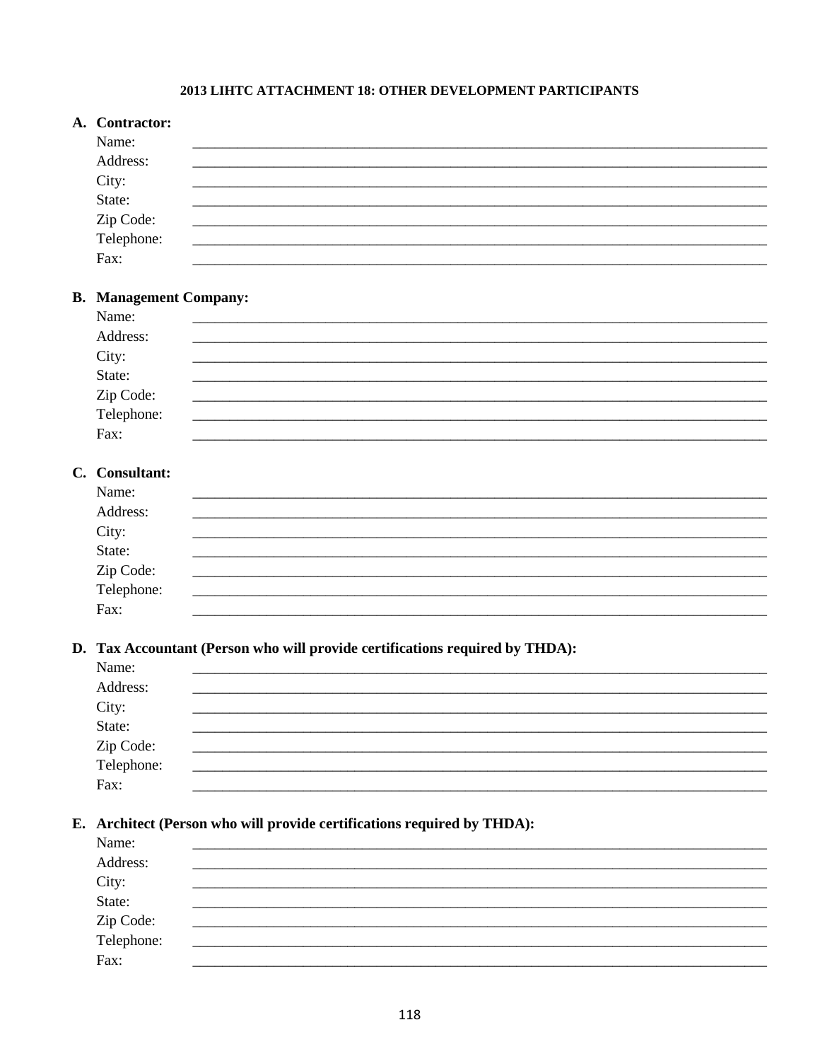# 2013 LIHTC ATTACHMENT 18: OTHER DEVELOPMENT PARTICIPANTS

**A. Contractor:**

Name: ________________________________________________

Address: ________________________________________________

City: ________________________________________________

State: ________________________________________________

Zip Code: ________________________________________________

Telephone: ________________________________________________

Fax: ________________________________________________

**B. Management Company:**

Name: ________________________________________________

Address: ________________________________________________

City: ________________________________________________

State: ________________________________________________

Zip Code: ________________________________________________

Telephone: ________________________________________________

Fax: ________________________________________________

**C. Consultant:**

Name: ________________________________________________

Address: ________________________________________________

City: ________________________________________________

State: ________________________________________________

Zip Code: ________________________________________________

Telephone: ________________________________________________

Fax: ________________________________________________

**D. Tax Accountant (Person who will provide certifications required by THDA):**

Name: ________________________________________________

Address: ________________________________________________

City: ________________________________________________

State: ________________________________________________

Zip Code: ________________________________________________

Telephone: ________________________________________________

Fax: ________________________________________________

**E. Architect (Person who will provide certifications required by THDA):**

Name: ________________________________________________

Address: ________________________________________________

City: ________________________________________________

State: ________________________________________________

Zip Code: ________________________________________________

Telephone: ________________________________________________

Fax: ________________________________________________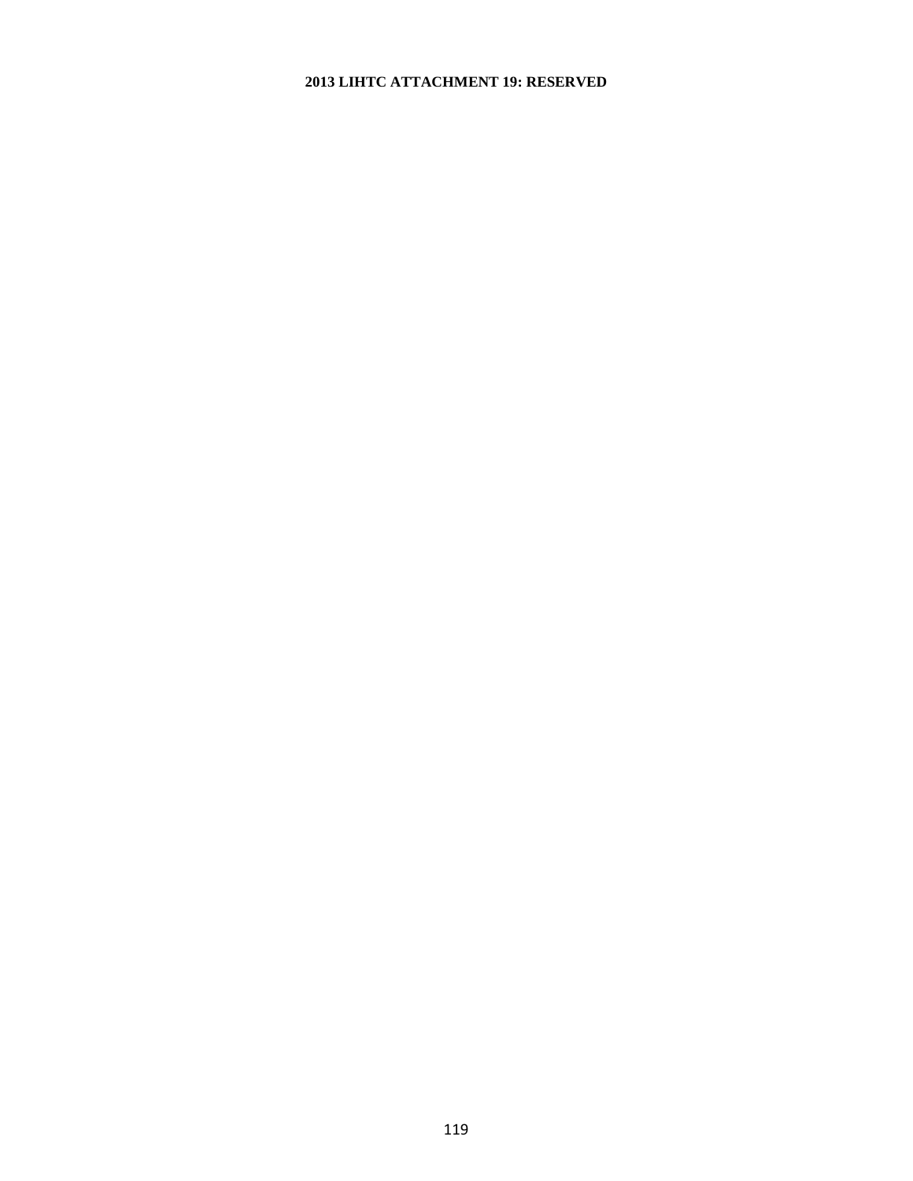# 2013 LIHTC ATTACHMENT 19: RESERVED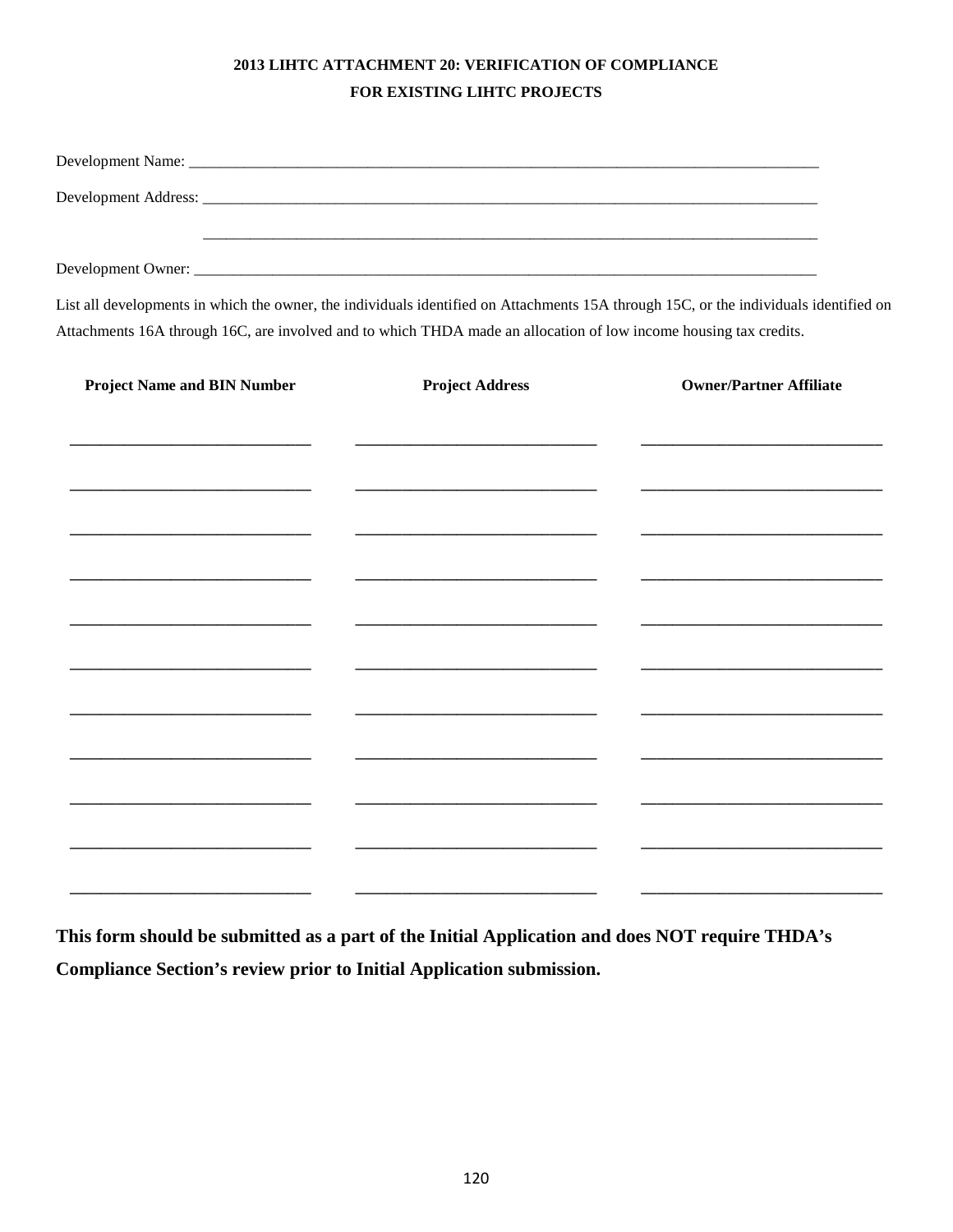# 2013 LIHTC ATTACHMENT 20: VERIFICATION OF COMPLIANCE FOR EXISTING LIHTC PROJECTS

Development Name: ___________________________________________________________________________

Development Address: _________________________________________________________________________

_________________________________________________________________________

Development Owner: __________________________________________________________________________

List all developments in which the owner, the individuals identified on Attachments 15A through 15C, or the individuals identified on Attachments 16A through 16C, are involved and to which THDA made an allocation of low income housing tax credits.

| Project Name and BIN Number | Project Address | Owner/Partner Affiliate |
|---|---|---|
| | | |
| | | |
| | | |
| | | |
| | | |
| | | |
| | | |
| | | |
| | | |
| | | |
| | | |

**This form should be submitted as a part of the Initial Application and does NOT require THDA's Compliance Section's review prior to Initial Application submission.**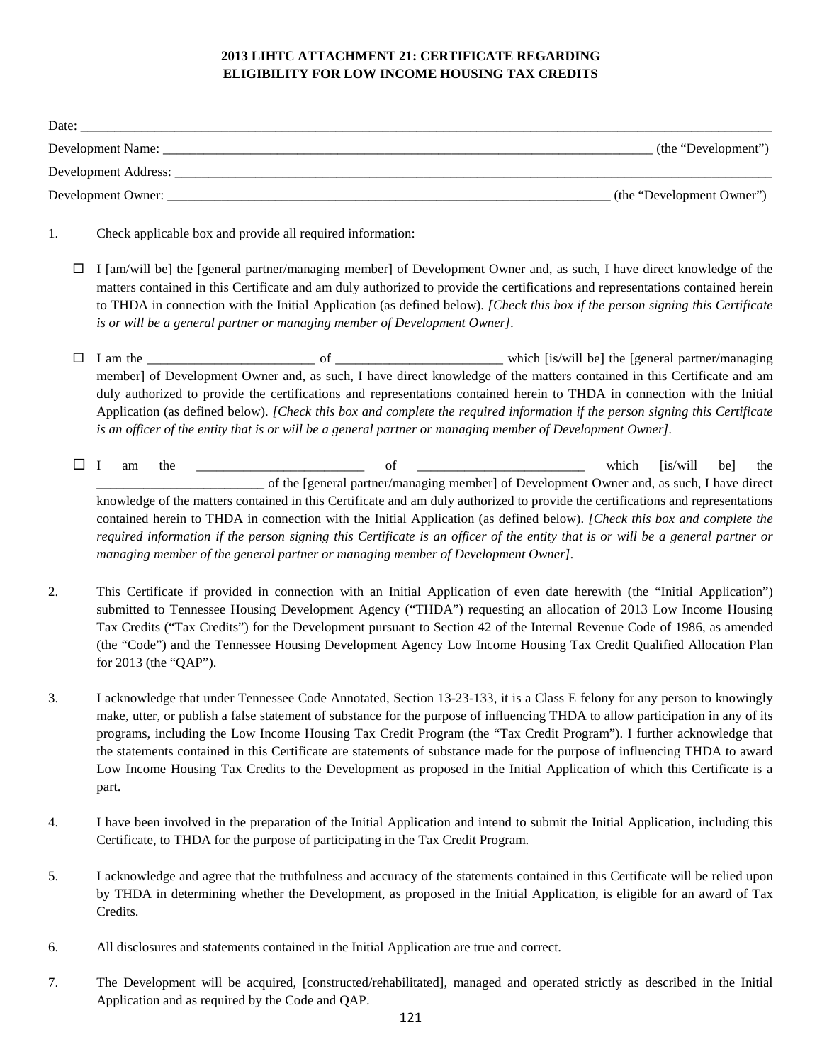**2013 LIHTC ATTACHMENT 21: CERTIFICATE REGARDING ELIGIBILITY FOR LOW INCOME HOUSING TAX CREDITS**

Date: ______________________________________________________________________________________________

Development Name: ____________________________________________________________________ (the "Development")

Development Address: ____________________________________________________________________________________

Development Owner: ______________________________________________________________ (the "Development Owner")

1. Check applicable box and provide all required information:

   ☐ I [am/will be] the [general partner/managing member] of Development Owner and, as such, I have direct knowledge of the matters contained in this Certificate and am duly authorized to provide the certifications and representations contained herein to THDA in connection with the Initial Application (as defined below). *[Check this box if the person signing this Certificate is or will be a general partner or managing member of Development Owner].*

   ☐ I am the ________________________ of ________________________ which [is/will be] the [general partner/managing member] of Development Owner and, as such, I have direct knowledge of the matters contained in this Certificate and am duly authorized to provide the certifications and representations contained herein to THDA in connection with the Initial Application (as defined below). *[Check this box and complete the required information if the person signing this Certificate is an officer of the entity that is or will be a general partner or managing member of Development Owner].*

   ☐ I am the ________________________ of ________________________ which [is/will be] the ________________________ of the [general partner/managing member] of Development Owner and, as such, I have direct knowledge of the matters contained in this Certificate and am duly authorized to provide the certifications and representations contained herein to THDA in connection with the Initial Application (as defined below). *[Check this box and complete the required information if the person signing this Certificate is an officer of the entity that is or will be a general partner or managing member of the general partner or managing member of Development Owner].*

2. This Certificate if provided in connection with an Initial Application of even date herewith (the "Initial Application") submitted to Tennessee Housing Development Agency ("THDA") requesting an allocation of 2013 Low Income Housing Tax Credits ("Tax Credits") for the Development pursuant to Section 42 of the Internal Revenue Code of 1986, as amended (the "Code") and the Tennessee Housing Development Agency Low Income Housing Tax Credit Qualified Allocation Plan for 2013 (the "QAP").

3. I acknowledge that under Tennessee Code Annotated, Section 13-23-133, it is a Class E felony for any person to knowingly make, utter, or publish a false statement of substance for the purpose of influencing THDA to allow participation in any of its programs, including the Low Income Housing Tax Credit Program (the "Tax Credit Program"). I further acknowledge that the statements contained in this Certificate are statements of substance made for the purpose of influencing THDA to award Low Income Housing Tax Credits to the Development as proposed in the Initial Application of which this Certificate is a part.

4. I have been involved in the preparation of the Initial Application and intend to submit the Initial Application, including this Certificate, to THDA for the purpose of participating in the Tax Credit Program.

5. I acknowledge and agree that the truthfulness and accuracy of the statements contained in this Certificate will be relied upon by THDA in determining whether the Development, as proposed in the Initial Application, is eligible for an award of Tax Credits.

6. All disclosures and statements contained in the Initial Application are true and correct.

7. The Development will be acquired, [constructed/rehabilitated], managed and operated strictly as described in the Initial Application and as required by the Code and QAP.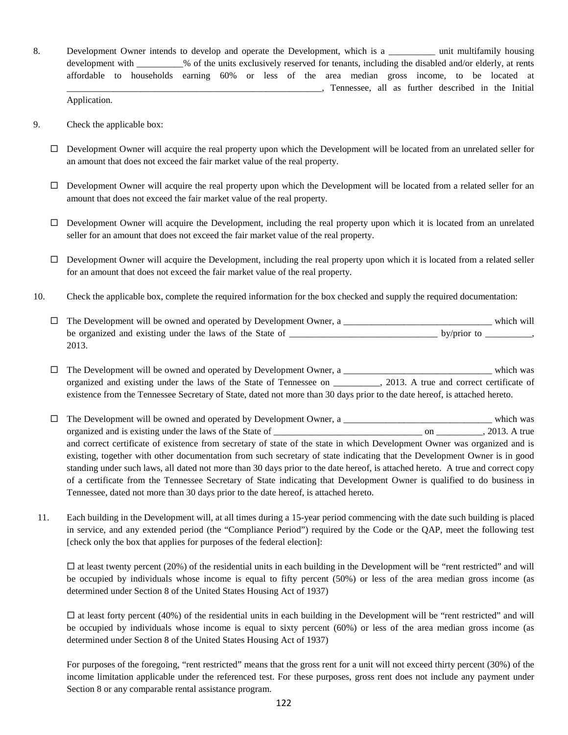8. Development Owner intends to develop and operate the Development, which is a __________ unit multifamily housing development with __________% of the units exclusively reserved for tenants, including the disabled and/or elderly, at rents affordable to households earning 60% or less of the area median gross income, to be located at __________________________________________________________, Tennessee, all as further described in the Initial Application.

9. Check the applicable box:

   ☐ Development Owner will acquire the real property upon which the Development will be located from an unrelated seller for an amount that does not exceed the fair market value of the real property.

   ☐ Development Owner will acquire the real property upon which the Development will be located from a related seller for an amount that does not exceed the fair market value of the real property.

   ☐ Development Owner will acquire the Development, including the real property upon which it is located from an unrelated seller for an amount that does not exceed the fair market value of the real property.

   ☐ Development Owner will acquire the Development, including the real property upon which it is located from a related seller for an amount that does not exceed the fair market value of the real property.

10. Check the applicable box, complete the required information for the box checked and supply the required documentation:

   ☐ The Development will be owned and operated by Development Owner, a ________________________________ which will be organized and existing under the laws of the State of ________________________________ by/prior to __________, 2013.

   ☐ The Development will be owned and operated by Development Owner, a ________________________________ which was organized and existing under the laws of the State of Tennessee on __________, 2013. A true and correct certificate of existence from the Tennessee Secretary of State, dated not more than 30 days prior to the date hereof, is attached hereto.

   ☐ The Development will be owned and operated by Development Owner, a ________________________________ which was organized and is existing under the laws of the State of ________________________________ on __________, 2013. A true and correct certificate of existence from secretary of state of the state in which Development Owner was organized and is existing, together with other documentation from such secretary of state indicating that the Development Owner is in good standing under such laws, all dated not more than 30 days prior to the date hereof, is attached hereto. A true and correct copy of a certificate from the Tennessee Secretary of State indicating that Development Owner is qualified to do business in Tennessee, dated not more than 30 days prior to the date hereof, is attached hereto.

11. Each building in the Development will, at all times during a 15-year period commencing with the date such building is placed in service, and any extended period (the "Compliance Period") required by the Code or the QAP, meet the following test [check only the box that applies for purposes of the federal election]:

   ☐ at least twenty percent (20%) of the residential units in each building in the Development will be "rent restricted" and will be occupied by individuals whose income is equal to fifty percent (50%) or less of the area median gross income (as determined under Section 8 of the United States Housing Act of 1937)

   ☐ at least forty percent (40%) of the residential units in each building in the Development will be "rent restricted" and will be occupied by individuals whose income is equal to sixty percent (60%) or less of the area median gross income (as determined under Section 8 of the United States Housing Act of 1937)

   For purposes of the foregoing, "rent restricted" means that the gross rent for a unit will not exceed thirty percent (30%) of the income limitation applicable under the referenced test. For these purposes, gross rent does not include any payment under Section 8 or any comparable rental assistance program.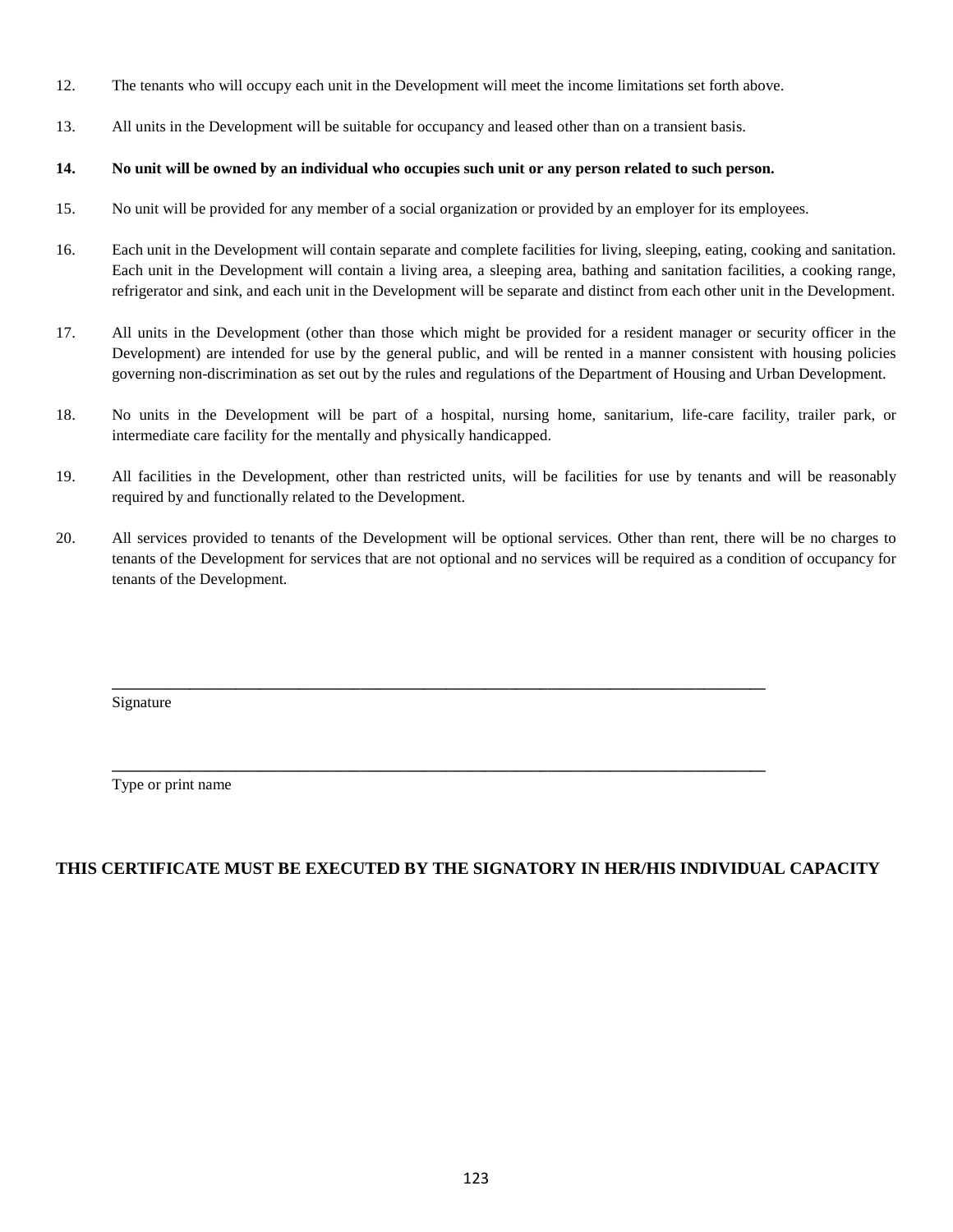12. The tenants who will occupy each unit in the Development will meet the income limitations set forth above.

13. All units in the Development will be suitable for occupancy and leased other than on a transient basis.

**14. No unit will be owned by an individual who occupies such unit or any person related to such person.**

15. No unit will be provided for any member of a social organization or provided by an employer for its employees.

16. Each unit in the Development will contain separate and complete facilities for living, sleeping, eating, cooking and sanitation. Each unit in the Development will contain a living area, a sleeping area, bathing and sanitation facilities, a cooking range, refrigerator and sink, and each unit in the Development will be separate and distinct from each other unit in the Development.

17. All units in the Development (other than those which might be provided for a resident manager or security officer in the Development) are intended for use by the general public, and will be rented in a manner consistent with housing policies governing non-discrimination as set out by the rules and regulations of the Department of Housing and Urban Development.

18. No units in the Development will be part of a hospital, nursing home, sanitarium, life-care facility, trailer park, or intermediate care facility for the mentally and physically handicapped.

19. All facilities in the Development, other than restricted units, will be facilities for use by tenants and will be reasonably required by and functionally related to the Development.

20. All services provided to tenants of the Development will be optional services. Other than rent, there will be no charges to tenants of the Development for services that are not optional and no services will be required as a condition of occupancy for tenants of the Development.

______________________________________________________________________

Signature

______________________________________________________________________

Type or print name

**THIS CERTIFICATE MUST BE EXECUTED BY THE SIGNATORY IN HER/HIS INDIVIDUAL CAPACITY**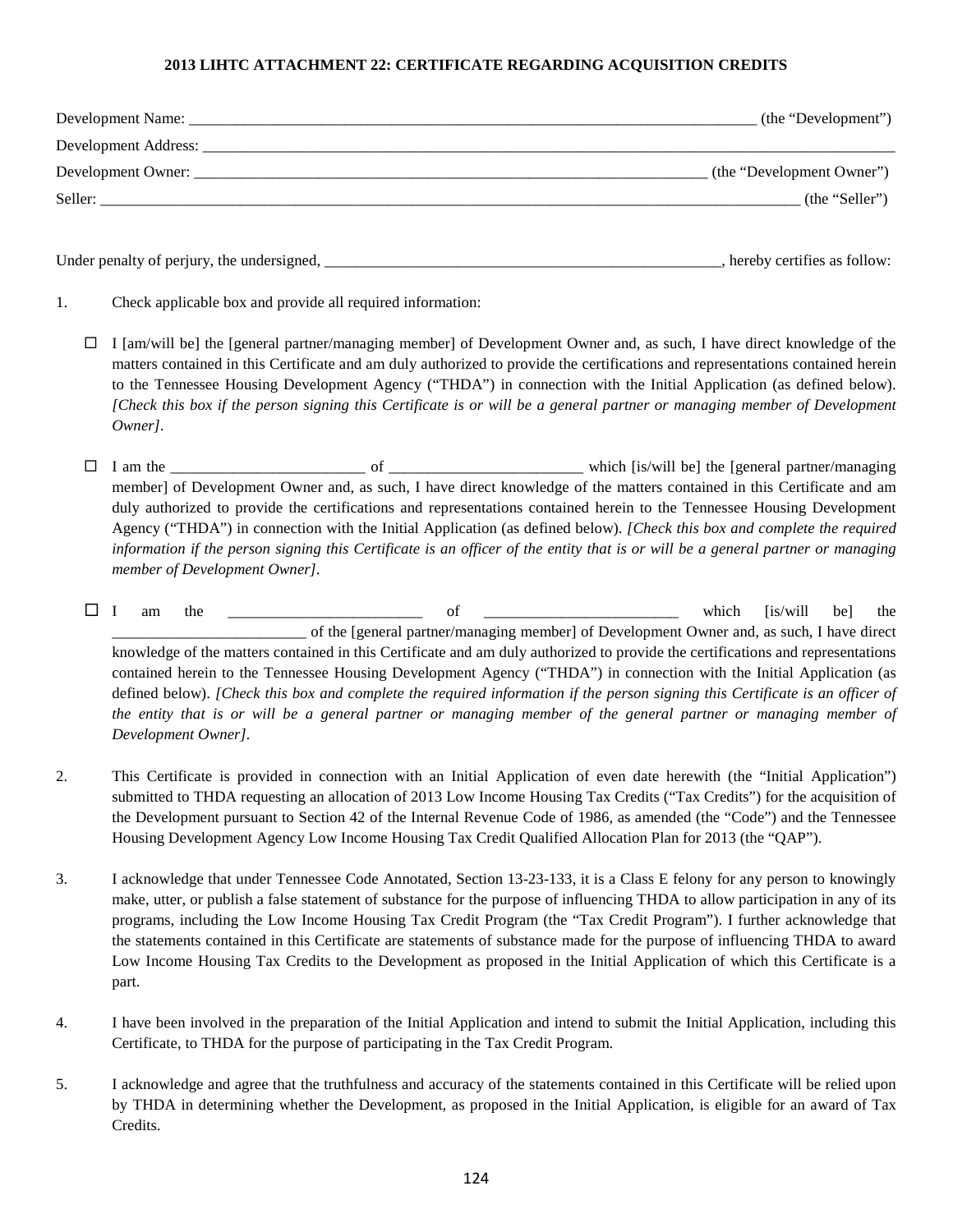**2013 LIHTC ATTACHMENT 22: CERTIFICATE REGARDING ACQUISITION CREDITS**

Development Name: ___________________________________________________________________________ (the "Development")

Development Address: ______________________________________________________________________________________________

Development Owner: _____________________________________________________________________ (the "Development Owner")

Seller: ____________________________________________________________________________________________ (the "Seller")

Under penalty of perjury, the undersigned, _____________________________________________________, hereby certifies as follow:

1. Check applicable box and provide all required information:

   ☐ I [am/will be] the [general partner/managing member] of Development Owner and, as such, I have direct knowledge of the matters contained in this Certificate and am duly authorized to provide the certifications and representations contained herein to the Tennessee Housing Development Agency ("THDA") in connection with the Initial Application (as defined below). *[Check this box if the person signing this Certificate is or will be a general partner or managing member of Development Owner]*.

   ☐ I am the _________________________ of _________________________ which [is/will be] the [general partner/managing member] of Development Owner and, as such, I have direct knowledge of the matters contained in this Certificate and am duly authorized to provide the certifications and representations contained herein to the Tennessee Housing Development Agency ("THDA") in connection with the Initial Application (as defined below). *[Check this box and complete the required information if the person signing this Certificate is an officer of the entity that is or will be a general partner or managing member of Development Owner]*.

   ☐ I am the _________________________ of _________________________ which [is/will be] the _________________________ of the [general partner/managing member] of Development Owner and, as such, I have direct knowledge of the matters contained in this Certificate and am duly authorized to provide the certifications and representations contained herein to the Tennessee Housing Development Agency ("THDA") in connection with the Initial Application (as defined below). *[Check this box and complete the required information if the person signing this Certificate is an officer of the entity that is or will be a general partner or managing member of the general partner or managing member of Development Owner]*.

2. This Certificate is provided in connection with an Initial Application of even date herewith (the "Initial Application") submitted to THDA requesting an allocation of 2013 Low Income Housing Tax Credits ("Tax Credits") for the acquisition of the Development pursuant to Section 42 of the Internal Revenue Code of 1986, as amended (the "Code") and the Tennessee Housing Development Agency Low Income Housing Tax Credit Qualified Allocation Plan for 2013 (the "QAP").

3. I acknowledge that under Tennessee Code Annotated, Section 13-23-133, it is a Class E felony for any person to knowingly make, utter, or publish a false statement of substance for the purpose of influencing THDA to allow participation in any of its programs, including the Low Income Housing Tax Credit Program (the "Tax Credit Program"). I further acknowledge that the statements contained in this Certificate are statements of substance made for the purpose of influencing THDA to award Low Income Housing Tax Credits to the Development as proposed in the Initial Application of which this Certificate is a part.

4. I have been involved in the preparation of the Initial Application and intend to submit the Initial Application, including this Certificate, to THDA for the purpose of participating in the Tax Credit Program.

5. I acknowledge and agree that the truthfulness and accuracy of the statements contained in this Certificate will be relied upon by THDA in determining whether the Development, as proposed in the Initial Application, is eligible for an award of Tax Credits.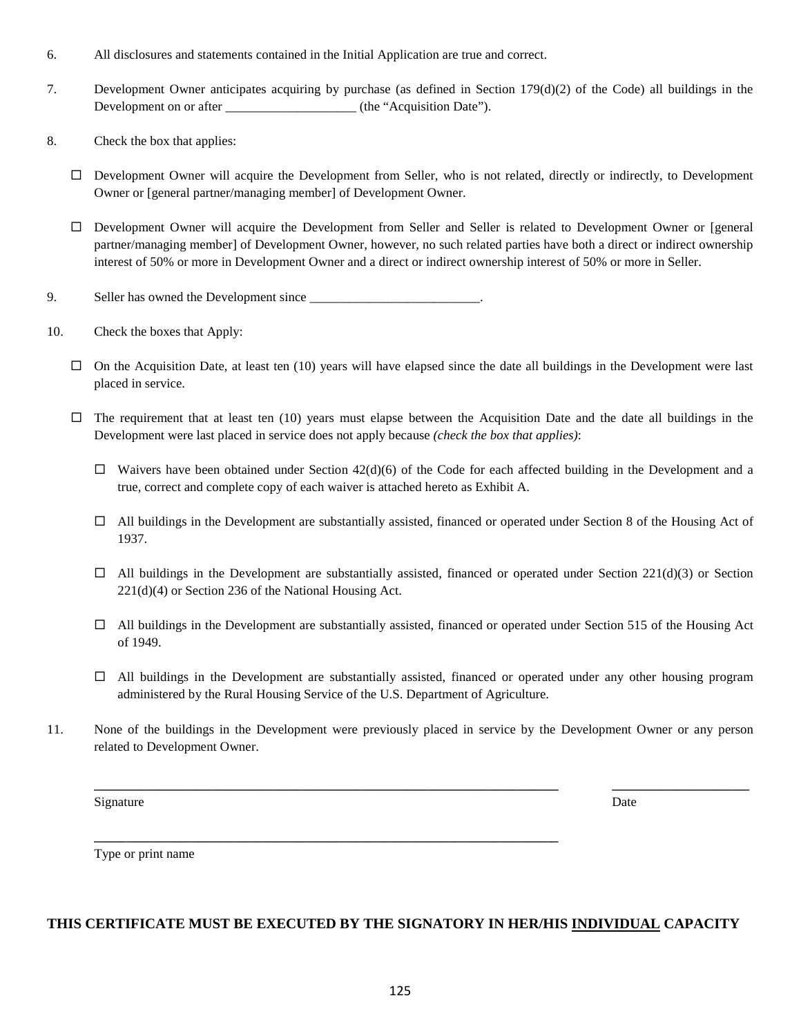6. All disclosures and statements contained in the Initial Application are true and correct.

7. Development Owner anticipates acquiring by purchase (as defined in Section 179(d)(2) of the Code) all buildings in the Development on or after ____________________ (the "Acquisition Date").

8. Check the box that applies:

   ☐ Development Owner will acquire the Development from Seller, who is not related, directly or indirectly, to Development Owner or [general partner/managing member] of Development Owner.

   ☐ Development Owner will acquire the Development from Seller and Seller is related to Development Owner or [general partner/managing member] of Development Owner, however, no such related parties have both a direct or indirect ownership interest of 50% or more in Development Owner and a direct or indirect ownership interest of 50% or more in Seller.

9. Seller has owned the Development since __________________________.

10. Check the boxes that Apply:

   ☐ On the Acquisition Date, at least ten (10) years will have elapsed since the date all buildings in the Development were last placed in service.

   ☐ The requirement that at least ten (10) years must elapse between the Acquisition Date and the date all buildings in the Development were last placed in service does not apply because *(check the box that applies)*:

      ☐ Waivers have been obtained under Section 42(d)(6) of the Code for each affected building in the Development and a true, correct and complete copy of each waiver is attached hereto as Exhibit A.

      ☐ All buildings in the Development are substantially assisted, financed or operated under Section 8 of the Housing Act of 1937.

      ☐ All buildings in the Development are substantially assisted, financed or operated under Section 221(d)(3) or Section 221(d)(4) or Section 236 of the National Housing Act.

      ☐ All buildings in the Development are substantially assisted, financed or operated under Section 515 of the Housing Act of 1949.

      ☐ All buildings in the Development are substantially assisted, financed or operated under any other housing program administered by the Rural Housing Service of the U.S. Department of Agriculture.

11. None of the buildings in the Development were previously placed in service by the Development Owner or any person related to Development Owner.

______________________________________________________________ ____________________

Signature Date

______________________________________________________________

Type or print name

**THIS CERTIFICATE MUST BE EXECUTED BY THE SIGNATORY IN HER/HIS INDIVIDUAL CAPACITY**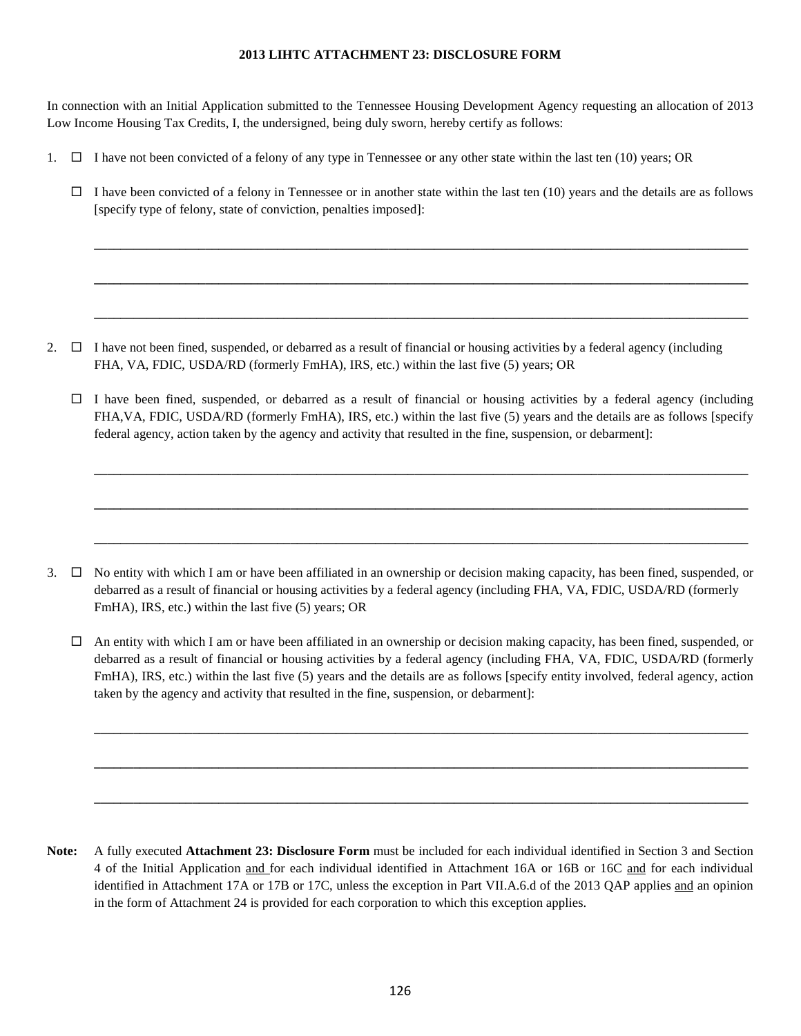**2013 LIHTC ATTACHMENT 23: DISCLOSURE FORM**

In connection with an Initial Application submitted to the Tennessee Housing Development Agency requesting an allocation of 2013 Low Income Housing Tax Credits, I, the undersigned, being duly sworn, hereby certify as follows:

1. ☐ I have not been convicted of a felony of any type in Tennessee or any other state within the last ten (10) years; OR

   ☐ I have been convicted of a felony in Tennessee or in another state within the last ten (10) years and the details are as follows [specify type of felony, state of conviction, penalties imposed]:

   ______________________________________________________________________________

   ______________________________________________________________________________

   ______________________________________________________________________________

2. ☐ I have not been fined, suspended, or debarred as a result of financial or housing activities by a federal agency (including FHA, VA, FDIC, USDA/RD (formerly FmHA), IRS, etc.) within the last five (5) years; OR

   ☐ I have been fined, suspended, or debarred as a result of financial or housing activities by a federal agency (including FHA,VA, FDIC, USDA/RD (formerly FmHA), IRS, etc.) within the last five (5) years and the details are as follows [specify federal agency, action taken by the agency and activity that resulted in the fine, suspension, or debarment]:

   ______________________________________________________________________________

   ______________________________________________________________________________

   ______________________________________________________________________________

3. ☐ No entity with which I am or have been affiliated in an ownership or decision making capacity, has been fined, suspended, or debarred as a result of financial or housing activities by a federal agency (including FHA, VA, FDIC, USDA/RD (formerly FmHA), IRS, etc.) within the last five (5) years; OR

   ☐ An entity with which I am or have been affiliated in an ownership or decision making capacity, has been fined, suspended, or debarred as a result of financial or housing activities by a federal agency (including FHA, VA, FDIC, USDA/RD (formerly FmHA), IRS, etc.) within the last five (5) years and the details are as follows [specify entity involved, federal agency, action taken by the agency and activity that resulted in the fine, suspension, or debarment]:

   ______________________________________________________________________________

   ______________________________________________________________________________

   ______________________________________________________________________________

**Note:** A fully executed **Attachment 23: Disclosure Form** must be included for each individual identified in Section 3 and Section 4 of the Initial Application and for each individual identified in Attachment 16A or 16B or 16C and for each individual identified in Attachment 17A or 17B or 17C, unless the exception in Part VII.A.6.d of the 2013 QAP applies and an opinion in the form of Attachment 24 is provided for each corporation to which this exception applies.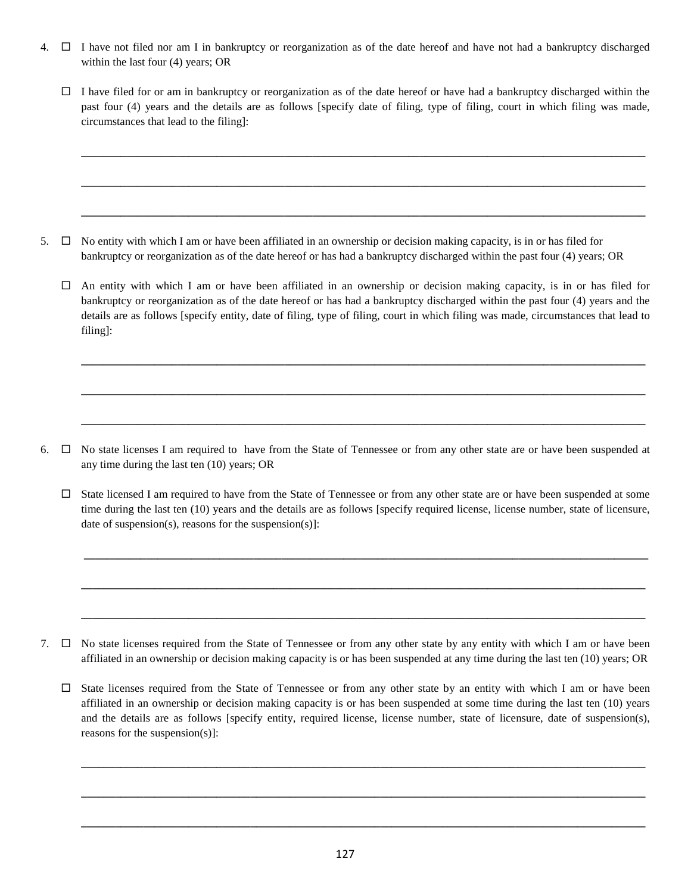4. ☐ I have not filed nor am I in bankruptcy or reorganization as of the date hereof and have not had a bankruptcy discharged within the last four (4) years; OR

   ☐ I have filed for or am in bankruptcy or reorganization as of the date hereof or have had a bankruptcy discharged within the past four (4) years and the details are as follows [specify date of filing, type of filing, court in which filing was made, circumstances that lead to the filing]:

   ______________________________________________________________________________

   ______________________________________________________________________________

   ______________________________________________________________________________

5. ☐ No entity with which I am or have been affiliated in an ownership or decision making capacity, is in or has filed for bankruptcy or reorganization as of the date hereof or has had a bankruptcy discharged within the past four (4) years; OR

   ☐ An entity with which I am or have been affiliated in an ownership or decision making capacity, is in or has filed for bankruptcy or reorganization as of the date hereof or has had a bankruptcy discharged within the past four (4) years and the details are as follows [specify entity, date of filing, type of filing, court in which filing was made, circumstances that lead to filing]:

   ______________________________________________________________________________

   ______________________________________________________________________________

   ______________________________________________________________________________

6. ☐ No state licenses I am required to have from the State of Tennessee or from any other state are or have been suspended at any time during the last ten (10) years; OR

   ☐ State licensed I am required to have from the State of Tennessee or from any other state are or have been suspended at some time during the last ten (10) years and the details are as follows [specify required license, license number, state of licensure, date of suspension(s), reasons for the suspension(s)]:

   ______________________________________________________________________________

   ______________________________________________________________________________

   ______________________________________________________________________________

7. ☐ No state licenses required from the State of Tennessee or from any other state by any entity with which I am or have been affiliated in an ownership or decision making capacity is or has been suspended at any time during the last ten (10) years; OR

   ☐ State licenses required from the State of Tennessee or from any other state by an entity with which I am or have been affiliated in an ownership or decision making capacity is or has been suspended at some time during the last ten (10) years and the details are as follows [specify entity, required license, license number, state of licensure, date of suspension(s), reasons for the suspension(s)]:

   ______________________________________________________________________________

   ______________________________________________________________________________

   ______________________________________________________________________________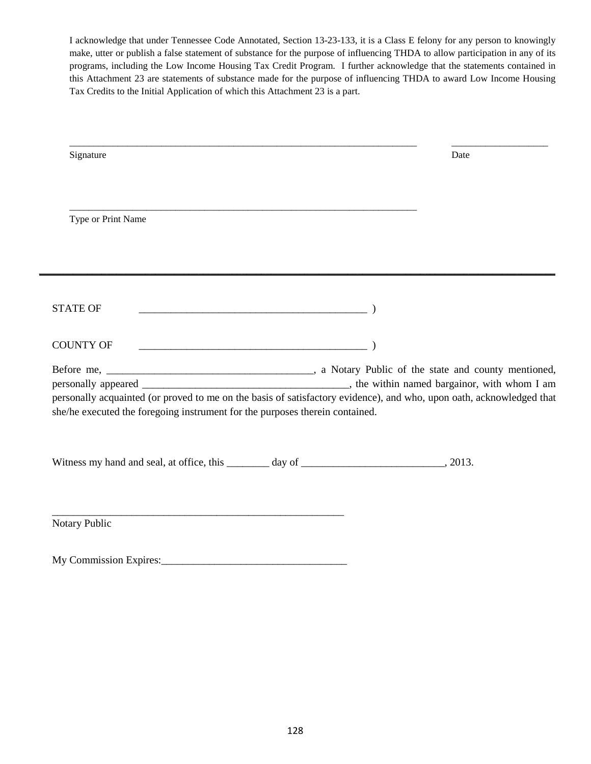I acknowledge that under Tennessee Code Annotated, Section 13-23-133, it is a Class E felony for any person to knowingly make, utter or publish a false statement of substance for the purpose of influencing THDA to allow participation in any of its programs, including the Low Income Housing Tax Credit Program. I further acknowledge that the statements contained in this Attachment 23 are statements of substance made for the purpose of influencing THDA to award Low Income Housing Tax Credits to the Initial Application of which this Attachment 23 is a part.

\_\_\_\_\_\_\_\_\_\_\_\_\_\_\_\_\_\_\_\_\_\_\_\_\_\_\_\_\_\_\_\_\_\_\_\_\_\_\_\_\_\_\_\_\_\_\_\_\_\_\_\_\_\_\_\_\_\_\_\_\_\_\_\_\_\_\_\_\_\_\_\_ \_\_\_\_\_\_\_\_\_\_\_\_\_\_\_\_\_\_\_\_

Signature Date

\_\_\_\_\_\_\_\_\_\_\_\_\_\_\_\_\_\_\_\_\_\_\_\_\_\_\_\_\_\_\_\_\_\_\_\_\_\_\_\_\_\_\_\_\_\_\_\_\_\_\_\_\_\_\_\_\_\_\_\_\_\_\_\_\_\_\_\_\_\_\_\_

Type or Print Name

---

STATE OF \_\_\_\_\_\_\_\_\_\_\_\_\_\_\_\_\_\_\_\_\_\_\_\_\_\_\_\_\_\_\_\_\_\_\_\_\_\_\_\_\_\_\_\_ )

COUNTY OF \_\_\_\_\_\_\_\_\_\_\_\_\_\_\_\_\_\_\_\_\_\_\_\_\_\_\_\_\_\_\_\_\_\_\_\_\_\_\_\_\_\_\_\_ )

Before me, \_\_\_\_\_\_\_\_\_\_\_\_\_\_\_\_\_\_\_\_\_\_\_\_\_\_\_\_\_\_\_\_\_\_\_\_\_\_\_\_, a Notary Public of the state and county mentioned, personally appeared \_\_\_\_\_\_\_\_\_\_\_\_\_\_\_\_\_\_\_\_\_\_\_\_\_\_\_\_\_\_\_\_\_\_\_\_\_\_\_\_, the within named bargainor, with whom I am personally acquainted (or proved to me on the basis of satisfactory evidence), and who, upon oath, acknowledged that she/he executed the foregoing instrument for the purposes therein contained.

Witness my hand and seal, at office, this \_\_\_\_\_\_\_\_ day of \_\_\_\_\_\_\_\_\_\_\_\_\_\_\_\_\_\_\_\_\_\_\_\_\_\_\_\_, 2013.

\_\_\_\_\_\_\_\_\_\_\_\_\_\_\_\_\_\_\_\_\_\_\_\_\_\_\_\_\_\_\_\_\_\_\_\_\_\_\_\_\_\_\_\_\_\_\_\_\_\_\_\_\_\_\_\_\_\_

Notary Public

My Commission Expires:\_\_\_\_\_\_\_\_\_\_\_\_\_\_\_\_\_\_\_\_\_\_\_\_\_\_\_\_\_\_\_\_\_\_\_\_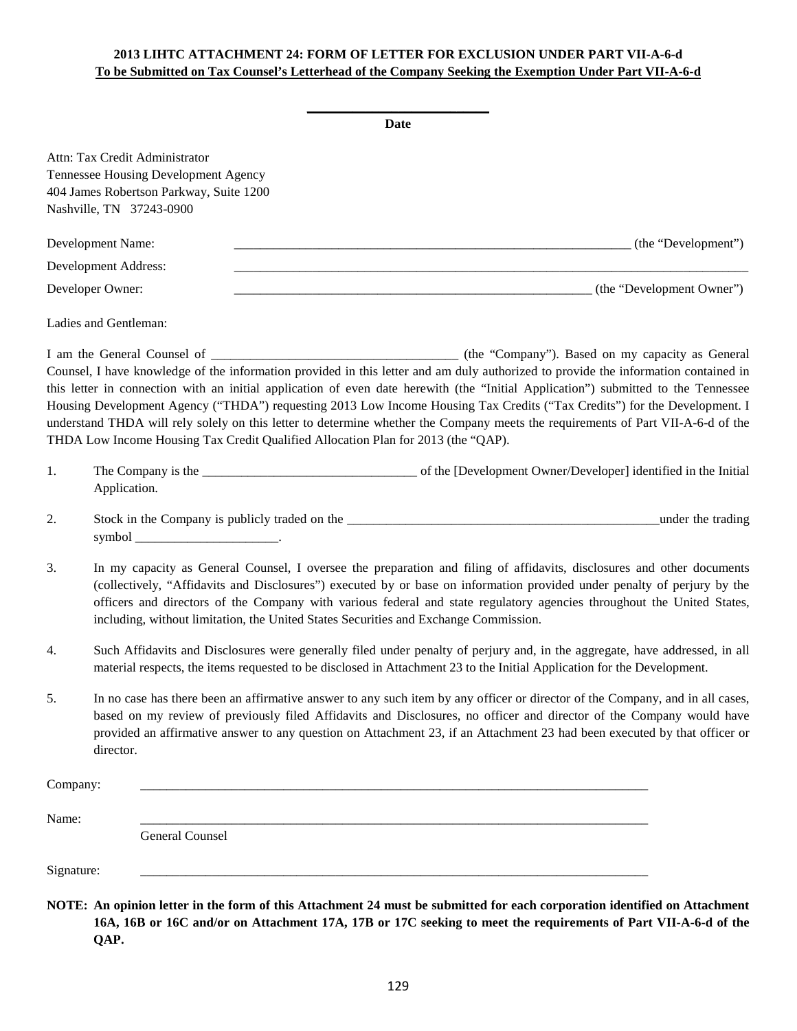**2013 LIHTC ATTACHMENT 24: FORM OF LETTER FOR EXCLUSION UNDER PART VII-A-6-d**
**To be Submitted on Tax Counsel's Letterhead of the Company Seeking the Exemption Under Part VII-A-6-d**

\_\_\_\_\_\_\_\_\_\_\_\_\_\_\_\_\_\_\_\_\_\_\_\_\_\_\_\_
**Date**

Attn: Tax Credit Administrator
Tennessee Housing Development Agency
404 James Robertson Parkway, Suite 1200
Nashville, TN 37243-0900

Development Name: \_\_\_\_\_\_\_\_\_\_\_\_\_\_\_\_\_\_\_\_\_\_\_\_\_\_\_\_\_\_\_\_\_\_\_\_\_\_\_\_\_\_\_\_\_\_\_\_\_\_\_\_\_\_\_\_\_\_\_\_\_\_ (the "Development")

Development Address: \_\_\_\_\_\_\_\_\_\_\_\_\_\_\_\_\_\_\_\_\_\_\_\_\_\_\_\_\_\_\_\_\_\_\_\_\_\_\_\_\_\_\_\_\_\_\_\_\_\_\_\_\_\_\_\_\_\_\_\_\_\_\_\_\_\_\_\_\_\_\_\_\_\_\_\_\_\_

Developer Owner: \_\_\_\_\_\_\_\_\_\_\_\_\_\_\_\_\_\_\_\_\_\_\_\_\_\_\_\_\_\_\_\_\_\_\_\_\_\_\_\_\_\_\_\_\_\_\_\_\_\_\_\_\_\_\_\_\_\_ (the "Development Owner")

Ladies and Gentleman:

I am the General Counsel of \_\_\_\_\_\_\_\_\_\_\_\_\_\_\_\_\_\_\_\_\_\_\_\_\_\_\_\_\_\_\_\_\_\_\_\_\_\_\_\_ (the "Company"). Based on my capacity as General Counsel, I have knowledge of the information provided in this letter and am duly authorized to provide the information contained in this letter in connection with an initial application of even date herewith (the "Initial Application") submitted to the Tennessee Housing Development Agency ("THDA") requesting 2013 Low Income Housing Tax Credits ("Tax Credits") for the Development. I understand THDA will rely solely on this letter to determine whether the Company meets the requirements of Part VII-A-6-d of the THDA Low Income Housing Tax Credit Qualified Allocation Plan for 2013 (the "QAP).

1. The Company is the \_\_\_\_\_\_\_\_\_\_\_\_\_\_\_\_\_\_\_\_\_\_\_\_\_\_\_\_\_\_\_\_\_\_\_ of the [Development Owner/Developer] identified in the Initial Application.

2. Stock in the Company is publicly traded on the \_\_\_\_\_\_\_\_\_\_\_\_\_\_\_\_\_\_\_\_\_\_\_\_\_\_\_\_\_\_\_\_\_\_\_\_\_\_\_\_\_\_\_\_\_\_\_\_\_\_\_under the trading symbol \_\_\_\_\_\_\_\_\_\_\_\_\_\_\_\_\_\_\_\_\_\_\_.

3. In my capacity as General Counsel, I oversee the preparation and filing of affidavits, disclosures and other documents (collectively, "Affidavits and Disclosures") executed by or base on information provided under penalty of perjury by the officers and directors of the Company with various federal and state regulatory agencies throughout the United States, including, without limitation, the United States Securities and Exchange Commission.

4. Such Affidavits and Disclosures were generally filed under penalty of perjury and, in the aggregate, have addressed, in all material respects, the items requested to be disclosed in Attachment 23 to the Initial Application for the Development.

5. In no case has there been an affirmative answer to any such item by any officer or director of the Company, and in all cases, based on my review of previously filed Affidavits and Disclosures, no officer and director of the Company would have provided an affirmative answer to any question on Attachment 23, if an Attachment 23 had been executed by that officer or director.

Company: \_\_\_\_\_\_\_\_\_\_\_\_\_\_\_\_\_\_\_\_\_\_\_\_\_\_\_\_\_\_\_\_\_\_\_\_\_\_\_\_\_\_\_\_\_\_\_\_\_\_\_\_\_\_\_\_\_\_\_\_\_\_\_\_\_\_\_\_\_\_\_\_\_\_\_\_\_\_

Name: \_\_\_\_\_\_\_\_\_\_\_\_\_\_\_\_\_\_\_\_\_\_\_\_\_\_\_\_\_\_\_\_\_\_\_\_\_\_\_\_\_\_\_\_\_\_\_\_\_\_\_\_\_\_\_\_\_\_\_\_\_\_\_\_\_\_\_\_\_\_\_\_\_\_\_\_\_\_
General Counsel

Signature: \_\_\_\_\_\_\_\_\_\_\_\_\_\_\_\_\_\_\_\_\_\_\_\_\_\_\_\_\_\_\_\_\_\_\_\_\_\_\_\_\_\_\_\_\_\_\_\_\_\_\_\_\_\_\_\_\_\_\_\_\_\_\_\_\_\_\_\_\_\_\_\_\_\_\_\_\_\_

**NOTE: An opinion letter in the form of this Attachment 24 must be submitted for each corporation identified on Attachment 16A, 16B or 16C and/or on Attachment 17A, 17B or 17C seeking to meet the requirements of Part VII-A-6-d of the QAP.**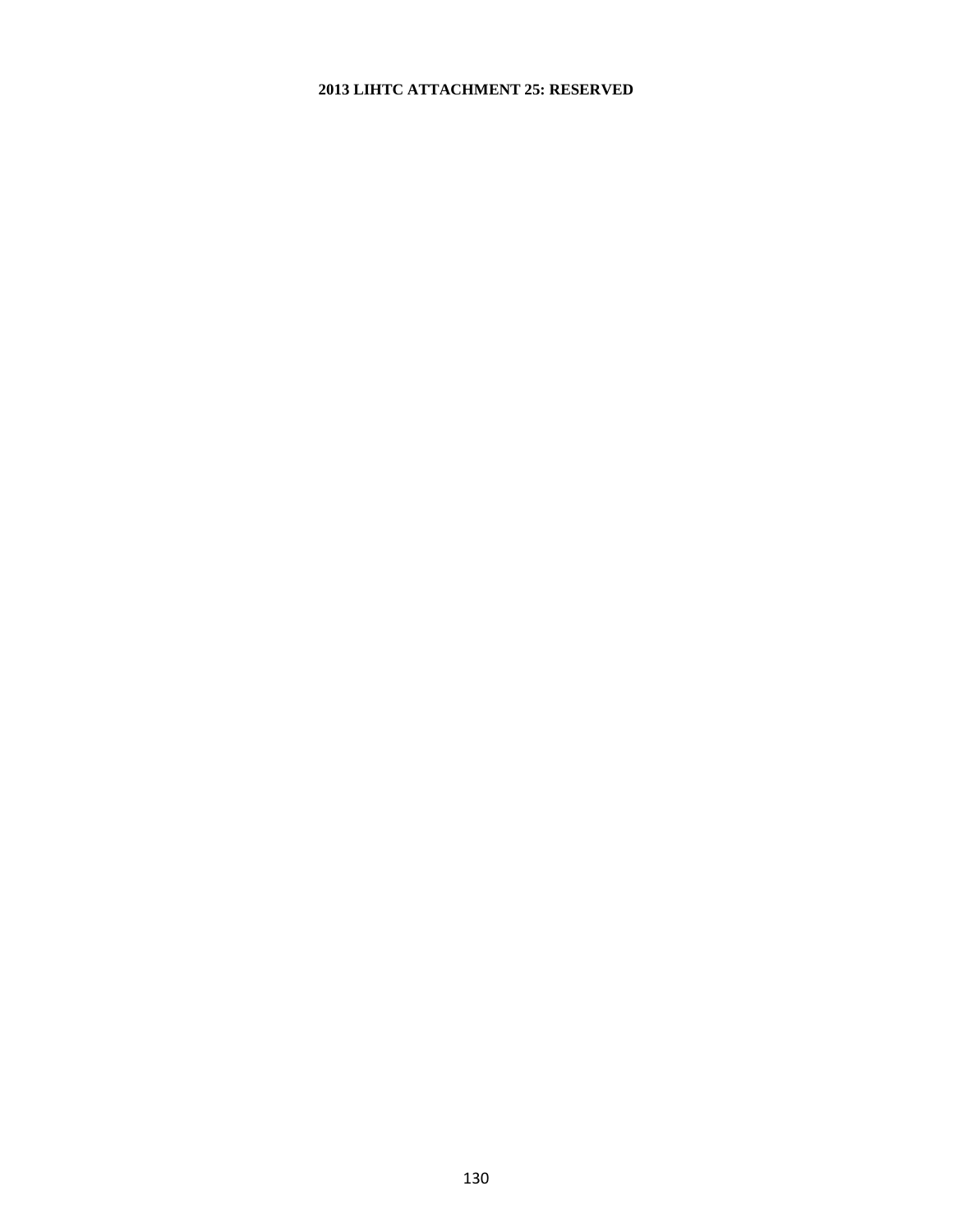**2013 LIHTC ATTACHMENT 25: RESERVED**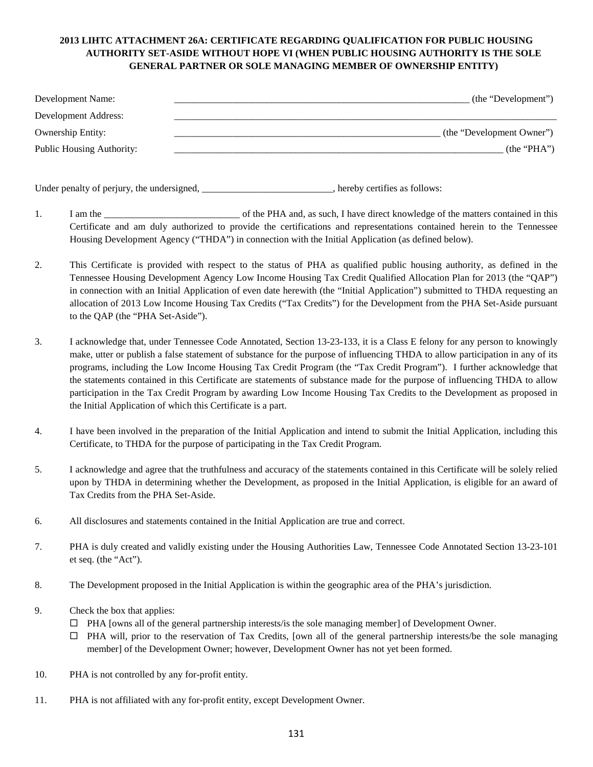**2013 LIHTC ATTACHMENT 26A: CERTIFICATE REGARDING QUALIFICATION FOR PUBLIC HOUSING AUTHORITY SET-ASIDE WITHOUT HOPE VI (WHEN PUBLIC HOUSING AUTHORITY IS THE SOLE GENERAL PARTNER OR SOLE MANAGING MEMBER OF OWNERSHIP ENTITY)**

Development Name: ____________________________________________________________ (the "Development")

Development Address: ____________________________________________________________

Ownership Entity: ____________________________________________________________ (the "Development Owner")

Public Housing Authority: ____________________________________________________________ (the "PHA")

Under penalty of perjury, the undersigned, ___________________________, hereby certifies as follows:

1. I am the ____________________________ of the PHA and, as such, I have direct knowledge of the matters contained in this Certificate and am duly authorized to provide the certifications and representations contained herein to the Tennessee Housing Development Agency ("THDA") in connection with the Initial Application (as defined below).

2. This Certificate is provided with respect to the status of PHA as qualified public housing authority, as defined in the Tennessee Housing Development Agency Low Income Housing Tax Credit Qualified Allocation Plan for 2013 (the "QAP") in connection with an Initial Application of even date herewith (the "Initial Application") submitted to THDA requesting an allocation of 2013 Low Income Housing Tax Credits ("Tax Credits") for the Development from the PHA Set-Aside pursuant to the QAP (the "PHA Set-Aside").

3. I acknowledge that, under Tennessee Code Annotated, Section 13-23-133, it is a Class E felony for any person to knowingly make, utter or publish a false statement of substance for the purpose of influencing THDA to allow participation in any of its programs, including the Low Income Housing Tax Credit Program (the "Tax Credit Program"). I further acknowledge that the statements contained in this Certificate are statements of substance made for the purpose of influencing THDA to allow participation in the Tax Credit Program by awarding Low Income Housing Tax Credits to the Development as proposed in the Initial Application of which this Certificate is a part.

4. I have been involved in the preparation of the Initial Application and intend to submit the Initial Application, including this Certificate, to THDA for the purpose of participating in the Tax Credit Program.

5. I acknowledge and agree that the truthfulness and accuracy of the statements contained in this Certificate will be solely relied upon by THDA in determining whether the Development, as proposed in the Initial Application, is eligible for an award of Tax Credits from the PHA Set-Aside.

6. All disclosures and statements contained in the Initial Application are true and correct.

7. PHA is duly created and validly existing under the Housing Authorities Law, Tennessee Code Annotated Section 13-23-101 et seq. (the "Act").

8. The Development proposed in the Initial Application is within the geographic area of the PHA's jurisdiction.

9. Check the box that applies:
   - ☐ PHA [owns all of the general partnership interests/is the sole managing member] of Development Owner.
   - ☐ PHA will, prior to the reservation of Tax Credits, [own all of the general partnership interests/be the sole managing member] of the Development Owner; however, Development Owner has not yet been formed.

10. PHA is not controlled by any for-profit entity.

11. PHA is not affiliated with any for-profit entity, except Development Owner.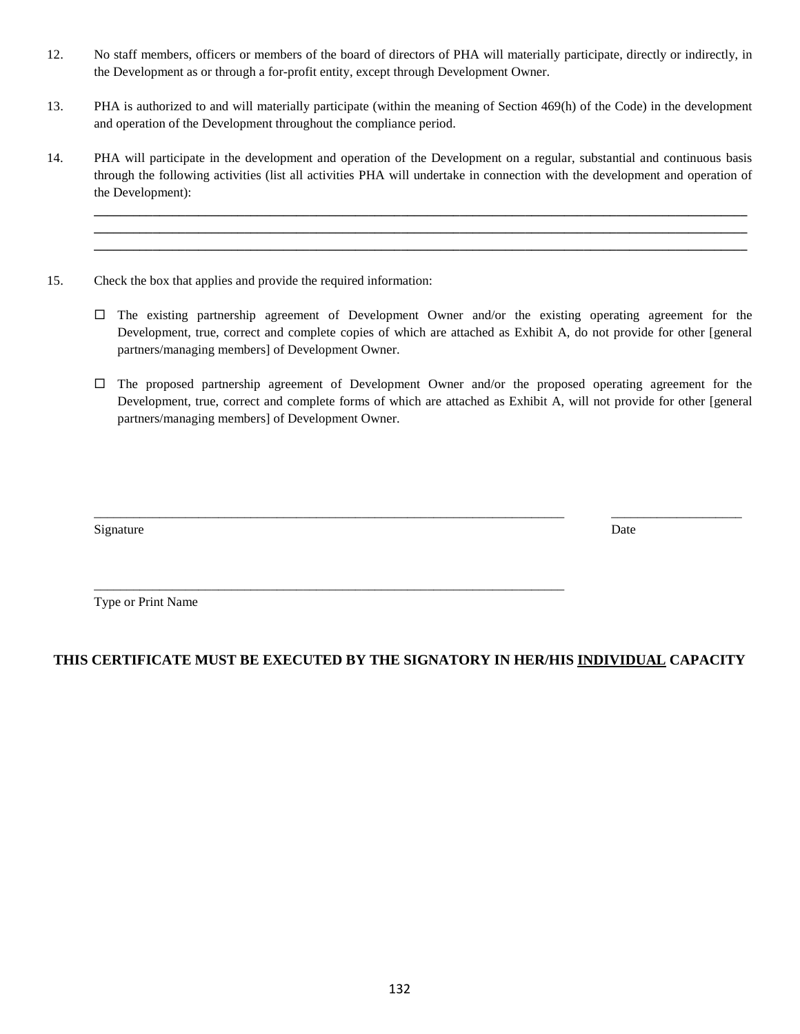12. No staff members, officers or members of the board of directors of PHA will materially participate, directly or indirectly, in the Development as or through a for-profit entity, except through Development Owner.

13. PHA is authorized to and will materially participate (within the meaning of Section 469(h) of the Code) in the development and operation of the Development throughout the compliance period.

14. PHA will participate in the development and operation of the Development on a regular, substantial and continuous basis through the following activities (list all activities PHA will undertake in connection with the development and operation of the Development):

____________________________________________________________________________________________________
____________________________________________________________________________________________________
____________________________________________________________________________________________________

15. Check the box that applies and provide the required information:

☐ The existing partnership agreement of Development Owner and/or the existing operating agreement for the Development, true, correct and complete copies of which are attached as Exhibit A, do not provide for other [general partners/managing members] of Development Owner.

☐ The proposed partnership agreement of Development Owner and/or the proposed operating agreement for the Development, true, correct and complete forms of which are attached as Exhibit A, will not provide for other [general partners/managing members] of Development Owner.

__________________________________________________________________________ ____________________
Signature Date

__________________________________________________________________________
Type or Print Name

**THIS CERTIFICATE MUST BE EXECUTED BY THE SIGNATORY IN HER/HIS INDIVIDUAL CAPACITY**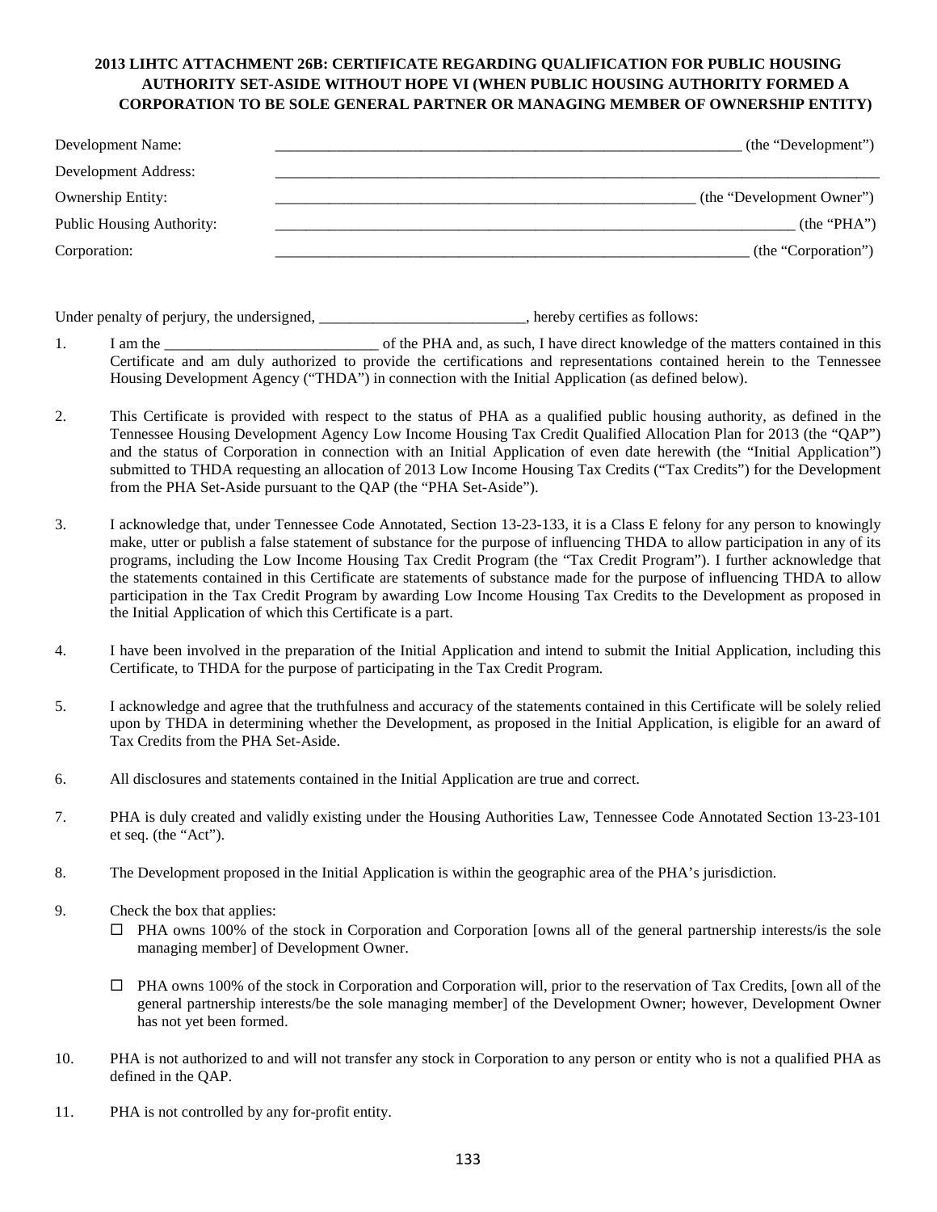**2013 LIHTC ATTACHMENT 26B: CERTIFICATE REGARDING QUALIFICATION FOR PUBLIC HOUSING AUTHORITY SET-ASIDE WITHOUT HOPE VI (WHEN PUBLIC HOUSING AUTHORITY FORMED A CORPORATION TO BE SOLE GENERAL PARTNER OR MANAGING MEMBER OF OWNERSHIP ENTITY)**

Development Name: _______________________________________________ (the "Development")

Development Address: _______________________________________________

Ownership Entity: _______________________________________________ (the "Development Owner")

Public Housing Authority: _______________________________________________ (the "PHA")

Corporation: _______________________________________________ (the "Corporation")

Under penalty of perjury, the undersigned, ___________________________, hereby certifies as follows:

1. I am the ____________________________ of the PHA and, as such, I have direct knowledge of the matters contained in this Certificate and am duly authorized to provide the certifications and representations contained herein to the Tennessee Housing Development Agency ("THDA") in connection with the Initial Application (as defined below).

2. This Certificate is provided with respect to the status of PHA as a qualified public housing authority, as defined in the Tennessee Housing Development Agency Low Income Housing Tax Credit Qualified Allocation Plan for 2013 (the "QAP") and the status of Corporation in connection with an Initial Application of even date herewith (the "Initial Application") submitted to THDA requesting an allocation of 2013 Low Income Housing Tax Credits ("Tax Credits") for the Development from the PHA Set-Aside pursuant to the QAP (the "PHA Set-Aside").

3. I acknowledge that, under Tennessee Code Annotated, Section 13-23-133, it is a Class E felony for any person to knowingly make, utter or publish a false statement of substance for the purpose of influencing THDA to allow participation in any of its programs, including the Low Income Housing Tax Credit Program (the "Tax Credit Program"). I further acknowledge that the statements contained in this Certificate are statements of substance made for the purpose of influencing THDA to allow participation in the Tax Credit Program by awarding Low Income Housing Tax Credits to the Development as proposed in the Initial Application of which this Certificate is a part.

4. I have been involved in the preparation of the Initial Application and intend to submit the Initial Application, including this Certificate, to THDA for the purpose of participating in the Tax Credit Program.

5. I acknowledge and agree that the truthfulness and accuracy of the statements contained in this Certificate will be solely relied upon by THDA in determining whether the Development, as proposed in the Initial Application, is eligible for an award of Tax Credits from the PHA Set-Aside.

6. All disclosures and statements contained in the Initial Application are true and correct.

7. PHA is duly created and validly existing under the Housing Authorities Law, Tennessee Code Annotated Section 13-23-101 et seq. (the "Act").

8. The Development proposed in the Initial Application is within the geographic area of the PHA's jurisdiction.

9. Check the box that applies:

   ☐ PHA owns 100% of the stock in Corporation and Corporation [owns all of the general partnership interests/is the sole managing member] of Development Owner.

   ☐ PHA owns 100% of the stock in Corporation and Corporation will, prior to the reservation of Tax Credits, [own all of the general partnership interests/be the sole managing member] of the Development Owner; however, Development Owner has not yet been formed.

10. PHA is not authorized to and will not transfer any stock in Corporation to any person or entity who is not a qualified PHA as defined in the QAP.

11. PHA is not controlled by any for-profit entity.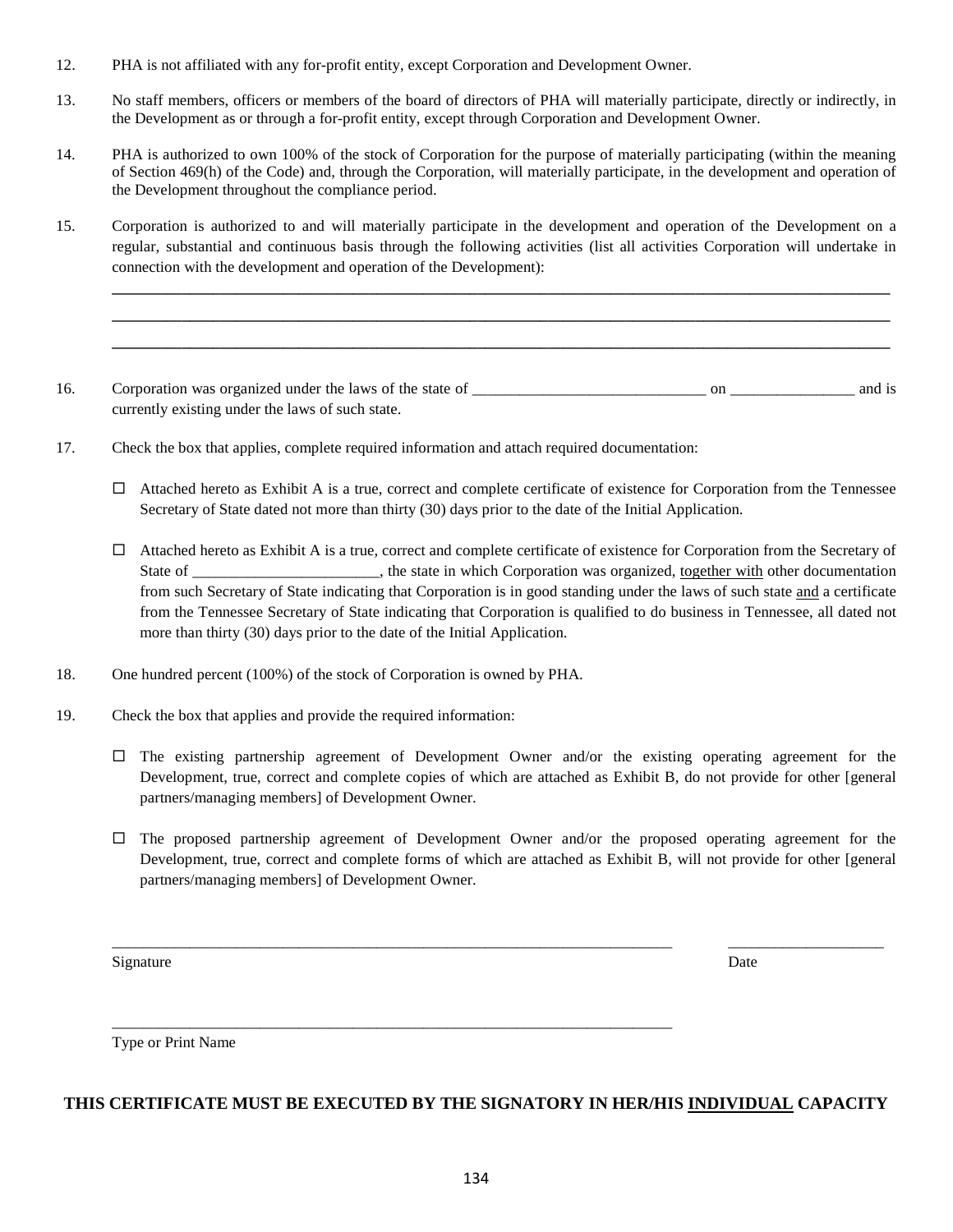12. PHA is not affiliated with any for-profit entity, except Corporation and Development Owner.

13. No staff members, officers or members of the board of directors of PHA will materially participate, directly or indirectly, in the Development as or through a for-profit entity, except through Corporation and Development Owner.

14. PHA is authorized to own 100% of the stock of Corporation for the purpose of materially participating (within the meaning of Section 469(h) of the Code) and, through the Corporation, will materially participate, in the development and operation of the Development throughout the compliance period.

15. Corporation is authorized to and will materially participate in the development and operation of the Development on a regular, substantial and continuous basis through the following activities (list all activities Corporation will undertake in connection with the development and operation of the Development):

    ______________________________________________________________________________

    ______________________________________________________________________________

    ______________________________________________________________________________

16. Corporation was organized under the laws of the state of ______________________________ on ________________ and is currently existing under the laws of such state.

17. Check the box that applies, complete required information and attach required documentation:

    ☐ Attached hereto as Exhibit A is a true, correct and complete certificate of existence for Corporation from the Tennessee Secretary of State dated not more than thirty (30) days prior to the date of the Initial Application.

    ☐ Attached hereto as Exhibit A is a true, correct and complete certificate of existence for Corporation from the Secretary of State of ________________________, the state in which Corporation was organized, together with other documentation from such Secretary of State indicating that Corporation is in good standing under the laws of such state and a certificate from the Tennessee Secretary of State indicating that Corporation is qualified to do business in Tennessee, all dated not more than thirty (30) days prior to the date of the Initial Application.

18. One hundred percent (100%) of the stock of Corporation is owned by PHA.

19. Check the box that applies and provide the required information:

    ☐ The existing partnership agreement of Development Owner and/or the existing operating agreement for the Development, true, correct and complete copies of which are attached as Exhibit B, do not provide for other [general partners/managing members] of Development Owner.

    ☐ The proposed partnership agreement of Development Owner and/or the proposed operating agreement for the Development, true, correct and complete forms of which are attached as Exhibit B, will not provide for other [general partners/managing members] of Development Owner.

____________________________________________________________ ____________________

Signature Date

____________________________________________________________

Type or Print Name

**THIS CERTIFICATE MUST BE EXECUTED BY THE SIGNATORY IN HER/HIS INDIVIDUAL CAPACITY**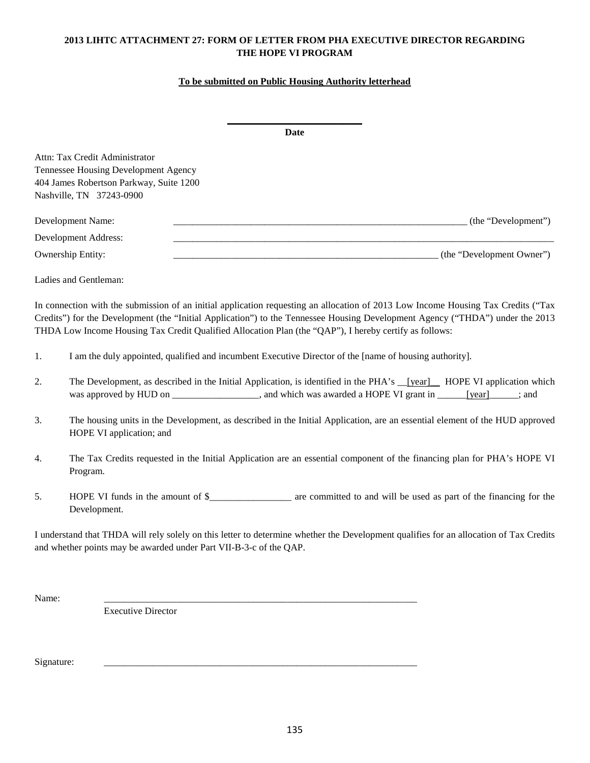**2013 LIHTC ATTACHMENT 27: FORM OF LETTER FROM PHA EXECUTIVE DIRECTOR REGARDING THE HOPE VI PROGRAM**

**To be submitted on Public Housing Authority letterhead**

\_\_\_\_\_\_\_\_\_\_\_\_\_\_\_\_\_\_\_\_\_\_\_\_\_\_\_\_

**Date**

Attn: Tax Credit Administrator
Tennessee Housing Development Agency
404 James Robertson Parkway, Suite 1200
Nashville, TN 37243-0900

Development Name: \_\_\_\_\_\_\_\_\_\_\_\_\_\_\_\_\_\_\_\_\_\_\_\_\_\_\_\_\_\_\_\_\_\_\_\_\_\_\_\_\_\_\_\_\_\_\_\_\_\_\_\_\_\_\_\_\_\_\_\_\_\_ (the "Development")

Development Address: \_\_\_\_\_\_\_\_\_\_\_\_\_\_\_\_\_\_\_\_\_\_\_\_\_\_\_\_\_\_\_\_\_\_\_\_\_\_\_\_\_\_\_\_\_\_\_\_\_\_\_\_\_\_\_\_\_\_\_\_\_\_\_\_\_\_\_\_\_\_\_\_\_\_\_\_\_\_

Ownership Entity: \_\_\_\_\_\_\_\_\_\_\_\_\_\_\_\_\_\_\_\_\_\_\_\_\_\_\_\_\_\_\_\_\_\_\_\_\_\_\_\_\_\_\_\_\_\_\_\_\_\_\_\_\_\_\_\_\_\_ (the "Development Owner")

Ladies and Gentleman:

In connection with the submission of an initial application requesting an allocation of 2013 Low Income Housing Tax Credits ("Tax Credits") for the Development (the "Initial Application") to the Tennessee Housing Development Agency ("THDA") under the 2013 THDA Low Income Housing Tax Credit Qualified Allocation Plan (the "QAP"), I hereby certify as follows:

1. I am the duly appointed, qualified and incumbent Executive Director of the [name of housing authority].

2. The Development, as described in the Initial Application, is identified in the PHA's \_\_[year]\_\_ HOPE VI application which was approved by HUD on \_\_\_\_\_\_\_\_\_\_\_\_\_\_\_\_\_\_, and which was awarded a HOPE VI grant in \_\_\_\_\_\_[year]\_\_\_\_\_\_; and

3. The housing units in the Development, as described in the Initial Application, are an essential element of the HUD approved HOPE VI application; and

4. The Tax Credits requested in the Initial Application are an essential component of the financing plan for PHA's HOPE VI Program.

5. HOPE VI funds in the amount of $\_\_\_\_\_\_\_\_\_\_\_\_\_\_\_\_\_ are committed to and will be used as part of the financing for the Development.

I understand that THDA will rely solely on this letter to determine whether the Development qualifies for an allocation of Tax Credits and whether points may be awarded under Part VII-B-3-c of the QAP.

Name: \_\_\_\_\_\_\_\_\_\_\_\_\_\_\_\_\_\_\_\_\_\_\_\_\_\_\_\_\_\_\_\_\_\_\_\_\_\_\_\_\_\_\_\_\_\_\_\_\_\_\_\_\_\_\_\_\_\_\_\_\_\_\_\_\_\_
Executive Director

Signature: \_\_\_\_\_\_\_\_\_\_\_\_\_\_\_\_\_\_\_\_\_\_\_\_\_\_\_\_\_\_\_\_\_\_\_\_\_\_\_\_\_\_\_\_\_\_\_\_\_\_\_\_\_\_\_\_\_\_\_\_\_\_\_\_\_\_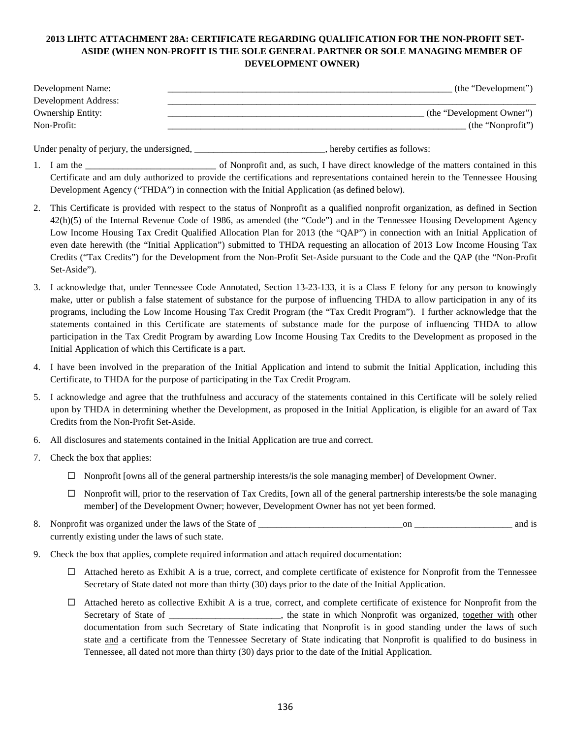**2013 LIHTC ATTACHMENT 28A: CERTIFICATE REGARDING QUALIFICATION FOR THE NON-PROFIT SET-ASIDE (WHEN NON-PROFIT IS THE SOLE GENERAL PARTNER OR SOLE MANAGING MEMBER OF DEVELOPMENT OWNER)**

Development Name: ______________________________________________________________ (the "Development")

Development Address: ______________________________________________________________

Ownership Entity: ______________________________________________________________ (the "Development Owner")

Non-Profit: ______________________________________________________________ (the "Nonprofit")

Under penalty of perjury, the undersigned, ____________________________, hereby certifies as follows:

1. I am the ____________________________ of Nonprofit and, as such, I have direct knowledge of the matters contained in this Certificate and am duly authorized to provide the certifications and representations contained herein to the Tennessee Housing Development Agency ("THDA") in connection with the Initial Application (as defined below).

2. This Certificate is provided with respect to the status of Nonprofit as a qualified nonprofit organization, as defined in Section 42(h)(5) of the Internal Revenue Code of 1986, as amended (the "Code") and in the Tennessee Housing Development Agency Low Income Housing Tax Credit Qualified Allocation Plan for 2013 (the "QAP") in connection with an Initial Application of even date herewith (the "Initial Application") submitted to THDA requesting an allocation of 2013 Low Income Housing Tax Credits ("Tax Credits") for the Development from the Non-Profit Set-Aside pursuant to the Code and the QAP (the "Non-Profit Set-Aside").

3. I acknowledge that, under Tennessee Code Annotated, Section 13-23-133, it is a Class E felony for any person to knowingly make, utter or publish a false statement of substance for the purpose of influencing THDA to allow participation in any of its programs, including the Low Income Housing Tax Credit Program (the "Tax Credit Program"). I further acknowledge that the statements contained in this Certificate are statements of substance made for the purpose of influencing THDA to allow participation in the Tax Credit Program by awarding Low Income Housing Tax Credits to the Development as proposed in the Initial Application of which this Certificate is a part.

4. I have been involved in the preparation of the Initial Application and intend to submit the Initial Application, including this Certificate, to THDA for the purpose of participating in the Tax Credit Program.

5. I acknowledge and agree that the truthfulness and accuracy of the statements contained in this Certificate will be solely relied upon by THDA in determining whether the Development, as proposed in the Initial Application, is eligible for an award of Tax Credits from the Non-Profit Set-Aside.

6. All disclosures and statements contained in the Initial Application are true and correct.

7. Check the box that applies:

   ☐ Nonprofit [owns all of the general partnership interests/is the sole managing member] of Development Owner.

   ☐ Nonprofit will, prior to the reservation of Tax Credits, [own all of the general partnership interests/be the sole managing member] of the Development Owner; however, Development Owner has not yet been formed.

8. Nonprofit was organized under the laws of the State of _______________________________on ____________________ and is currently existing under the laws of such state.

9. Check the box that applies, complete required information and attach required documentation:

   ☐ Attached hereto as Exhibit A is a true, correct, and complete certificate of existence for Nonprofit from the Tennessee Secretary of State dated not more than thirty (30) days prior to the date of the Initial Application.

   ☐ Attached hereto as collective Exhibit A is a true, correct, and complete certificate of existence for Nonprofit from the Secretary of State of _______________________, the state in which Nonprofit was organized, <u>together with</u> other documentation from such Secretary of State indicating that Nonprofit is in good standing under the laws of such state <u>and</u> a certificate from the Tennessee Secretary of State indicating that Nonprofit is qualified to do business in Tennessee, all dated not more than thirty (30) days prior to the date of the Initial Application.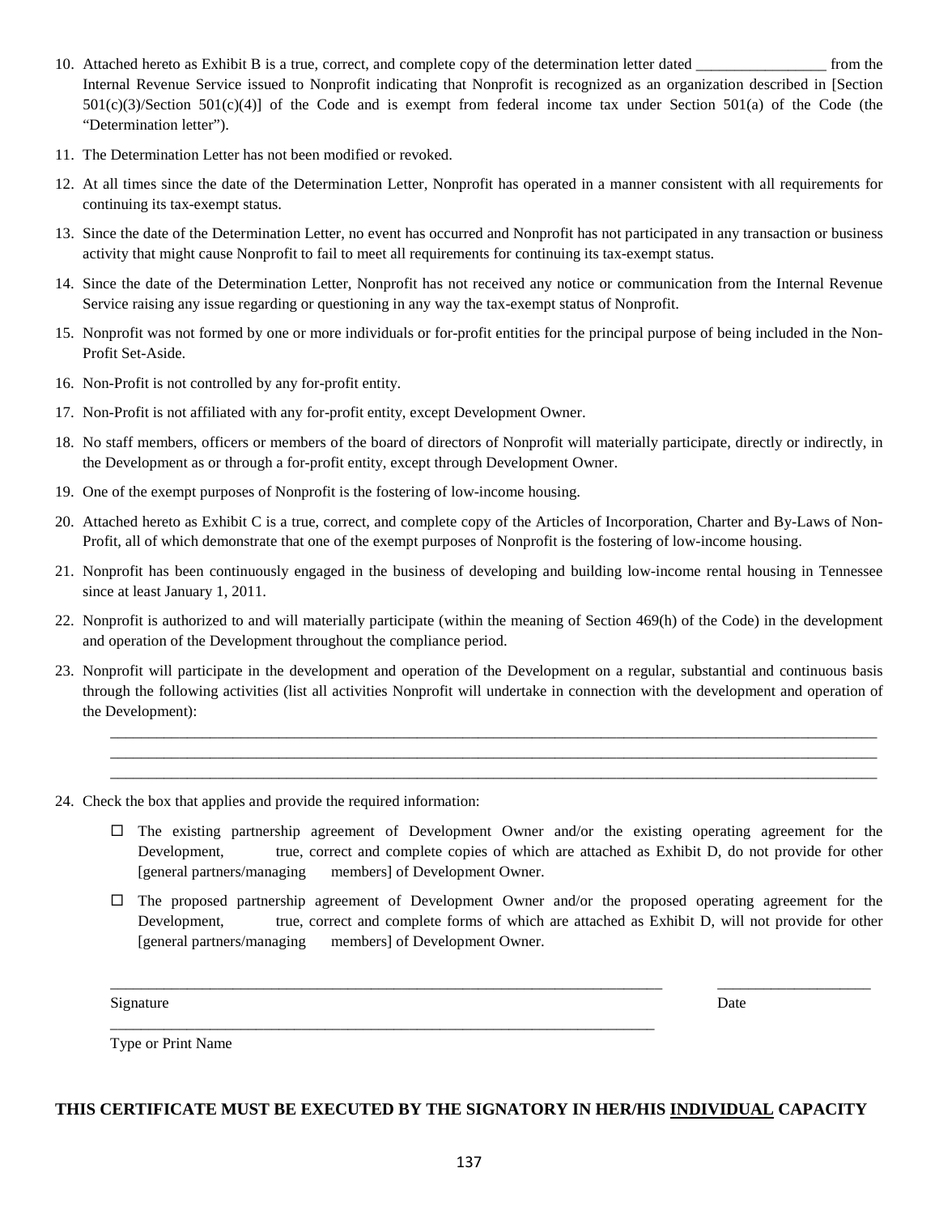10. Attached hereto as Exhibit B is a true, correct, and complete copy of the determination letter dated _________________ from the Internal Revenue Service issued to Nonprofit indicating that Nonprofit is recognized as an organization described in [Section 501(c)(3)/Section 501(c)(4)] of the Code and is exempt from federal income tax under Section 501(a) of the Code (the "Determination letter").

11. The Determination Letter has not been modified or revoked.

12. At all times since the date of the Determination Letter, Nonprofit has operated in a manner consistent with all requirements for continuing its tax-exempt status.

13. Since the date of the Determination Letter, no event has occurred and Nonprofit has not participated in any transaction or business activity that might cause Nonprofit to fail to meet all requirements for continuing its tax-exempt status.

14. Since the date of the Determination Letter, Nonprofit has not received any notice or communication from the Internal Revenue Service raising any issue regarding or questioning in any way the tax-exempt status of Nonprofit.

15. Nonprofit was not formed by one or more individuals or for-profit entities for the principal purpose of being included in the Non-Profit Set-Aside.

16. Non-Profit is not controlled by any for-profit entity.

17. Non-Profit is not affiliated with any for-profit entity, except Development Owner.

18. No staff members, officers or members of the board of directors of Nonprofit will materially participate, directly or indirectly, in the Development as or through a for-profit entity, except through Development Owner.

19. One of the exempt purposes of Nonprofit is the fostering of low-income housing.

20. Attached hereto as Exhibit C is a true, correct, and complete copy of the Articles of Incorporation, Charter and By-Laws of Non-Profit, all of which demonstrate that one of the exempt purposes of Nonprofit is the fostering of low-income housing.

21. Nonprofit has been continuously engaged in the business of developing and building low-income rental housing in Tennessee since at least January 1, 2011.

22. Nonprofit is authorized to and will materially participate (within the meaning of Section 469(h) of the Code) in the development and operation of the Development throughout the compliance period.

23. Nonprofit will participate in the development and operation of the Development on a regular, substantial and continuous basis through the following activities (list all activities Nonprofit will undertake in connection with the development and operation of the Development):

    ______________________________________________________________________________
    ______________________________________________________________________________
    ______________________________________________________________________________

24. Check the box that applies and provide the required information:

    ☐ The existing partnership agreement of Development Owner and/or the existing operating agreement for the Development, true, correct and complete copies of which are attached as Exhibit D, do not provide for other [general partners/managing members] of Development Owner.

    ☐ The proposed partnership agreement of Development Owner and/or the proposed operating agreement for the Development, true, correct and complete forms of which are attached as Exhibit D, will not provide for other [general partners/managing members] of Development Owner.

_______________________________________________________________ ____________________

Signature Date

_______________________________________________________________

Type or Print Name

**THIS CERTIFICATE MUST BE EXECUTED BY THE SIGNATORY IN HER/HIS INDIVIDUAL CAPACITY**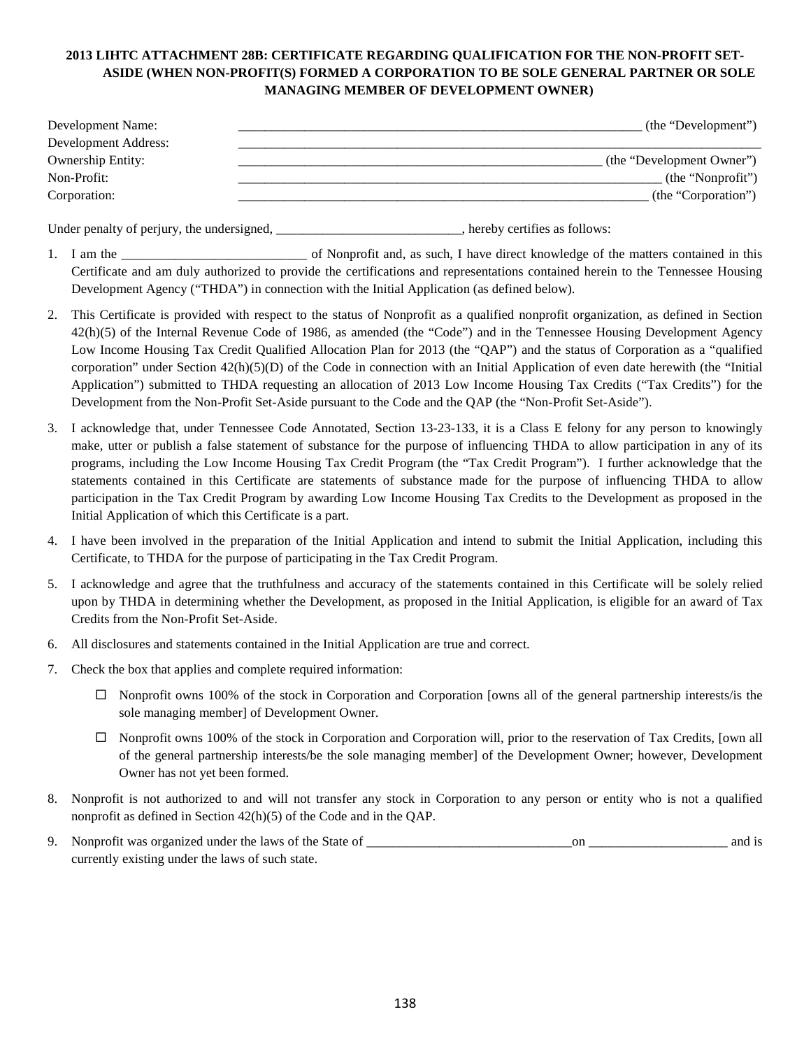**2013 LIHTC ATTACHMENT 28B: CERTIFICATE REGARDING QUALIFICATION FOR THE NON-PROFIT SET-ASIDE (WHEN NON-PROFIT(S) FORMED A CORPORATION TO BE SOLE GENERAL PARTNER OR SOLE MANAGING MEMBER OF DEVELOPMENT OWNER)**

Development Name: _______________________________________________ (the "Development")
Development Address: _______________________________________________
Ownership Entity: _______________________________________________ (the "Development Owner")
Non-Profit: _______________________________________________ (the "Nonprofit")
Corporation: _______________________________________________ (the "Corporation")

Under penalty of perjury, the undersigned, ___________________________, hereby certifies as follows:

1. I am the ___________________________ of Nonprofit and, as such, I have direct knowledge of the matters contained in this Certificate and am duly authorized to provide the certifications and representations contained herein to the Tennessee Housing Development Agency ("THDA") in connection with the Initial Application (as defined below).
2. This Certificate is provided with respect to the status of Nonprofit as a qualified nonprofit organization, as defined in Section 42(h)(5) of the Internal Revenue Code of 1986, as amended (the "Code") and in the Tennessee Housing Development Agency Low Income Housing Tax Credit Qualified Allocation Plan for 2013 (the "QAP") and the status of Corporation as a "qualified corporation" under Section 42(h)(5)(D) of the Code in connection with an Initial Application of even date herewith (the "Initial Application") submitted to THDA requesting an allocation of 2013 Low Income Housing Tax Credits ("Tax Credits") for the Development from the Non-Profit Set-Aside pursuant to the Code and the QAP (the "Non-Profit Set-Aside").
3. I acknowledge that, under Tennessee Code Annotated, Section 13-23-133, it is a Class E felony for any person to knowingly make, utter or publish a false statement of substance for the purpose of influencing THDA to allow participation in any of its programs, including the Low Income Housing Tax Credit Program (the "Tax Credit Program"). I further acknowledge that the statements contained in this Certificate are statements of substance made for the purpose of influencing THDA to allow participation in the Tax Credit Program by awarding Low Income Housing Tax Credits to the Development as proposed in the Initial Application of which this Certificate is a part.
4. I have been involved in the preparation of the Initial Application and intend to submit the Initial Application, including this Certificate, to THDA for the purpose of participating in the Tax Credit Program.
5. I acknowledge and agree that the truthfulness and accuracy of the statements contained in this Certificate will be solely relied upon by THDA in determining whether the Development, as proposed in the Initial Application, is eligible for an award of Tax Credits from the Non-Profit Set-Aside.
6. All disclosures and statements contained in the Initial Application are true and correct.
7. Check the box that applies and complete required information:

   ☐ Nonprofit owns 100% of the stock in Corporation and Corporation [owns all of the general partnership interests/is the sole managing member] of Development Owner.

   ☐ Nonprofit owns 100% of the stock in Corporation and Corporation will, prior to the reservation of Tax Credits, [own all of the general partnership interests/be the sole managing member] of the Development Owner; however, Development Owner has not yet been formed.
8. Nonprofit is not authorized to and will not transfer any stock in Corporation to any person or entity who is not a qualified nonprofit as defined in Section 42(h)(5) of the Code and in the QAP.
9. Nonprofit was organized under the laws of the State of ______________________________on ____________________ and is currently existing under the laws of such state.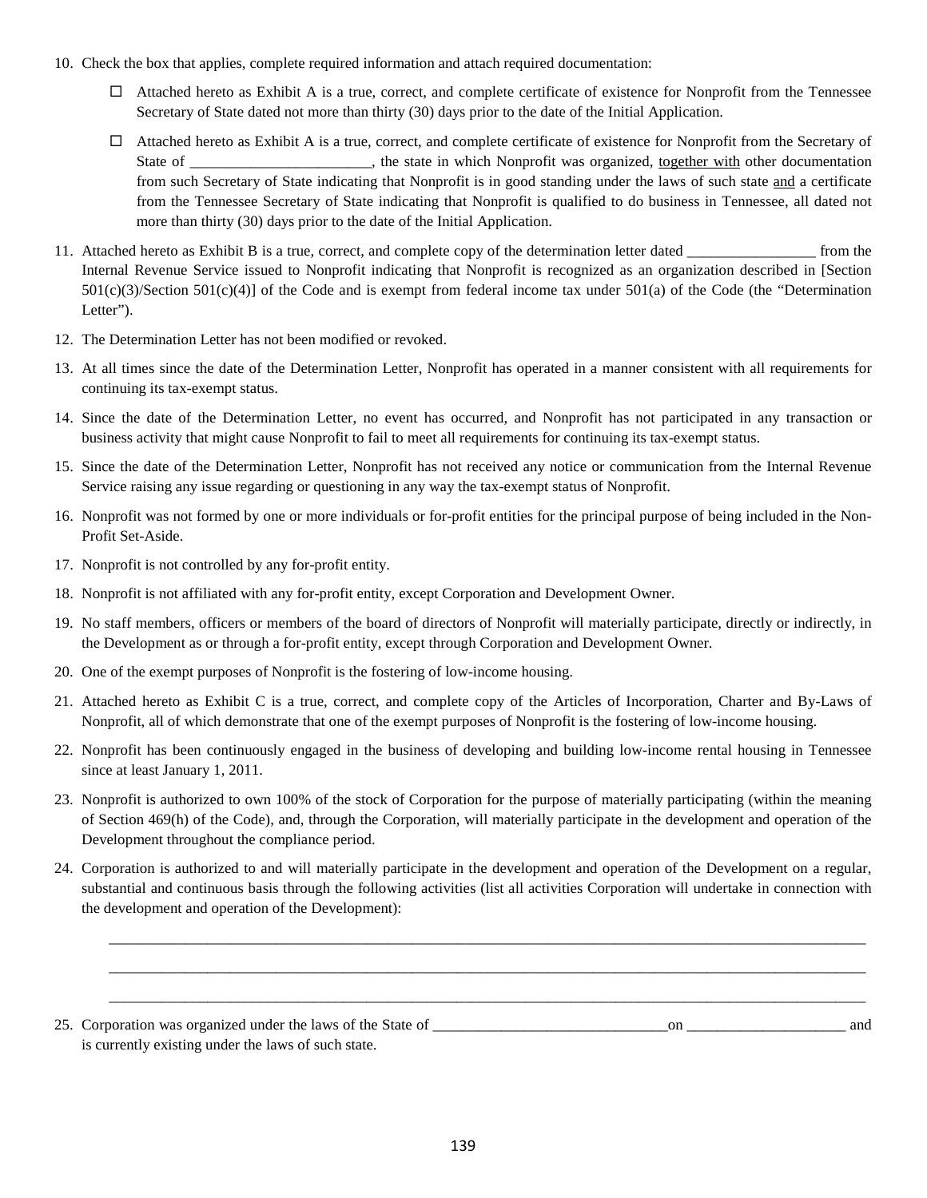10. Check the box that applies, complete required information and attach required documentation:

    ☐ Attached hereto as Exhibit A is a true, correct, and complete certificate of existence for Nonprofit from the Tennessee Secretary of State dated not more than thirty (30) days prior to the date of the Initial Application.

    ☐ Attached hereto as Exhibit A is a true, correct, and complete certificate of existence for Nonprofit from the Secretary of State of ________________________, the state in which Nonprofit was organized, together with other documentation from such Secretary of State indicating that Nonprofit is in good standing under the laws of such state and a certificate from the Tennessee Secretary of State indicating that Nonprofit is qualified to do business in Tennessee, all dated not more than thirty (30) days prior to the date of the Initial Application.

11. Attached hereto as Exhibit B is a true, correct, and complete copy of the determination letter dated _________________ from the Internal Revenue Service issued to Nonprofit indicating that Nonprofit is recognized as an organization described in [Section 501(c)(3)/Section 501(c)(4)] of the Code and is exempt from federal income tax under 501(a) of the Code (the "Determination Letter").

12. The Determination Letter has not been modified or revoked.

13. At all times since the date of the Determination Letter, Nonprofit has operated in a manner consistent with all requirements for continuing its tax-exempt status.

14. Since the date of the Determination Letter, no event has occurred, and Nonprofit has not participated in any transaction or business activity that might cause Nonprofit to fail to meet all requirements for continuing its tax-exempt status.

15. Since the date of the Determination Letter, Nonprofit has not received any notice or communication from the Internal Revenue Service raising any issue regarding or questioning in any way the tax-exempt status of Nonprofit.

16. Nonprofit was not formed by one or more individuals or for-profit entities for the principal purpose of being included in the Non-Profit Set-Aside.

17. Nonprofit is not controlled by any for-profit entity.

18. Nonprofit is not affiliated with any for-profit entity, except Corporation and Development Owner.

19. No staff members, officers or members of the board of directors of Nonprofit will materially participate, directly or indirectly, in the Development as or through a for-profit entity, except through Corporation and Development Owner.

20. One of the exempt purposes of Nonprofit is the fostering of low-income housing.

21. Attached hereto as Exhibit C is a true, correct, and complete copy of the Articles of Incorporation, Charter and By-Laws of Nonprofit, all of which demonstrate that one of the exempt purposes of Nonprofit is the fostering of low-income housing.

22. Nonprofit has been continuously engaged in the business of developing and building low-income rental housing in Tennessee since at least January 1, 2011.

23. Nonprofit is authorized to own 100% of the stock of Corporation for the purpose of materially participating (within the meaning of Section 469(h) of the Code), and, through the Corporation, will materially participate in the development and operation of the Development throughout the compliance period.

24. Corporation is authorized to and will materially participate in the development and operation of the Development on a regular, substantial and continuous basis through the following activities (list all activities Corporation will undertake in connection with the development and operation of the Development):

    ______________________________________________________________________________________________

    ______________________________________________________________________________________________

    ______________________________________________________________________________________________

25. Corporation was organized under the laws of the State of _______________________________on _____________________ and is currently existing under the laws of such state.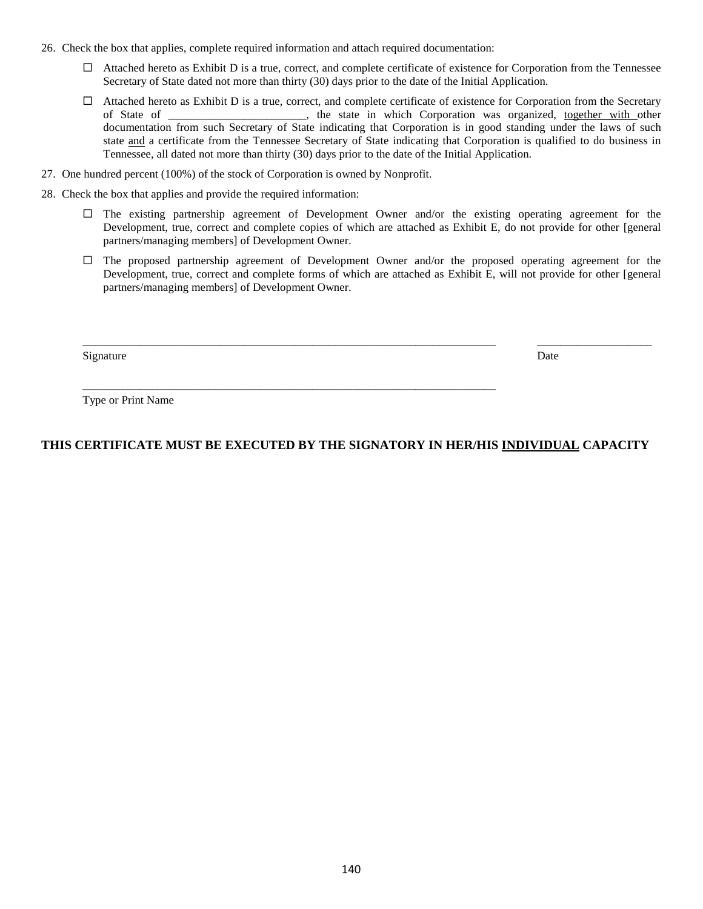26. Check the box that applies, complete required information and attach required documentation:

    ☐ Attached hereto as Exhibit D is a true, correct, and complete certificate of existence for Corporation from the Tennessee Secretary of State dated not more than thirty (30) days prior to the date of the Initial Application.

    ☐ Attached hereto as Exhibit D is a true, correct, and complete certificate of existence for Corporation from the Secretary of State of ________________________, the state in which Corporation was organized, together with other documentation from such Secretary of State indicating that Corporation is in good standing under the laws of such state and a certificate from the Tennessee Secretary of State indicating that Corporation is qualified to do business in Tennessee, all dated not more than thirty (30) days prior to the date of the Initial Application.

27. One hundred percent (100%) of the stock of Corporation is owned by Nonprofit.

28. Check the box that applies and provide the required information:

    ☐ The existing partnership agreement of Development Owner and/or the existing operating agreement for the Development, true, correct and complete copies of which are attached as Exhibit E, do not provide for other [general partners/managing members] of Development Owner.

    ☐ The proposed partnership agreement of Development Owner and/or the proposed operating agreement for the Development, true, correct and complete forms of which are attached as Exhibit E, will not provide for other [general partners/managing members] of Development Owner.

_____________________________________________________________________________ ____________________

Signature Date

_____________________________________________________________________________

Type or Print Name

**THIS CERTIFICATE MUST BE EXECUTED BY THE SIGNATORY IN HER/HIS <u>INDIVIDUAL</u> CAPACITY**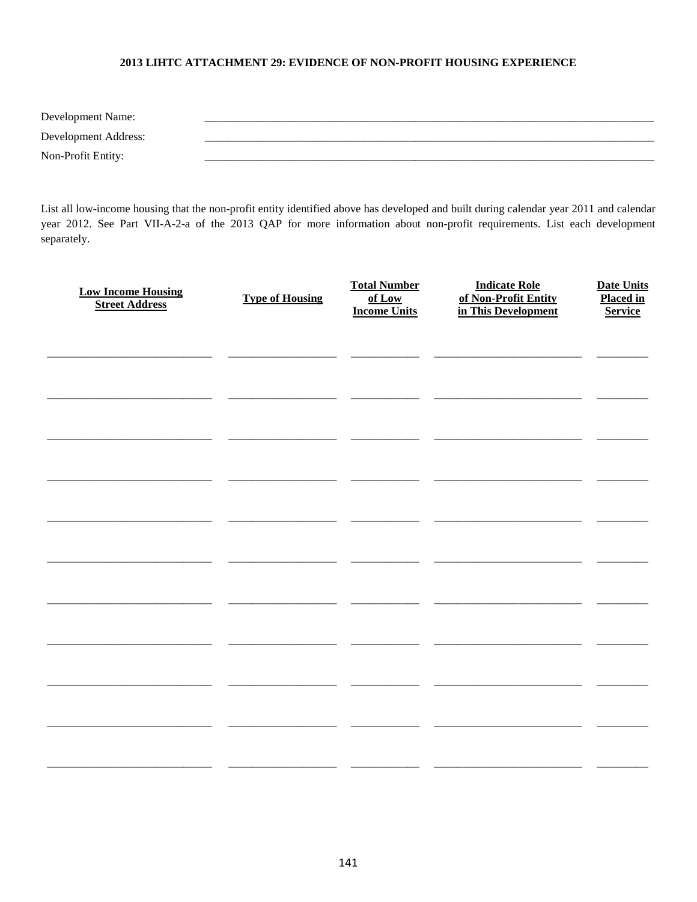**2013 LIHTC ATTACHMENT 29: EVIDENCE OF NON-PROFIT HOUSING EXPERIENCE**

Development Name: ____________________________________________

Development Address: ____________________________________________

Non-Profit Entity: ____________________________________________

List all low-income housing that the non-profit entity identified above has developed and built during calendar year 2011 and calendar year 2012. See Part VII-A-2-a of the 2013 QAP for more information about non-profit requirements. List each development separately.

| Low Income Housing Street Address | Type of Housing | Total Number of Low Income Units | Indicate Role of Non-Profit Entity in This Development | Date Units Placed in Service |
|---|---|---|---|---|
| | | | | |
| | | | | |
| | | | | |
| | | | | |
| | | | | |
| | | | | |
| | | | | |
| | | | | |
| | | | | |
| | | | | |
| | | | | |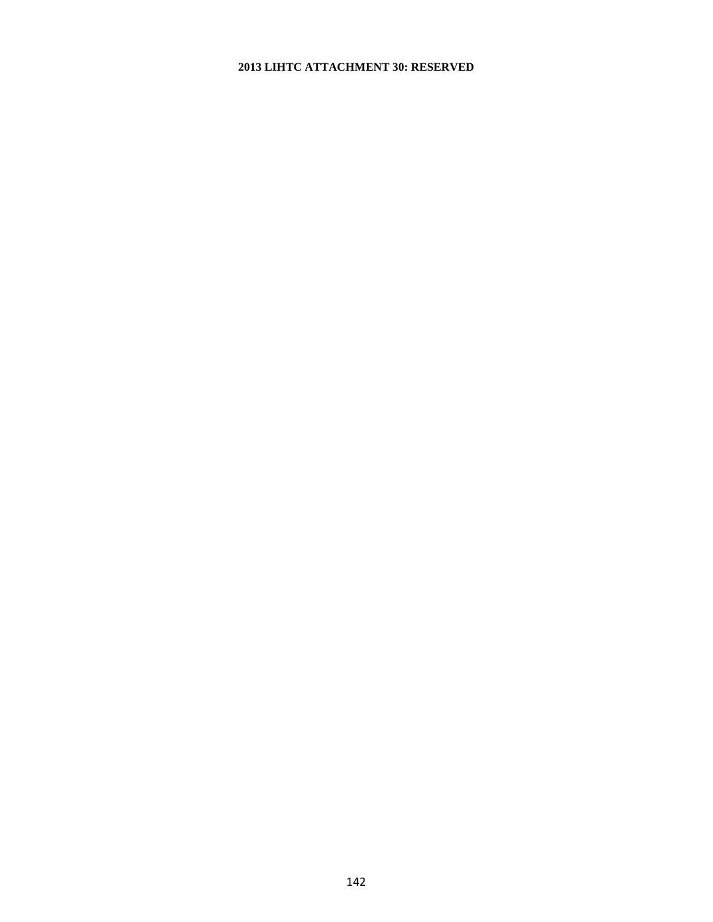**2013 LIHTC ATTACHMENT 30: RESERVED**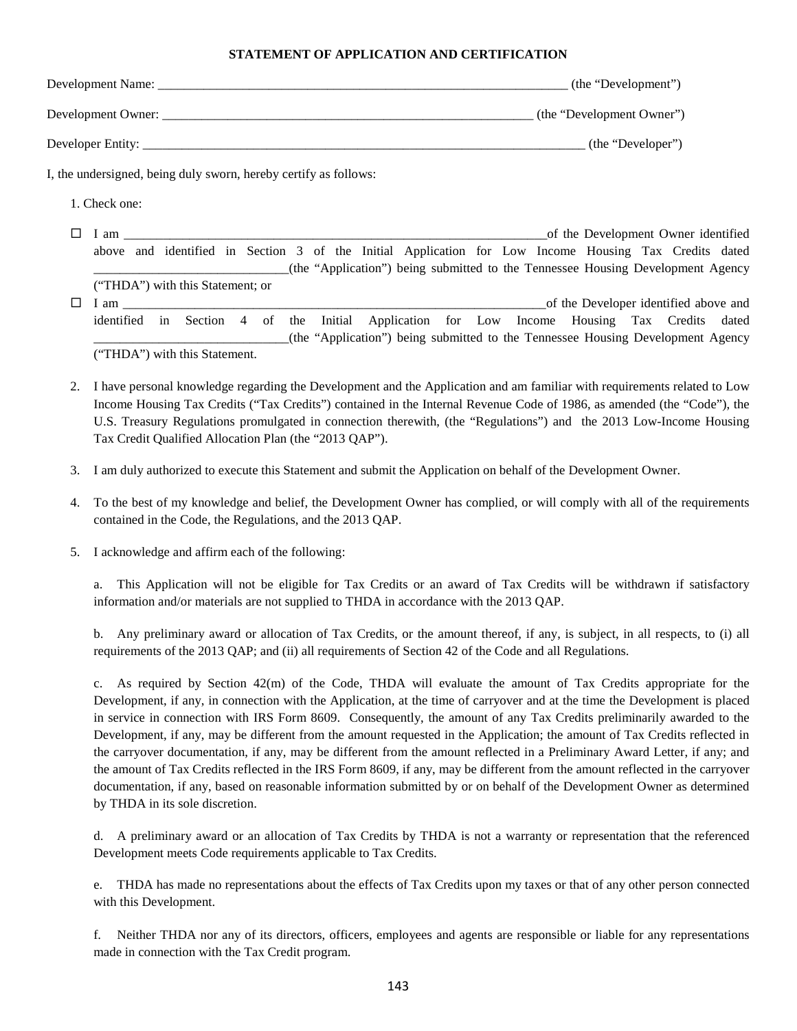**STATEMENT OF APPLICATION AND CERTIFICATION**

Development Name: _________________________________________________________________ (the "Development")

Development Owner: ___________________________________________________________ (the "Development Owner")

Developer Entity: _______________________________________________________________________ (the "Developer")

I, the undersigned, being duly sworn, hereby certify as follows:

1. Check one:

- ☐ I am ____________________________________________________________________of the Development Owner identified above and identified in Section 3 of the Initial Application for Low Income Housing Tax Credits dated ______________________________(the "Application") being submitted to the Tennessee Housing Development Agency ("THDA") with this Statement; or
- ☐ I am ____________________________________________________________________of the Developer identified above and identified in Section 4 of the Initial Application for Low Income Housing Tax Credits dated ______________________________(the "Application") being submitted to the Tennessee Housing Development Agency ("THDA") with this Statement.

2. I have personal knowledge regarding the Development and the Application and am familiar with requirements related to Low Income Housing Tax Credits ("Tax Credits") contained in the Internal Revenue Code of 1986, as amended (the "Code"), the U.S. Treasury Regulations promulgated in connection therewith, (the "Regulations") and the 2013 Low-Income Housing Tax Credit Qualified Allocation Plan (the "2013 QAP").

3. I am duly authorized to execute this Statement and submit the Application on behalf of the Development Owner.

4. To the best of my knowledge and belief, the Development Owner has complied, or will comply with all of the requirements contained in the Code, the Regulations, and the 2013 QAP.

5. I acknowledge and affirm each of the following:

   a. This Application will not be eligible for Tax Credits or an award of Tax Credits will be withdrawn if satisfactory information and/or materials are not supplied to THDA in accordance with the 2013 QAP.

   b. Any preliminary award or allocation of Tax Credits, or the amount thereof, if any, is subject, in all respects, to (i) all requirements of the 2013 QAP; and (ii) all requirements of Section 42 of the Code and all Regulations.

   c. As required by Section 42(m) of the Code, THDA will evaluate the amount of Tax Credits appropriate for the Development, if any, in connection with the Application, at the time of carryover and at the time the Development is placed in service in connection with IRS Form 8609. Consequently, the amount of any Tax Credits preliminarily awarded to the Development, if any, may be different from the amount requested in the Application; the amount of Tax Credits reflected in the carryover documentation, if any, may be different from the amount reflected in a Preliminary Award Letter, if any; and the amount of Tax Credits reflected in the IRS Form 8609, if any, may be different from the amount reflected in the carryover documentation, if any, based on reasonable information submitted by or on behalf of the Development Owner as determined by THDA in its sole discretion.

   d. A preliminary award or an allocation of Tax Credits by THDA is not a warranty or representation that the referenced Development meets Code requirements applicable to Tax Credits.

   e. THDA has made no representations about the effects of Tax Credits upon my taxes or that of any other person connected with this Development.

   f. Neither THDA nor any of its directors, officers, employees and agents are responsible or liable for any representations made in connection with the Tax Credit program.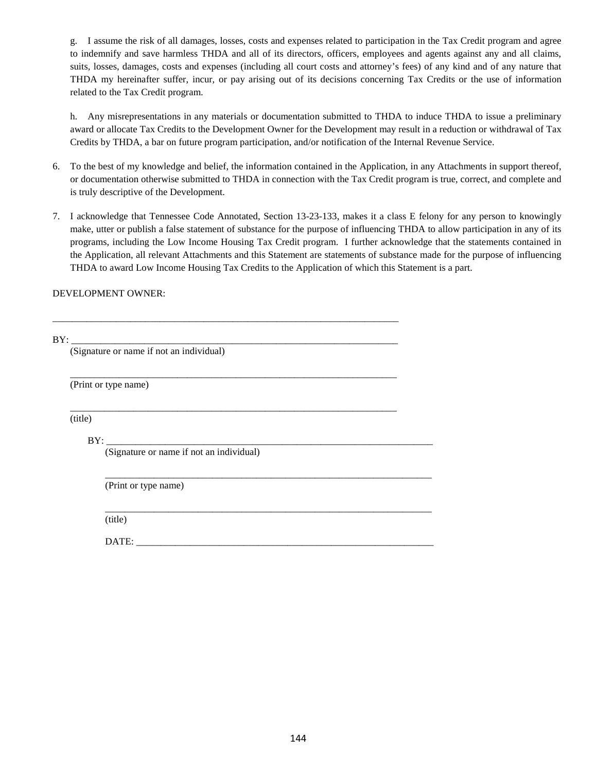g. I assume the risk of all damages, losses, costs and expenses related to participation in the Tax Credit program and agree to indemnify and save harmless THDA and all of its directors, officers, employees and agents against any and all claims, suits, losses, damages, costs and expenses (including all court costs and attorney's fees) of any kind and of any nature that THDA my hereinafter suffer, incur, or pay arising out of its decisions concerning Tax Credits or the use of information related to the Tax Credit program.

h. Any misrepresentations in any materials or documentation submitted to THDA to induce THDA to issue a preliminary award or allocate Tax Credits to the Development Owner for the Development may result in a reduction or withdrawal of Tax Credits by THDA, a bar on future program participation, and/or notification of the Internal Revenue Service.

6. To the best of my knowledge and belief, the information contained in the Application, in any Attachments in support thereof, or documentation otherwise submitted to THDA in connection with the Tax Credit program is true, correct, and complete and is truly descriptive of the Development.

7. I acknowledge that Tennessee Code Annotated, Section 13-23-133, makes it a class E felony for any person to knowingly make, utter or publish a false statement of substance for the purpose of influencing THDA to allow participation in any of its programs, including the Low Income Housing Tax Credit program. I further acknowledge that the statements contained in the Application, all relevant Attachments and this Statement are statements of substance made for the purpose of influencing THDA to award Low Income Housing Tax Credits to the Application of which this Statement is a part.

DEVELOPMENT OWNER:

________________________________________________________________________

BY: ____________________________________________________________________
(Signature or name if not an individual)

____________________________________________________________________
(Print or type name)

____________________________________________________________________
(title)

BY: ____________________________________________________________________
(Signature or name if not an individual)

____________________________________________________________________
(Print or type name)

____________________________________________________________________
(title)

DATE: _______________________________________________________________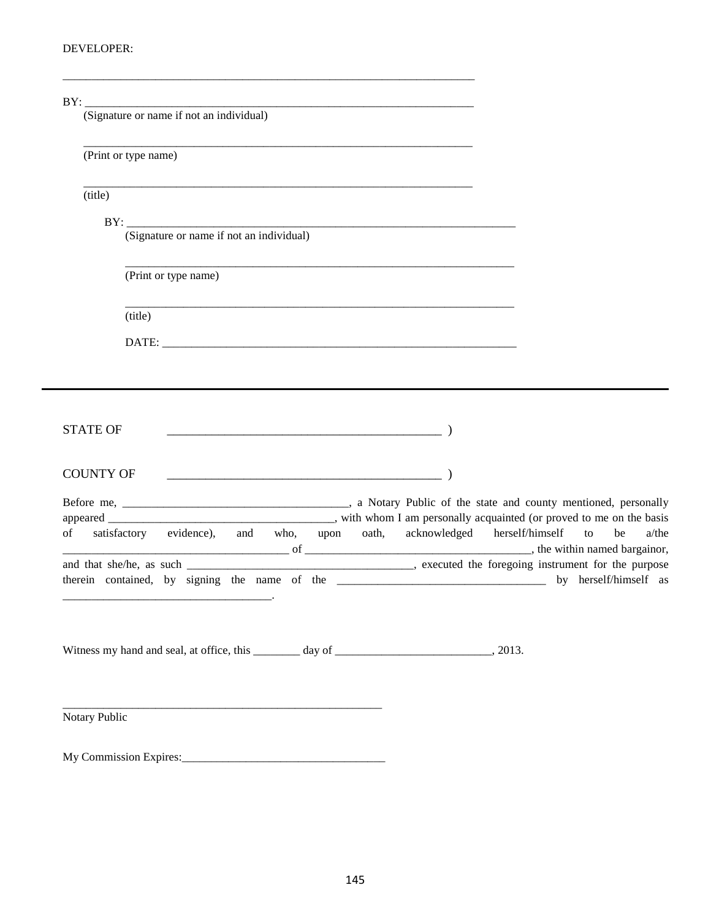DEVELOPER:

\_\_\_\_\_\_\_\_\_\_\_\_\_\_\_\_\_\_\_\_\_\_\_\_\_\_\_\_\_\_\_\_\_\_\_\_\_\_\_\_\_\_\_\_\_\_\_\_\_\_\_\_\_\_\_\_\_\_\_\_\_\_\_\_\_\_\_\_\_\_\_\_

BY: \_\_\_\_\_\_\_\_\_\_\_\_\_\_\_\_\_\_\_\_\_\_\_\_\_\_\_\_\_\_\_\_\_\_\_\_\_\_\_\_\_\_\_\_\_\_\_\_\_\_\_\_\_\_\_\_\_\_\_\_\_\_\_\_\_\_\_\_
(Signature or name if not an individual)

\_\_\_\_\_\_\_\_\_\_\_\_\_\_\_\_\_\_\_\_\_\_\_\_\_\_\_\_\_\_\_\_\_\_\_\_\_\_\_\_\_\_\_\_\_\_\_\_\_\_\_\_\_\_\_\_\_\_\_\_\_\_\_\_\_\_\_\_
(Print or type name)

\_\_\_\_\_\_\_\_\_\_\_\_\_\_\_\_\_\_\_\_\_\_\_\_\_\_\_\_\_\_\_\_\_\_\_\_\_\_\_\_\_\_\_\_\_\_\_\_\_\_\_\_\_\_\_\_\_\_\_\_\_\_\_\_\_\_\_\_
(title)

BY: \_\_\_\_\_\_\_\_\_\_\_\_\_\_\_\_\_\_\_\_\_\_\_\_\_\_\_\_\_\_\_\_\_\_\_\_\_\_\_\_\_\_\_\_\_\_\_\_\_\_\_\_\_\_\_\_\_\_\_\_\_\_\_\_\_\_\_\_
(Signature or name if not an individual)

\_\_\_\_\_\_\_\_\_\_\_\_\_\_\_\_\_\_\_\_\_\_\_\_\_\_\_\_\_\_\_\_\_\_\_\_\_\_\_\_\_\_\_\_\_\_\_\_\_\_\_\_\_\_\_\_\_\_\_\_\_\_\_\_\_\_\_\_
(Print or type name)

\_\_\_\_\_\_\_\_\_\_\_\_\_\_\_\_\_\_\_\_\_\_\_\_\_\_\_\_\_\_\_\_\_\_\_\_\_\_\_\_\_\_\_\_\_\_\_\_\_\_\_\_\_\_\_\_\_\_\_\_\_\_\_\_\_\_\_\_
(title)

DATE: \_\_\_\_\_\_\_\_\_\_\_\_\_\_\_\_\_\_\_\_\_\_\_\_\_\_\_\_\_\_\_\_\_\_\_\_\_\_\_\_\_\_\_\_\_\_\_\_\_\_\_\_\_\_\_\_\_\_\_\_\_\_

---

STATE OF \_\_\_\_\_\_\_\_\_\_\_\_\_\_\_\_\_\_\_\_\_\_\_\_\_\_\_\_\_\_\_\_\_\_\_\_\_\_\_\_\_\_\_\_\_\_ )

COUNTY OF \_\_\_\_\_\_\_\_\_\_\_\_\_\_\_\_\_\_\_\_\_\_\_\_\_\_\_\_\_\_\_\_\_\_\_\_\_\_\_\_\_\_\_\_\_\_ )

Before me, \_\_\_\_\_\_\_\_\_\_\_\_\_\_\_\_\_\_\_\_\_\_\_\_\_\_\_\_\_\_\_\_\_\_\_\_\_\_\_\_, a Notary Public of the state and county mentioned, personally appeared \_\_\_\_\_\_\_\_\_\_\_\_\_\_\_\_\_\_\_\_\_\_\_\_\_\_\_\_\_\_\_\_\_\_\_\_\_\_\_\_, with whom I am personally acquainted (or proved to me on the basis of satisfactory evidence), and who, upon oath, acknowledged herself/himself to be a/the \_\_\_\_\_\_\_\_\_\_\_\_\_\_\_\_\_\_\_\_\_\_\_\_\_\_\_\_\_\_\_\_\_\_\_\_\_\_\_\_ of \_\_\_\_\_\_\_\_\_\_\_\_\_\_\_\_\_\_\_\_\_\_\_\_\_\_\_\_\_\_\_\_\_\_\_\_\_\_\_\_, the within named bargainor, and that she/he, as such \_\_\_\_\_\_\_\_\_\_\_\_\_\_\_\_\_\_\_\_\_\_\_\_\_\_\_\_\_\_\_\_\_\_\_\_\_\_\_\_, executed the foregoing instrument for the purpose therein contained, by signing the name of the \_\_\_\_\_\_\_\_\_\_\_\_\_\_\_\_\_\_\_\_\_\_\_\_\_\_\_\_\_\_\_\_\_\_\_\_\_\_ by herself/himself as \_\_\_\_\_\_\_\_\_\_\_\_\_\_\_\_\_\_\_\_\_\_\_\_\_\_\_\_\_\_\_\_\_\_\_\_\_\_.

Witness my hand and seal, at office, this \_\_\_\_\_\_\_\_ day of \_\_\_\_\_\_\_\_\_\_\_\_\_\_\_\_\_\_\_\_\_\_\_\_\_\_\_\_, 2013.

\_\_\_\_\_\_\_\_\_\_\_\_\_\_\_\_\_\_\_\_\_\_\_\_\_\_\_\_\_\_\_\_\_\_\_\_\_\_\_\_\_\_\_\_\_\_\_\_\_\_\_\_\_\_\_\_
Notary Public

My Commission Expires:\_\_\_\_\_\_\_\_\_\_\_\_\_\_\_\_\_\_\_\_\_\_\_\_\_\_\_\_\_\_\_\_\_\_\_\_\_\_